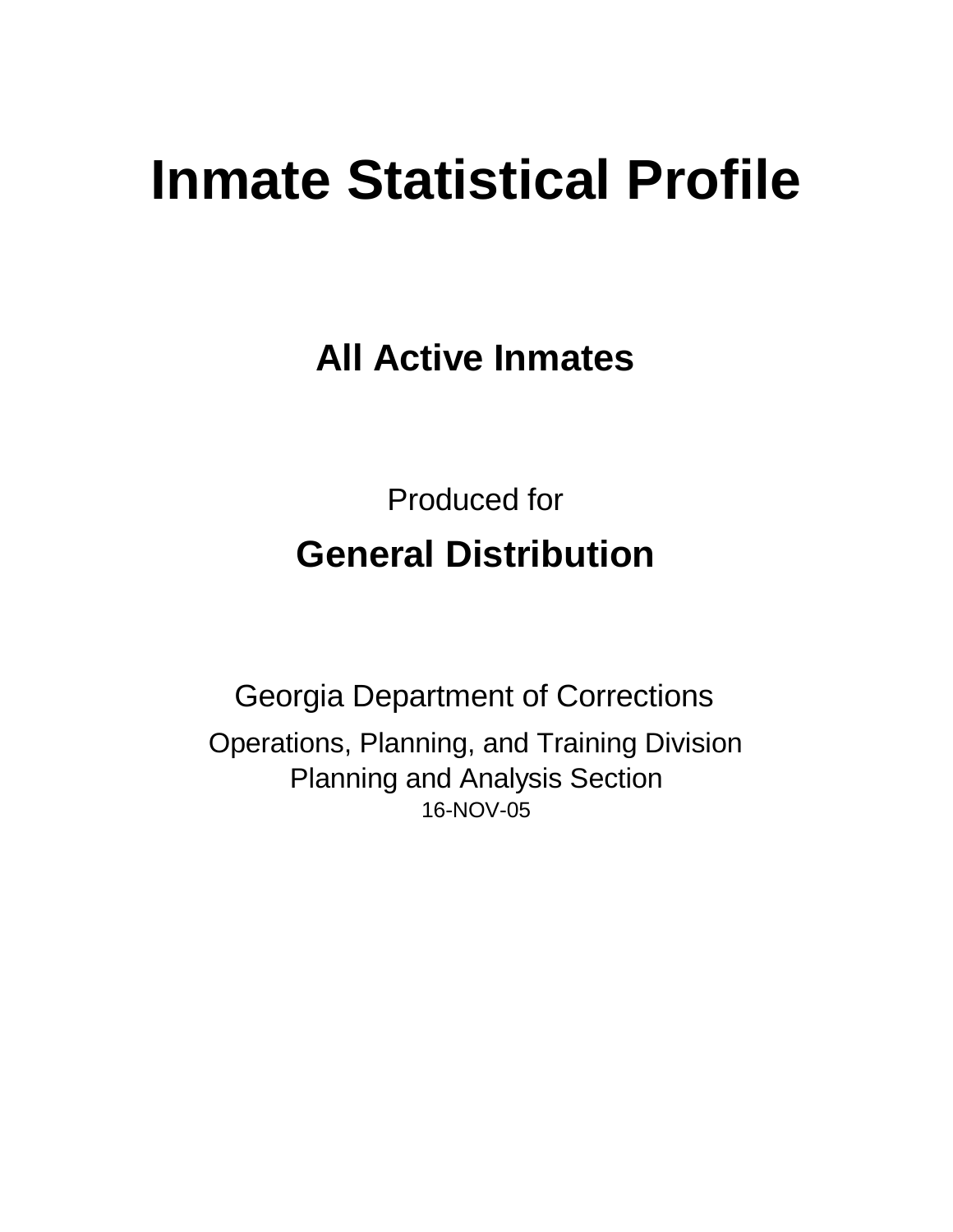# Inmate Statistical Profile

## All Active Inmates

Produced for

## General Distribution

Georgia Department of Corrections

Operations, Planning, and Training Division

Planning and Analysis Section

16-NOV-05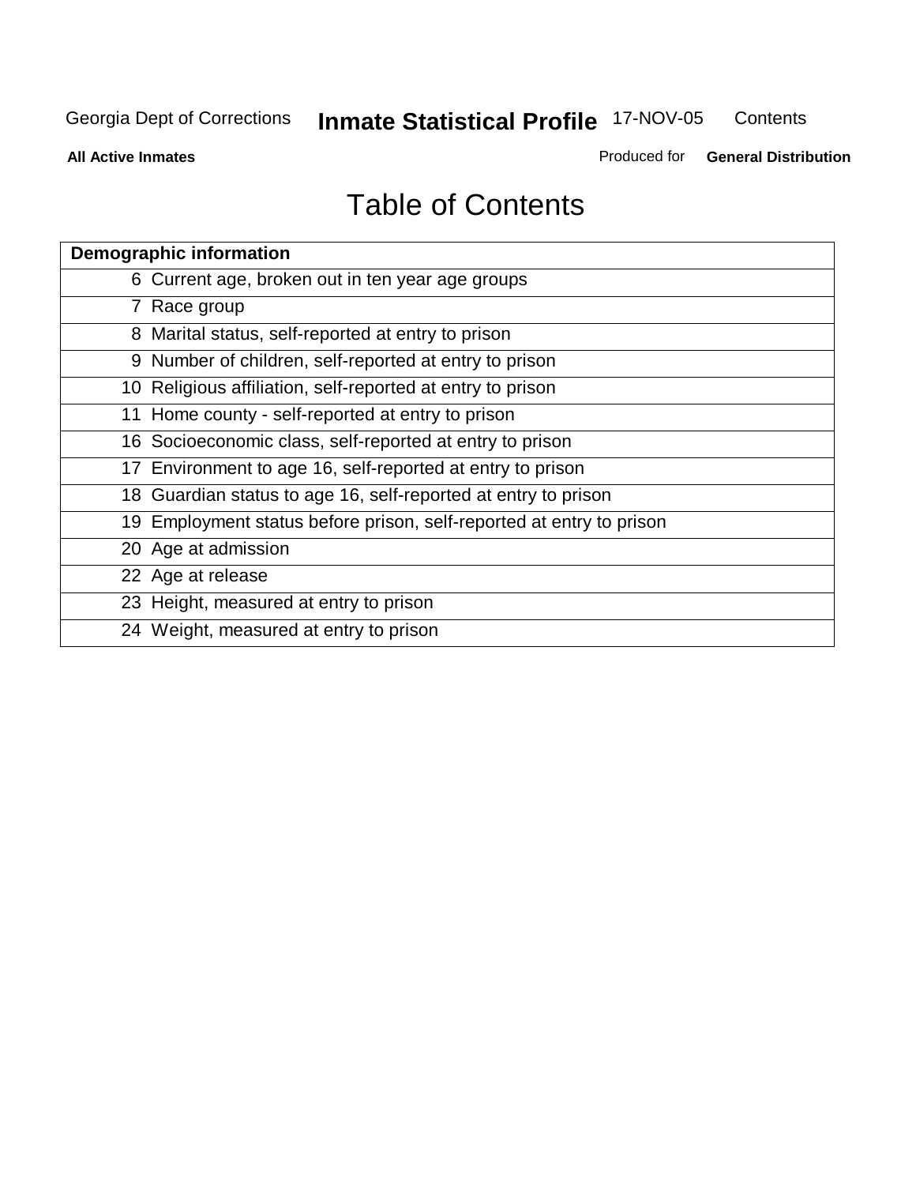# Table of Contents

| Demographic information | |
|---|---|
| 6 | Current age, broken out in ten year age groups |
| 7 | Race group |
| 8 | Marital status, self-reported at entry to prison |
| 9 | Number of children, self-reported at entry to prison |
| 10 | Religious affiliation, self-reported at entry to prison |
| 11 | Home county - self-reported at entry to prison |
| 16 | Socioeconomic class, self-reported at entry to prison |
| 17 | Environment to age 16, self-reported at entry to prison |
| 18 | Guardian status to age 16, self-reported at entry to prison |
| 19 | Employment status before prison, self-reported at entry to prison |
| 20 | Age at admission |
| 22 | Age at release |
| 23 | Height, measured at entry to prison |
| 24 | Weight, measured at entry to prison |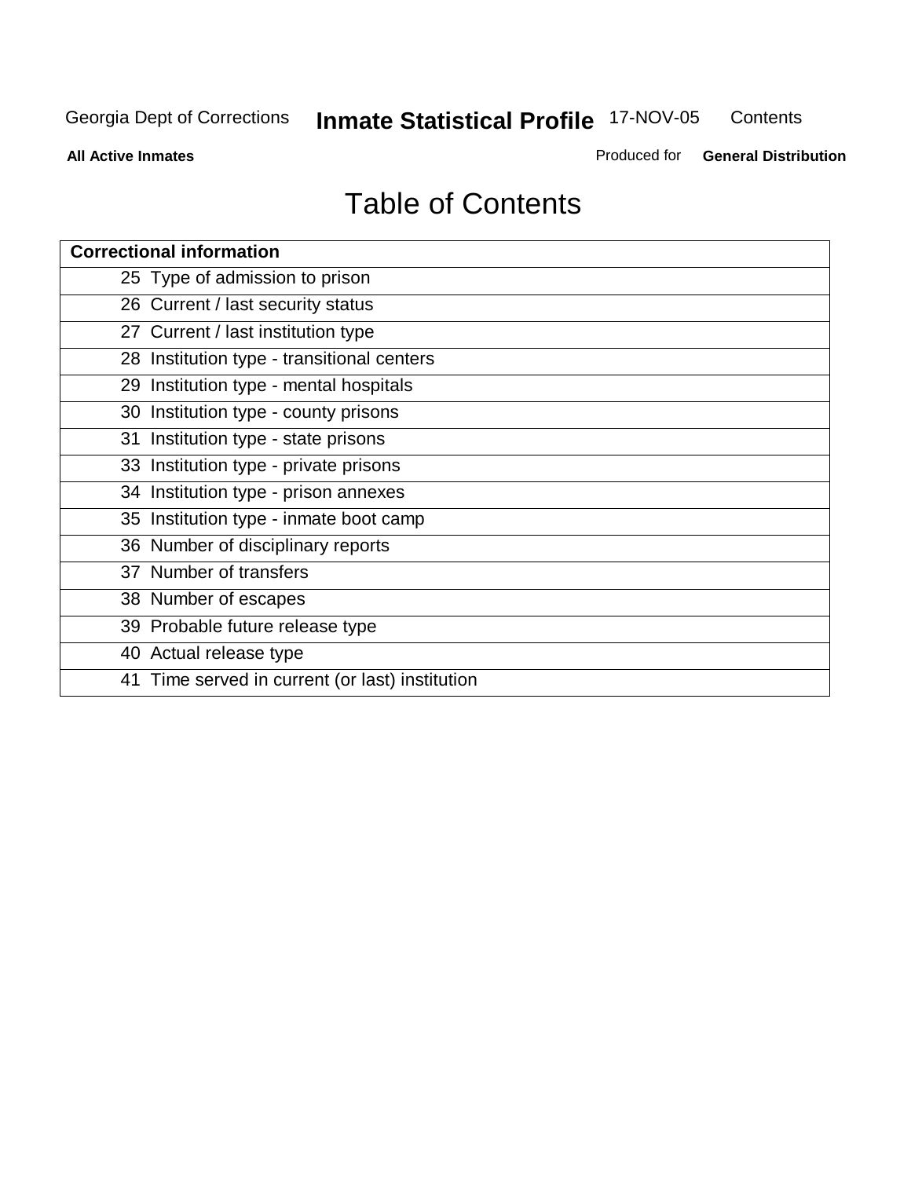# Table of Contents

| Correctional information | |
|---|---|
| 25 | Type of admission to prison |
| 26 | Current / last security status |
| 27 | Current / last institution type |
| 28 | Institution type - transitional centers |
| 29 | Institution type - mental hospitals |
| 30 | Institution type - county prisons |
| 31 | Institution type - state prisons |
| 33 | Institution type - private prisons |
| 34 | Institution type - prison annexes |
| 35 | Institution type - inmate boot camp |
| 36 | Number of disciplinary reports |
| 37 | Number of transfers |
| 38 | Number of escapes |
| 39 | Probable future release type |
| 40 | Actual release type |
| 41 | Time served in current (or last) institution |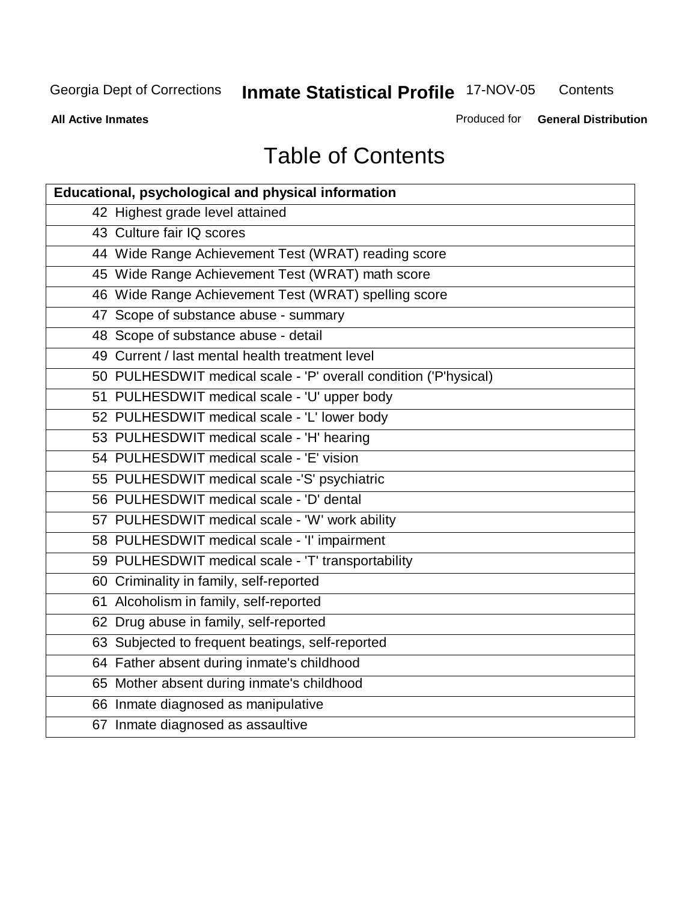# Table of Contents

| Educational, psychological and physical information |
|---|
| 42 Highest grade level attained |
| 43 Culture fair IQ scores |
| 44 Wide Range Achievement Test (WRAT) reading score |
| 45 Wide Range Achievement Test (WRAT) math score |
| 46 Wide Range Achievement Test (WRAT) spelling score |
| 47 Scope of substance abuse - summary |
| 48 Scope of substance abuse - detail |
| 49 Current / last mental health treatment level |
| 50 PULHESDWIT medical scale - 'P' overall condition ('P'hysical) |
| 51 PULHESDWIT medical scale - 'U' upper body |
| 52 PULHESDWIT medical scale - 'L' lower body |
| 53 PULHESDWIT medical scale - 'H' hearing |
| 54 PULHESDWIT medical scale - 'E' vision |
| 55 PULHESDWIT medical scale -'S' psychiatric |
| 56 PULHESDWIT medical scale - 'D' dental |
| 57 PULHESDWIT medical scale - 'W' work ability |
| 58 PULHESDWIT medical scale - 'I' impairment |
| 59 PULHESDWIT medical scale - 'T' transportability |
| 60 Criminality in family, self-reported |
| 61 Alcoholism in family, self-reported |
| 62 Drug abuse in family, self-reported |
| 63 Subjected to frequent beatings, self-reported |
| 64 Father absent during inmate's childhood |
| 65 Mother absent during inmate's childhood |
| 66 Inmate diagnosed as manipulative |
| 67 Inmate diagnosed as assaultive |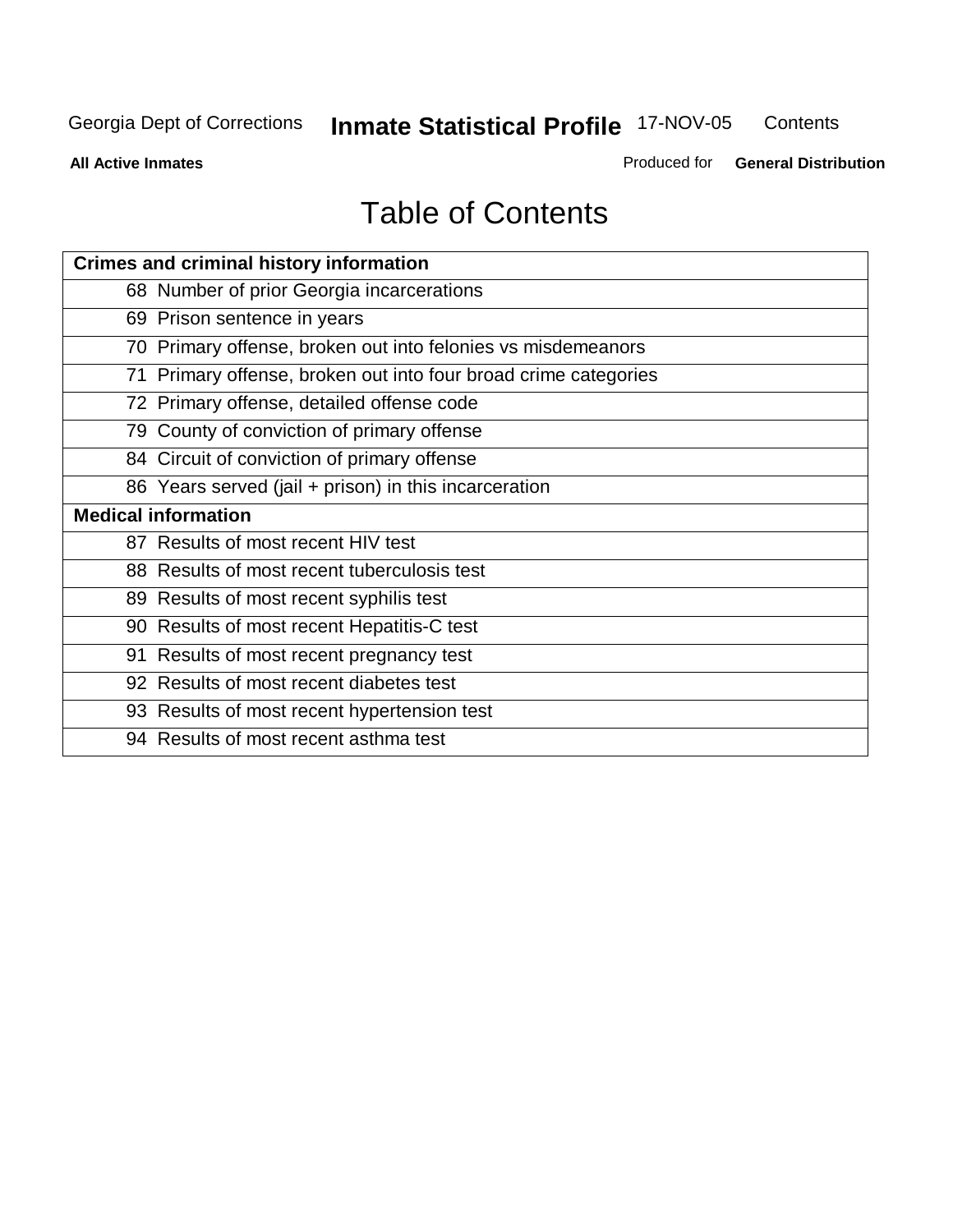# Table of Contents

| Crimes and criminal history information | |
|---|---|
| 68 | Number of prior Georgia incarcerations |
| 69 | Prison sentence in years |
| 70 | Primary offense, broken out into felonies vs misdemeanors |
| 71 | Primary offense, broken out into four broad crime categories |
| 72 | Primary offense, detailed offense code |
| 79 | County of conviction of primary offense |
| 84 | Circuit of conviction of primary offense |
| 86 | Years served (jail + prison) in this incarceration |
| **Medical information** | |
| 87 | Results of most recent HIV test |
| 88 | Results of most recent tuberculosis test |
| 89 | Results of most recent syphilis test |
| 90 | Results of most recent Hepatitis-C test |
| 91 | Results of most recent pregnancy test |
| 92 | Results of most recent diabetes test |
| 93 | Results of most recent hypertension test |
| 94 | Results of most recent asthma test |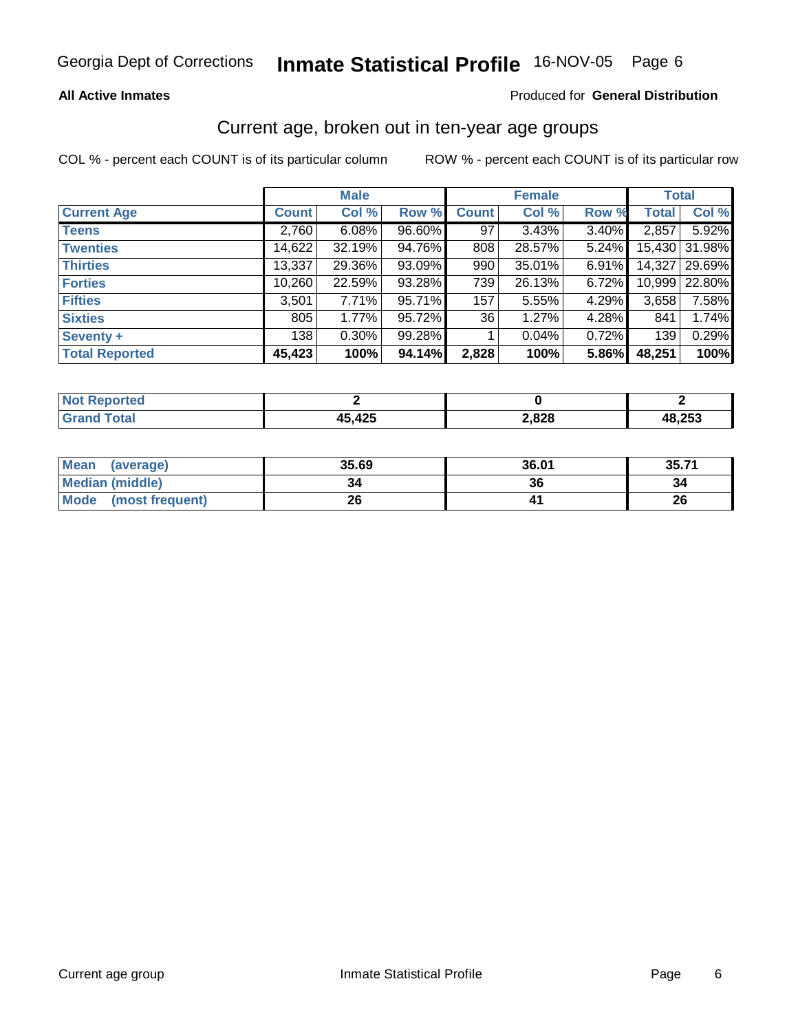**All Active Inmates**

Produced for **General Distribution**

## Current age, broken out in ten-year age groups

COL % - percent each COUNT is of its particular column

ROW % - percent each COUNT is of its particular row

| | Male | | | Female | | | Total | |
|---|---|---|---|---|---|---|---|---|
| **Current Age** | **Count** | **Col %** | **Row %** | **Count** | **Col %** | **Row %** | **Total** | **Col %** |
| **Teens** | 2,760 | 6.08% | 96.60% | 97 | 3.43% | 3.40% | 2,857 | 5.92% |
| **Twenties** | 14,622 | 32.19% | 94.76% | 808 | 28.57% | 5.24% | 15,430 | 31.98% |
| **Thirties** | 13,337 | 29.36% | 93.09% | 990 | 35.01% | 6.91% | 14,327 | 29.69% |
| **Forties** | 10,260 | 22.59% | 93.28% | 739 | 26.13% | 6.72% | 10,999 | 22.80% |
| **Fifties** | 3,501 | 7.71% | 95.71% | 157 | 5.55% | 4.29% | 3,658 | 7.58% |
| **Sixties** | 805 | 1.77% | 95.72% | 36 | 1.27% | 4.28% | 841 | 1.74% |
| **Seventy +** | 138 | 0.30% | 99.28% | 1 | 0.04% | 0.72% | 139 | 0.29% |
| **Total Reported** | **45,423** | **100%** | **94.14%** | **2,828** | **100%** | **5.86%** | **48,251** | **100%** |

| | Male | Female | Total |
|---|---|---|---|
| **Not Reported** | **2** | **0** | **2** |
| **Grand Total** | **45,425** | **2,828** | **48,253** |

| | Male | Female | Total |
|---|---|---|---|
| **Mean (average)** | **35.69** | **36.01** | **35.71** |
| **Median (middle)** | **34** | **36** | **34** |
| **Mode (most frequent)** | **26** | **41** | **26** |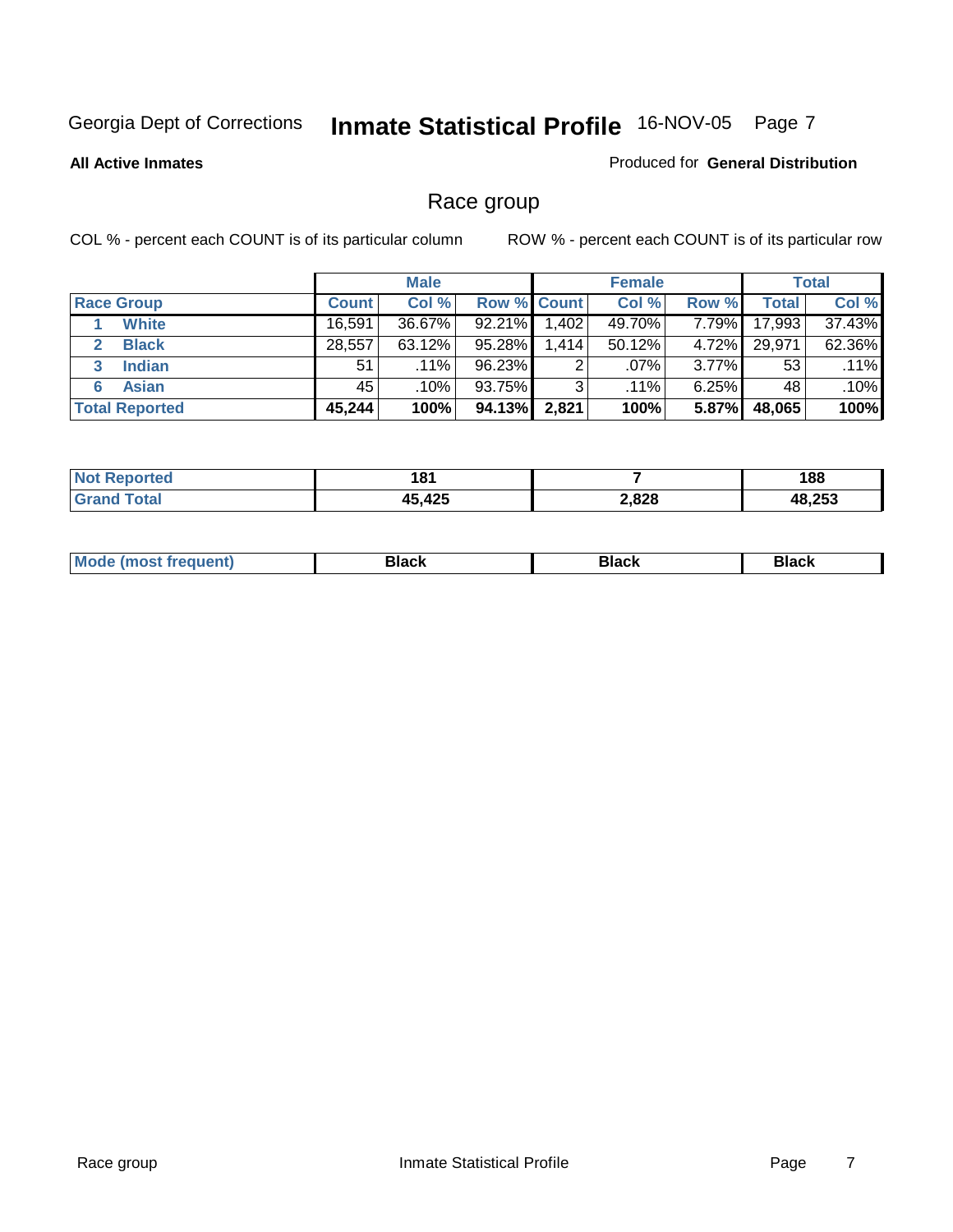Georgia Dept of Corrections **Inmate Statistical Profile** 16-NOV-05

**All Active Inmates**

Produced for **General Distribution**

## Race group

COL % - percent each COUNT is of its particular column

ROW % - percent each COUNT is of its particular row

| | Male | | | Female | | | Total | |
|---|---|---|---|---|---|---|---|---|
| **Race Group** | **Count** | **Col %** | **Row %** | **Count** | **Col %** | **Row %** | **Total** | **Col %** |
| 1 **White** | 16,591 | 36.67% | 92.21% | 1,402 | 49.70% | 7.79% | 17,993 | 37.43% |
| 2 **Black** | 28,557 | 63.12% | 95.28% | 1,414 | 50.12% | 4.72% | 29,971 | 62.36% |
| 3 **Indian** | 51 | .11% | 96.23% | 2 | .07% | 3.77% | 53 | .11% |
| 6 **Asian** | 45 | .10% | 93.75% | 3 | .11% | 6.25% | 48 | .10% |
| **Total Reported** | **45,244** | **100%** | **94.13%** | **2,821** | **100%** | **5.87%** | **48,065** | **100%** |

| | Male | Female | Total |
|---|---|---|---|
| **Not Reported** | **181** | **7** | **188** |
| **Grand Total** | **45,425** | **2,828** | **48,253** |

| | Male | Female | Total |
|---|---|---|---|
| **Mode (most frequent)** | **Black** | **Black** | **Black** |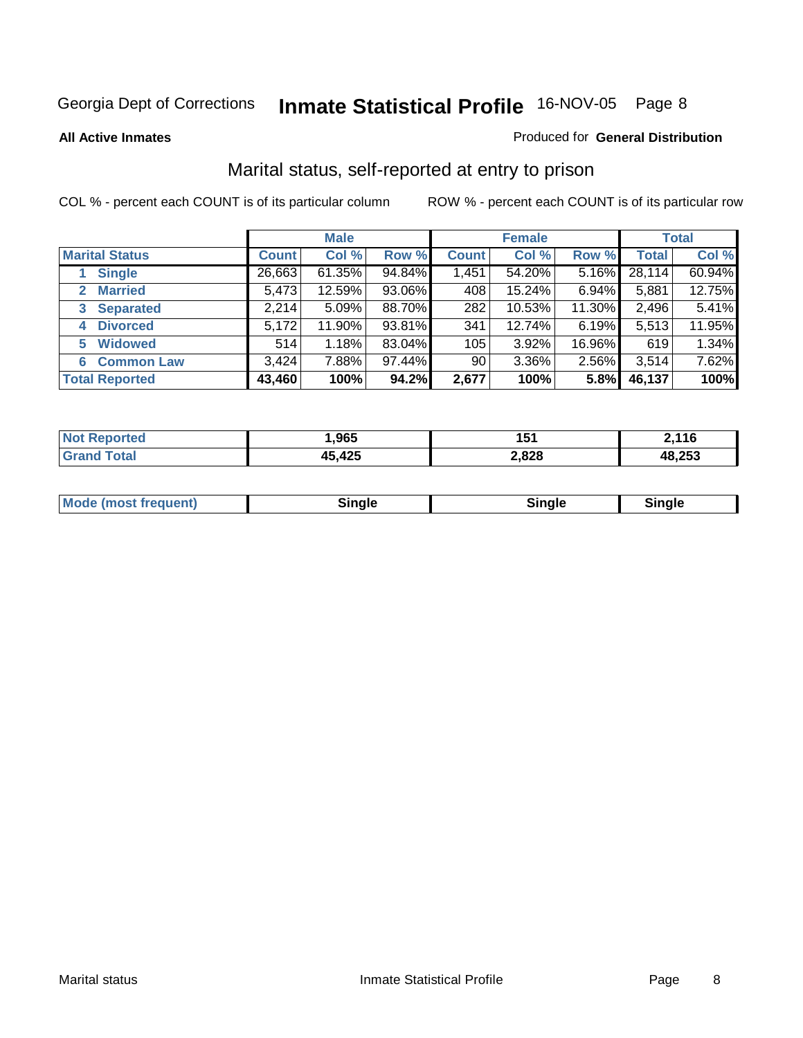Georgia Dept of Corrections **Inmate Statistical Profile** 16-NOV-05 Page 8

**All Active Inmates**

Produced for **General Distribution**

## Marital status, self-reported at entry to prison

COL % - percent each COUNT is of its particular column

ROW % - percent each COUNT is of its particular row

| | Male | | | Female | | | Total | |
|---|---|---|---|---|---|---|---|---|
| **Marital Status** | **Count** | **Col %** | **Row %** | **Count** | **Col %** | **Row %** | **Total** | **Col %** |
| 1 **Single** | 26,663 | 61.35% | 94.84% | 1,451 | 54.20% | 5.16% | 28,114 | 60.94% |
| 2 **Married** | 5,473 | 12.59% | 93.06% | 408 | 15.24% | 6.94% | 5,881 | 12.75% |
| 3 **Separated** | 2,214 | 5.09% | 88.70% | 282 | 10.53% | 11.30% | 2,496 | 5.41% |
| 4 **Divorced** | 5,172 | 11.90% | 93.81% | 341 | 12.74% | 6.19% | 5,513 | 11.95% |
| 5 **Widowed** | 514 | 1.18% | 83.04% | 105 | 3.92% | 16.96% | 619 | 1.34% |
| 6 **Common Law** | 3,424 | 7.88% | 97.44% | 90 | 3.36% | 2.56% | 3,514 | 7.62% |
| **Total Reported** | **43,460** | **100%** | **94.2%** | **2,677** | **100%** | **5.8%** | **46,137** | **100%** |

| | Male | Female | Total |
|---|---|---|---|
| **Not Reported** | **1,965** | **151** | **2,116** |
| **Grand Total** | **45,425** | **2,828** | **48,253** |

| | Male | Female | Total |
|---|---|---|---|
| **Mode (most frequent)** | **Single** | **Single** | **Single** |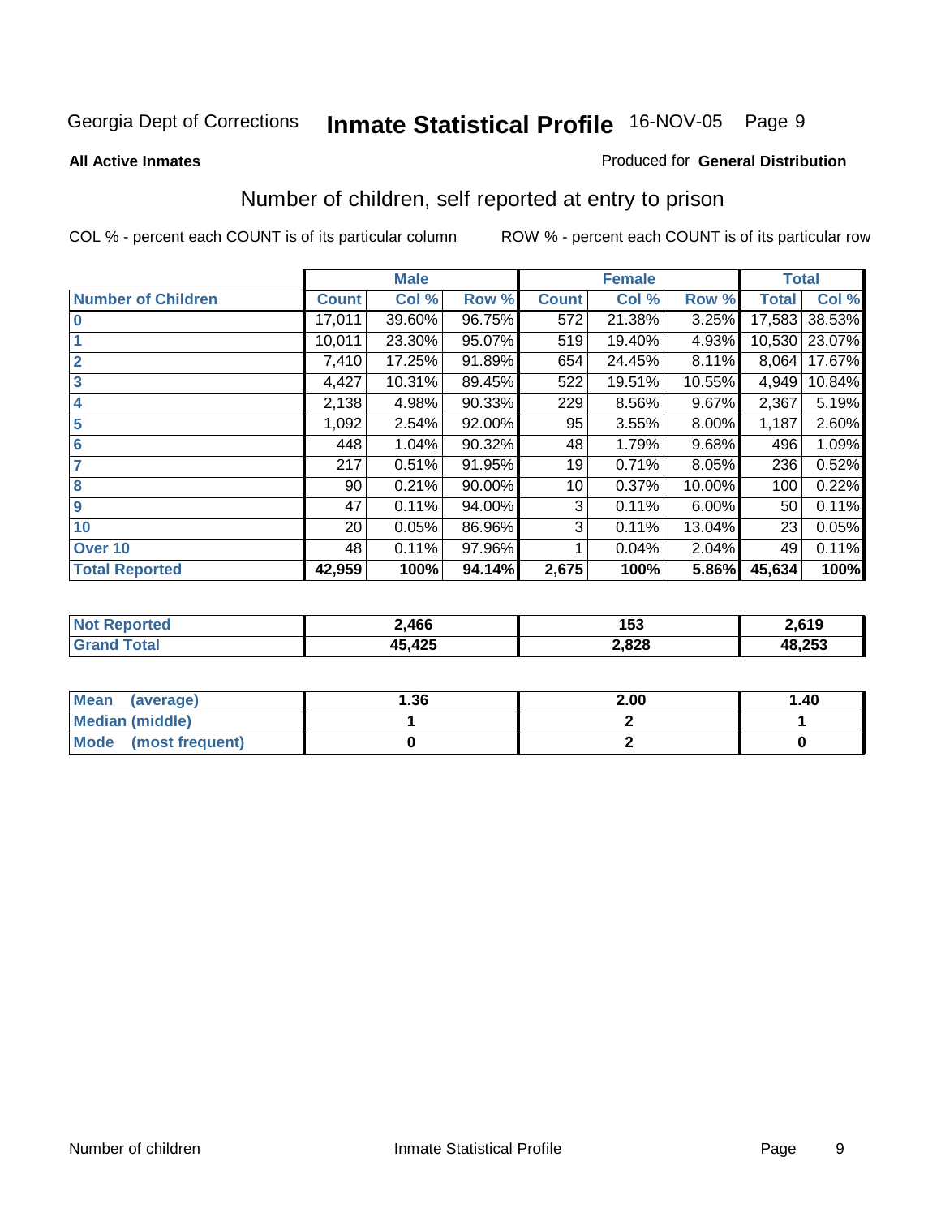Georgia Dept of Corrections **Inmate Statistical Profile** 16-NOV-05

**All Active Inmates**

Produced for **General Distribution**

## Number of children, self reported at entry to prison

COL % - percent each COUNT is of its particular column

ROW % - percent each COUNT is of its particular row

| | Male | | | Female | | | Total | |
|---|---|---|---|---|---|---|---|---|
| **Number of Children** | **Count** | **Col %** | **Row %** | **Count** | **Col %** | **Row %** | **Total** | **Col %** |
| 0 | 17,011 | 39.60% | 96.75% | 572 | 21.38% | 3.25% | 17,583 | 38.53% |
| 1 | 10,011 | 23.30% | 95.07% | 519 | 19.40% | 4.93% | 10,530 | 23.07% |
| 2 | 7,410 | 17.25% | 91.89% | 654 | 24.45% | 8.11% | 8,064 | 17.67% |
| 3 | 4,427 | 10.31% | 89.45% | 522 | 19.51% | 10.55% | 4,949 | 10.84% |
| 4 | 2,138 | 4.98% | 90.33% | 229 | 8.56% | 9.67% | 2,367 | 5.19% |
| 5 | 1,092 | 2.54% | 92.00% | 95 | 3.55% | 8.00% | 1,187 | 2.60% |
| 6 | 448 | 1.04% | 90.32% | 48 | 1.79% | 9.68% | 496 | 1.09% |
| 7 | 217 | 0.51% | 91.95% | 19 | 0.71% | 8.05% | 236 | 0.52% |
| 8 | 90 | 0.21% | 90.00% | 10 | 0.37% | 10.00% | 100 | 0.22% |
| 9 | 47 | 0.11% | 94.00% | 3 | 0.11% | 6.00% | 50 | 0.11% |
| 10 | 20 | 0.05% | 86.96% | 3 | 0.11% | 13.04% | 23 | 0.05% |
| Over 10 | 48 | 0.11% | 97.96% | 1 | 0.04% | 2.04% | 49 | 0.11% |
| **Total Reported** | **42,959** | **100%** | **94.14%** | **2,675** | **100%** | **5.86%** | **45,634** | **100%** |

| | Male | Female | Total |
|---|---|---|---|
| **Not Reported** | **2,466** | **153** | **2,619** |
| **Grand Total** | **45,425** | **2,828** | **48,253** |

| | Male | Female | Total |
|---|---|---|---|
| **Mean (average)** | **1.36** | **2.00** | **1.40** |
| **Median (middle)** | **1** | **2** | **1** |
| **Mode (most frequent)** | **0** | **2** | **0** |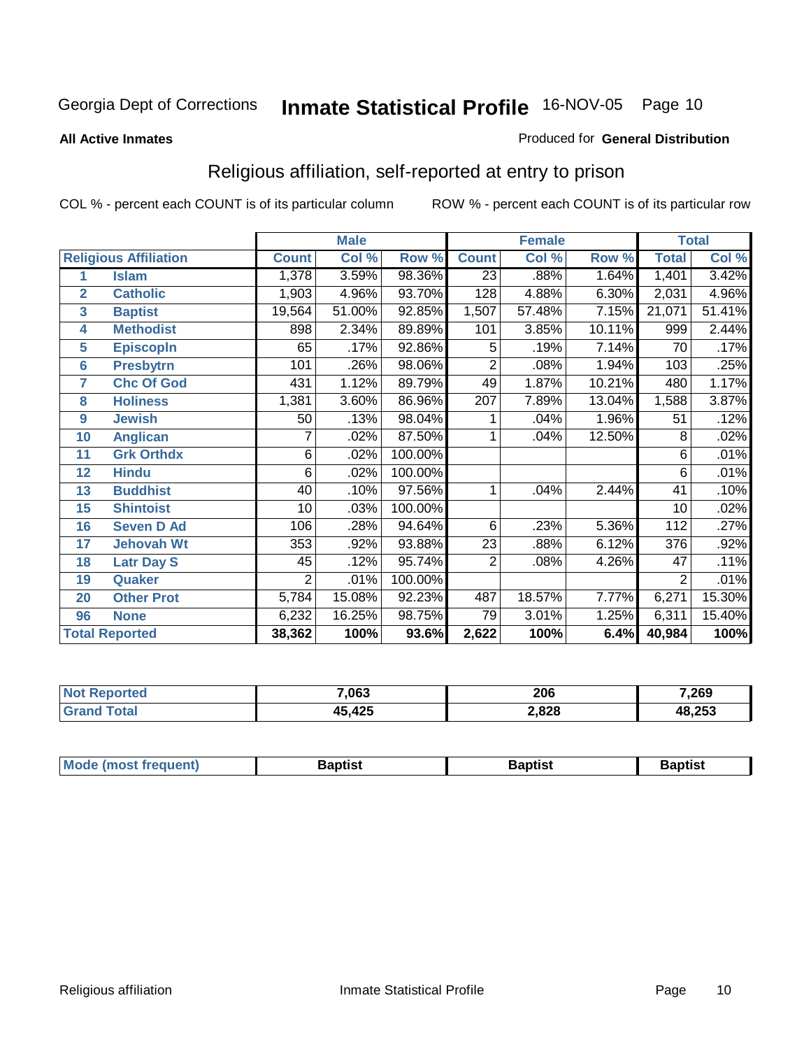Georgia Dept of Corrections **Inmate Statistical Profile** 16-NOV-05

**All Active Inmates**

Produced for **General Distribution**

## Religious affiliation, self-reported at entry to prison

COL % - percent each COUNT is of its particular column ROW % - percent each COUNT is of its particular row

| Religious Affiliation | | Male | | | Female | | | Total | |
|---|---|---|---|---|---|---|---|---|---|
| | | Count | Col % | Row % | Count | Col % | Row % | Total | Col % |
| 1 | Islam | 1,378 | 3.59% | 98.36% | 23 | .88% | 1.64% | 1,401 | 3.42% |
| 2 | Catholic | 1,903 | 4.96% | 93.70% | 128 | 4.88% | 6.30% | 2,031 | 4.96% |
| 3 | Baptist | 19,564 | 51.00% | 92.85% | 1,507 | 57.48% | 7.15% | 21,071 | 51.41% |
| 4 | Methodist | 898 | 2.34% | 89.89% | 101 | 3.85% | 10.11% | 999 | 2.44% |
| 5 | Episcopln | 65 | .17% | 92.86% | 5 | .19% | 7.14% | 70 | .17% |
| 6 | Presbytrn | 101 | .26% | 98.06% | 2 | .08% | 1.94% | 103 | .25% |
| 7 | Chc Of God | 431 | 1.12% | 89.79% | 49 | 1.87% | 10.21% | 480 | 1.17% |
| 8 | Holiness | 1,381 | 3.60% | 86.96% | 207 | 7.89% | 13.04% | 1,588 | 3.87% |
| 9 | Jewish | 50 | .13% | 98.04% | 1 | .04% | 1.96% | 51 | .12% |
| 10 | Anglican | 7 | .02% | 87.50% | 1 | .04% | 12.50% | 8 | .02% |
| 11 | Grk Orthdx | 6 | .02% | 100.00% | | | | 6 | .01% |
| 12 | Hindu | 6 | .02% | 100.00% | | | | 6 | .01% |
| 13 | Buddhist | 40 | .10% | 97.56% | 1 | .04% | 2.44% | 41 | .10% |
| 15 | Shintoist | 10 | .03% | 100.00% | | | | 10 | .02% |
| 16 | Seven D Ad | 106 | .28% | 94.64% | 6 | .23% | 5.36% | 112 | .27% |
| 17 | Jehovah Wt | 353 | .92% | 93.88% | 23 | .88% | 6.12% | 376 | .92% |
| 18 | Latr Day S | 45 | .12% | 95.74% | 2 | .08% | 4.26% | 47 | .11% |
| 19 | Quaker | 2 | .01% | 100.00% | | | | 2 | .01% |
| 20 | Other Prot | 5,784 | 15.08% | 92.23% | 487 | 18.57% | 7.77% | 6,271 | 15.30% |
| 96 | None | 6,232 | 16.25% | 98.75% | 79 | 3.01% | 1.25% | 6,311 | 15.40% |
| **Total Reported** | | **38,362** | **100%** | **93.6%** | **2,622** | **100%** | **6.4%** | **40,984** | **100%** |

| | Male | Female | Total |
|---|---|---|---|
| Not Reported | **7,063** | **206** | **7,269** |
| Grand Total | **45,425** | **2,828** | **48,253** |

| | Male | Female | Total |
|---|---|---|---|
| Mode (most frequent) | **Baptist** | **Baptist** | **Baptist** |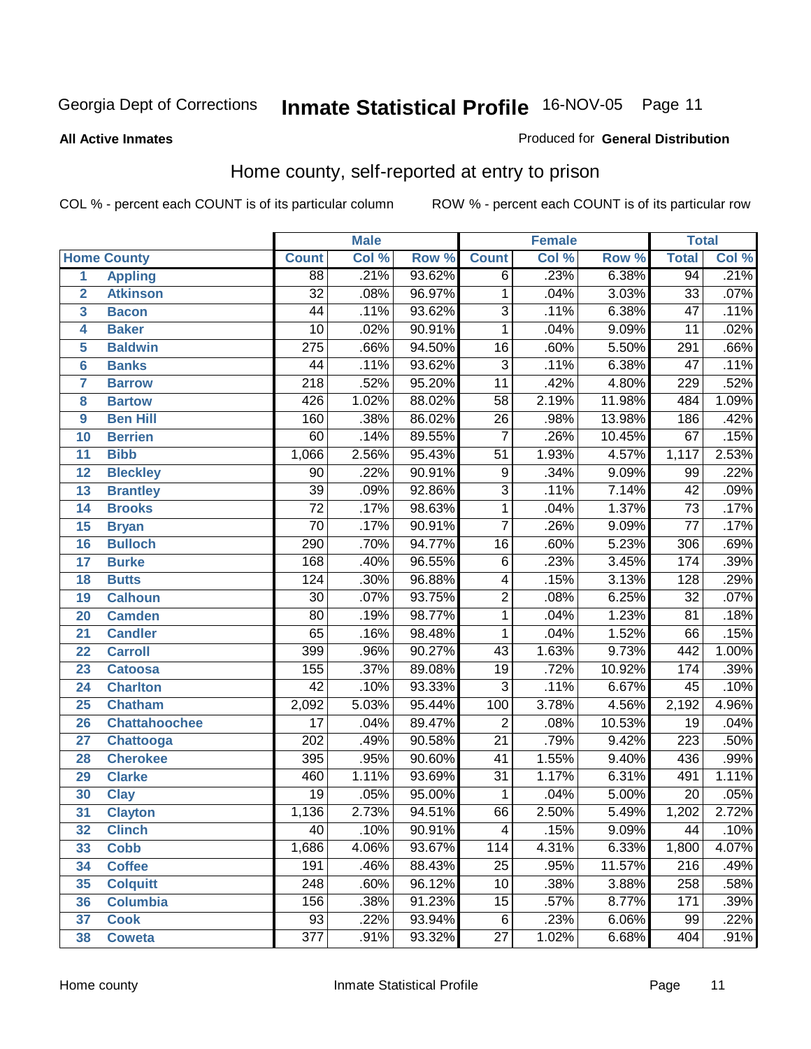Georgia Dept of Corrections **Inmate Statistical Profile** 16-NOV-05 Page 11

**All Active Inmates**

Produced for **General Distribution**

## Home county, self-reported at entry to prison

COL % - percent each COUNT is of its particular column ROW % - percent each COUNT is of its particular row

| | | Male | | | Female | | | Total | |
|---|---|---|---|---|---|---|---|---|---|
| **Home County** | | **Count** | **Col %** | **Row %** | **Count** | **Col %** | **Row %** | **Total** | **Col %** |
| 1 | Appling | 88 | .21% | 93.62% | 6 | .23% | 6.38% | 94 | .21% |
| 2 | Atkinson | 32 | .08% | 96.97% | 1 | .04% | 3.03% | 33 | .07% |
| 3 | Bacon | 44 | .11% | 93.62% | 3 | .11% | 6.38% | 47 | .11% |
| 4 | Baker | 10 | .02% | 90.91% | 1 | .04% | 9.09% | 11 | .02% |
| 5 | Baldwin | 275 | .66% | 94.50% | 16 | .60% | 5.50% | 291 | .66% |
| 6 | Banks | 44 | .11% | 93.62% | 3 | .11% | 6.38% | 47 | .11% |
| 7 | Barrow | 218 | .52% | 95.20% | 11 | .42% | 4.80% | 229 | .52% |
| 8 | Bartow | 426 | 1.02% | 88.02% | 58 | 2.19% | 11.98% | 484 | 1.09% |
| 9 | Ben Hill | 160 | .38% | 86.02% | 26 | .98% | 13.98% | 186 | .42% |
| 10 | Berrien | 60 | .14% | 89.55% | 7 | .26% | 10.45% | 67 | .15% |
| 11 | Bibb | 1,066 | 2.56% | 95.43% | 51 | 1.93% | 4.57% | 1,117 | 2.53% |
| 12 | Bleckley | 90 | .22% | 90.91% | 9 | .34% | 9.09% | 99 | .22% |
| 13 | Brantley | 39 | .09% | 92.86% | 3 | .11% | 7.14% | 42 | .09% |
| 14 | Brooks | 72 | .17% | 98.63% | 1 | .04% | 1.37% | 73 | .17% |
| 15 | Bryan | 70 | .17% | 90.91% | 7 | .26% | 9.09% | 77 | .17% |
| 16 | Bulloch | 290 | .70% | 94.77% | 16 | .60% | 5.23% | 306 | .69% |
| 17 | Burke | 168 | .40% | 96.55% | 6 | .23% | 3.45% | 174 | .39% |
| 18 | Butts | 124 | .30% | 96.88% | 4 | .15% | 3.13% | 128 | .29% |
| 19 | Calhoun | 30 | .07% | 93.75% | 2 | .08% | 6.25% | 32 | .07% |
| 20 | Camden | 80 | .19% | 98.77% | 1 | .04% | 1.23% | 81 | .18% |
| 21 | Candler | 65 | .16% | 98.48% | 1 | .04% | 1.52% | 66 | .15% |
| 22 | Carroll | 399 | .96% | 90.27% | 43 | 1.63% | 9.73% | 442 | 1.00% |
| 23 | Catoosa | 155 | .37% | 89.08% | 19 | .72% | 10.92% | 174 | .39% |
| 24 | Charlton | 42 | .10% | 93.33% | 3 | .11% | 6.67% | 45 | .10% |
| 25 | Chatham | 2,092 | 5.03% | 95.44% | 100 | 3.78% | 4.56% | 2,192 | 4.96% |
| 26 | Chattahoochee | 17 | .04% | 89.47% | 2 | .08% | 10.53% | 19 | .04% |
| 27 | Chattooga | 202 | .49% | 90.58% | 21 | .79% | 9.42% | 223 | .50% |
| 28 | Cherokee | 395 | .95% | 90.60% | 41 | 1.55% | 9.40% | 436 | .99% |
| 29 | Clarke | 460 | 1.11% | 93.69% | 31 | 1.17% | 6.31% | 491 | 1.11% |
| 30 | Clay | 19 | .05% | 95.00% | 1 | .04% | 5.00% | 20 | .05% |
| 31 | Clayton | 1,136 | 2.73% | 94.51% | 66 | 2.50% | 5.49% | 1,202 | 2.72% |
| 32 | Clinch | 40 | .10% | 90.91% | 4 | .15% | 9.09% | 44 | .10% |
| 33 | Cobb | 1,686 | 4.06% | 93.67% | 114 | 4.31% | 6.33% | 1,800 | 4.07% |
| 34 | Coffee | 191 | .46% | 88.43% | 25 | .95% | 11.57% | 216 | .49% |
| 35 | Colquitt | 248 | .60% | 96.12% | 10 | .38% | 3.88% | 258 | .58% |
| 36 | Columbia | 156 | .38% | 91.23% | 15 | .57% | 8.77% | 171 | .39% |
| 37 | Cook | 93 | .22% | 93.94% | 6 | .23% | 6.06% | 99 | .22% |
| 38 | Coweta | 377 | .91% | 93.32% | 27 | 1.02% | 6.68% | 404 | .91% |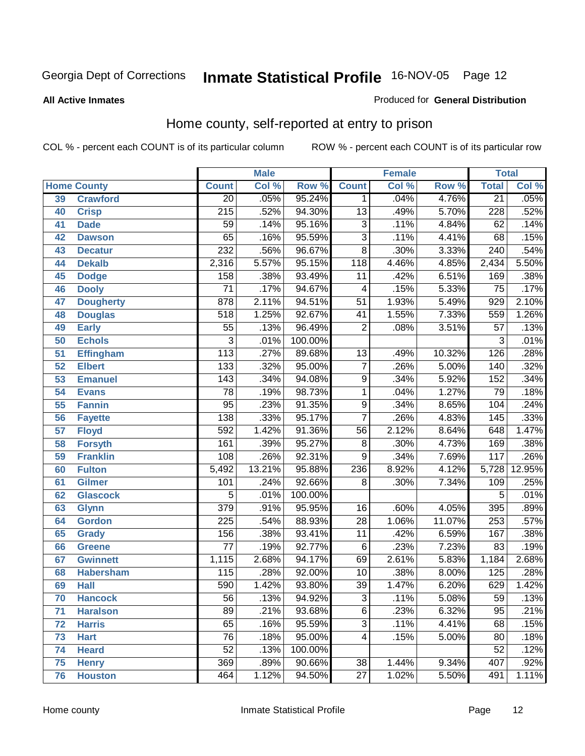Georgia Dept of Corrections **Inmate Statistical Profile** 16-NOV-05

**All Active Inmates**

Produced for **General Distribution**

## Home county, self-reported at entry to prison

COL % - percent each COUNT is of its particular column     ROW % - percent each COUNT is of its particular row

| Home County | | Male | | | Female | | | Total | |
|---|---|---|---|---|---|---|---|---|---|
| | | Count | Col % | Row % | Count | Col % | Row % | Total | Col % |
| 39 | Crawford | 20 | .05% | 95.24% | 1 | .04% | 4.76% | 21 | .05% |
| 40 | Crisp | 215 | .52% | 94.30% | 13 | .49% | 5.70% | 228 | .52% |
| 41 | Dade | 59 | .14% | 95.16% | 3 | .11% | 4.84% | 62 | .14% |
| 42 | Dawson | 65 | .16% | 95.59% | 3 | .11% | 4.41% | 68 | .15% |
| 43 | Decatur | 232 | .56% | 96.67% | 8 | .30% | 3.33% | 240 | .54% |
| 44 | Dekalb | 2,316 | 5.57% | 95.15% | 118 | 4.46% | 4.85% | 2,434 | 5.50% |
| 45 | Dodge | 158 | .38% | 93.49% | 11 | .42% | 6.51% | 169 | .38% |
| 46 | Dooly | 71 | .17% | 94.67% | 4 | .15% | 5.33% | 75 | .17% |
| 47 | Dougherty | 878 | 2.11% | 94.51% | 51 | 1.93% | 5.49% | 929 | 2.10% |
| 48 | Douglas | 518 | 1.25% | 92.67% | 41 | 1.55% | 7.33% | 559 | 1.26% |
| 49 | Early | 55 | .13% | 96.49% | 2 | .08% | 3.51% | 57 | .13% |
| 50 | Echols | 3 | .01% | 100.00% | | | | 3 | .01% |
| 51 | Effingham | 113 | .27% | 89.68% | 13 | .49% | 10.32% | 126 | .28% |
| 52 | Elbert | 133 | .32% | 95.00% | 7 | .26% | 5.00% | 140 | .32% |
| 53 | Emanuel | 143 | .34% | 94.08% | 9 | .34% | 5.92% | 152 | .34% |
| 54 | Evans | 78 | .19% | 98.73% | 1 | .04% | 1.27% | 79 | .18% |
| 55 | Fannin | 95 | .23% | 91.35% | 9 | .34% | 8.65% | 104 | .24% |
| 56 | Fayette | 138 | .33% | 95.17% | 7 | .26% | 4.83% | 145 | .33% |
| 57 | Floyd | 592 | 1.42% | 91.36% | 56 | 2.12% | 8.64% | 648 | 1.47% |
| 58 | Forsyth | 161 | .39% | 95.27% | 8 | .30% | 4.73% | 169 | .38% |
| 59 | Franklin | 108 | .26% | 92.31% | 9 | .34% | 7.69% | 117 | .26% |
| 60 | Fulton | 5,492 | 13.21% | 95.88% | 236 | 8.92% | 4.12% | 5,728 | 12.95% |
| 61 | Gilmer | 101 | .24% | 92.66% | 8 | .30% | 7.34% | 109 | .25% |
| 62 | Glascock | 5 | .01% | 100.00% | | | | 5 | .01% |
| 63 | Glynn | 379 | .91% | 95.95% | 16 | .60% | 4.05% | 395 | .89% |
| 64 | Gordon | 225 | .54% | 88.93% | 28 | 1.06% | 11.07% | 253 | .57% |
| 65 | Grady | 156 | .38% | 93.41% | 11 | .42% | 6.59% | 167 | .38% |
| 66 | Greene | 77 | .19% | 92.77% | 6 | .23% | 7.23% | 83 | .19% |
| 67 | Gwinnett | 1,115 | 2.68% | 94.17% | 69 | 2.61% | 5.83% | 1,184 | 2.68% |
| 68 | Habersham | 115 | .28% | 92.00% | 10 | .38% | 8.00% | 125 | .28% |
| 69 | Hall | 590 | 1.42% | 93.80% | 39 | 1.47% | 6.20% | 629 | 1.42% |
| 70 | Hancock | 56 | .13% | 94.92% | 3 | .11% | 5.08% | 59 | .13% |
| 71 | Haralson | 89 | .21% | 93.68% | 6 | .23% | 6.32% | 95 | .21% |
| 72 | Harris | 65 | .16% | 95.59% | 3 | .11% | 4.41% | 68 | .15% |
| 73 | Hart | 76 | .18% | 95.00% | 4 | .15% | 5.00% | 80 | .18% |
| 74 | Heard | 52 | .13% | 100.00% | | | | 52 | .12% |
| 75 | Henry | 369 | .89% | 90.66% | 38 | 1.44% | 9.34% | 407 | .92% |
| 76 | Houston | 464 | 1.12% | 94.50% | 27 | 1.02% | 5.50% | 491 | 1.11% |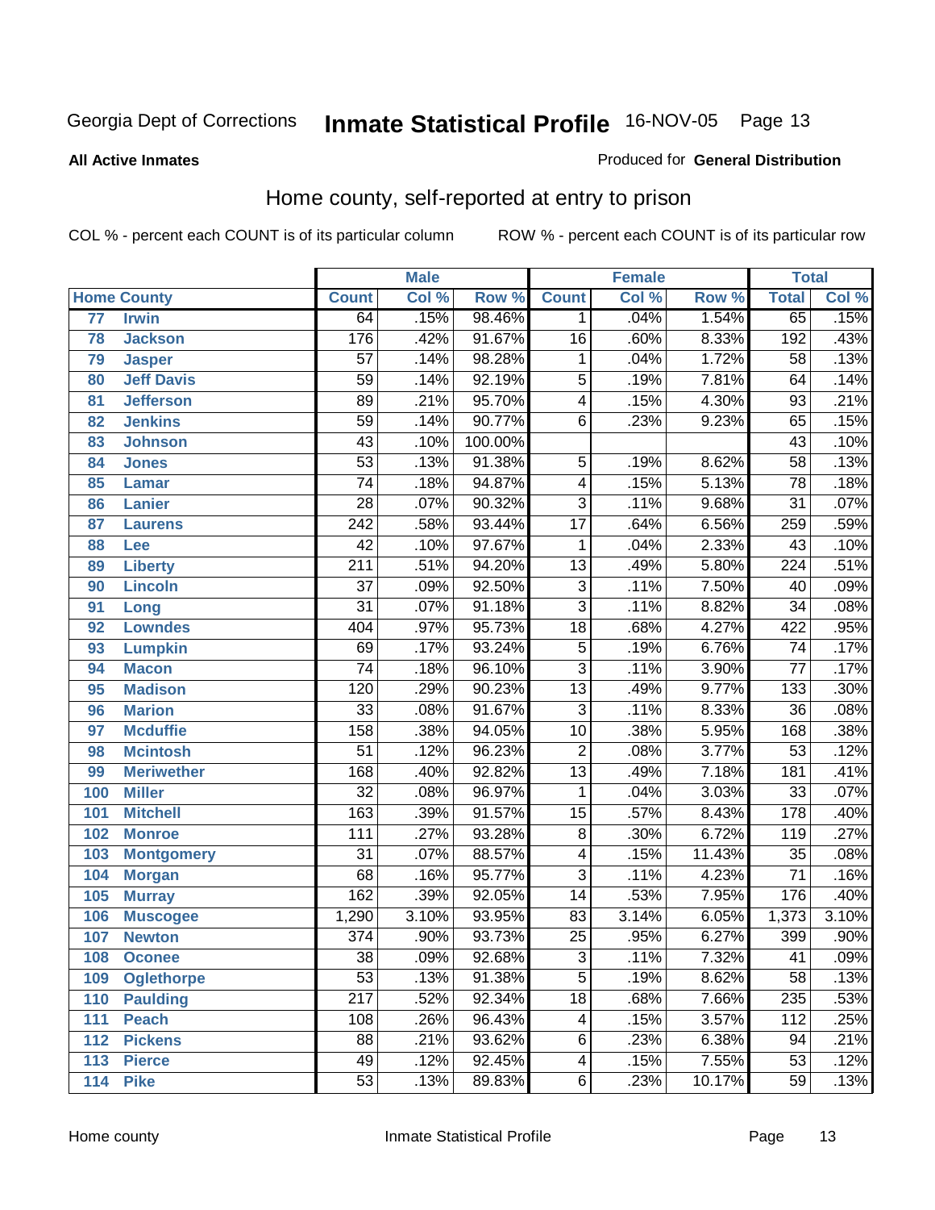Georgia Dept of Corrections **Inmate Statistical Profile** 16-NOV-05

**All Active Inmates** Produced for **General Distribution**

## Home county, self-reported at entry to prison

COL % - percent each COUNT is of its particular column ROW % - percent each COUNT is of its particular row

| Home County | | Male | | | Female | | | Total | |
|---|---|---|---|---|---|---|---|---|---|
| | | Count | Col % | Row % | Count | Col % | Row % | Total | Col % |
| 77 | Irwin | 64 | .15% | 98.46% | 1 | .04% | 1.54% | 65 | .15% |
| 78 | Jackson | 176 | .42% | 91.67% | 16 | .60% | 8.33% | 192 | .43% |
| 79 | Jasper | 57 | .14% | 98.28% | 1 | .04% | 1.72% | 58 | .13% |
| 80 | Jeff Davis | 59 | .14% | 92.19% | 5 | .19% | 7.81% | 64 | .14% |
| 81 | Jefferson | 89 | .21% | 95.70% | 4 | .15% | 4.30% | 93 | .21% |
| 82 | Jenkins | 59 | .14% | 90.77% | 6 | .23% | 9.23% | 65 | .15% |
| 83 | Johnson | 43 | .10% | 100.00% | | | | 43 | .10% |
| 84 | Jones | 53 | .13% | 91.38% | 5 | .19% | 8.62% | 58 | .13% |
| 85 | Lamar | 74 | .18% | 94.87% | 4 | .15% | 5.13% | 78 | .18% |
| 86 | Lanier | 28 | .07% | 90.32% | 3 | .11% | 9.68% | 31 | .07% |
| 87 | Laurens | 242 | .58% | 93.44% | 17 | .64% | 6.56% | 259 | .59% |
| 88 | Lee | 42 | .10% | 97.67% | 1 | .04% | 2.33% | 43 | .10% |
| 89 | Liberty | 211 | .51% | 94.20% | 13 | .49% | 5.80% | 224 | .51% |
| 90 | Lincoln | 37 | .09% | 92.50% | 3 | .11% | 7.50% | 40 | .09% |
| 91 | Long | 31 | .07% | 91.18% | 3 | .11% | 8.82% | 34 | .08% |
| 92 | Lowndes | 404 | .97% | 95.73% | 18 | .68% | 4.27% | 422 | .95% |
| 93 | Lumpkin | 69 | .17% | 93.24% | 5 | .19% | 6.76% | 74 | .17% |
| 94 | Macon | 74 | .18% | 96.10% | 3 | .11% | 3.90% | 77 | .17% |
| 95 | Madison | 120 | .29% | 90.23% | 13 | .49% | 9.77% | 133 | .30% |
| 96 | Marion | 33 | .08% | 91.67% | 3 | .11% | 8.33% | 36 | .08% |
| 97 | Mcduffie | 158 | .38% | 94.05% | 10 | .38% | 5.95% | 168 | .38% |
| 98 | Mcintosh | 51 | .12% | 96.23% | 2 | .08% | 3.77% | 53 | .12% |
| 99 | Meriwether | 168 | .40% | 92.82% | 13 | .49% | 7.18% | 181 | .41% |
| 100 | Miller | 32 | .08% | 96.97% | 1 | .04% | 3.03% | 33 | .07% |
| 101 | Mitchell | 163 | .39% | 91.57% | 15 | .57% | 8.43% | 178 | .40% |
| 102 | Monroe | 111 | .27% | 93.28% | 8 | .30% | 6.72% | 119 | .27% |
| 103 | Montgomery | 31 | .07% | 88.57% | 4 | .15% | 11.43% | 35 | .08% |
| 104 | Morgan | 68 | .16% | 95.77% | 3 | .11% | 4.23% | 71 | .16% |
| 105 | Murray | 162 | .39% | 92.05% | 14 | .53% | 7.95% | 176 | .40% |
| 106 | Muscogee | 1,290 | 3.10% | 93.95% | 83 | 3.14% | 6.05% | 1,373 | 3.10% |
| 107 | Newton | 374 | .90% | 93.73% | 25 | .95% | 6.27% | 399 | .90% |
| 108 | Oconee | 38 | .09% | 92.68% | 3 | .11% | 7.32% | 41 | .09% |
| 109 | Oglethorpe | 53 | .13% | 91.38% | 5 | .19% | 8.62% | 58 | .13% |
| 110 | Paulding | 217 | .52% | 92.34% | 18 | .68% | 7.66% | 235 | .53% |
| 111 | Peach | 108 | .26% | 96.43% | 4 | .15% | 3.57% | 112 | .25% |
| 112 | Pickens | 88 | .21% | 93.62% | 6 | .23% | 6.38% | 94 | .21% |
| 113 | Pierce | 49 | .12% | 92.45% | 4 | .15% | 7.55% | 53 | .12% |
| 114 | Pike | 53 | .13% | 89.83% | 6 | .23% | 10.17% | 59 | .13% |

Home county Inmate Statistical Profile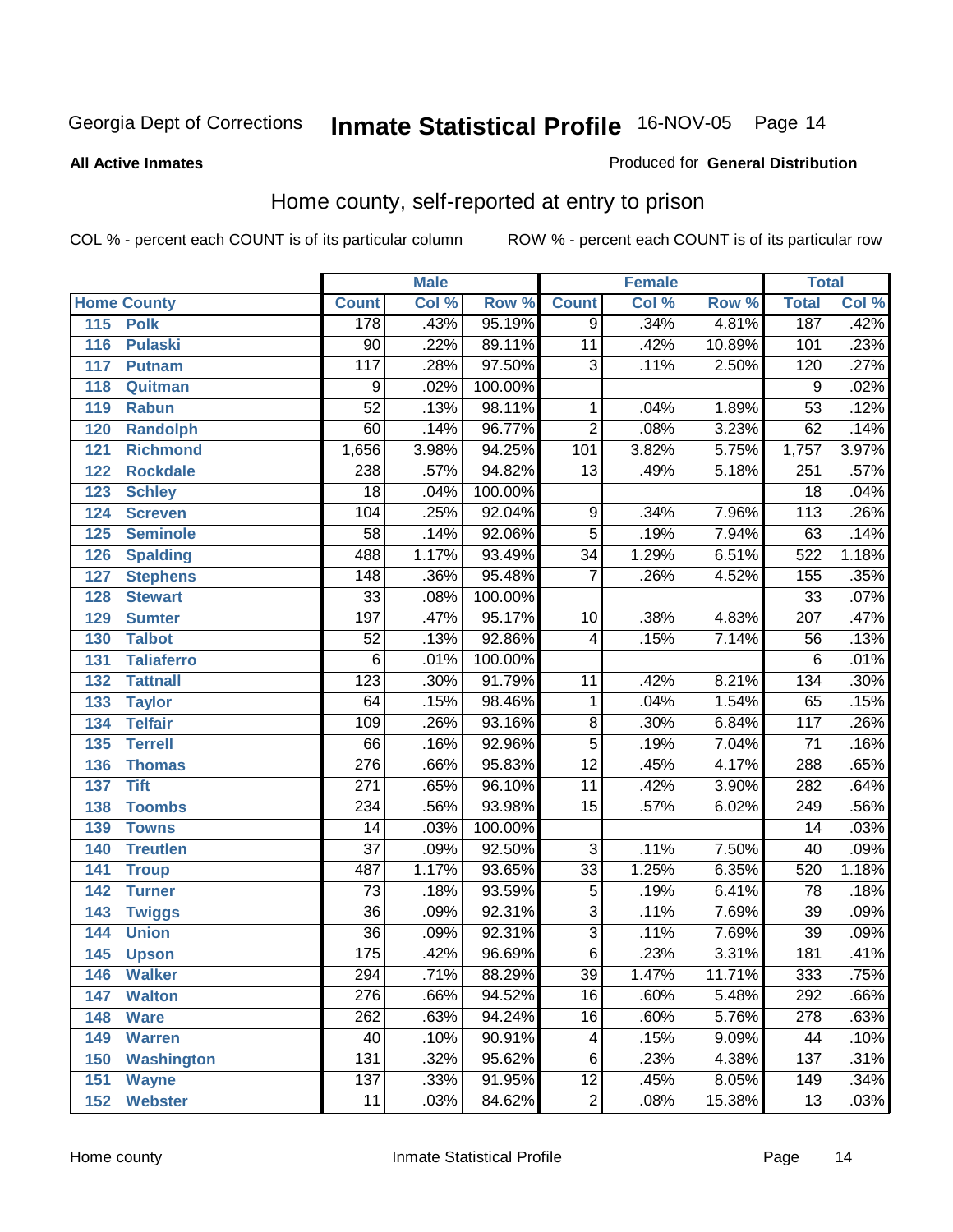Georgia Dept of Corrections **Inmate Statistical Profile** 16-NOV-05

**All Active Inmates** Produced for **General Distribution**

## Home county, self-reported at entry to prison

COL % - percent each COUNT is of its particular column ROW % - percent each COUNT is of its particular row

| Home County | | Male | | | Female | | | Total | |
|---|---|---|---|---|---|---|---|---|---|
| | | Count | Col % | Row % | Count | Col % | Row % | Total | Col % |
| 115 | Polk | 178 | .43% | 95.19% | 9 | .34% | 4.81% | 187 | .42% |
| 116 | Pulaski | 90 | .22% | 89.11% | 11 | .42% | 10.89% | 101 | .23% |
| 117 | Putnam | 117 | .28% | 97.50% | 3 | .11% | 2.50% | 120 | .27% |
| 118 | Quitman | 9 | .02% | 100.00% | | | | 9 | .02% |
| 119 | Rabun | 52 | .13% | 98.11% | 1 | .04% | 1.89% | 53 | .12% |
| 120 | Randolph | 60 | .14% | 96.77% | 2 | .08% | 3.23% | 62 | .14% |
| 121 | Richmond | 1,656 | 3.98% | 94.25% | 101 | 3.82% | 5.75% | 1,757 | 3.97% |
| 122 | Rockdale | 238 | .57% | 94.82% | 13 | .49% | 5.18% | 251 | .57% |
| 123 | Schley | 18 | .04% | 100.00% | | | | 18 | .04% |
| 124 | Screven | 104 | .25% | 92.04% | 9 | .34% | 7.96% | 113 | .26% |
| 125 | Seminole | 58 | .14% | 92.06% | 5 | .19% | 7.94% | 63 | .14% |
| 126 | Spalding | 488 | 1.17% | 93.49% | 34 | 1.29% | 6.51% | 522 | 1.18% |
| 127 | Stephens | 148 | .36% | 95.48% | 7 | .26% | 4.52% | 155 | .35% |
| 128 | Stewart | 33 | .08% | 100.00% | | | | 33 | .07% |
| 129 | Sumter | 197 | .47% | 95.17% | 10 | .38% | 4.83% | 207 | .47% |
| 130 | Talbot | 52 | .13% | 92.86% | 4 | .15% | 7.14% | 56 | .13% |
| 131 | Taliaferro | 6 | .01% | 100.00% | | | | 6 | .01% |
| 132 | Tattnall | 123 | .30% | 91.79% | 11 | .42% | 8.21% | 134 | .30% |
| 133 | Taylor | 64 | .15% | 98.46% | 1 | .04% | 1.54% | 65 | .15% |
| 134 | Telfair | 109 | .26% | 93.16% | 8 | .30% | 6.84% | 117 | .26% |
| 135 | Terrell | 66 | .16% | 92.96% | 5 | .19% | 7.04% | 71 | .16% |
| 136 | Thomas | 276 | .66% | 95.83% | 12 | .45% | 4.17% | 288 | .65% |
| 137 | Tift | 271 | .65% | 96.10% | 11 | .42% | 3.90% | 282 | .64% |
| 138 | Toombs | 234 | .56% | 93.98% | 15 | .57% | 6.02% | 249 | .56% |
| 139 | Towns | 14 | .03% | 100.00% | | | | 14 | .03% |
| 140 | Treutlen | 37 | .09% | 92.50% | 3 | .11% | 7.50% | 40 | .09% |
| 141 | Troup | 487 | 1.17% | 93.65% | 33 | 1.25% | 6.35% | 520 | 1.18% |
| 142 | Turner | 73 | .18% | 93.59% | 5 | .19% | 6.41% | 78 | .18% |
| 143 | Twiggs | 36 | .09% | 92.31% | 3 | .11% | 7.69% | 39 | .09% |
| 144 | Union | 36 | .09% | 92.31% | 3 | .11% | 7.69% | 39 | .09% |
| 145 | Upson | 175 | .42% | 96.69% | 6 | .23% | 3.31% | 181 | .41% |
| 146 | Walker | 294 | .71% | 88.29% | 39 | 1.47% | 11.71% | 333 | .75% |
| 147 | Walton | 276 | .66% | 94.52% | 16 | .60% | 5.48% | 292 | .66% |
| 148 | Ware | 262 | .63% | 94.24% | 16 | .60% | 5.76% | 278 | .63% |
| 149 | Warren | 40 | .10% | 90.91% | 4 | .15% | 9.09% | 44 | .10% |
| 150 | Washington | 131 | .32% | 95.62% | 6 | .23% | 4.38% | 137 | .31% |
| 151 | Wayne | 137 | .33% | 91.95% | 12 | .45% | 8.05% | 149 | .34% |
| 152 | Webster | 11 | .03% | 84.62% | 2 | .08% | 15.38% | 13 | .03% |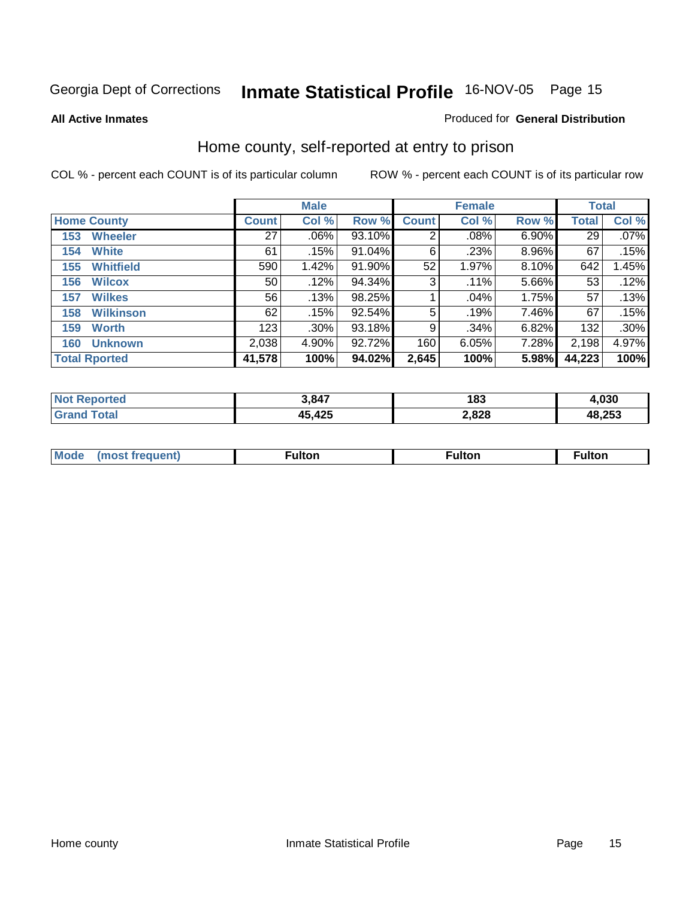**All Active Inmates**

Produced for **General Distribution**

## Home county, self-reported at entry to prison

COL % - percent each COUNT is of its particular column

ROW % - percent each COUNT is of its particular row

| | Male | | | Female | | | Total | |
|---|---|---|---|---|---|---|---|---|
| **Home County** | **Count** | **Col %** | **Row %** | **Count** | **Col %** | **Row %** | **Total** | **Col %** |
| 153 Wheeler | 27 | .06% | 93.10% | 2 | .08% | 6.90% | 29 | .07% |
| 154 White | 61 | .15% | 91.04% | 6 | .23% | 8.96% | 67 | .15% |
| 155 Whitfield | 590 | 1.42% | 91.90% | 52 | 1.97% | 8.10% | 642 | 1.45% |
| 156 Wilcox | 50 | .12% | 94.34% | 3 | .11% | 5.66% | 53 | .12% |
| 157 Wilkes | 56 | .13% | 98.25% | 1 | .04% | 1.75% | 57 | .13% |
| 158 Wilkinson | 62 | .15% | 92.54% | 5 | .19% | 7.46% | 67 | .15% |
| 159 Worth | 123 | .30% | 93.18% | 9 | .34% | 6.82% | 132 | .30% |
| 160 Unknown | 2,038 | 4.90% | 92.72% | 160 | 6.05% | 7.28% | 2,198 | 4.97% |
| **Total Rported** | **41,578** | **100%** | **94.02%** | **2,645** | **100%** | **5.98%** | **44,223** | **100%** |

| | Male | Female | Total |
|---|---|---|---|
| **Not Reported** | **3,847** | **183** | **4,030** |
| **Grand Total** | **45,425** | **2,828** | **48,253** |

| | Male | Female | Total |
|---|---|---|---|
| **Mode (most frequent)** | **Fulton** | **Fulton** | **Fulton** |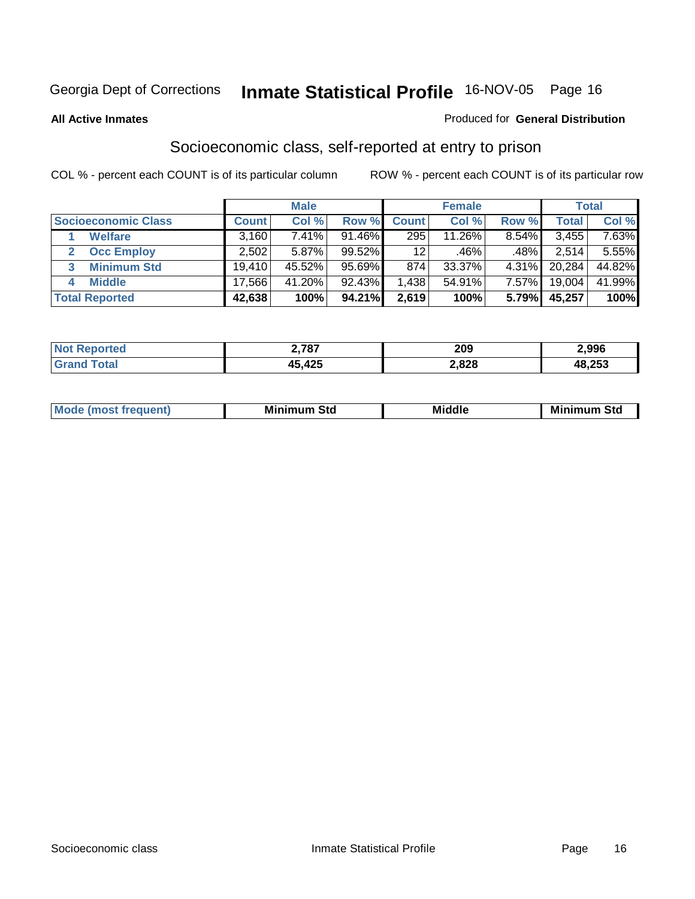Georgia Dept of Corrections **Inmate Statistical Profile** 16-NOV-05

**All Active Inmates**

Produced for **General Distribution**

## Socioeconomic class, self-reported at entry to prison

COL % - percent each COUNT is of its particular column

ROW % - percent each COUNT is of its particular row

| | Male | | | Female | | | Total | |
|---|---|---|---|---|---|---|---|---|
| **Socioeconomic Class** | **Count** | **Col %** | **Row %** | **Count** | **Col %** | **Row %** | **Total** | **Col %** |
| 1 **Welfare** | 3,160 | 7.41% | 91.46% | 295 | 11.26% | 8.54% | 3,455 | 7.63% |
| 2 **Occ Employ** | 2,502 | 5.87% | 99.52% | 12 | .46% | .48% | 2,514 | 5.55% |
| 3 **Minimum Std** | 19,410 | 45.52% | 95.69% | 874 | 33.37% | 4.31% | 20,284 | 44.82% |
| 4 **Middle** | 17,566 | 41.20% | 92.43% | 1,438 | 54.91% | 7.57% | 19,004 | 41.99% |
| **Total Reported** | **42,638** | **100%** | **94.21%** | **2,619** | **100%** | **5.79%** | **45,257** | **100%** |

| | Male | Female | Total |
|---|---|---|---|
| **Not Reported** | **2,787** | **209** | **2,996** |
| **Grand Total** | **45,425** | **2,828** | **48,253** |

| | Male | Female | Total |
|---|---|---|---|
| **Mode (most frequent)** | **Minimum Std** | **Middle** | **Minimum Std** |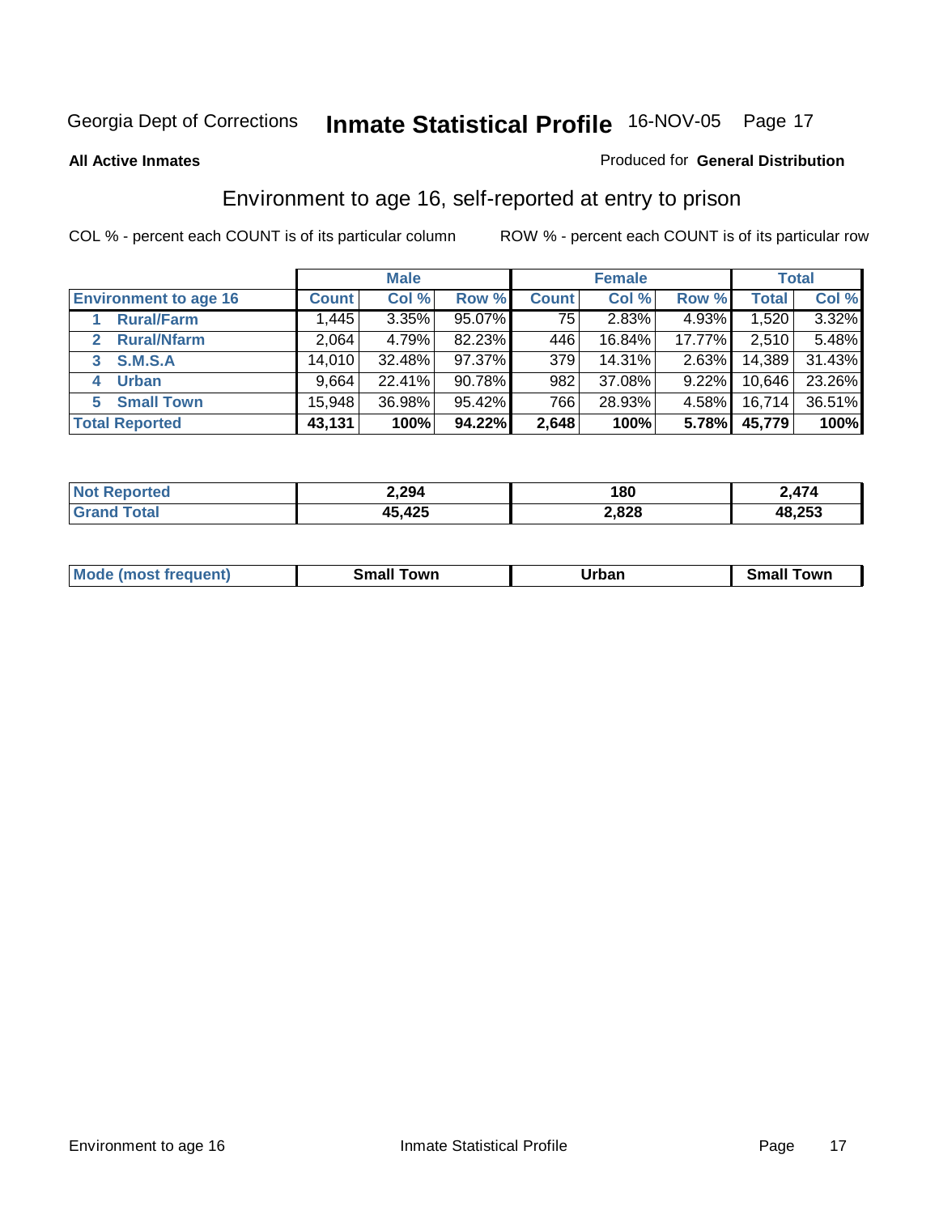Georgia Dept of Corrections **Inmate Statistical Profile** 16-NOV-05

**All Active Inmates**

Produced for **General Distribution**

## Environment to age 16, self-reported at entry to prison

COL % - percent each COUNT is of its particular column

ROW % - percent each COUNT is of its particular row

| | Male | | | Female | | | Total | |
|---|---|---|---|---|---|---|---|---|
| **Environment to age 16** | **Count** | **Col %** | **Row %** | **Count** | **Col %** | **Row %** | **Total** | **Col %** |
| **1 Rural/Farm** | 1,445 | 3.35% | 95.07% | 75 | 2.83% | 4.93% | 1,520 | 3.32% |
| **2 Rural/Nfarm** | 2,064 | 4.79% | 82.23% | 446 | 16.84% | 17.77% | 2,510 | 5.48% |
| **3 S.M.S.A** | 14,010 | 32.48% | 97.37% | 379 | 14.31% | 2.63% | 14,389 | 31.43% |
| **4 Urban** | 9,664 | 22.41% | 90.78% | 982 | 37.08% | 9.22% | 10,646 | 23.26% |
| **5 Small Town** | 15,948 | 36.98% | 95.42% | 766 | 28.93% | 4.58% | 16,714 | 36.51% |
| **Total Reported** | **43,131** | **100%** | **94.22%** | **2,648** | **100%** | **5.78%** | **45,779** | **100%** |

| | Male | Female | Total |
|---|---|---|---|
| **Not Reported** | **2,294** | **180** | **2,474** |
| **Grand Total** | **45,425** | **2,828** | **48,253** |

| | Male | Female | Total |
|---|---|---|---|
| **Mode (most frequent)** | **Small Town** | **Urban** | **Small Town** |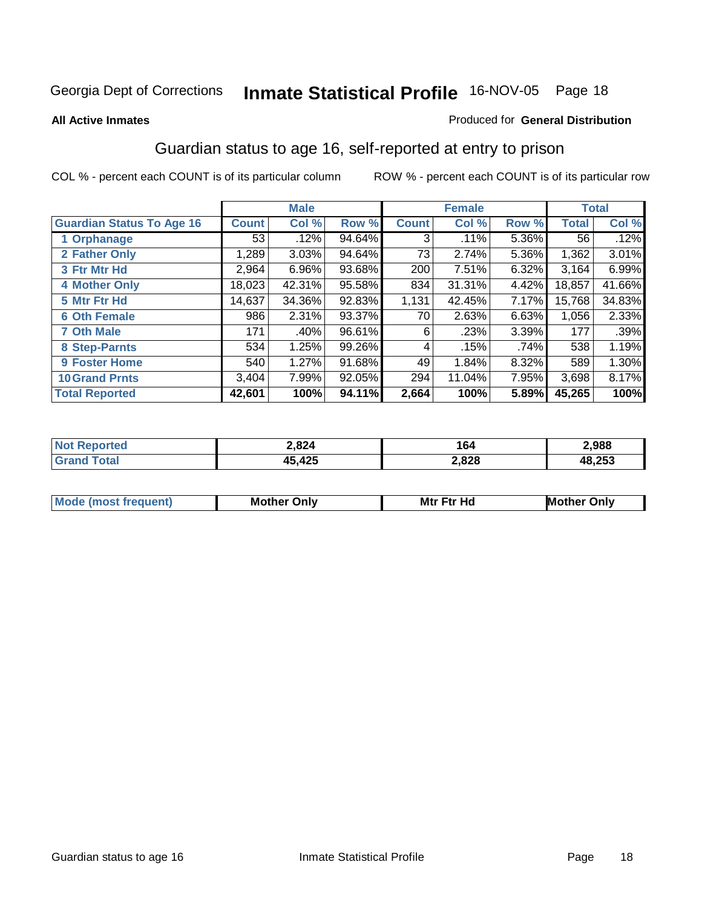Georgia Dept of Corrections **Inmate Statistical Profile** 16-NOV-05

**All Active Inmates**

Produced for **General Distribution**

## Guardian status to age 16, self-reported at entry to prison

COL % - percent each COUNT is of its particular column ROW % - percent each COUNT is of its particular row

| | Male | | | Female | | | Total | |
|---|---|---|---|---|---|---|---|---|
| **Guardian Status To Age 16** | **Count** | **Col %** | **Row %** | **Count** | **Col %** | **Row %** | **Total** | **Col %** |
| 1 Orphanage | 53 | .12% | 94.64% | 3 | .11% | 5.36% | 56 | .12% |
| 2 Father Only | 1,289 | 3.03% | 94.64% | 73 | 2.74% | 5.36% | 1,362 | 3.01% |
| 3 Ftr Mtr Hd | 2,964 | 6.96% | 93.68% | 200 | 7.51% | 6.32% | 3,164 | 6.99% |
| 4 Mother Only | 18,023 | 42.31% | 95.58% | 834 | 31.31% | 4.42% | 18,857 | 41.66% |
| 5 Mtr Ftr Hd | 14,637 | 34.36% | 92.83% | 1,131 | 42.45% | 7.17% | 15,768 | 34.83% |
| 6 Oth Female | 986 | 2.31% | 93.37% | 70 | 2.63% | 6.63% | 1,056 | 2.33% |
| 7 Oth Male | 171 | .40% | 96.61% | 6 | .23% | 3.39% | 177 | .39% |
| 8 Step-Parnts | 534 | 1.25% | 99.26% | 4 | .15% | .74% | 538 | 1.19% |
| 9 Foster Home | 540 | 1.27% | 91.68% | 49 | 1.84% | 8.32% | 589 | 1.30% |
| 10 Grand Prnts | 3,404 | 7.99% | 92.05% | 294 | 11.04% | 7.95% | 3,698 | 8.17% |
| **Total Reported** | **42,601** | **100%** | **94.11%** | **2,664** | **100%** | **5.89%** | **45,265** | **100%** |

| | Male | Female | Total |
|---|---|---|---|
| Not Reported | 2,824 | 164 | 2,988 |
| Grand Total | 45,425 | 2,828 | 48,253 |

| | Male | Female | Total |
|---|---|---|---|
| Mode (most frequent) | Mother Only | Mtr Ftr Hd | Mother Only |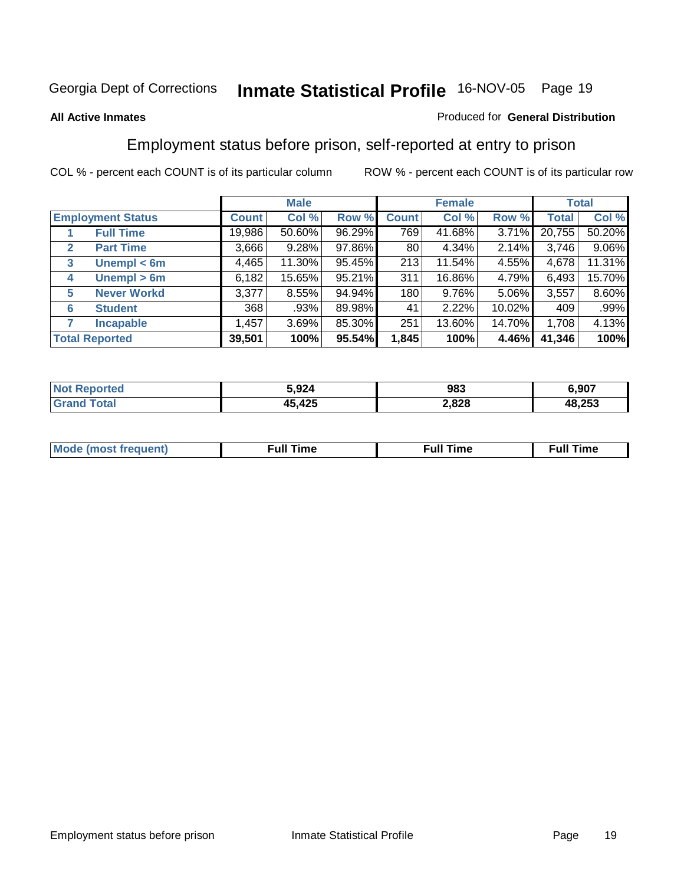Georgia Dept of Corrections **Inmate Statistical Profile** 16-NOV-05

**All Active Inmates**

Produced for **General Distribution**

## Employment status before prison, self-reported at entry to prison

COL % - percent each COUNT is of its particular column    ROW % - percent each COUNT is of its particular row

| | | Male | | | Female | | | Total | |
|---|---|---|---|---|---|---|---|---|---|
| **Employment Status** | | **Count** | **Col %** | **Row %** | **Count** | **Col %** | **Row %** | **Total** | **Col %** |
| 1 | **Full Time** | 19,986 | 50.60% | 96.29% | 769 | 41.68% | 3.71% | 20,755 | 50.20% |
| 2 | **Part Time** | 3,666 | 9.28% | 97.86% | 80 | 4.34% | 2.14% | 3,746 | 9.06% |
| 3 | **Unempl < 6m** | 4,465 | 11.30% | 95.45% | 213 | 11.54% | 4.55% | 4,678 | 11.31% |
| 4 | **Unempl > 6m** | 6,182 | 15.65% | 95.21% | 311 | 16.86% | 4.79% | 6,493 | 15.70% |
| 5 | **Never Workd** | 3,377 | 8.55% | 94.94% | 180 | 9.76% | 5.06% | 3,557 | 8.60% |
| 6 | **Student** | 368 | .93% | 89.98% | 41 | 2.22% | 10.02% | 409 | .99% |
| 7 | **Incapable** | 1,457 | 3.69% | 85.30% | 251 | 13.60% | 14.70% | 1,708 | 4.13% |
| **Total Reported** | | **39,501** | **100%** | **95.54%** | **1,845** | **100%** | **4.46%** | **41,346** | **100%** |

| | Male | Female | Total |
|---|---|---|---|
| **Not Reported** | **5,924** | **983** | **6,907** |
| **Grand Total** | **45,425** | **2,828** | **48,253** |

| | Male | Female | Total |
|---|---|---|---|
| **Mode (most frequent)** | **Full Time** | **Full Time** | **Full Time** |

Employment status before prison    Inmate Statistical Profile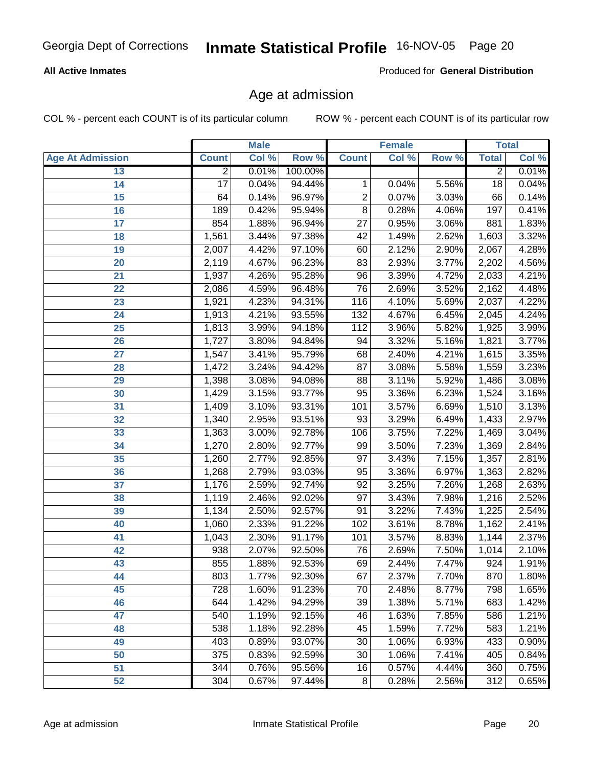Georgia Dept of Corrections **Inmate Statistical Profile** 16-NOV-05

**All Active Inmates**

Produced for **General Distribution**

## Age at admission

COL % - percent each COUNT is of its particular column ROW % - percent each COUNT is of its particular row

| | Male | | | Female | | | Total | |
|---|---|---|---|---|---|---|---|---|
| Age At Admission | Count | Col % | Row % | Count | Col % | Row % | Total | Col % |
| 13 | 2 | 0.01% | 100.00% | | | | 2 | 0.01% |
| 14 | 17 | 0.04% | 94.44% | 1 | 0.04% | 5.56% | 18 | 0.04% |
| 15 | 64 | 0.14% | 96.97% | 2 | 0.07% | 3.03% | 66 | 0.14% |
| 16 | 189 | 0.42% | 95.94% | 8 | 0.28% | 4.06% | 197 | 0.41% |
| 17 | 854 | 1.88% | 96.94% | 27 | 0.95% | 3.06% | 881 | 1.83% |
| 18 | 1,561 | 3.44% | 97.38% | 42 | 1.49% | 2.62% | 1,603 | 3.32% |
| 19 | 2,007 | 4.42% | 97.10% | 60 | 2.12% | 2.90% | 2,067 | 4.28% |
| 20 | 2,119 | 4.67% | 96.23% | 83 | 2.93% | 3.77% | 2,202 | 4.56% |
| 21 | 1,937 | 4.26% | 95.28% | 96 | 3.39% | 4.72% | 2,033 | 4.21% |
| 22 | 2,086 | 4.59% | 96.48% | 76 | 2.69% | 3.52% | 2,162 | 4.48% |
| 23 | 1,921 | 4.23% | 94.31% | 116 | 4.10% | 5.69% | 2,037 | 4.22% |
| 24 | 1,913 | 4.21% | 93.55% | 132 | 4.67% | 6.45% | 2,045 | 4.24% |
| 25 | 1,813 | 3.99% | 94.18% | 112 | 3.96% | 5.82% | 1,925 | 3.99% |
| 26 | 1,727 | 3.80% | 94.84% | 94 | 3.32% | 5.16% | 1,821 | 3.77% |
| 27 | 1,547 | 3.41% | 95.79% | 68 | 2.40% | 4.21% | 1,615 | 3.35% |
| 28 | 1,472 | 3.24% | 94.42% | 87 | 3.08% | 5.58% | 1,559 | 3.23% |
| 29 | 1,398 | 3.08% | 94.08% | 88 | 3.11% | 5.92% | 1,486 | 3.08% |
| 30 | 1,429 | 3.15% | 93.77% | 95 | 3.36% | 6.23% | 1,524 | 3.16% |
| 31 | 1,409 | 3.10% | 93.31% | 101 | 3.57% | 6.69% | 1,510 | 3.13% |
| 32 | 1,340 | 2.95% | 93.51% | 93 | 3.29% | 6.49% | 1,433 | 2.97% |
| 33 | 1,363 | 3.00% | 92.78% | 106 | 3.75% | 7.22% | 1,469 | 3.04% |
| 34 | 1,270 | 2.80% | 92.77% | 99 | 3.50% | 7.23% | 1,369 | 2.84% |
| 35 | 1,260 | 2.77% | 92.85% | 97 | 3.43% | 7.15% | 1,357 | 2.81% |
| 36 | 1,268 | 2.79% | 93.03% | 95 | 3.36% | 6.97% | 1,363 | 2.82% |
| 37 | 1,176 | 2.59% | 92.74% | 92 | 3.25% | 7.26% | 1,268 | 2.63% |
| 38 | 1,119 | 2.46% | 92.02% | 97 | 3.43% | 7.98% | 1,216 | 2.52% |
| 39 | 1,134 | 2.50% | 92.57% | 91 | 3.22% | 7.43% | 1,225 | 2.54% |
| 40 | 1,060 | 2.33% | 91.22% | 102 | 3.61% | 8.78% | 1,162 | 2.41% |
| 41 | 1,043 | 2.30% | 91.17% | 101 | 3.57% | 8.83% | 1,144 | 2.37% |
| 42 | 938 | 2.07% | 92.50% | 76 | 2.69% | 7.50% | 1,014 | 2.10% |
| 43 | 855 | 1.88% | 92.53% | 69 | 2.44% | 7.47% | 924 | 1.91% |
| 44 | 803 | 1.77% | 92.30% | 67 | 2.37% | 7.70% | 870 | 1.80% |
| 45 | 728 | 1.60% | 91.23% | 70 | 2.48% | 8.77% | 798 | 1.65% |
| 46 | 644 | 1.42% | 94.29% | 39 | 1.38% | 5.71% | 683 | 1.42% |
| 47 | 540 | 1.19% | 92.15% | 46 | 1.63% | 7.85% | 586 | 1.21% |
| 48 | 538 | 1.18% | 92.28% | 45 | 1.59% | 7.72% | 583 | 1.21% |
| 49 | 403 | 0.89% | 93.07% | 30 | 1.06% | 6.93% | 433 | 0.90% |
| 50 | 375 | 0.83% | 92.59% | 30 | 1.06% | 7.41% | 405 | 0.84% |
| 51 | 344 | 0.76% | 95.56% | 16 | 0.57% | 4.44% | 360 | 0.75% |
| 52 | 304 | 0.67% | 97.44% | 8 | 0.28% | 2.56% | 312 | 0.65% |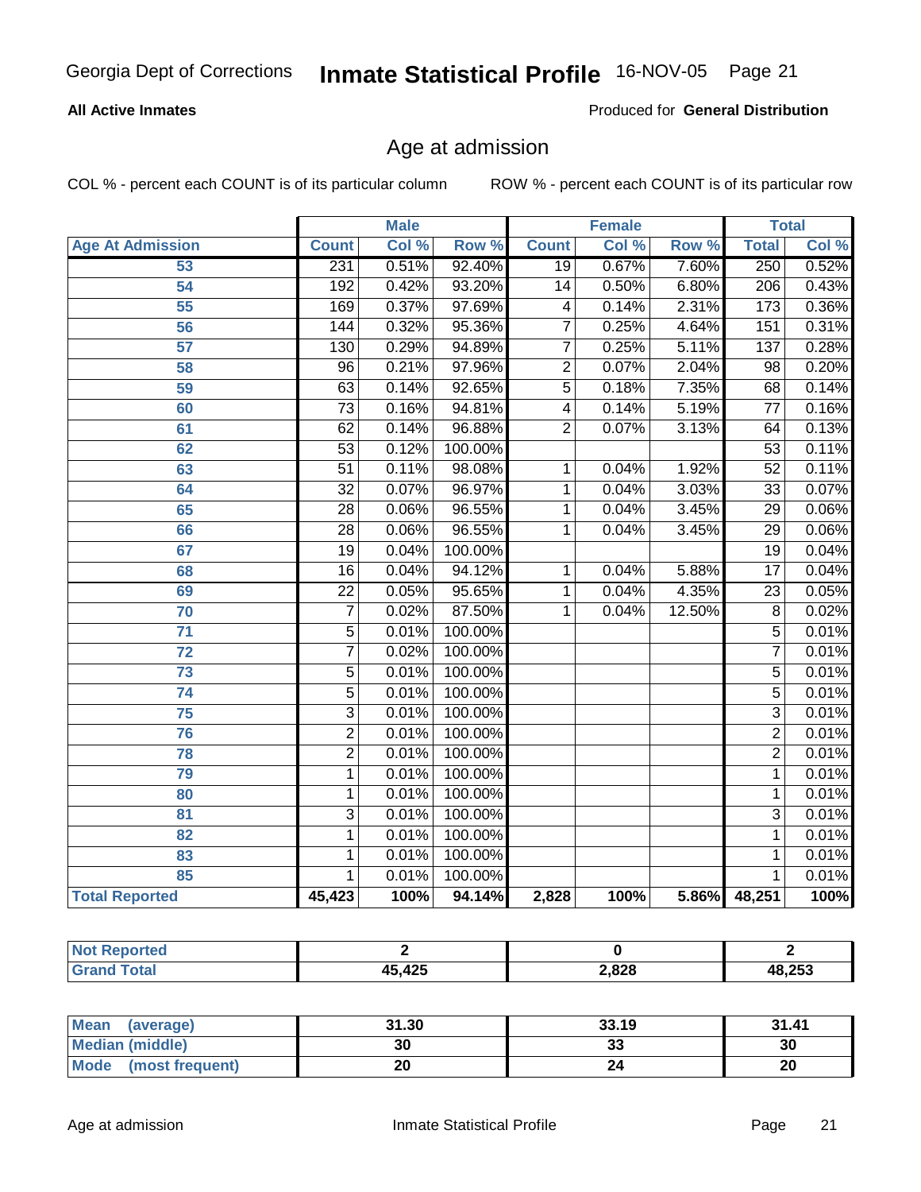Georgia Dept of Corrections **Inmate Statistical Profile** 16-NOV-05

**All Active Inmates** Produced for **General Distribution**

## Age at admission

COL % - percent each COUNT is of its particular column ROW % - percent each COUNT is of its particular row

| Age At Admission | Male | | | Female | | | Total | |
|---|---|---|---|---|---|---|---|---|
| | Count | Col % | Row % | Count | Col % | Row % | Total | Col % |
| 53 | 231 | 0.51% | 92.40% | 19 | 0.67% | 7.60% | 250 | 0.52% |
| 54 | 192 | 0.42% | 93.20% | 14 | 0.50% | 6.80% | 206 | 0.43% |
| 55 | 169 | 0.37% | 97.69% | 4 | 0.14% | 2.31% | 173 | 0.36% |
| 56 | 144 | 0.32% | 95.36% | 7 | 0.25% | 4.64% | 151 | 0.31% |
| 57 | 130 | 0.29% | 94.89% | 7 | 0.25% | 5.11% | 137 | 0.28% |
| 58 | 96 | 0.21% | 97.96% | 2 | 0.07% | 2.04% | 98 | 0.20% |
| 59 | 63 | 0.14% | 92.65% | 5 | 0.18% | 7.35% | 68 | 0.14% |
| 60 | 73 | 0.16% | 94.81% | 4 | 0.14% | 5.19% | 77 | 0.16% |
| 61 | 62 | 0.14% | 96.88% | 2 | 0.07% | 3.13% | 64 | 0.13% |
| 62 | 53 | 0.12% | 100.00% | | | | 53 | 0.11% |
| 63 | 51 | 0.11% | 98.08% | 1 | 0.04% | 1.92% | 52 | 0.11% |
| 64 | 32 | 0.07% | 96.97% | 1 | 0.04% | 3.03% | 33 | 0.07% |
| 65 | 28 | 0.06% | 96.55% | 1 | 0.04% | 3.45% | 29 | 0.06% |
| 66 | 28 | 0.06% | 96.55% | 1 | 0.04% | 3.45% | 29 | 0.06% |
| 67 | 19 | 0.04% | 100.00% | | | | 19 | 0.04% |
| 68 | 16 | 0.04% | 94.12% | 1 | 0.04% | 5.88% | 17 | 0.04% |
| 69 | 22 | 0.05% | 95.65% | 1 | 0.04% | 4.35% | 23 | 0.05% |
| 70 | 7 | 0.02% | 87.50% | 1 | 0.04% | 12.50% | 8 | 0.02% |
| 71 | 5 | 0.01% | 100.00% | | | | 5 | 0.01% |
| 72 | 7 | 0.02% | 100.00% | | | | 7 | 0.01% |
| 73 | 5 | 0.01% | 100.00% | | | | 5 | 0.01% |
| 74 | 5 | 0.01% | 100.00% | | | | 5 | 0.01% |
| 75 | 3 | 0.01% | 100.00% | | | | 3 | 0.01% |
| 76 | 2 | 0.01% | 100.00% | | | | 2 | 0.01% |
| 78 | 2 | 0.01% | 100.00% | | | | 2 | 0.01% |
| 79 | 1 | 0.01% | 100.00% | | | | 1 | 0.01% |
| 80 | 1 | 0.01% | 100.00% | | | | 1 | 0.01% |
| 81 | 3 | 0.01% | 100.00% | | | | 3 | 0.01% |
| 82 | 1 | 0.01% | 100.00% | | | | 1 | 0.01% |
| 83 | 1 | 0.01% | 100.00% | | | | 1 | 0.01% |
| 85 | 1 | 0.01% | 100.00% | | | | 1 | 0.01% |
| **Total Reported** | **45,423** | **100%** | **94.14%** | **2,828** | **100%** | **5.86%** | **48,251** | **100%** |

| | Male | Female | Total |
|---|---|---|---|
| Not Reported | 2 | 0 | 2 |
| Grand Total | 45,425 | 2,828 | 48,253 |

| | Male | Female | Total |
|---|---|---|---|
| Mean (average) | 31.30 | 33.19 | 31.41 |
| Median (middle) | 30 | 33 | 30 |
| Mode (most frequent) | 20 | 24 | 20 |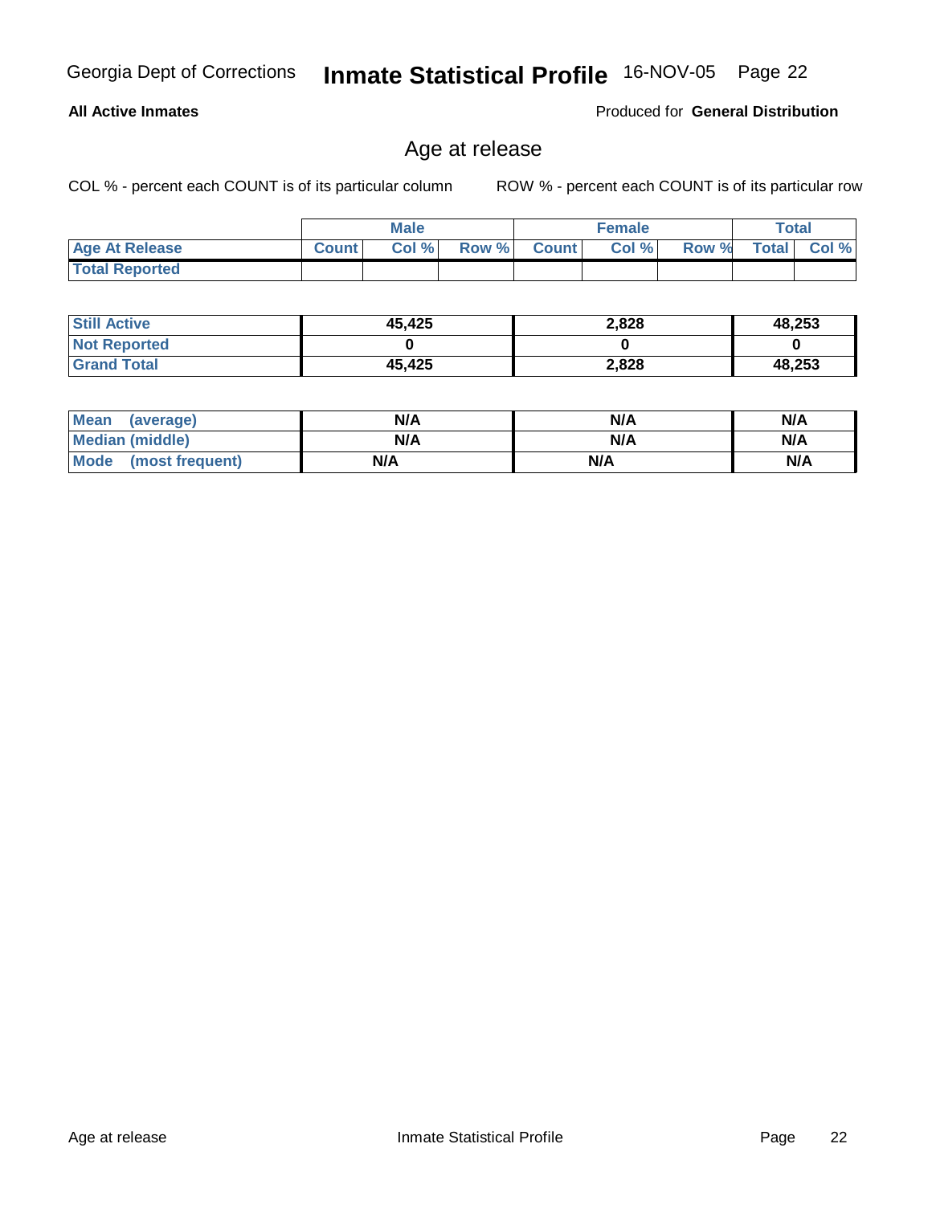Georgia Dept of Corrections **Inmate Statistical Profile** 16-NOV-05

**All Active Inmates**

Produced for **General Distribution**

## Age at release

COL % - percent each COUNT is of its particular column

ROW % - percent each COUNT is of its particular row

| | Male | | | Female | | | Total | |
|---|---|---|---|---|---|---|---|---|
| **Age At Release** | **Count** | **Col %** | **Row %** | **Count** | **Col %** | **Row %** | **Total** | **Col %** |
| **Total Reported** | | | | | | | | |

| | Male | Female | Total |
|---|---|---|---|
| **Still Active** | **45,425** | **2,828** | **48,253** |
| **Not Reported** | **0** | **0** | **0** |
| **Grand Total** | **45,425** | **2,828** | **48,253** |

| | Male | Female | Total |
|---|---|---|---|
| **Mean (average)** | **N/A** | **N/A** | **N/A** |
| **Median (middle)** | **N/A** | **N/A** | **N/A** |
| **Mode (most frequent)** | **N/A** | **N/A** | **N/A** |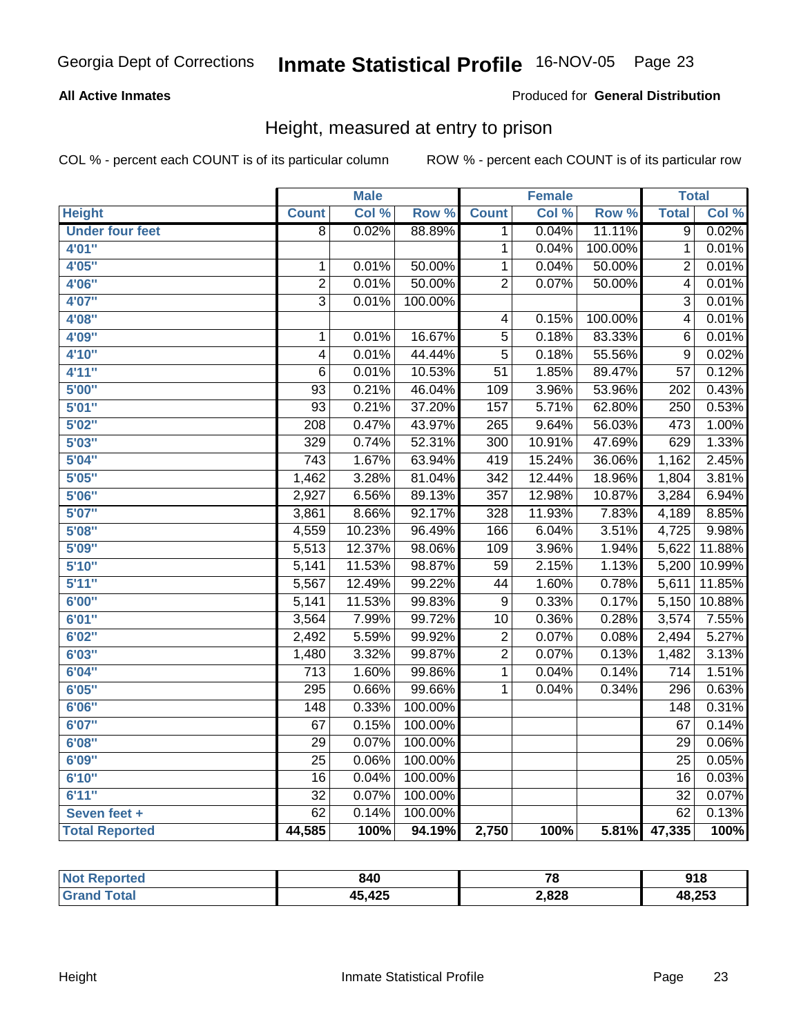Georgia Dept of Corrections **Inmate Statistical Profile** 16-NOV-05

**All Active Inmates**

Produced for **General Distribution**

## Height, measured at entry to prison

COL % - percent each COUNT is of its particular column ROW % - percent each COUNT is of its particular row

| | Male | | | Female | | | Total | |
|---|---|---|---|---|---|---|---|---|
| Height | Count | Col % | Row % | Count | Col % | Row % | Total | Col % |
| Under four feet | 8 | 0.02% | 88.89% | 1 | 0.04% | 11.11% | 9 | 0.02% |
| 4'01" | | | | 1 | 0.04% | 100.00% | 1 | 0.01% |
| 4'05" | 1 | 0.01% | 50.00% | 1 | 0.04% | 50.00% | 2 | 0.01% |
| 4'06" | 2 | 0.01% | 50.00% | 2 | 0.07% | 50.00% | 4 | 0.01% |
| 4'07" | 3 | 0.01% | 100.00% | | | | 3 | 0.01% |
| 4'08" | | | | 4 | 0.15% | 100.00% | 4 | 0.01% |
| 4'09" | 1 | 0.01% | 16.67% | 5 | 0.18% | 83.33% | 6 | 0.01% |
| 4'10" | 4 | 0.01% | 44.44% | 5 | 0.18% | 55.56% | 9 | 0.02% |
| 4'11" | 6 | 0.01% | 10.53% | 51 | 1.85% | 89.47% | 57 | 0.12% |
| 5'00" | 93 | 0.21% | 46.04% | 109 | 3.96% | 53.96% | 202 | 0.43% |
| 5'01" | 93 | 0.21% | 37.20% | 157 | 5.71% | 62.80% | 250 | 0.53% |
| 5'02" | 208 | 0.47% | 43.97% | 265 | 9.64% | 56.03% | 473 | 1.00% |
| 5'03" | 329 | 0.74% | 52.31% | 300 | 10.91% | 47.69% | 629 | 1.33% |
| 5'04" | 743 | 1.67% | 63.94% | 419 | 15.24% | 36.06% | 1,162 | 2.45% |
| 5'05" | 1,462 | 3.28% | 81.04% | 342 | 12.44% | 18.96% | 1,804 | 3.81% |
| 5'06" | 2,927 | 6.56% | 89.13% | 357 | 12.98% | 10.87% | 3,284 | 6.94% |
| 5'07" | 3,861 | 8.66% | 92.17% | 328 | 11.93% | 7.83% | 4,189 | 8.85% |
| 5'08" | 4,559 | 10.23% | 96.49% | 166 | 6.04% | 3.51% | 4,725 | 9.98% |
| 5'09" | 5,513 | 12.37% | 98.06% | 109 | 3.96% | 1.94% | 5,622 | 11.88% |
| 5'10" | 5,141 | 11.53% | 98.87% | 59 | 2.15% | 1.13% | 5,200 | 10.99% |
| 5'11" | 5,567 | 12.49% | 99.22% | 44 | 1.60% | 0.78% | 5,611 | 11.85% |
| 6'00" | 5,141 | 11.53% | 99.83% | 9 | 0.33% | 0.17% | 5,150 | 10.88% |
| 6'01" | 3,564 | 7.99% | 99.72% | 10 | 0.36% | 0.28% | 3,574 | 7.55% |
| 6'02" | 2,492 | 5.59% | 99.92% | 2 | 0.07% | 0.08% | 2,494 | 5.27% |
| 6'03" | 1,480 | 3.32% | 99.87% | 2 | 0.07% | 0.13% | 1,482 | 3.13% |
| 6'04" | 713 | 1.60% | 99.86% | 1 | 0.04% | 0.14% | 714 | 1.51% |
| 6'05" | 295 | 0.66% | 99.66% | 1 | 0.04% | 0.34% | 296 | 0.63% |
| 6'06" | 148 | 0.33% | 100.00% | | | | 148 | 0.31% |
| 6'07" | 67 | 0.15% | 100.00% | | | | 67 | 0.14% |
| 6'08" | 29 | 0.07% | 100.00% | | | | 29 | 0.06% |
| 6'09" | 25 | 0.06% | 100.00% | | | | 25 | 0.05% |
| 6'10" | 16 | 0.04% | 100.00% | | | | 16 | 0.03% |
| 6'11" | 32 | 0.07% | 100.00% | | | | 32 | 0.07% |
| Seven feet + | 62 | 0.14% | 100.00% | | | | 62 | 0.13% |
| **Total Reported** | **44,585** | **100%** | **94.19%** | **2,750** | **100%** | **5.81%** | **47,335** | **100%** |

| | Male | Female | Total |
|---|---|---|---|
| Not Reported | 840 | 78 | 918 |
| Grand Total | 45,425 | 2,828 | 48,253 |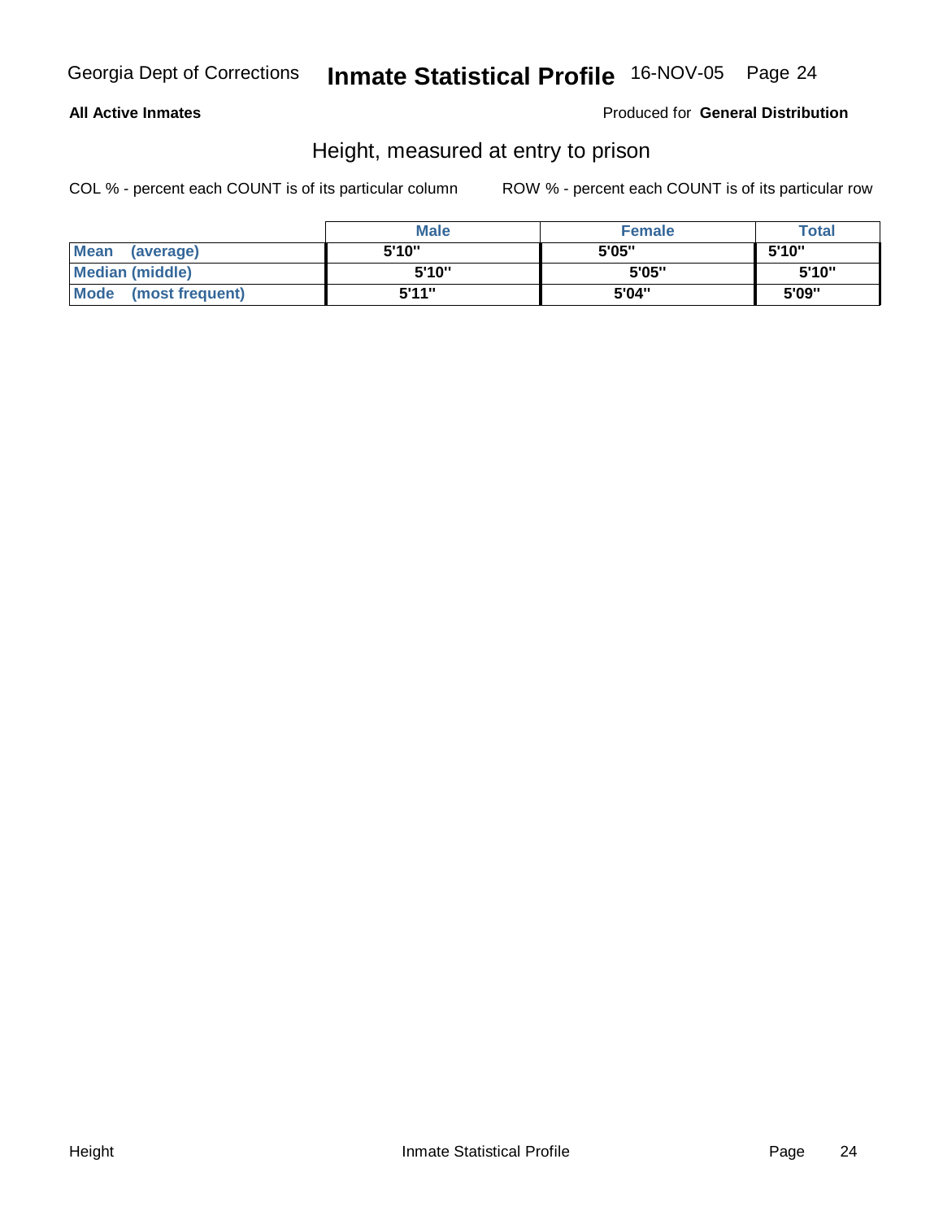Georgia Dept of Corrections **Inmate Statistical Profile** 16-NOV-05

**All Active Inmates**

Produced for **General Distribution**

## Height, measured at entry to prison

COL % - percent each COUNT is of its particular column

ROW % - percent each COUNT is of its particular row

| | Male | Female | Total |
|---|---|---|---|
| **Mean (average)** | 5'10" | 5'05" | 5'10" |
| **Median (middle)** | 5'10" | 5'05" | 5'10" |
| **Mode (most frequent)** | 5'11" | 5'04" | 5'09" |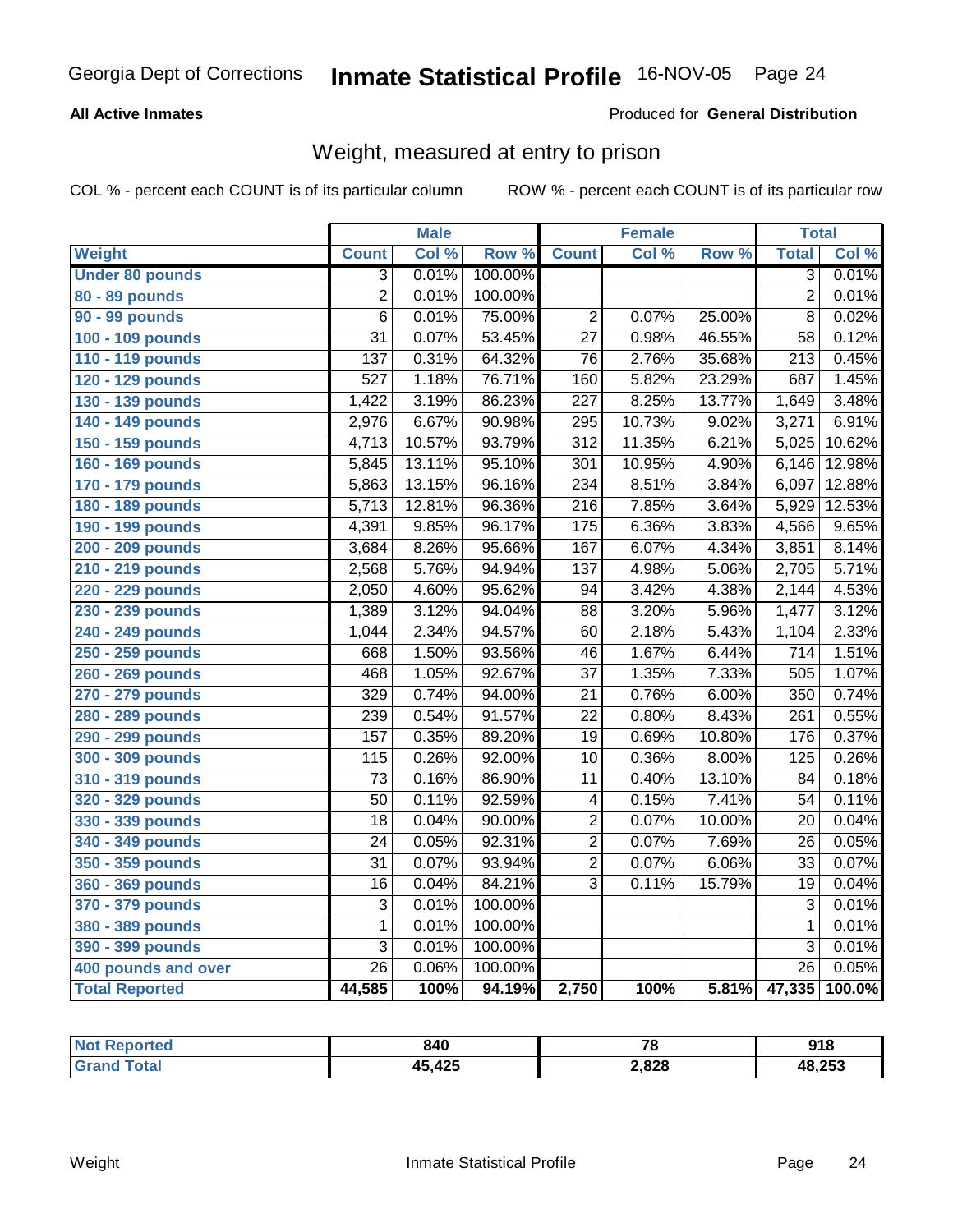Georgia Dept of Corrections **Inmate Statistical Profile** 16-NOV-05

**All Active Inmates**

Produced for **General Distribution**

## Weight, measured at entry to prison

COL % - percent each COUNT is of its particular column

ROW % - percent each COUNT is of its particular row

| | Male | | | Female | | | Total | |
|---|---|---|---|---|---|---|---|---|
| **Weight** | **Count** | **Col %** | **Row %** | **Count** | **Col %** | **Row %** | **Total** | **Col %** |
| **Under 80 pounds** | 3 | 0.01% | 100.00% | | | | 3 | 0.01% |
| **80 - 89 pounds** | 2 | 0.01% | 100.00% | | | | 2 | 0.01% |
| **90 - 99 pounds** | 6 | 0.01% | 75.00% | 2 | 0.07% | 25.00% | 8 | 0.02% |
| **100 - 109 pounds** | 31 | 0.07% | 53.45% | 27 | 0.98% | 46.55% | 58 | 0.12% |
| **110 - 119 pounds** | 137 | 0.31% | 64.32% | 76 | 2.76% | 35.68% | 213 | 0.45% |
| **120 - 129 pounds** | 527 | 1.18% | 76.71% | 160 | 5.82% | 23.29% | 687 | 1.45% |
| **130 - 139 pounds** | 1,422 | 3.19% | 86.23% | 227 | 8.25% | 13.77% | 1,649 | 3.48% |
| **140 - 149 pounds** | 2,976 | 6.67% | 90.98% | 295 | 10.73% | 9.02% | 3,271 | 6.91% |
| **150 - 159 pounds** | 4,713 | 10.57% | 93.79% | 312 | 11.35% | 6.21% | 5,025 | 10.62% |
| **160 - 169 pounds** | 5,845 | 13.11% | 95.10% | 301 | 10.95% | 4.90% | 6,146 | 12.98% |
| **170 - 179 pounds** | 5,863 | 13.15% | 96.16% | 234 | 8.51% | 3.84% | 6,097 | 12.88% |
| **180 - 189 pounds** | 5,713 | 12.81% | 96.36% | 216 | 7.85% | 3.64% | 5,929 | 12.53% |
| **190 - 199 pounds** | 4,391 | 9.85% | 96.17% | 175 | 6.36% | 3.83% | 4,566 | 9.65% |
| **200 - 209 pounds** | 3,684 | 8.26% | 95.66% | 167 | 6.07% | 4.34% | 3,851 | 8.14% |
| **210 - 219 pounds** | 2,568 | 5.76% | 94.94% | 137 | 4.98% | 5.06% | 2,705 | 5.71% |
| **220 - 229 pounds** | 2,050 | 4.60% | 95.62% | 94 | 3.42% | 4.38% | 2,144 | 4.53% |
| **230 - 239 pounds** | 1,389 | 3.12% | 94.04% | 88 | 3.20% | 5.96% | 1,477 | 3.12% |
| **240 - 249 pounds** | 1,044 | 2.34% | 94.57% | 60 | 2.18% | 5.43% | 1,104 | 2.33% |
| **250 - 259 pounds** | 668 | 1.50% | 93.56% | 46 | 1.67% | 6.44% | 714 | 1.51% |
| **260 - 269 pounds** | 468 | 1.05% | 92.67% | 37 | 1.35% | 7.33% | 505 | 1.07% |
| **270 - 279 pounds** | 329 | 0.74% | 94.00% | 21 | 0.76% | 6.00% | 350 | 0.74% |
| **280 - 289 pounds** | 239 | 0.54% | 91.57% | 22 | 0.80% | 8.43% | 261 | 0.55% |
| **290 - 299 pounds** | 157 | 0.35% | 89.20% | 19 | 0.69% | 10.80% | 176 | 0.37% |
| **300 - 309 pounds** | 115 | 0.26% | 92.00% | 10 | 0.36% | 8.00% | 125 | 0.26% |
| **310 - 319 pounds** | 73 | 0.16% | 86.90% | 11 | 0.40% | 13.10% | 84 | 0.18% |
| **320 - 329 pounds** | 50 | 0.11% | 92.59% | 4 | 0.15% | 7.41% | 54 | 0.11% |
| **330 - 339 pounds** | 18 | 0.04% | 90.00% | 2 | 0.07% | 10.00% | 20 | 0.04% |
| **340 - 349 pounds** | 24 | 0.05% | 92.31% | 2 | 0.07% | 7.69% | 26 | 0.05% |
| **350 - 359 pounds** | 31 | 0.07% | 93.94% | 2 | 0.07% | 6.06% | 33 | 0.07% |
| **360 - 369 pounds** | 16 | 0.04% | 84.21% | 3 | 0.11% | 15.79% | 19 | 0.04% |
| **370 - 379 pounds** | 3 | 0.01% | 100.00% | | | | 3 | 0.01% |
| **380 - 389 pounds** | 1 | 0.01% | 100.00% | | | | 1 | 0.01% |
| **390 - 399 pounds** | 3 | 0.01% | 100.00% | | | | 3 | 0.01% |
| **400 pounds and over** | 26 | 0.06% | 100.00% | | | | 26 | 0.05% |
| **Total Reported** | **44,585** | **100%** | **94.19%** | **2,750** | **100%** | **5.81%** | **47,335** | **100.0%** |

| | Male | Female | Total |
|---|---|---|---|
| **Not Reported** | **840** | **78** | **918** |
| **Grand Total** | **45,425** | **2,828** | **48,253** |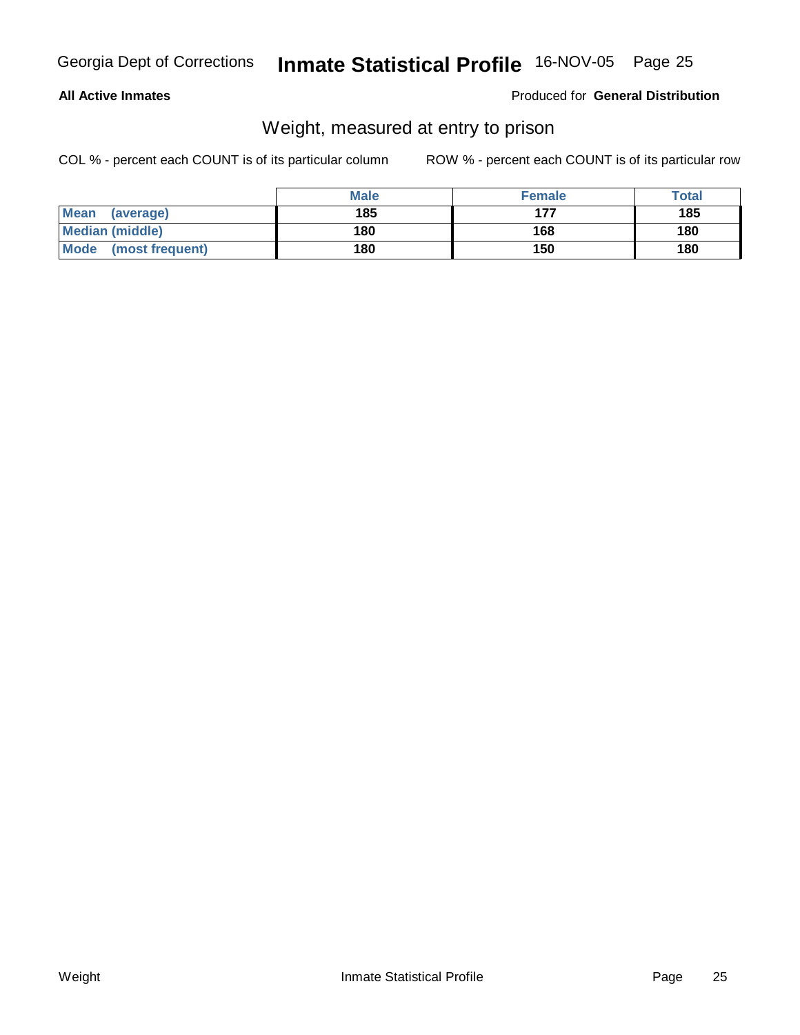**All Active Inmates**

Produced for **General Distribution**

## Weight, measured at entry to prison

COL % - percent each COUNT is of its particular column

ROW % - percent each COUNT is of its particular row

| | Male | Female | Total |
|---|---|---|---|
| **Mean (average)** | **185** | **177** | **185** |
| **Median (middle)** | **180** | **168** | **180** |
| **Mode (most frequent)** | **180** | **150** | **180** |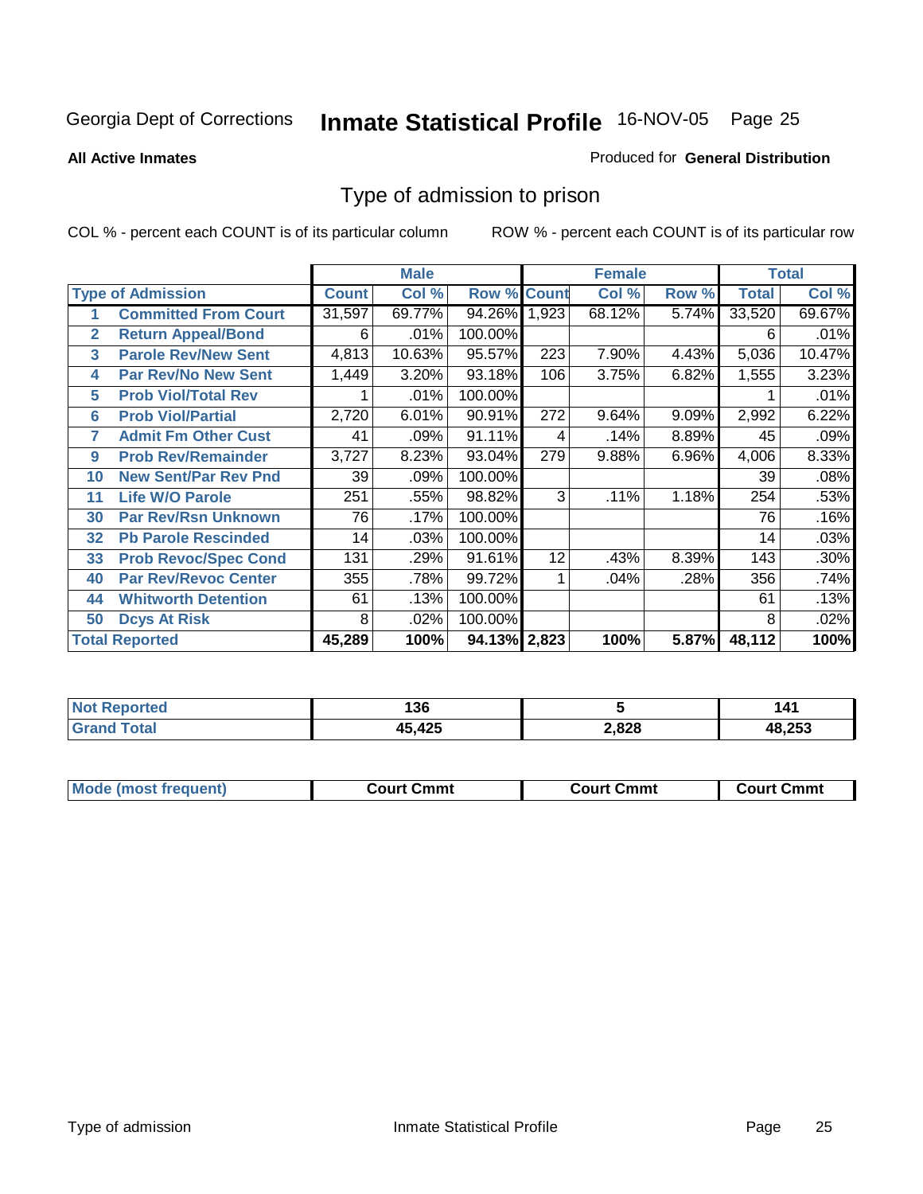Georgia Dept of Corrections **Inmate Statistical Profile** 16-NOV-05

**All Active Inmates**

Produced for **General Distribution**

## Type of admission to prison

COL % - percent each COUNT is of its particular column

ROW % - percent each COUNT is of its particular row

| | | Male | | | Female | | | Total | |
|---|---|---|---|---|---|---|---|---|---|
| **Type of Admission** | | **Count** | **Col %** | **Row %** | **Count** | **Col %** | **Row %** | **Total** | **Col %** |
| 1 | Committed From Court | 31,597 | 69.77% | 94.26% | 1,923 | 68.12% | 5.74% | 33,520 | 69.67% |
| 2 | Return Appeal/Bond | 6 | .01% | 100.00% | | | | 6 | .01% |
| 3 | Parole Rev/New Sent | 4,813 | 10.63% | 95.57% | 223 | 7.90% | 4.43% | 5,036 | 10.47% |
| 4 | Par Rev/No New Sent | 1,449 | 3.20% | 93.18% | 106 | 3.75% | 6.82% | 1,555 | 3.23% |
| 5 | Prob Viol/Total Rev | 1 | .01% | 100.00% | | | | 1 | .01% |
| 6 | Prob Viol/Partial | 2,720 | 6.01% | 90.91% | 272 | 9.64% | 9.09% | 2,992 | 6.22% |
| 7 | Admit Fm Other Cust | 41 | .09% | 91.11% | 4 | .14% | 8.89% | 45 | .09% |
| 9 | Prob Rev/Remainder | 3,727 | 8.23% | 93.04% | 279 | 9.88% | 6.96% | 4,006 | 8.33% |
| 10 | New Sent/Par Rev Pnd | 39 | .09% | 100.00% | | | | 39 | .08% |
| 11 | Life W/O Parole | 251 | .55% | 98.82% | 3 | .11% | 1.18% | 254 | .53% |
| 30 | Par Rev/Rsn Unknown | 76 | .17% | 100.00% | | | | 76 | .16% |
| 32 | Pb Parole Rescinded | 14 | .03% | 100.00% | | | | 14 | .03% |
| 33 | Prob Revoc/Spec Cond | 131 | .29% | 91.61% | 12 | .43% | 8.39% | 143 | .30% |
| 40 | Par Rev/Revoc Center | 355 | .78% | 99.72% | 1 | .04% | .28% | 356 | .74% |
| 44 | Whitworth Detention | 61 | .13% | 100.00% | | | | 61 | .13% |
| 50 | Dcys At Risk | 8 | .02% | 100.00% | | | | 8 | .02% |
| **Total Reported** | | **45,289** | **100%** | **94.13%** | **2,823** | **100%** | **5.87%** | **48,112** | **100%** |

| | Male | Female | Total |
|---|---|---|---|
| Not Reported | 136 | 5 | 141 |
| Grand Total | 45,425 | 2,828 | 48,253 |

| | Male | Female | Total |
|---|---|---|---|
| Mode (most frequent) | Court Cmmt | Court Cmmt | Court Cmmt |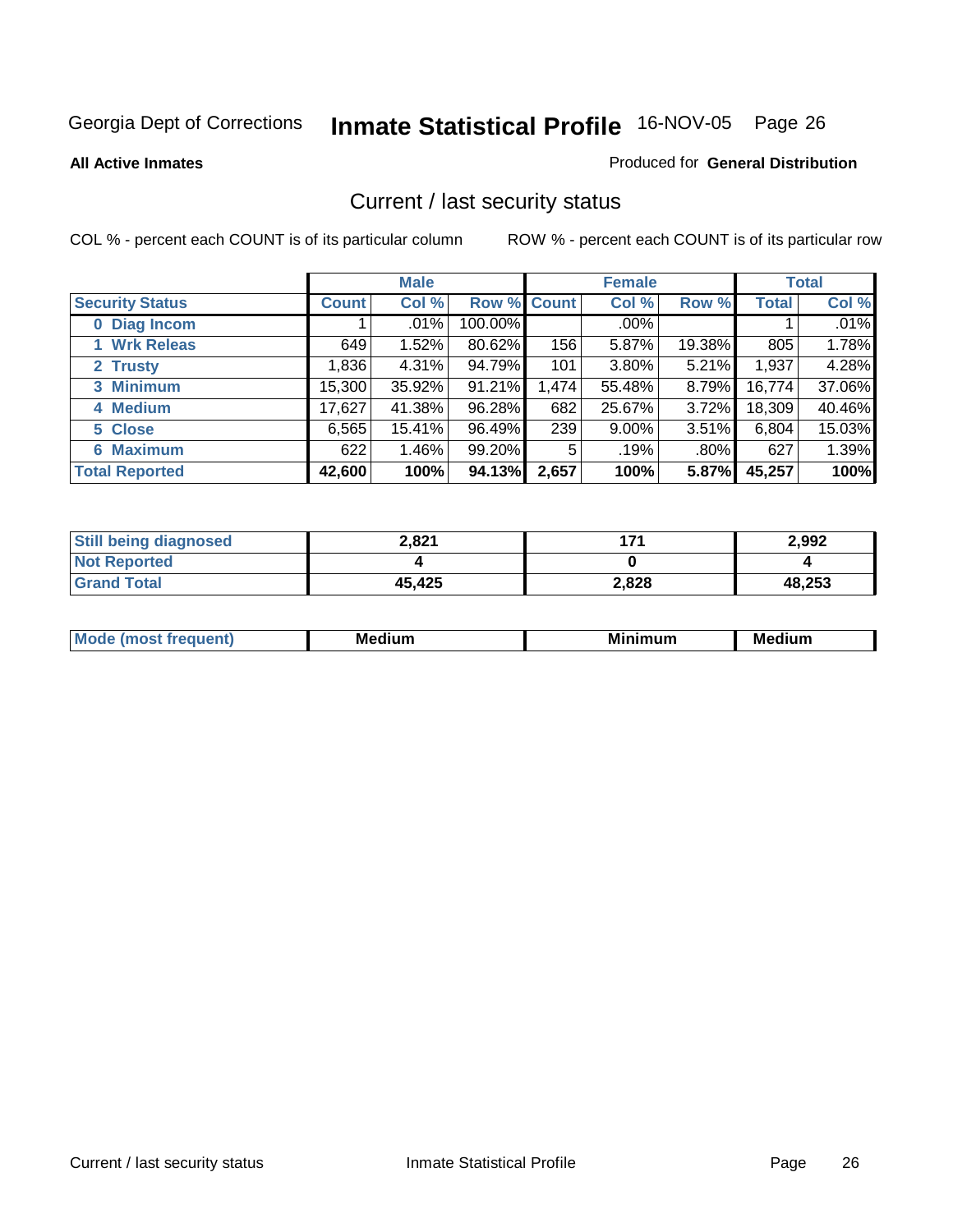Georgia Dept of Corrections **Inmate Statistical Profile** 16-NOV-05 Page 26

**All Active Inmates**

Produced for **General Distribution**

## Current / last security status

COL % - percent each COUNT is of its particular column ROW % - percent each COUNT is of its particular row

| | Male | | | Female | | | Total | |
|---|---|---|---|---|---|---|---|---|
| **Security Status** | **Count** | **Col %** | **Row %** | **Count** | **Col %** | **Row %** | **Total** | **Col %** |
| 0 Diag Incom | 1 | .01% | 100.00% | | .00% | | 1 | .01% |
| 1 Wrk Releas | 649 | 1.52% | 80.62% | 156 | 5.87% | 19.38% | 805 | 1.78% |
| 2 Trusty | 1,836 | 4.31% | 94.79% | 101 | 3.80% | 5.21% | 1,937 | 4.28% |
| 3 Minimum | 15,300 | 35.92% | 91.21% | 1,474 | 55.48% | 8.79% | 16,774 | 37.06% |
| 4 Medium | 17,627 | 41.38% | 96.28% | 682 | 25.67% | 3.72% | 18,309 | 40.46% |
| 5 Close | 6,565 | 15.41% | 96.49% | 239 | 9.00% | 3.51% | 6,804 | 15.03% |
| 6 Maximum | 622 | 1.46% | 99.20% | 5 | .19% | .80% | 627 | 1.39% |
| **Total Reported** | **42,600** | **100%** | **94.13%** | **2,657** | **100%** | **5.87%** | **45,257** | **100%** |

| | Male | Female | Total |
|---|---|---|---|
| Still being diagnosed | 2,821 | 171 | 2,992 |
| Not Reported | 4 | 0 | 4 |
| Grand Total | 45,425 | 2,828 | 48,253 |

| | Male | Female | Total |
|---|---|---|---|
| Mode (most frequent) | Medium | Minimum | Medium |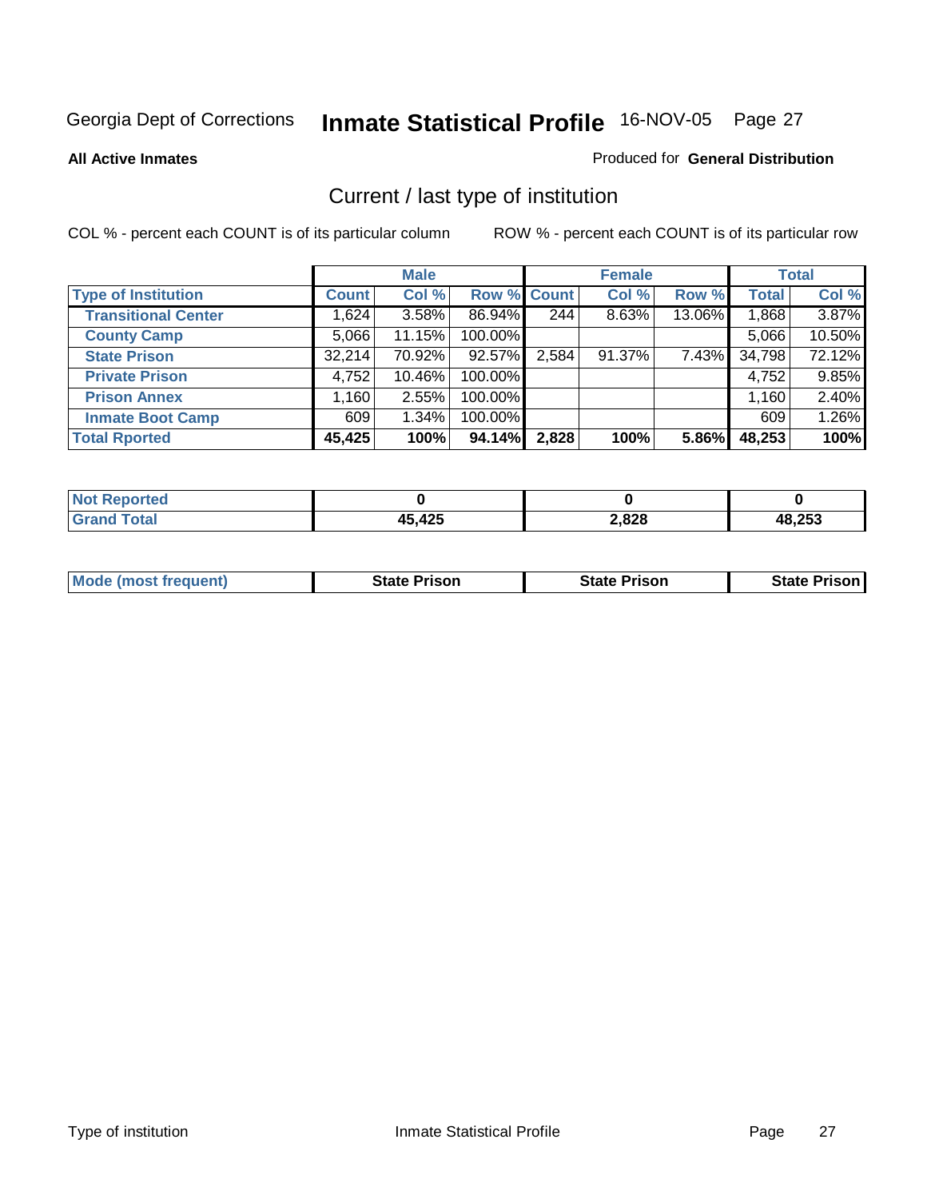Georgia Dept of Corrections **Inmate Statistical Profile** 16-NOV-05

**All Active Inmates**

Produced for **General Distribution**

## Current / last type of institution

COL % - percent each COUNT is of its particular column

ROW % - percent each COUNT is of its particular row

| | Male | | | Female | | | Total | |
|---|---|---|---|---|---|---|---|---|
| **Type of Institution** | **Count** | **Col %** | **Row %** | **Count** | **Col %** | **Row %** | **Total** | **Col %** |
| **Transitional Center** | 1,624 | 3.58% | 86.94% | 244 | 8.63% | 13.06% | 1,868 | 3.87% |
| **County Camp** | 5,066 | 11.15% | 100.00% | | | | 5,066 | 10.50% |
| **State Prison** | 32,214 | 70.92% | 92.57% | 2,584 | 91.37% | 7.43% | 34,798 | 72.12% |
| **Private Prison** | 4,752 | 10.46% | 100.00% | | | | 4,752 | 9.85% |
| **Prison Annex** | 1,160 | 2.55% | 100.00% | | | | 1,160 | 2.40% |
| **Inmate Boot Camp** | 609 | 1.34% | 100.00% | | | | 609 | 1.26% |
| **Total Rported** | **45,425** | **100%** | **94.14%** | **2,828** | **100%** | **5.86%** | **48,253** | **100%** |

| | Male | Female | Total |
|---|---|---|---|
| **Not Reported** | **0** | **0** | **0** |
| **Grand Total** | **45,425** | **2,828** | **48,253** |

| | Male | Female | Total |
|---|---|---|---|
| **Mode (most frequent)** | **State Prison** | **State Prison** | **State Prison** |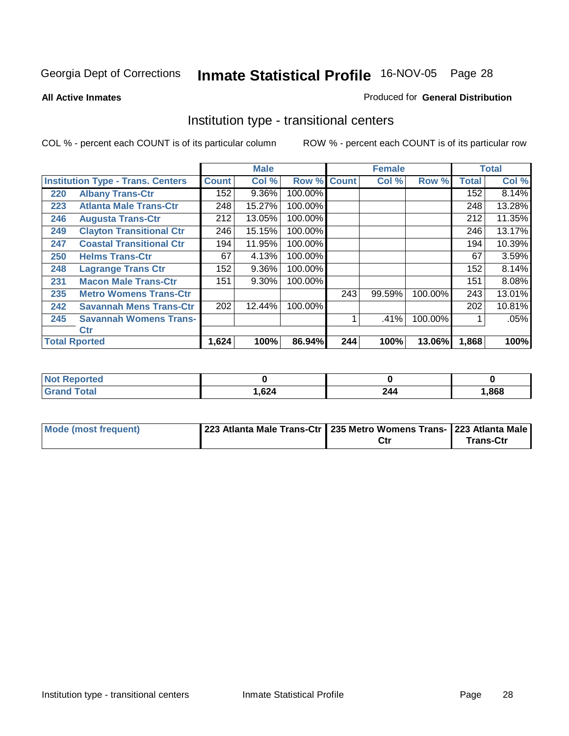Georgia Dept of Corrections **Inmate Statistical Profile** 16-NOV-05

**All Active Inmates**

Produced for **General Distribution**

## Institution type - transitional centers

COL % - percent each COUNT is of its particular column

ROW % - percent each COUNT is of its particular row

| | | Male | | | Female | | | Total | |
|---|---|---|---|---|---|---|---|---|---|
| **Institution Type - Trans. Centers** | | **Count** | **Col %** | **Row %** | **Count** | **Col %** | **Row %** | **Total** | **Col %** |
| 220 | Albany Trans-Ctr | 152 | 9.36% | 100.00% | | | | 152 | 8.14% |
| 223 | Atlanta Male Trans-Ctr | 248 | 15.27% | 100.00% | | | | 248 | 13.28% |
| 246 | Augusta Trans-Ctr | 212 | 13.05% | 100.00% | | | | 212 | 11.35% |
| 249 | Clayton Transitional Ctr | 246 | 15.15% | 100.00% | | | | 246 | 13.17% |
| 247 | Coastal Transitional Ctr | 194 | 11.95% | 100.00% | | | | 194 | 10.39% |
| 250 | Helms Trans-Ctr | 67 | 4.13% | 100.00% | | | | 67 | 3.59% |
| 248 | Lagrange Trans Ctr | 152 | 9.36% | 100.00% | | | | 152 | 8.14% |
| 231 | Macon Male Trans-Ctr | 151 | 9.30% | 100.00% | | | | 151 | 8.08% |
| 235 | Metro Womens Trans-Ctr | | | | 243 | 99.59% | 100.00% | 243 | 13.01% |
| 242 | Savannah Mens Trans-Ctr | 202 | 12.44% | 100.00% | | | | 202 | 10.81% |
| 245 | Savannah Womens Trans-Ctr | | | | 1 | .41% | 100.00% | 1 | .05% |
| **Total Rported** | | **1,624** | **100%** | **86.94%** | **244** | **100%** | **13.06%** | **1,868** | **100%** |

| | Male | Female | Total |
|---|---|---|---|
| **Not Reported** | **0** | **0** | **0** |
| **Grand Total** | **1,624** | **244** | **1,868** |

| | Male | Female | Total |
|---|---|---|---|
| **Mode (most frequent)** | **223 Atlanta Male Trans-Ctr** | **235 Metro Womens Trans-Ctr** | **223 Atlanta Male Trans-Ctr** |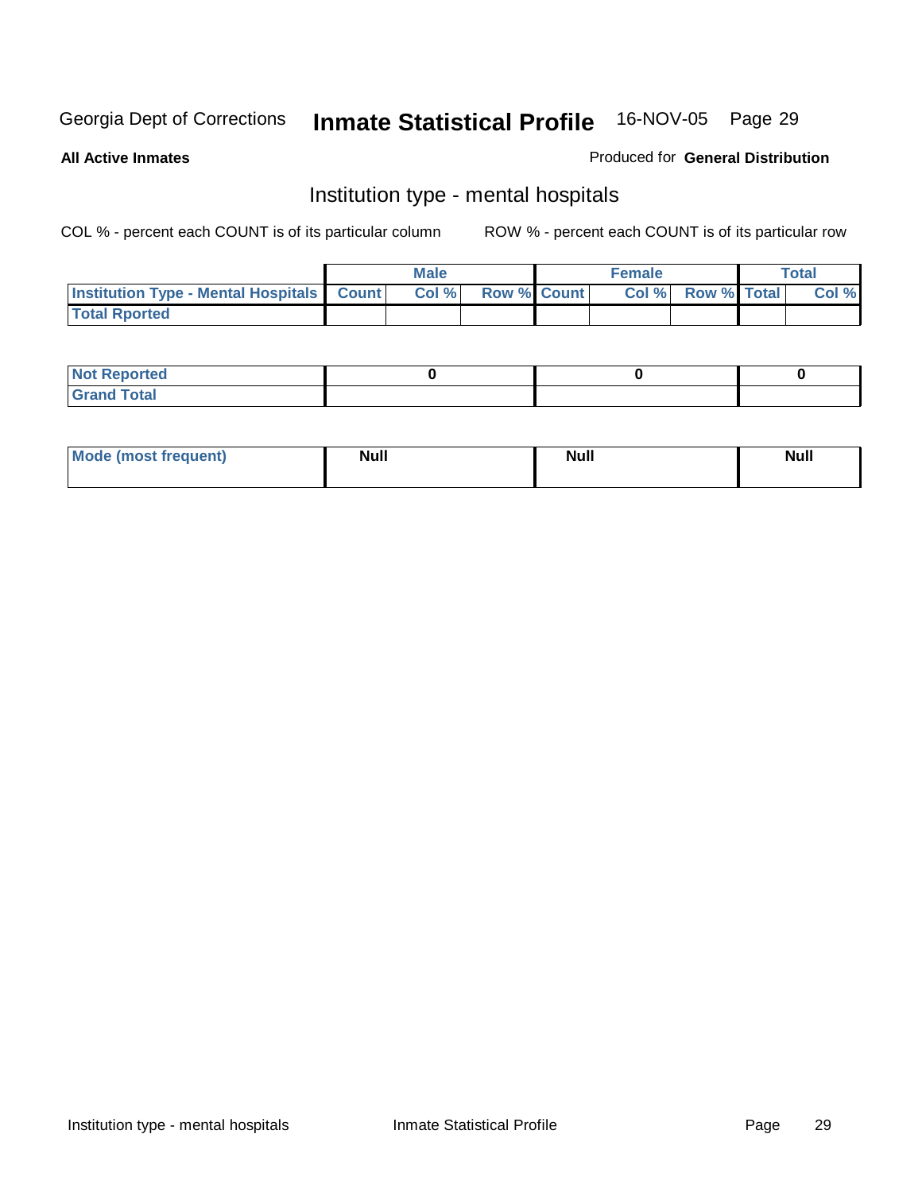Georgia Dept of Corrections **Inmate Statistical Profile** 16-NOV-05

**All Active Inmates**

Produced for **General Distribution**

## Institution type - mental hospitals

COL % - percent each COUNT is of its particular column

ROW % - percent each COUNT is of its particular row

| | Male | | | Female | | | Total | |
|---|---|---|---|---|---|---|---|---|
| **Institution Type - Mental Hospitals** | **Count** | **Col %** | **Row %** | **Count** | **Col %** | **Row %** | **Total** | **Col %** |
| **Total Rported** | | | | | | | | |

| | Male | Female | Total |
|---|---|---|---|
| **Not Reported** | 0 | 0 | 0 |
| **Grand Total** | | | |

| | Male | Female | Total |
|---|---|---|---|
| **Mode (most frequent)** | **Null** | **Null** | **Null** |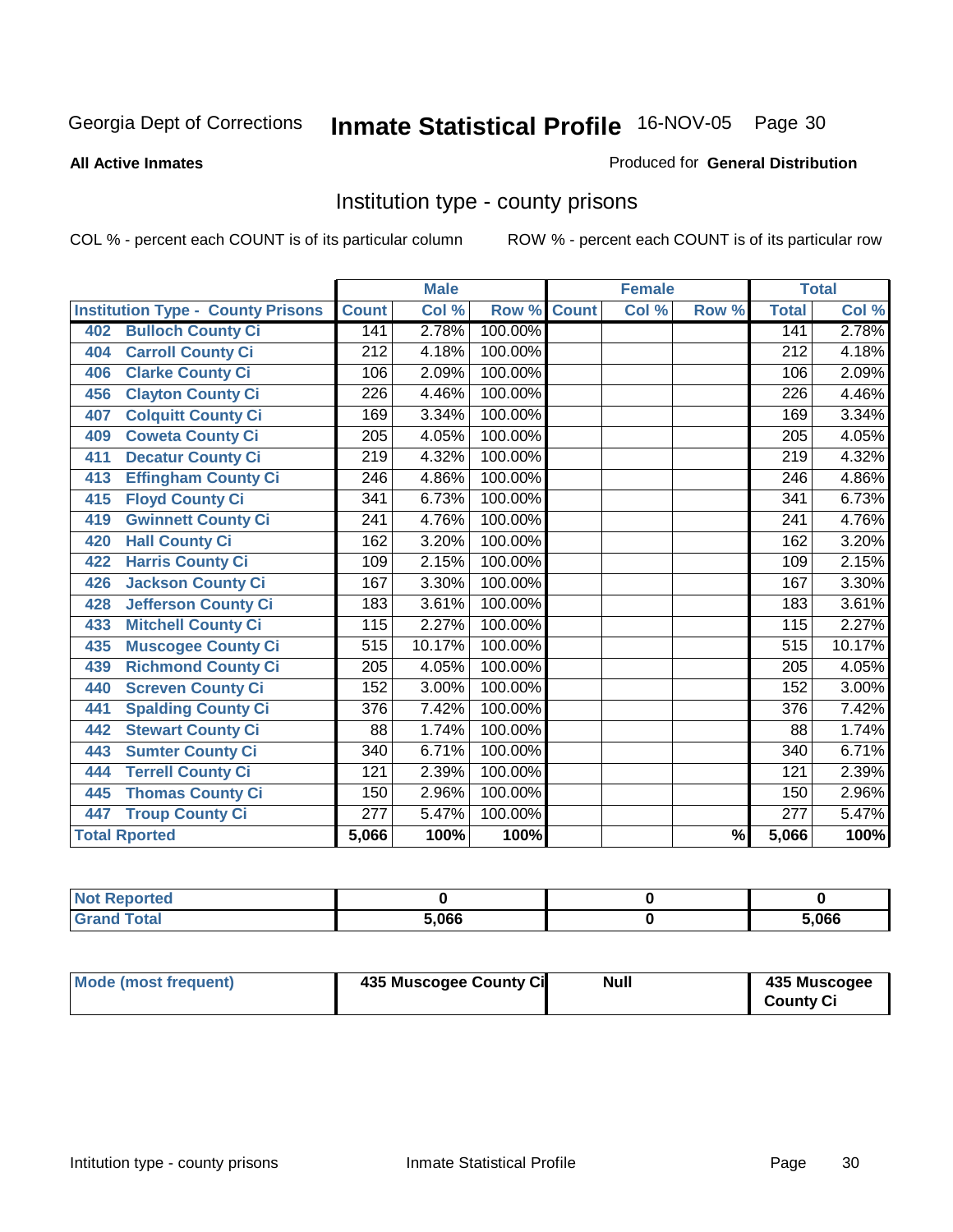Georgia Dept of Corrections **Inmate Statistical Profile** 16-NOV-05 Page 30

**All Active Inmates**

Produced for **General Distribution**

## Institution type - county prisons

COL % - percent each COUNT is of its particular column

ROW % - percent each COUNT is of its particular row

| Institution Type - County Prisons | Male | | | Female | | | Total | |
|---|---|---|---|---|---|---|---|---|
| | Count | Col % | Row % | Count | Col % | Row % | Total | Col % |
| 402 Bulloch County Ci | 141 | 2.78% | 100.00% | | | | 141 | 2.78% |
| 404 Carroll County Ci | 212 | 4.18% | 100.00% | | | | 212 | 4.18% |
| 406 Clarke County Ci | 106 | 2.09% | 100.00% | | | | 106 | 2.09% |
| 456 Clayton County Ci | 226 | 4.46% | 100.00% | | | | 226 | 4.46% |
| 407 Colquitt County Ci | 169 | 3.34% | 100.00% | | | | 169 | 3.34% |
| 409 Coweta County Ci | 205 | 4.05% | 100.00% | | | | 205 | 4.05% |
| 411 Decatur County Ci | 219 | 4.32% | 100.00% | | | | 219 | 4.32% |
| 413 Effingham County Ci | 246 | 4.86% | 100.00% | | | | 246 | 4.86% |
| 415 Floyd County Ci | 341 | 6.73% | 100.00% | | | | 341 | 6.73% |
| 419 Gwinnett County Ci | 241 | 4.76% | 100.00% | | | | 241 | 4.76% |
| 420 Hall County Ci | 162 | 3.20% | 100.00% | | | | 162 | 3.20% |
| 422 Harris County Ci | 109 | 2.15% | 100.00% | | | | 109 | 2.15% |
| 426 Jackson County Ci | 167 | 3.30% | 100.00% | | | | 167 | 3.30% |
| 428 Jefferson County Ci | 183 | 3.61% | 100.00% | | | | 183 | 3.61% |
| 433 Mitchell County Ci | 115 | 2.27% | 100.00% | | | | 115 | 2.27% |
| 435 Muscogee County Ci | 515 | 10.17% | 100.00% | | | | 515 | 10.17% |
| 439 Richmond County Ci | 205 | 4.05% | 100.00% | | | | 205 | 4.05% |
| 440 Screven County Ci | 152 | 3.00% | 100.00% | | | | 152 | 3.00% |
| 441 Spalding County Ci | 376 | 7.42% | 100.00% | | | | 376 | 7.42% |
| 442 Stewart County Ci | 88 | 1.74% | 100.00% | | | | 88 | 1.74% |
| 443 Sumter County Ci | 340 | 6.71% | 100.00% | | | | 340 | 6.71% |
| 444 Terrell County Ci | 121 | 2.39% | 100.00% | | | | 121 | 2.39% |
| 445 Thomas County Ci | 150 | 2.96% | 100.00% | | | | 150 | 2.96% |
| 447 Troup County Ci | 277 | 5.47% | 100.00% | | | | 277 | 5.47% |
| **Total Rported** | **5,066** | **100%** | **100%** | | | **%** | **5,066** | **100%** |

| | Male | Female | Total |
|---|---|---|---|
| Not Reported | 0 | 0 | 0 |
| Grand Total | 5,066 | 0 | 5,066 |

| | Male | Female | Total |
|---|---|---|---|
| Mode (most frequent) | 435 Muscogee County Ci | Null | 435 Muscogee County Ci |

Intitution type - county prisons Inmate Statistical Profile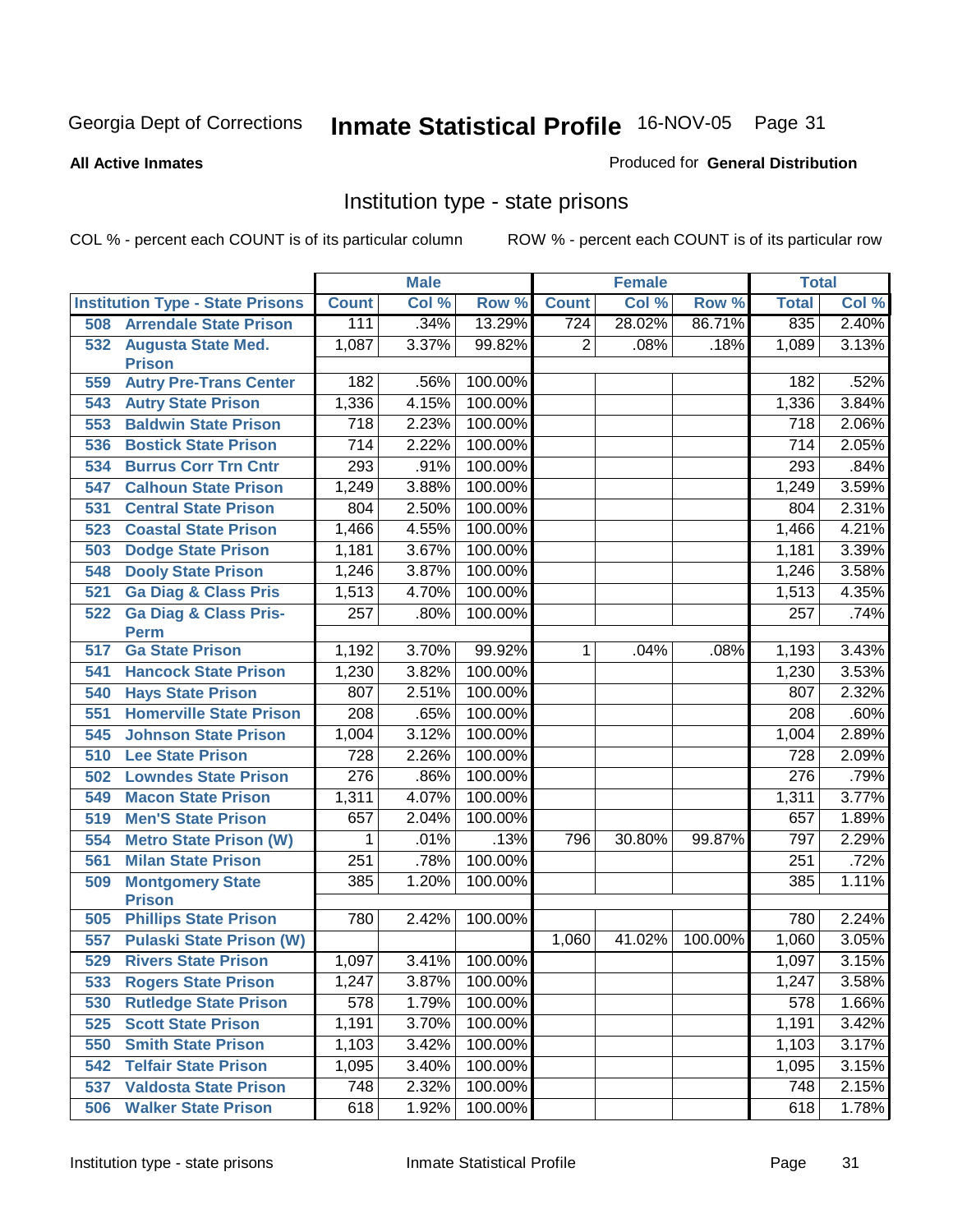Georgia Dept of Corrections **Inmate Statistical Profile** 16-NOV-05

**All Active Inmates**

Produced for **General Distribution**

## Institution type - state prisons

COL % - percent each COUNT is of its particular column ROW % - percent each COUNT is of its particular row

| | Male | | | Female | | | Total | |
|---|---|---|---|---|---|---|---|---|
| Institution Type - State Prisons | Count | Col % | Row % | Count | Col % | Row % | Total | Col % |
| 508 Arrendale State Prison | 111 | .34% | 13.29% | 724 | 28.02% | 86.71% | 835 | 2.40% |
| 532 Augusta State Med. Prison | 1,087 | 3.37% | 99.82% | 2 | .08% | .18% | 1,089 | 3.13% |
| 559 Autry Pre-Trans Center | 182 | .56% | 100.00% | | | | 182 | .52% |
| 543 Autry State Prison | 1,336 | 4.15% | 100.00% | | | | 1,336 | 3.84% |
| 553 Baldwin State Prison | 718 | 2.23% | 100.00% | | | | 718 | 2.06% |
| 536 Bostick State Prison | 714 | 2.22% | 100.00% | | | | 714 | 2.05% |
| 534 Burrus Corr Trn Cntr | 293 | .91% | 100.00% | | | | 293 | .84% |
| 547 Calhoun State Prison | 1,249 | 3.88% | 100.00% | | | | 1,249 | 3.59% |
| 531 Central State Prison | 804 | 2.50% | 100.00% | | | | 804 | 2.31% |
| 523 Coastal State Prison | 1,466 | 4.55% | 100.00% | | | | 1,466 | 4.21% |
| 503 Dodge State Prison | 1,181 | 3.67% | 100.00% | | | | 1,181 | 3.39% |
| 548 Dooly State Prison | 1,246 | 3.87% | 100.00% | | | | 1,246 | 3.58% |
| 521 Ga Diag & Class Pris | 1,513 | 4.70% | 100.00% | | | | 1,513 | 4.35% |
| 522 Ga Diag & Class Pris-Perm | 257 | .80% | 100.00% | | | | 257 | .74% |
| 517 Ga State Prison | 1,192 | 3.70% | 99.92% | 1 | .04% | .08% | 1,193 | 3.43% |
| 541 Hancock State Prison | 1,230 | 3.82% | 100.00% | | | | 1,230 | 3.53% |
| 540 Hays State Prison | 807 | 2.51% | 100.00% | | | | 807 | 2.32% |
| 551 Homerville State Prison | 208 | .65% | 100.00% | | | | 208 | .60% |
| 545 Johnson State Prison | 1,004 | 3.12% | 100.00% | | | | 1,004 | 2.89% |
| 510 Lee State Prison | 728 | 2.26% | 100.00% | | | | 728 | 2.09% |
| 502 Lowndes State Prison | 276 | .86% | 100.00% | | | | 276 | .79% |
| 549 Macon State Prison | 1,311 | 4.07% | 100.00% | | | | 1,311 | 3.77% |
| 519 Men'S State Prison | 657 | 2.04% | 100.00% | | | | 657 | 1.89% |
| 554 Metro State Prison (W) | 1 | .01% | .13% | 796 | 30.80% | 99.87% | 797 | 2.29% |
| 561 Milan State Prison | 251 | .78% | 100.00% | | | | 251 | .72% |
| 509 Montgomery State Prison | 385 | 1.20% | 100.00% | | | | 385 | 1.11% |
| 505 Phillips State Prison | 780 | 2.42% | 100.00% | | | | 780 | 2.24% |
| 557 Pulaski State Prison (W) | | | | 1,060 | 41.02% | 100.00% | 1,060 | 3.05% |
| 529 Rivers State Prison | 1,097 | 3.41% | 100.00% | | | | 1,097 | 3.15% |
| 533 Rogers State Prison | 1,247 | 3.87% | 100.00% | | | | 1,247 | 3.58% |
| 530 Rutledge State Prison | 578 | 1.79% | 100.00% | | | | 578 | 1.66% |
| 525 Scott State Prison | 1,191 | 3.70% | 100.00% | | | | 1,191 | 3.42% |
| 550 Smith State Prison | 1,103 | 3.42% | 100.00% | | | | 1,103 | 3.17% |
| 542 Telfair State Prison | 1,095 | 3.40% | 100.00% | | | | 1,095 | 3.15% |
| 537 Valdosta State Prison | 748 | 2.32% | 100.00% | | | | 748 | 2.15% |
| 506 Walker State Prison | 618 | 1.92% | 100.00% | | | | 618 | 1.78% |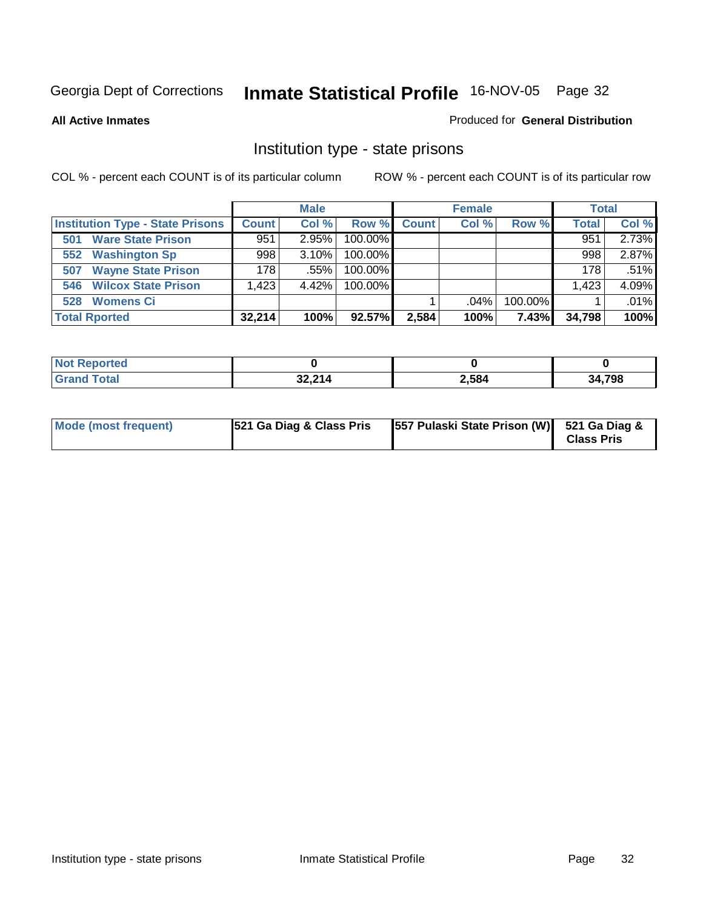Georgia Dept of Corrections **Inmate Statistical Profile** 16-NOV-05

**All Active Inmates**

Produced for **General Distribution**

## Institution type - state prisons

COL % - percent each COUNT is of its particular column    ROW % - percent each COUNT is of its particular row

| | Male | | | Female | | | Total | |
|---|---|---|---|---|---|---|---|---|
| Institution Type - State Prisons | Count | Col % | Row % | Count | Col % | Row % | Total | Col % |
| 501 Ware State Prison | 951 | 2.95% | 100.00% | | | | 951 | 2.73% |
| 552 Washington Sp | 998 | 3.10% | 100.00% | | | | 998 | 2.87% |
| 507 Wayne State Prison | 178 | .55% | 100.00% | | | | 178 | .51% |
| 546 Wilcox State Prison | 1,423 | 4.42% | 100.00% | | | | 1,423 | 4.09% |
| 528 Womens Ci | | | | 1 | .04% | 100.00% | 1 | .01% |
| **Total Rported** | **32,214** | **100%** | **92.57%** | **2,584** | **100%** | **7.43%** | **34,798** | **100%** |

| | Male | Female | Total |
|---|---|---|---|
| Not Reported | 0 | 0 | 0 |
| Grand Total | 32,214 | 2,584 | 34,798 |

| | Male | Female | Total |
|---|---|---|---|
| Mode (most frequent) | 521 Ga Diag & Class Pris | 557 Pulaski State Prison (W) | 521 Ga Diag & Class Pris |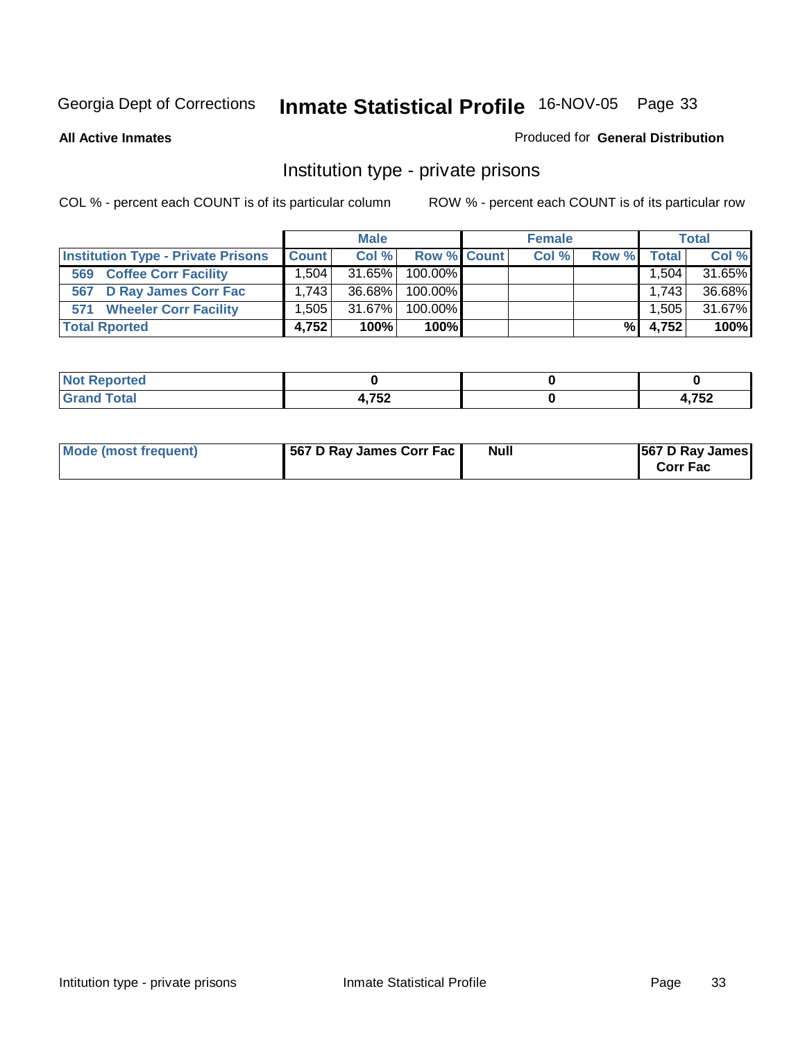Georgia Dept of Corrections **Inmate Statistical Profile** 16-NOV-05 Page 33

**All Active Inmates**

Produced for **General Distribution**

## Institution type - private prisons

COL % - percent each COUNT is of its particular column

ROW % - percent each COUNT is of its particular row

| | Male | | | Female | | | Total | |
|---|---|---|---|---|---|---|---|---|
| Institution Type - Private Prisons | Count | Col % | Row % | Count | Col % | Row % | Total | Col % |
| 569 Coffee Corr Facility | 1,504 | 31.65% | 100.00% | | | | 1,504 | 31.65% |
| 567 D Ray James Corr Fac | 1,743 | 36.68% | 100.00% | | | | 1,743 | 36.68% |
| 571 Wheeler Corr Facility | 1,505 | 31.67% | 100.00% | | | | 1,505 | 31.67% |
| **Total Rported** | **4,752** | **100%** | **100%** | | | **%** | **4,752** | **100%** |

| | Male | Female | Total |
|---|---|---|---|
| Not Reported | 0 | 0 | 0 |
| Grand Total | 4,752 | 0 | 4,752 |

| | Male | Female | Total |
|---|---|---|---|
| Mode (most frequent) | 567 D Ray James Corr Fac | Null | 567 D Ray James Corr Fac |

Intitution type - private prisons Inmate Statistical Profile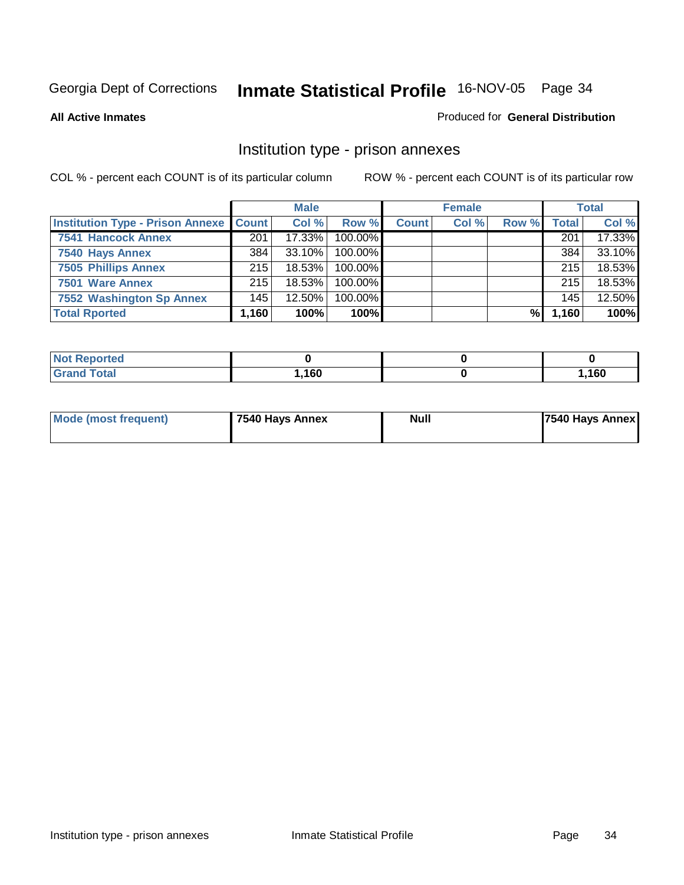Georgia Dept of Corrections **Inmate Statistical Profile** 16-NOV-05 Page 34

**All Active Inmates**

Produced for **General Distribution**

## Institution type - prison annexes

COL % - percent each COUNT is of its particular column

ROW % - percent each COUNT is of its particular row

| | Male | | | Female | | | Total | |
|---|---|---|---|---|---|---|---|---|
| Institution Type - Prison Annexe | Count | Col % | Row % | Count | Col % | Row % | Total | Col % |
| 7541 Hancock Annex | 201 | 17.33% | 100.00% | | | | 201 | 17.33% |
| 7540 Hays Annex | 384 | 33.10% | 100.00% | | | | 384 | 33.10% |
| 7505 Phillips Annex | 215 | 18.53% | 100.00% | | | | 215 | 18.53% |
| 7501 Ware Annex | 215 | 18.53% | 100.00% | | | | 215 | 18.53% |
| 7552 Washington Sp Annex | 145 | 12.50% | 100.00% | | | | 145 | 12.50% |
| **Total Rported** | **1,160** | **100%** | **100%** | | | **%** | **1,160** | **100%** |

| | Male | Female | Total |
|---|---|---|---|
| Not Reported | 0 | 0 | 0 |
| Grand Total | 1,160 | 0 | 1,160 |

| | Male | Female | Total |
|---|---|---|---|
| Mode (most frequent) | 7540 Hays Annex | Null | 7540 Hays Annex |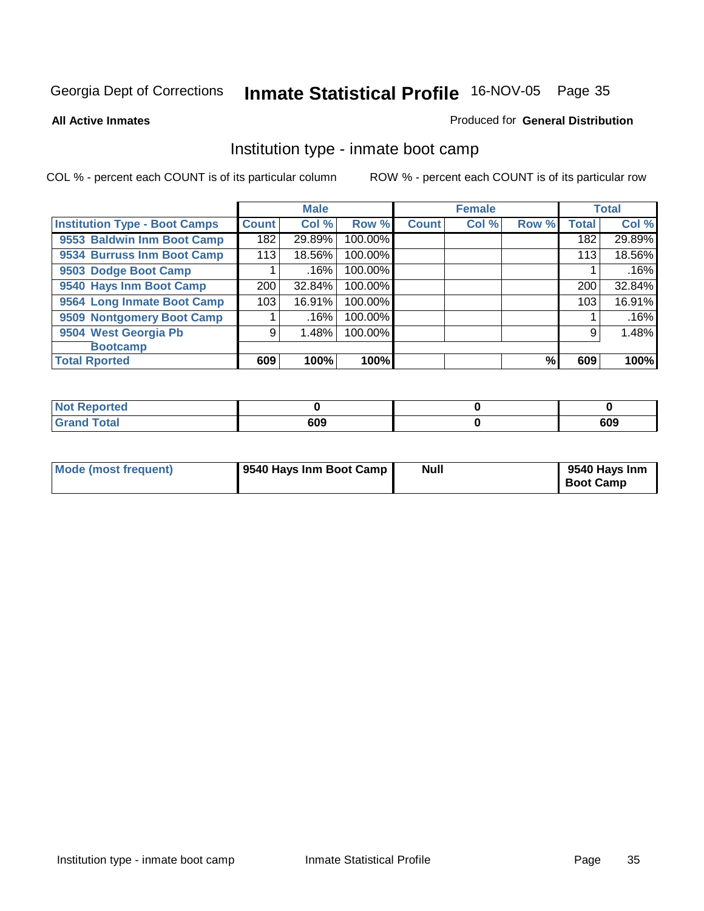Georgia Dept of Corrections **Inmate Statistical Profile** 16-NOV-05

**All Active Inmates**

Produced for **General Distribution**

## Institution type - inmate boot camp

COL % - percent each COUNT is of its particular column

ROW % - percent each COUNT is of its particular row

| | Male | | | Female | | | Total | |
|---|---|---|---|---|---|---|---|---|
| **Institution Type - Boot Camps** | **Count** | **Col %** | **Row %** | **Count** | **Col %** | **Row %** | **Total** | **Col %** |
| **9553 Baldwin Inm Boot Camp** | 182 | 29.89% | 100.00% | | | | 182 | 29.89% |
| **9534 Burruss Inm Boot Camp** | 113 | 18.56% | 100.00% | | | | 113 | 18.56% |
| **9503 Dodge Boot Camp** | 1 | .16% | 100.00% | | | | 1 | .16% |
| **9540 Hays Inm Boot Camp** | 200 | 32.84% | 100.00% | | | | 200 | 32.84% |
| **9564 Long Inmate Boot Camp** | 103 | 16.91% | 100.00% | | | | 103 | 16.91% |
| **9509 Nontgomery Boot Camp** | 1 | .16% | 100.00% | | | | 1 | .16% |
| **9504 West Georgia Pb Bootcamp** | 9 | 1.48% | 100.00% | | | | 9 | 1.48% |
| **Total Rported** | **609** | **100%** | **100%** | | | **%** | **609** | **100%** |

| | Male | Female | Total |
|---|---|---|---|
| **Not Reported** | **0** | **0** | **0** |
| **Grand Total** | **609** | **0** | **609** |

| | Male | Female | Total |
|---|---|---|---|
| **Mode (most frequent)** | **9540 Hays Inm Boot Camp** | **Null** | **9540 Hays Inm Boot Camp** |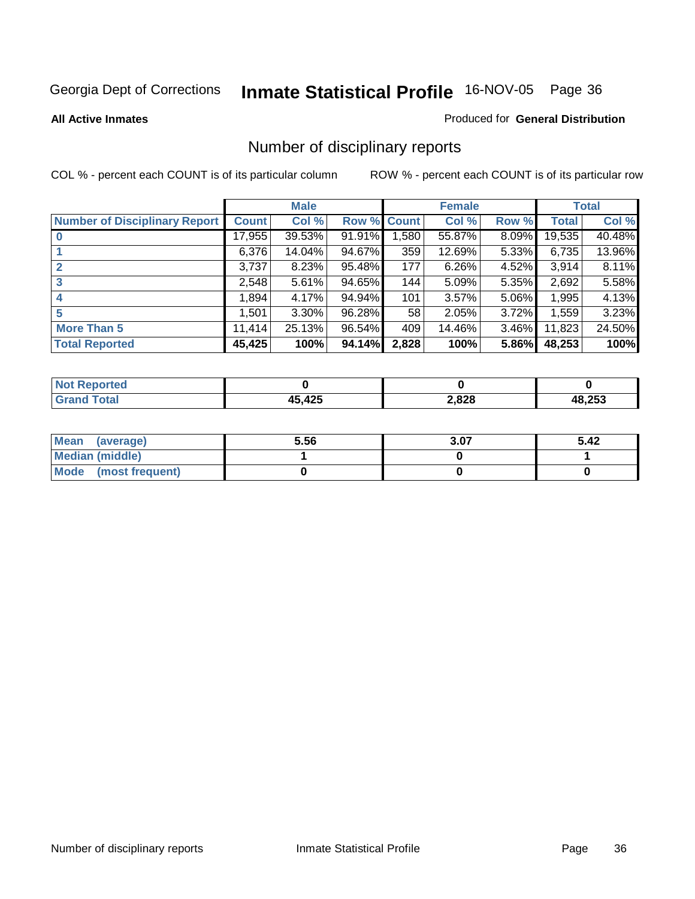Georgia Dept of Corrections **Inmate Statistical Profile** 16-NOV-05 Page 36

**All Active Inmates**

Produced for **General Distribution**

## Number of disciplinary reports

COL % - percent each COUNT is of its particular column

ROW % - percent each COUNT is of its particular row

| | Male | | | Female | | | Total | |
|---|---|---|---|---|---|---|---|---|
| **Number of Disciplinary Report** | **Count** | **Col %** | **Row %** | **Count** | **Col %** | **Row %** | **Total** | **Col %** |
| **0** | 17,955 | 39.53% | 91.91% | 1,580 | 55.87% | 8.09% | 19,535 | 40.48% |
| **1** | 6,376 | 14.04% | 94.67% | 359 | 12.69% | 5.33% | 6,735 | 13.96% |
| **2** | 3,737 | 8.23% | 95.48% | 177 | 6.26% | 4.52% | 3,914 | 8.11% |
| **3** | 2,548 | 5.61% | 94.65% | 144 | 5.09% | 5.35% | 2,692 | 5.58% |
| **4** | 1,894 | 4.17% | 94.94% | 101 | 3.57% | 5.06% | 1,995 | 4.13% |
| **5** | 1,501 | 3.30% | 96.28% | 58 | 2.05% | 3.72% | 1,559 | 3.23% |
| **More Than 5** | 11,414 | 25.13% | 96.54% | 409 | 14.46% | 3.46% | 11,823 | 24.50% |
| **Total Reported** | **45,425** | **100%** | **94.14%** | **2,828** | **100%** | **5.86%** | **48,253** | **100%** |

| | Male | Female | Total |
|---|---|---|---|
| **Not Reported** | **0** | **0** | **0** |
| **Grand Total** | **45,425** | **2,828** | **48,253** |

| | Male | Female | Total |
|---|---|---|---|
| **Mean (average)** | **5.56** | **3.07** | **5.42** |
| **Median (middle)** | **1** | **0** | **1** |
| **Mode (most frequent)** | **0** | **0** | **0** |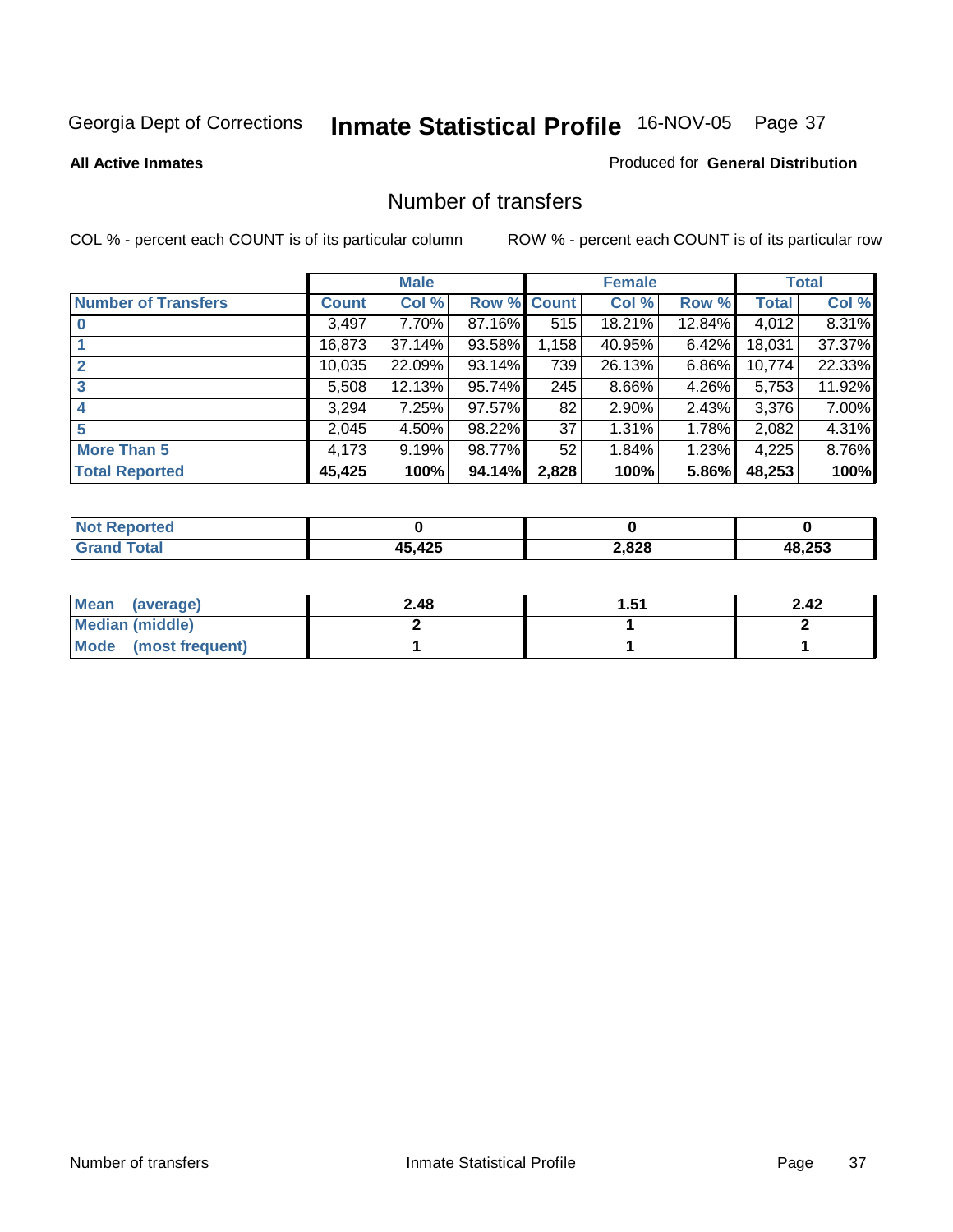Georgia Dept of Corrections **Inmate Statistical Profile** 16-NOV-05 Page 37

**All Active Inmates**

Produced for **General Distribution**

## Number of transfers

COL % - percent each COUNT is of its particular column ROW % - percent each COUNT is of its particular row

| | Male | | | Female | | | Total | |
|---|---|---|---|---|---|---|---|---|
| **Number of Transfers** | **Count** | **Col %** | **Row %** | **Count** | **Col %** | **Row %** | **Total** | **Col %** |
| **0** | 3,497 | 7.70% | 87.16% | 515 | 18.21% | 12.84% | 4,012 | 8.31% |
| **1** | 16,873 | 37.14% | 93.58% | 1,158 | 40.95% | 6.42% | 18,031 | 37.37% |
| **2** | 10,035 | 22.09% | 93.14% | 739 | 26.13% | 6.86% | 10,774 | 22.33% |
| **3** | 5,508 | 12.13% | 95.74% | 245 | 8.66% | 4.26% | 5,753 | 11.92% |
| **4** | 3,294 | 7.25% | 97.57% | 82 | 2.90% | 2.43% | 3,376 | 7.00% |
| **5** | 2,045 | 4.50% | 98.22% | 37 | 1.31% | 1.78% | 2,082 | 4.31% |
| **More Than 5** | 4,173 | 9.19% | 98.77% | 52 | 1.84% | 1.23% | 4,225 | 8.76% |
| **Total Reported** | **45,425** | **100%** | **94.14%** | **2,828** | **100%** | **5.86%** | **48,253** | **100%** |

| | Male | Female | Total |
|---|---|---|---|
| **Not Reported** | **0** | **0** | **0** |
| **Grand Total** | **45,425** | **2,828** | **48,253** |

| | Male | Female | Total |
|---|---|---|---|
| **Mean (average)** | **2.48** | **1.51** | **2.42** |
| **Median (middle)** | **2** | **1** | **2** |
| **Mode (most frequent)** | **1** | **1** | **1** |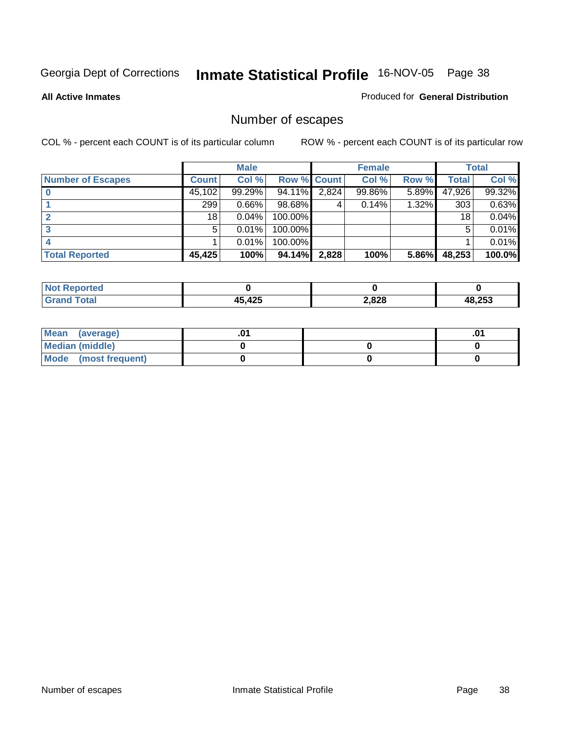Georgia Dept of Corrections **Inmate Statistical Profile** 16-NOV-05

**All Active Inmates**

Produced for **General Distribution**

## Number of escapes

COL % - percent each COUNT is of its particular column

ROW % - percent each COUNT is of its particular row

| | Male | | | Female | | | Total | |
|---|---|---|---|---|---|---|---|---|
| **Number of Escapes** | **Count** | **Col %** | **Row %** | **Count** | **Col %** | **Row %** | **Total** | **Col %** |
| **0** | 45,102 | 99.29% | 94.11% | 2,824 | 99.86% | 5.89% | 47,926 | 99.32% |
| **1** | 299 | 0.66% | 98.68% | 4 | 0.14% | 1.32% | 303 | 0.63% |
| **2** | 18 | 0.04% | 100.00% | | | | 18 | 0.04% |
| **3** | 5 | 0.01% | 100.00% | | | | 5 | 0.01% |
| **4** | 1 | 0.01% | 100.00% | | | | 1 | 0.01% |
| **Total Reported** | **45,425** | **100%** | **94.14%** | **2,828** | **100%** | **5.86%** | **48,253** | **100.0%** |

| | Male | Female | Total |
|---|---|---|---|
| **Not Reported** | **0** | **0** | **0** |
| **Grand Total** | **45,425** | **2,828** | **48,253** |

| | Male | Female | Total |
|---|---|---|---|
| **Mean (average)** | **.01** | | **.01** |
| **Median (middle)** | **0** | **0** | **0** |
| **Mode (most frequent)** | **0** | **0** | **0** |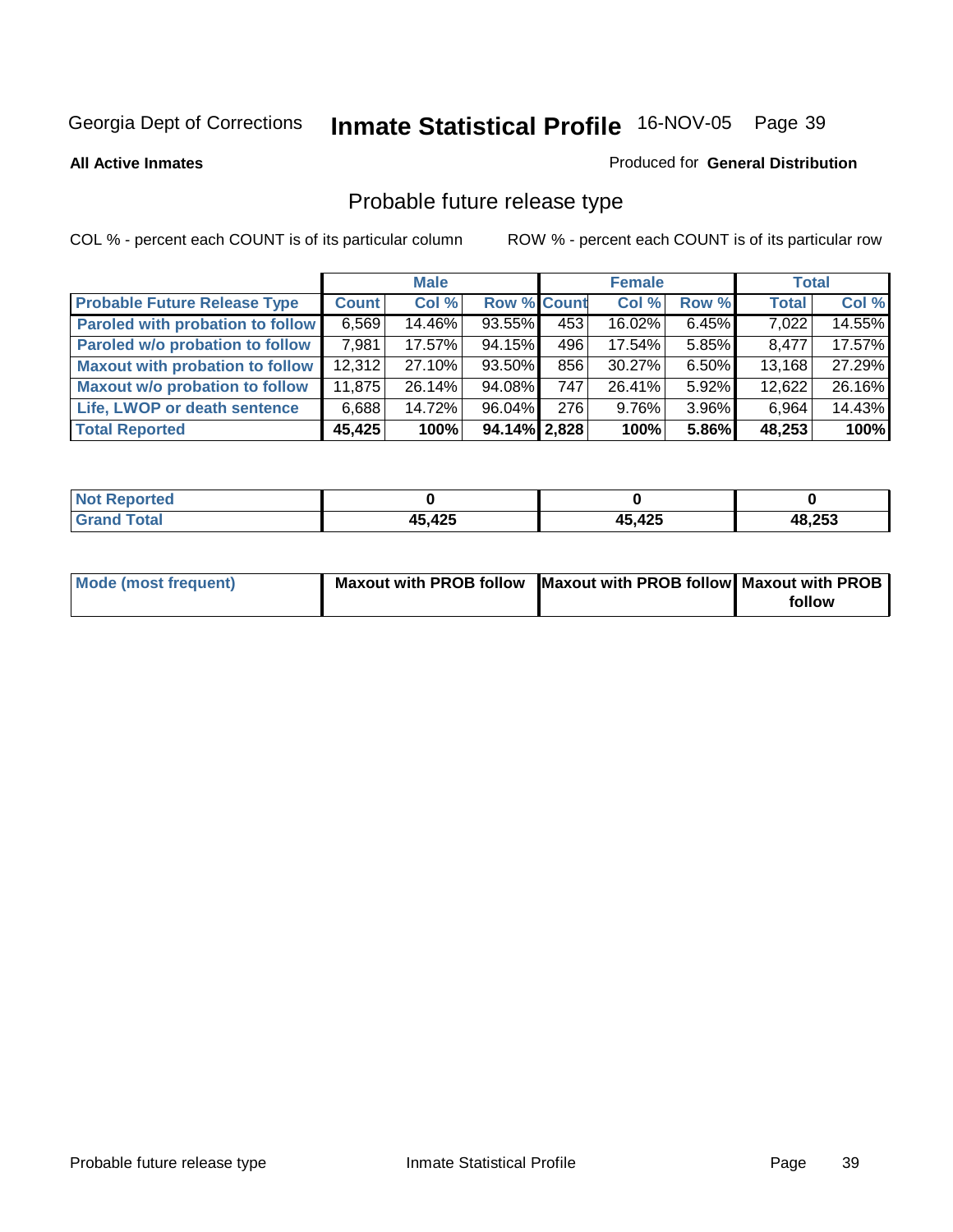Georgia Dept of Corrections **Inmate Statistical Profile** 16-NOV-05

**All Active Inmates**

Produced for **General Distribution**

## Probable future release type

COL % - percent each COUNT is of its particular column

ROW % - percent each COUNT is of its particular row

| | Male | | | Female | | | Total | |
|---|---|---|---|---|---|---|---|---|
| **Probable Future Release Type** | **Count** | **Col %** | **Row %** | **Count** | **Col %** | **Row %** | **Total** | **Col %** |
| **Paroled with probation to follow** | 6,569 | 14.46% | 93.55% | 453 | 16.02% | 6.45% | 7,022 | 14.55% |
| **Paroled w/o probation to follow** | 7,981 | 17.57% | 94.15% | 496 | 17.54% | 5.85% | 8,477 | 17.57% |
| **Maxout with probation to follow** | 12,312 | 27.10% | 93.50% | 856 | 30.27% | 6.50% | 13,168 | 27.29% |
| **Maxout w/o probation to follow** | 11,875 | 26.14% | 94.08% | 747 | 26.41% | 5.92% | 12,622 | 26.16% |
| **Life, LWOP or death sentence** | 6,688 | 14.72% | 96.04% | 276 | 9.76% | 3.96% | 6,964 | 14.43% |
| **Total Reported** | **45,425** | **100%** | **94.14%** | **2,828** | **100%** | **5.86%** | **48,253** | **100%** |

| | Male | Female | Total |
|---|---|---|---|
| **Not Reported** | **0** | **0** | **0** |
| **Grand Total** | **45,425** | **45,425** | **48,253** |

| | Male | Female | Total |
|---|---|---|---|
| **Mode (most frequent)** | **Maxout with PROB follow** | **Maxout with PROB follow** | **Maxout with PROB follow** |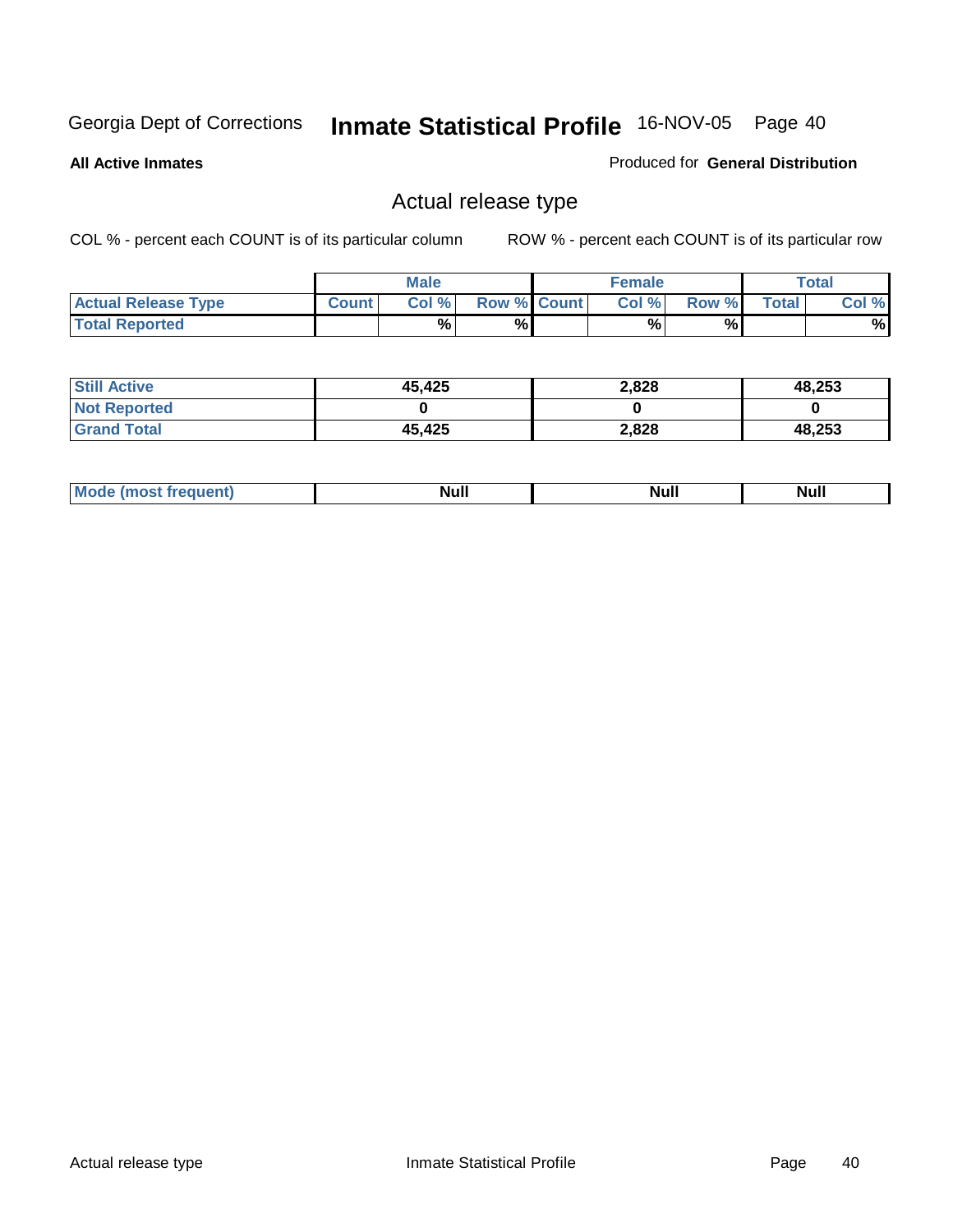Georgia Dept of Corrections **Inmate Statistical Profile** 16-NOV-05

**All Active Inmates**

Produced for **General Distribution**

## Actual release type

COL % - percent each COUNT is of its particular column

ROW % - percent each COUNT is of its particular row

| | Male | | | Female | | | Total | |
|---|---|---|---|---|---|---|---|---|
| **Actual Release Type** | **Count** | **Col %** | **Row %** | **Count** | **Col %** | **Row %** | **Total** | **Col %** |
| **Total Reported** | | % | % | | % | % | | % |
| **Still Active** | 45,425 | | | 2,828 | | | 48,253 | |
| **Not Reported** | 0 | | | 0 | | | 0 | |
| **Grand Total** | 45,425 | | | 2,828 | | | 48,253 | |
| **Mode (most frequent)** | Null | | | Null | | | Null | |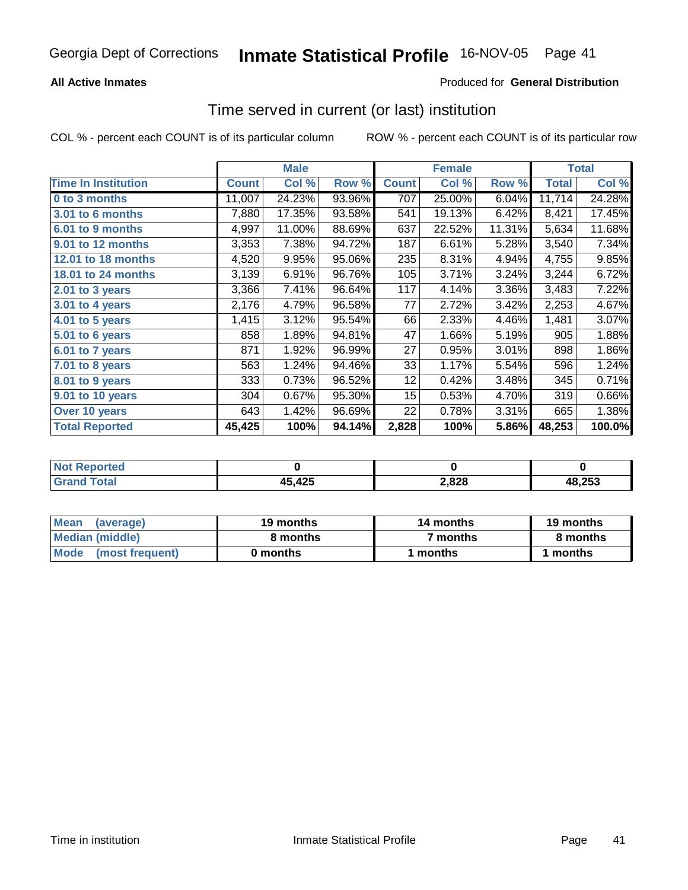Georgia Dept of Corrections **Inmate Statistical Profile** 16-NOV-05

**All Active Inmates**

Produced for **General Distribution**

## Time served in current (or last) institution

COL % - percent each COUNT is of its particular column

ROW % - percent each COUNT is of its particular row

| | Male | | | Female | | | Total | |
|---|---|---|---|---|---|---|---|---|
| **Time In Institution** | **Count** | **Col %** | **Row %** | **Count** | **Col %** | **Row %** | **Total** | **Col %** |
| **0 to 3 months** | 11,007 | 24.23% | 93.96% | 707 | 25.00% | 6.04% | 11,714 | 24.28% |
| **3.01 to 6 months** | 7,880 | 17.35% | 93.58% | 541 | 19.13% | 6.42% | 8,421 | 17.45% |
| **6.01 to 9 months** | 4,997 | 11.00% | 88.69% | 637 | 22.52% | 11.31% | 5,634 | 11.68% |
| **9.01 to 12 months** | 3,353 | 7.38% | 94.72% | 187 | 6.61% | 5.28% | 3,540 | 7.34% |
| **12.01 to 18 months** | 4,520 | 9.95% | 95.06% | 235 | 8.31% | 4.94% | 4,755 | 9.85% |
| **18.01 to 24 months** | 3,139 | 6.91% | 96.76% | 105 | 3.71% | 3.24% | 3,244 | 6.72% |
| **2.01 to 3 years** | 3,366 | 7.41% | 96.64% | 117 | 4.14% | 3.36% | 3,483 | 7.22% |
| **3.01 to 4 years** | 2,176 | 4.79% | 96.58% | 77 | 2.72% | 3.42% | 2,253 | 4.67% |
| **4.01 to 5 years** | 1,415 | 3.12% | 95.54% | 66 | 2.33% | 4.46% | 1,481 | 3.07% |
| **5.01 to 6 years** | 858 | 1.89% | 94.81% | 47 | 1.66% | 5.19% | 905 | 1.88% |
| **6.01 to 7 years** | 871 | 1.92% | 96.99% | 27 | 0.95% | 3.01% | 898 | 1.86% |
| **7.01 to 8 years** | 563 | 1.24% | 94.46% | 33 | 1.17% | 5.54% | 596 | 1.24% |
| **8.01 to 9 years** | 333 | 0.73% | 96.52% | 12 | 0.42% | 3.48% | 345 | 0.71% |
| **9.01 to 10 years** | 304 | 0.67% | 95.30% | 15 | 0.53% | 4.70% | 319 | 0.66% |
| **Over 10 years** | 643 | 1.42% | 96.69% | 22 | 0.78% | 3.31% | 665 | 1.38% |
| **Total Reported** | **45,425** | **100%** | **94.14%** | **2,828** | **100%** | **5.86%** | **48,253** | **100.0%** |

| | Male | Female | Total |
|---|---|---|---|
| **Not Reported** | **0** | **0** | **0** |
| **Grand Total** | **45,425** | **2,828** | **48,253** |

| | Male | Female | Total |
|---|---|---|---|
| **Mean (average)** | **19 months** | **14 months** | **19 months** |
| **Median (middle)** | **8 months** | **7 months** | **8 months** |
| **Mode (most frequent)** | **0 months** | **1 months** | **1 months** |

Time in institution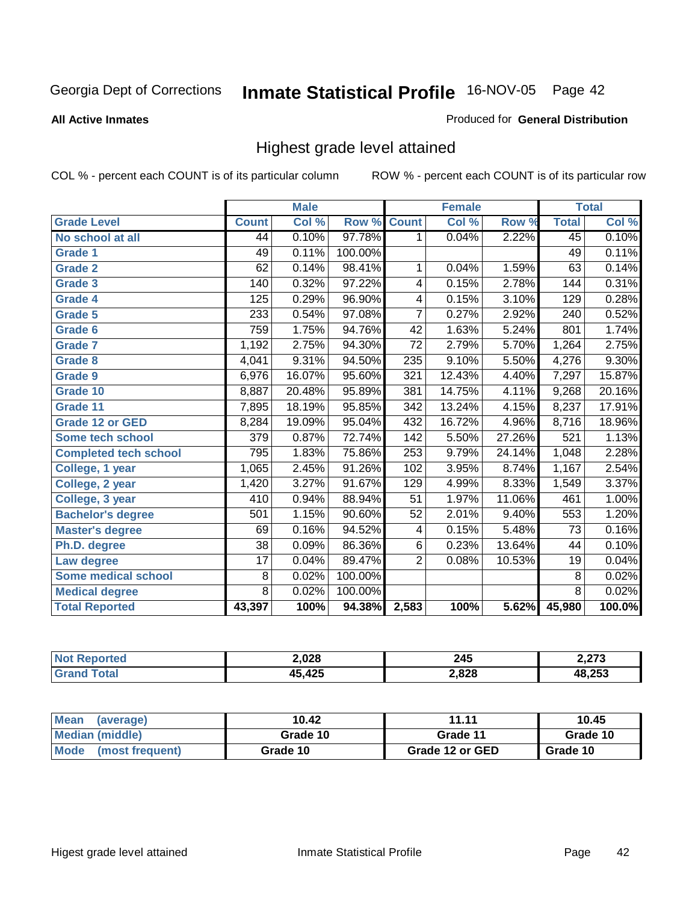Georgia Dept of Corrections **Inmate Statistical Profile** 16-NOV-05

**All Active Inmates**

Produced for **General Distribution**

## Highest grade level attained

COL % - percent each COUNT is of its particular column

ROW % - percent each COUNT is of its particular row

| | Male | | | Female | | | Total | |
|---|---|---|---|---|---|---|---|---|
| **Grade Level** | **Count** | **Col %** | **Row %** | **Count** | **Col %** | **Row %** | **Total** | **Col %** |
| No school at all | 44 | 0.10% | 97.78% | 1 | 0.04% | 2.22% | 45 | 0.10% |
| Grade 1 | 49 | 0.11% | 100.00% | | | | 49 | 0.11% |
| Grade 2 | 62 | 0.14% | 98.41% | 1 | 0.04% | 1.59% | 63 | 0.14% |
| Grade 3 | 140 | 0.32% | 97.22% | 4 | 0.15% | 2.78% | 144 | 0.31% |
| Grade 4 | 125 | 0.29% | 96.90% | 4 | 0.15% | 3.10% | 129 | 0.28% |
| Grade 5 | 233 | 0.54% | 97.08% | 7 | 0.27% | 2.92% | 240 | 0.52% |
| Grade 6 | 759 | 1.75% | 94.76% | 42 | 1.63% | 5.24% | 801 | 1.74% |
| Grade 7 | 1,192 | 2.75% | 94.30% | 72 | 2.79% | 5.70% | 1,264 | 2.75% |
| Grade 8 | 4,041 | 9.31% | 94.50% | 235 | 9.10% | 5.50% | 4,276 | 9.30% |
| Grade 9 | 6,976 | 16.07% | 95.60% | 321 | 12.43% | 4.40% | 7,297 | 15.87% |
| Grade 10 | 8,887 | 20.48% | 95.89% | 381 | 14.75% | 4.11% | 9,268 | 20.16% |
| Grade 11 | 7,895 | 18.19% | 95.85% | 342 | 13.24% | 4.15% | 8,237 | 17.91% |
| Grade 12 or GED | 8,284 | 19.09% | 95.04% | 432 | 16.72% | 4.96% | 8,716 | 18.96% |
| Some tech school | 379 | 0.87% | 72.74% | 142 | 5.50% | 27.26% | 521 | 1.13% |
| Completed tech school | 795 | 1.83% | 75.86% | 253 | 9.79% | 24.14% | 1,048 | 2.28% |
| College, 1 year | 1,065 | 2.45% | 91.26% | 102 | 3.95% | 8.74% | 1,167 | 2.54% |
| College, 2 year | 1,420 | 3.27% | 91.67% | 129 | 4.99% | 8.33% | 1,549 | 3.37% |
| College, 3 year | 410 | 0.94% | 88.94% | 51 | 1.97% | 11.06% | 461 | 1.00% |
| Bachelor's degree | 501 | 1.15% | 90.60% | 52 | 2.01% | 9.40% | 553 | 1.20% |
| Master's degree | 69 | 0.16% | 94.52% | 4 | 0.15% | 5.48% | 73 | 0.16% |
| Ph.D. degree | 38 | 0.09% | 86.36% | 6 | 0.23% | 13.64% | 44 | 0.10% |
| Law degree | 17 | 0.04% | 89.47% | 2 | 0.08% | 10.53% | 19 | 0.04% |
| Some medical school | 8 | 0.02% | 100.00% | | | | 8 | 0.02% |
| Medical degree | 8 | 0.02% | 100.00% | | | | 8 | 0.02% |
| **Total Reported** | **43,397** | **100%** | **94.38%** | **2,583** | **100%** | **5.62%** | **45,980** | **100.0%** |

| | Male | Female | Total |
|---|---|---|---|
| Not Reported | 2,028 | 245 | 2,273 |
| Grand Total | 45,425 | 2,828 | 48,253 |

| | Male | Female | Total |
|---|---|---|---|
| Mean (average) | 10.42 | 11.11 | 10.45 |
| Median (middle) | Grade 10 | Grade 11 | Grade 10 |
| Mode (most frequent) | Grade 10 | Grade 12 or GED | Grade 10 |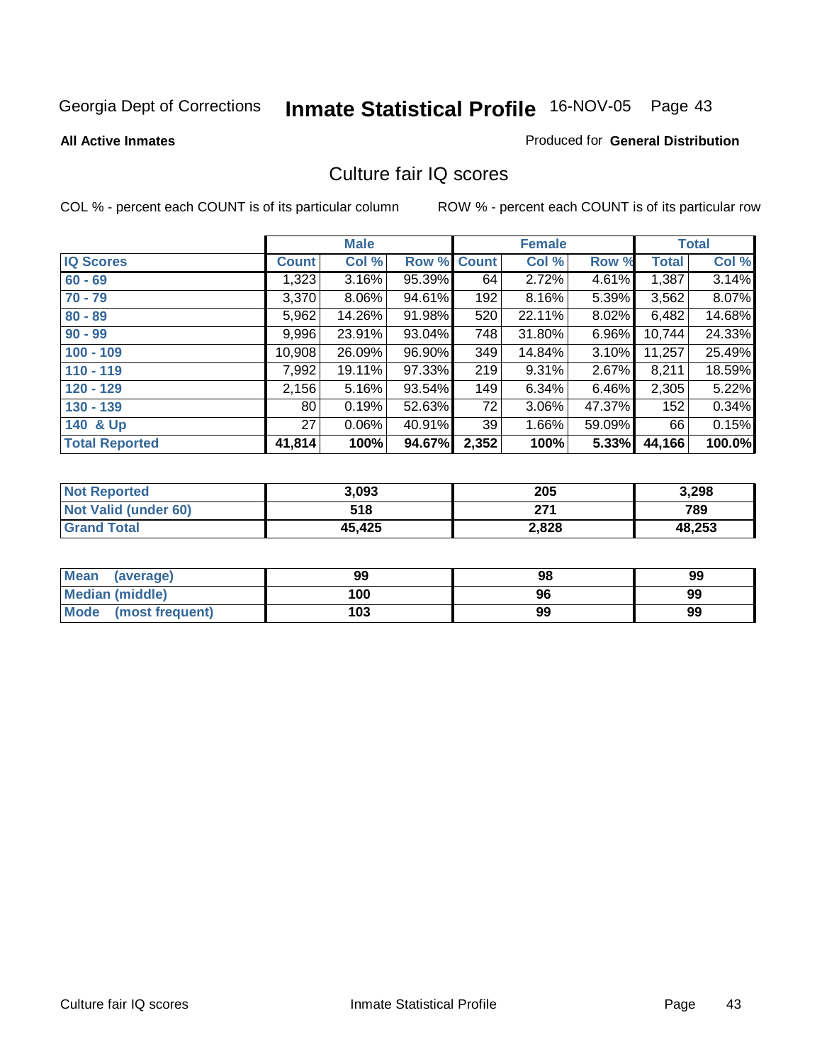Georgia Dept of Corrections **Inmate Statistical Profile** 16-NOV-05

**All Active Inmates**

Produced for **General Distribution**

## Culture fair IQ scores

COL % - percent each COUNT is of its particular column

ROW % - percent each COUNT is of its particular row

| | Male | | | Female | | | Total | |
|---|---|---|---|---|---|---|---|---|
| **IQ Scores** | **Count** | **Col %** | **Row %** | **Count** | **Col %** | **Row %** | **Total** | **Col %** |
| 60 - 69 | 1,323 | 3.16% | 95.39% | 64 | 2.72% | 4.61% | 1,387 | 3.14% |
| 70 - 79 | 3,370 | 8.06% | 94.61% | 192 | 8.16% | 5.39% | 3,562 | 8.07% |
| 80 - 89 | 5,962 | 14.26% | 91.98% | 520 | 22.11% | 8.02% | 6,482 | 14.68% |
| 90 - 99 | 9,996 | 23.91% | 93.04% | 748 | 31.80% | 6.96% | 10,744 | 24.33% |
| 100 - 109 | 10,908 | 26.09% | 96.90% | 349 | 14.84% | 3.10% | 11,257 | 25.49% |
| 110 - 119 | 7,992 | 19.11% | 97.33% | 219 | 9.31% | 2.67% | 8,211 | 18.59% |
| 120 - 129 | 2,156 | 5.16% | 93.54% | 149 | 6.34% | 6.46% | 2,305 | 5.22% |
| 130 - 139 | 80 | 0.19% | 52.63% | 72 | 3.06% | 47.37% | 152 | 0.34% |
| 140 & Up | 27 | 0.06% | 40.91% | 39 | 1.66% | 59.09% | 66 | 0.15% |
| **Total Reported** | **41,814** | **100%** | **94.67%** | **2,352** | **100%** | **5.33%** | **44,166** | **100.0%** |

| | Male | Female | Total |
|---|---|---|---|
| Not Reported | 3,093 | 205 | 3,298 |
| Not Valid (under 60) | 518 | 271 | 789 |
| Grand Total | 45,425 | 2,828 | 48,253 |

| | Male | Female | Total |
|---|---|---|---|
| Mean (average) | 99 | 98 | 99 |
| Median (middle) | 100 | 96 | 99 |
| Mode (most frequent) | 103 | 99 | 99 |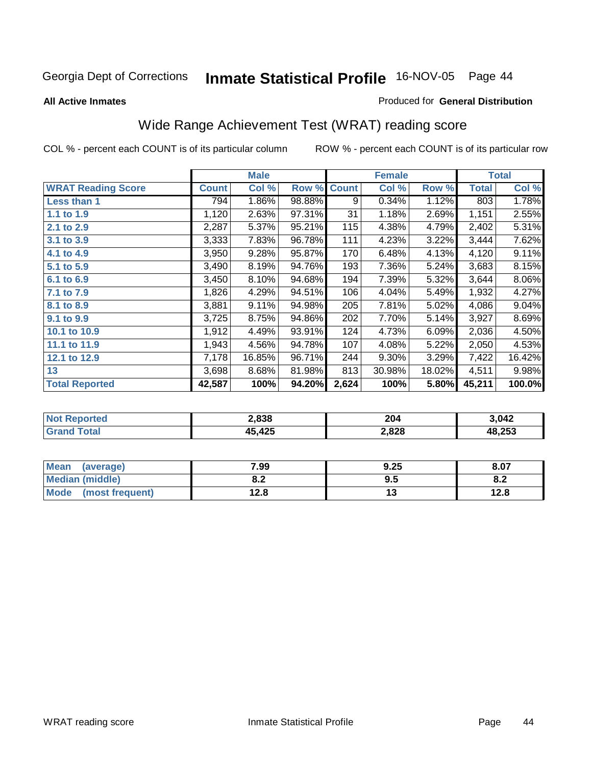Georgia Dept of Corrections **Inmate Statistical Profile** 16-NOV-05

**All Active Inmates**

Produced for **General Distribution**

## Wide Range Achievement Test (WRAT) reading score

COL % - percent each COUNT is of its particular column ROW % - percent each COUNT is of its particular row

| | Male | | | Female | | | Total | |
|---|---|---|---|---|---|---|---|---|
| **WRAT Reading Score** | **Count** | **Col %** | **Row %** | **Count** | **Col %** | **Row %** | **Total** | **Col %** |
| **Less than 1** | 794 | 1.86% | 98.88% | 9 | 0.34% | 1.12% | 803 | 1.78% |
| **1.1 to 1.9** | 1,120 | 2.63% | 97.31% | 31 | 1.18% | 2.69% | 1,151 | 2.55% |
| **2.1 to 2.9** | 2,287 | 5.37% | 95.21% | 115 | 4.38% | 4.79% | 2,402 | 5.31% |
| **3.1 to 3.9** | 3,333 | 7.83% | 96.78% | 111 | 4.23% | 3.22% | 3,444 | 7.62% |
| **4.1 to 4.9** | 3,950 | 9.28% | 95.87% | 170 | 6.48% | 4.13% | 4,120 | 9.11% |
| **5.1 to 5.9** | 3,490 | 8.19% | 94.76% | 193 | 7.36% | 5.24% | 3,683 | 8.15% |
| **6.1 to 6.9** | 3,450 | 8.10% | 94.68% | 194 | 7.39% | 5.32% | 3,644 | 8.06% |
| **7.1 to 7.9** | 1,826 | 4.29% | 94.51% | 106 | 4.04% | 5.49% | 1,932 | 4.27% |
| **8.1 to 8.9** | 3,881 | 9.11% | 94.98% | 205 | 7.81% | 5.02% | 4,086 | 9.04% |
| **9.1 to 9.9** | 3,725 | 8.75% | 94.86% | 202 | 7.70% | 5.14% | 3,927 | 8.69% |
| **10.1 to 10.9** | 1,912 | 4.49% | 93.91% | 124 | 4.73% | 6.09% | 2,036 | 4.50% |
| **11.1 to 11.9** | 1,943 | 4.56% | 94.78% | 107 | 4.08% | 5.22% | 2,050 | 4.53% |
| **12.1 to 12.9** | 7,178 | 16.85% | 96.71% | 244 | 9.30% | 3.29% | 7,422 | 16.42% |
| **13** | 3,698 | 8.68% | 81.98% | 813 | 30.98% | 18.02% | 4,511 | 9.98% |
| **Total Reported** | **42,587** | **100%** | **94.20%** | **2,624** | **100%** | **5.80%** | **45,211** | **100.0%** |

| | Male | Female | Total |
|---|---|---|---|
| **Not Reported** | **2,838** | **204** | **3,042** |
| **Grand Total** | **45,425** | **2,828** | **48,253** |

| | Male | Female | Total |
|---|---|---|---|
| **Mean (average)** | **7.99** | **9.25** | **8.07** |
| **Median (middle)** | **8.2** | **9.5** | **8.2** |
| **Mode (most frequent)** | **12.8** | **13** | **12.8** |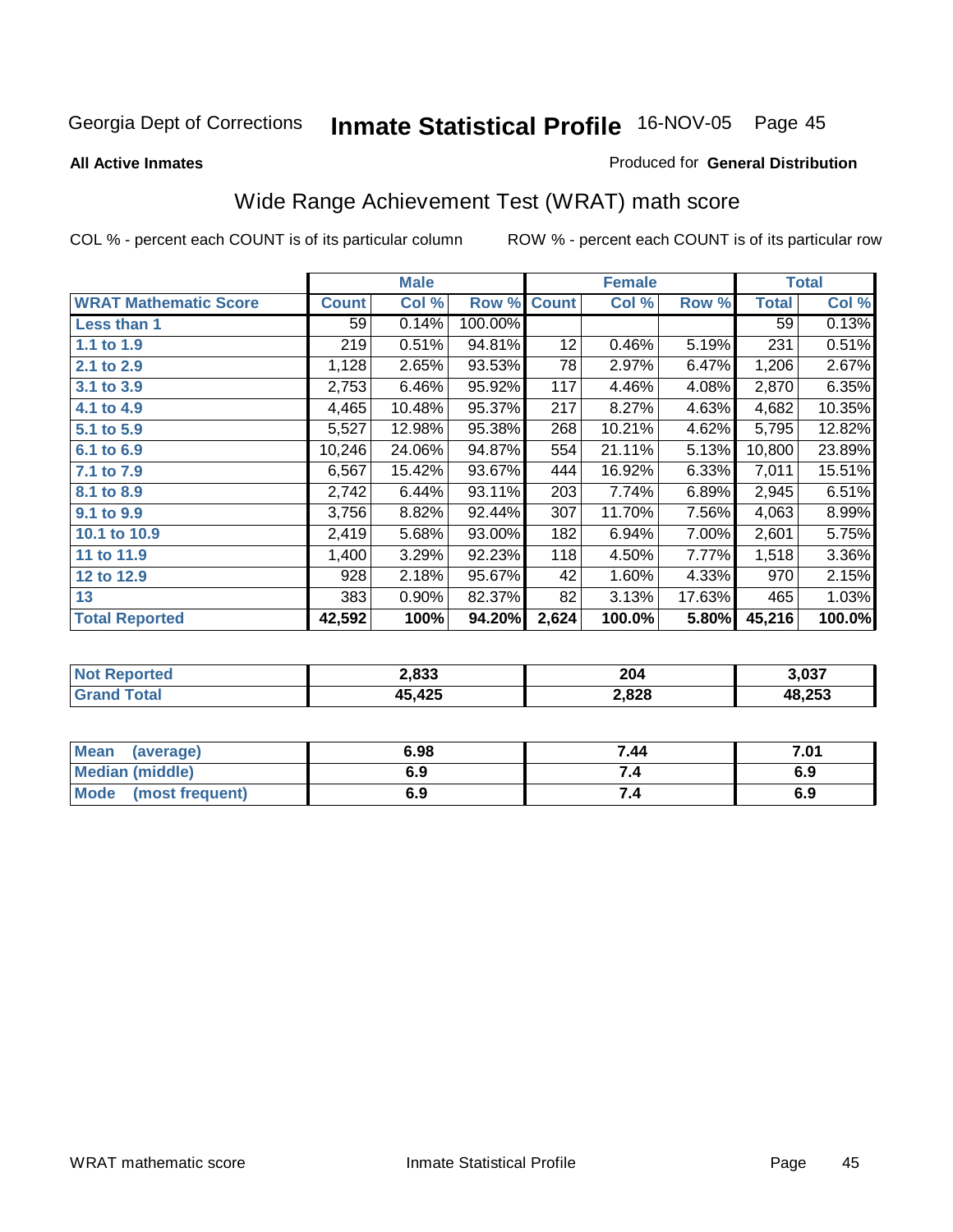Georgia Dept of Corrections **Inmate Statistical Profile** 16-NOV-05

**All Active Inmates**

Produced for **General Distribution**

## Wide Range Achievement Test (WRAT) math score

COL % - percent each COUNT is of its particular column ROW % - percent each COUNT is of its particular row

| | Male | | | Female | | | Total | |
|---|---|---|---|---|---|---|---|---|
| **WRAT Mathematic Score** | **Count** | **Col %** | **Row %** | **Count** | **Col %** | **Row %** | **Total** | **Col %** |
| **Less than 1** | 59 | 0.14% | 100.00% | | | | 59 | 0.13% |
| **1.1 to 1.9** | 219 | 0.51% | 94.81% | 12 | 0.46% | 5.19% | 231 | 0.51% |
| **2.1 to 2.9** | 1,128 | 2.65% | 93.53% | 78 | 2.97% | 6.47% | 1,206 | 2.67% |
| **3.1 to 3.9** | 2,753 | 6.46% | 95.92% | 117 | 4.46% | 4.08% | 2,870 | 6.35% |
| **4.1 to 4.9** | 4,465 | 10.48% | 95.37% | 217 | 8.27% | 4.63% | 4,682 | 10.35% |
| **5.1 to 5.9** | 5,527 | 12.98% | 95.38% | 268 | 10.21% | 4.62% | 5,795 | 12.82% |
| **6.1 to 6.9** | 10,246 | 24.06% | 94.87% | 554 | 21.11% | 5.13% | 10,800 | 23.89% |
| **7.1 to 7.9** | 6,567 | 15.42% | 93.67% | 444 | 16.92% | 6.33% | 7,011 | 15.51% |
| **8.1 to 8.9** | 2,742 | 6.44% | 93.11% | 203 | 7.74% | 6.89% | 2,945 | 6.51% |
| **9.1 to 9.9** | 3,756 | 8.82% | 92.44% | 307 | 11.70% | 7.56% | 4,063 | 8.99% |
| **10.1 to 10.9** | 2,419 | 5.68% | 93.00% | 182 | 6.94% | 7.00% | 2,601 | 5.75% |
| **11 to 11.9** | 1,400 | 3.29% | 92.23% | 118 | 4.50% | 7.77% | 1,518 | 3.36% |
| **12 to 12.9** | 928 | 2.18% | 95.67% | 42 | 1.60% | 4.33% | 970 | 2.15% |
| **13** | 383 | 0.90% | 82.37% | 82 | 3.13% | 17.63% | 465 | 1.03% |
| **Total Reported** | **42,592** | **100%** | **94.20%** | **2,624** | **100.0%** | **5.80%** | **45,216** | **100.0%** |

| | Male | Female | Total |
|---|---|---|---|
| **Not Reported** | **2,833** | **204** | **3,037** |
| **Grand Total** | **45,425** | **2,828** | **48,253** |

| | Male | Female | Total |
|---|---|---|---|
| **Mean (average)** | **6.98** | **7.44** | **7.01** |
| **Median (middle)** | **6.9** | **7.4** | **6.9** |
| **Mode (most frequent)** | **6.9** | **7.4** | **6.9** |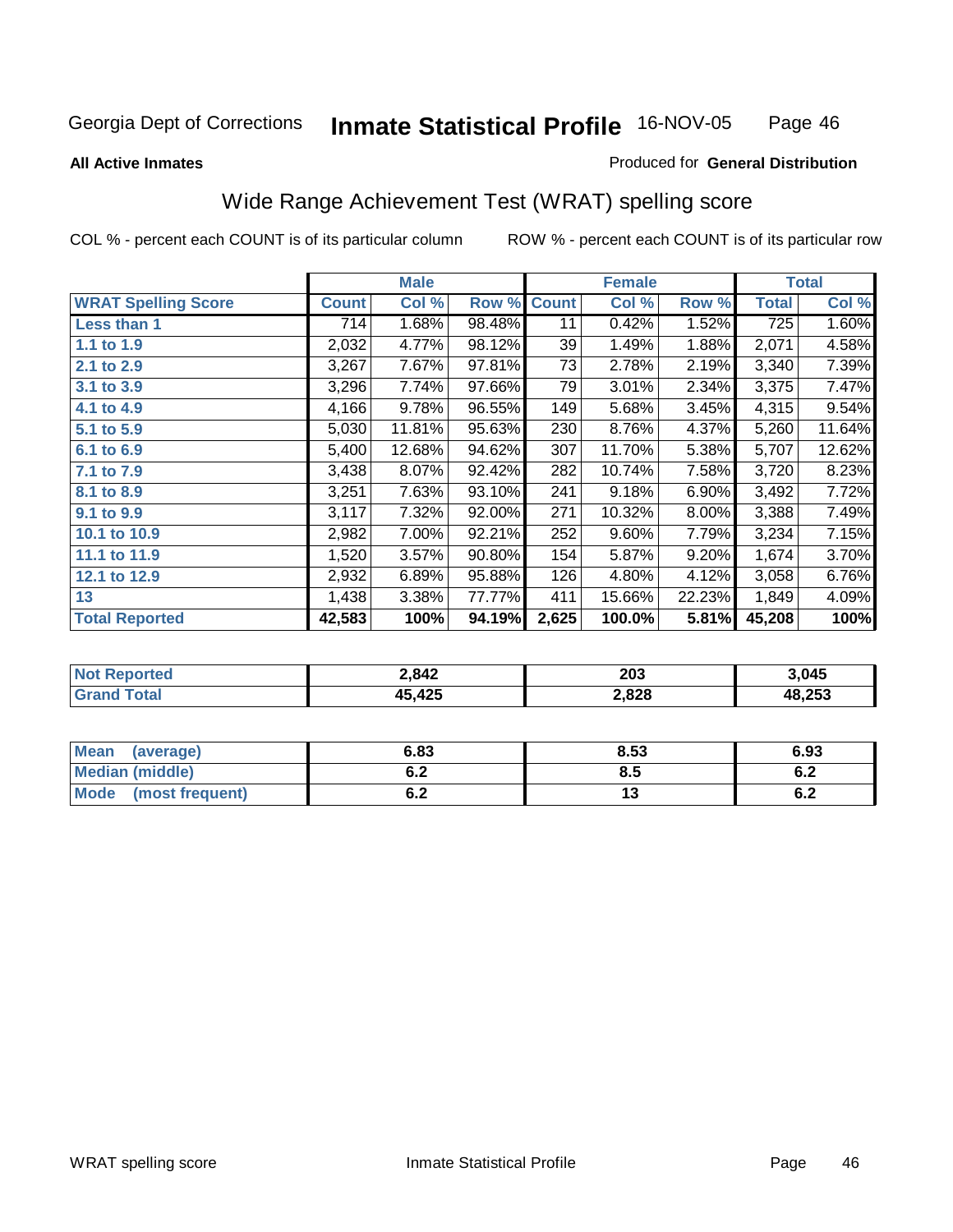Georgia Dept of Corrections **Inmate Statistical Profile** 16-NOV-05

**All Active Inmates**

Produced for **General Distribution**

## Wide Range Achievement Test (WRAT) spelling score

COL % - percent each COUNT is of its particular column ROW % - percent each COUNT is of its particular row

| | Male | | | Female | | | Total | |
|---|---|---|---|---|---|---|---|---|
| **WRAT Spelling Score** | **Count** | **Col %** | **Row %** | **Count** | **Col %** | **Row %** | **Total** | **Col %** |
| **Less than 1** | 714 | 1.68% | 98.48% | 11 | 0.42% | 1.52% | 725 | 1.60% |
| **1.1 to 1.9** | 2,032 | 4.77% | 98.12% | 39 | 1.49% | 1.88% | 2,071 | 4.58% |
| **2.1 to 2.9** | 3,267 | 7.67% | 97.81% | 73 | 2.78% | 2.19% | 3,340 | 7.39% |
| **3.1 to 3.9** | 3,296 | 7.74% | 97.66% | 79 | 3.01% | 2.34% | 3,375 | 7.47% |
| **4.1 to 4.9** | 4,166 | 9.78% | 96.55% | 149 | 5.68% | 3.45% | 4,315 | 9.54% |
| **5.1 to 5.9** | 5,030 | 11.81% | 95.63% | 230 | 8.76% | 4.37% | 5,260 | 11.64% |
| **6.1 to 6.9** | 5,400 | 12.68% | 94.62% | 307 | 11.70% | 5.38% | 5,707 | 12.62% |
| **7.1 to 7.9** | 3,438 | 8.07% | 92.42% | 282 | 10.74% | 7.58% | 3,720 | 8.23% |
| **8.1 to 8.9** | 3,251 | 7.63% | 93.10% | 241 | 9.18% | 6.90% | 3,492 | 7.72% |
| **9.1 to 9.9** | 3,117 | 7.32% | 92.00% | 271 | 10.32% | 8.00% | 3,388 | 7.49% |
| **10.1 to 10.9** | 2,982 | 7.00% | 92.21% | 252 | 9.60% | 7.79% | 3,234 | 7.15% |
| **11.1 to 11.9** | 1,520 | 3.57% | 90.80% | 154 | 5.87% | 9.20% | 1,674 | 3.70% |
| **12.1 to 12.9** | 2,932 | 6.89% | 95.88% | 126 | 4.80% | 4.12% | 3,058 | 6.76% |
| **13** | 1,438 | 3.38% | 77.77% | 411 | 15.66% | 22.23% | 1,849 | 4.09% |
| **Total Reported** | **42,583** | **100%** | **94.19%** | **2,625** | **100.0%** | **5.81%** | **45,208** | **100%** |

| | Male | Female | Total |
|---|---|---|---|
| **Not Reported** | **2,842** | **203** | **3,045** |
| **Grand Total** | **45,425** | **2,828** | **48,253** |

| | Male | Female | Total |
|---|---|---|---|
| **Mean (average)** | **6.83** | **8.53** | **6.93** |
| **Median (middle)** | **6.2** | **8.5** | **6.2** |
| **Mode (most frequent)** | **6.2** | **13** | **6.2** |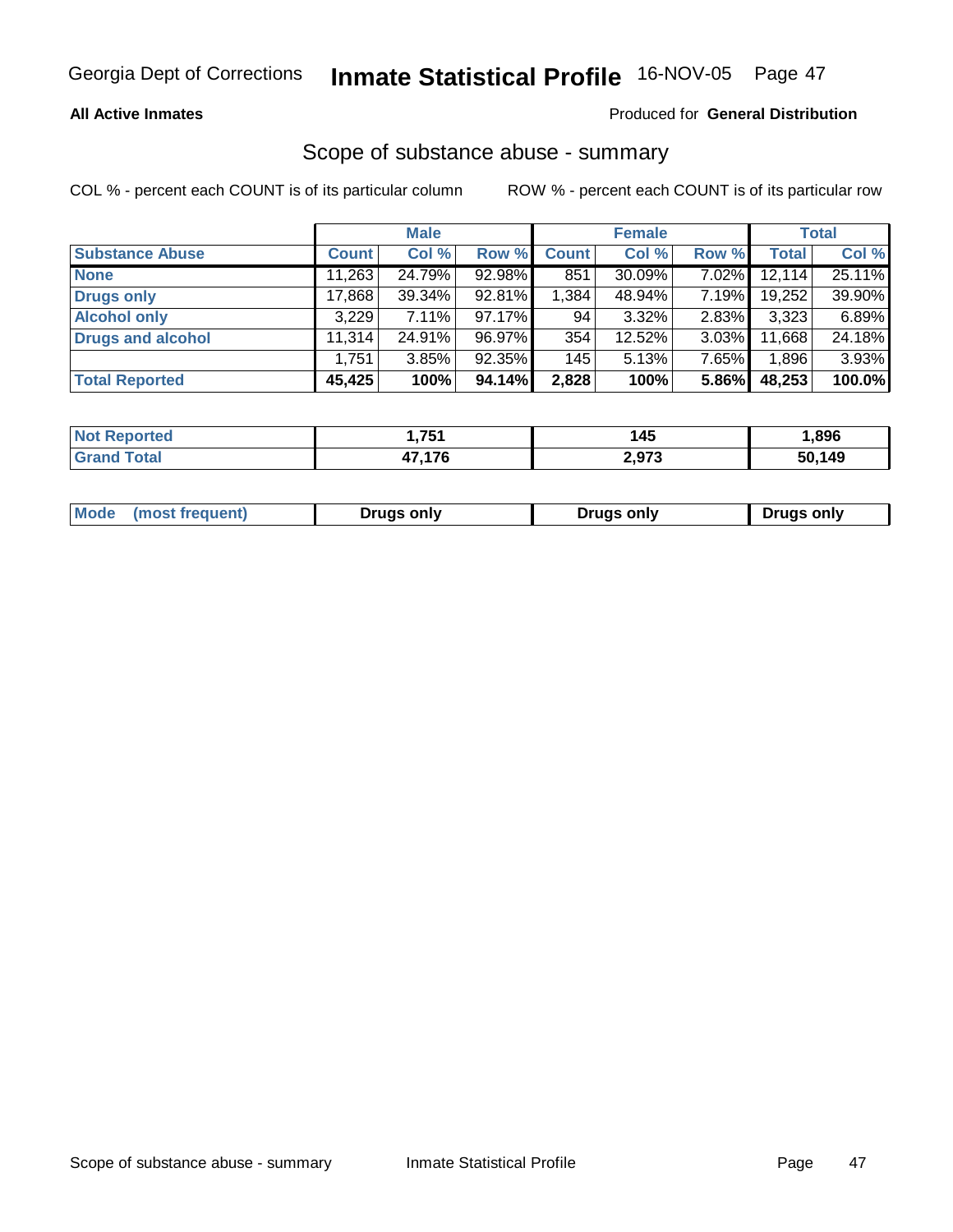Georgia Dept of Corrections **Inmate Statistical Profile** 16-NOV-05

**All Active Inmates**

Produced for **General Distribution**

## Scope of substance abuse - summary

COL % - percent each COUNT is of its particular column ROW % - percent each COUNT is of its particular row

| | Male | | | Female | | | Total | |
|---|---|---|---|---|---|---|---|---|
| **Substance Abuse** | **Count** | **Col %** | **Row %** | **Count** | **Col %** | **Row %** | **Total** | **Col %** |
| **None** | 11,263 | 24.79% | 92.98% | 851 | 30.09% | 7.02% | 12,114 | 25.11% |
| **Drugs only** | 17,868 | 39.34% | 92.81% | 1,384 | 48.94% | 7.19% | 19,252 | 39.90% |
| **Alcohol only** | 3,229 | 7.11% | 97.17% | 94 | 3.32% | 2.83% | 3,323 | 6.89% |
| **Drugs and alcohol** | 11,314 | 24.91% | 96.97% | 354 | 12.52% | 3.03% | 11,668 | 24.18% |
| | 1,751 | 3.85% | 92.35% | 145 | 5.13% | 7.65% | 1,896 | 3.93% |
| **Total Reported** | **45,425** | **100%** | **94.14%** | **2,828** | **100%** | **5.86%** | **48,253** | **100.0%** |

| | Male | Female | Total |
|---|---|---|---|
| **Not Reported** | **1,751** | **145** | **1,896** |
| **Grand Total** | **47,176** | **2,973** | **50,149** |

| | Male | Female | Total |
|---|---|---|---|
| **Mode (most frequent)** | **Drugs only** | **Drugs only** | **Drugs only** |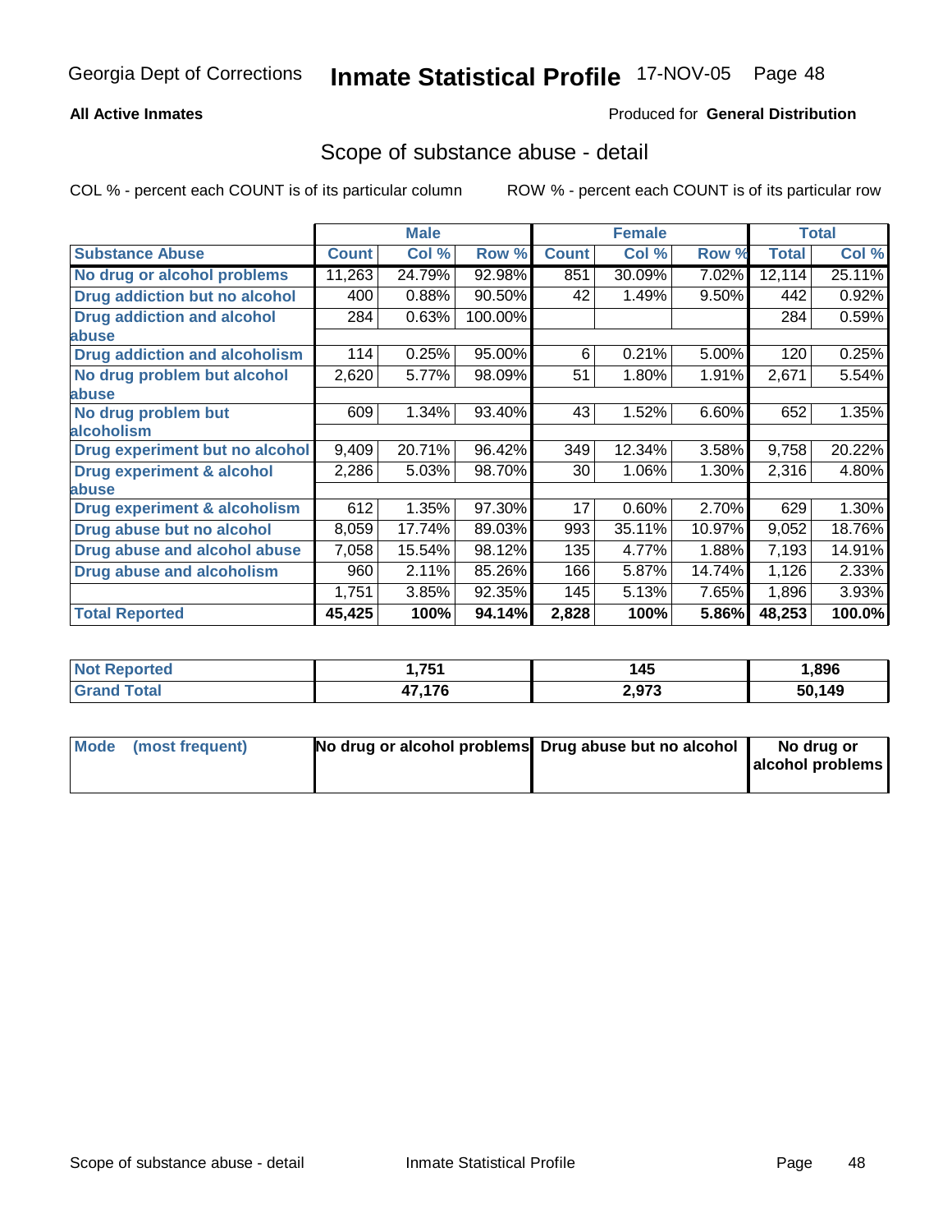**All Active Inmates**

Produced for **General Distribution**

## Scope of substance abuse - detail

COL % - percent each COUNT is of its particular column

ROW % - percent each COUNT is of its particular row

| | Male | | | Female | | | Total | |
|---|---|---|---|---|---|---|---|---|
| **Substance Abuse** | **Count** | **Col %** | **Row %** | **Count** | **Col %** | **Row %** | **Total** | **Col %** |
| **No drug or alcohol problems** | 11,263 | 24.79% | 92.98% | 851 | 30.09% | 7.02% | 12,114 | 25.11% |
| **Drug addiction but no alcohol** | 400 | 0.88% | 90.50% | 42 | 1.49% | 9.50% | 442 | 0.92% |
| **Drug addiction and alcohol abuse** | 284 | 0.63% | 100.00% | | | | 284 | 0.59% |
| **Drug addiction and alcoholism** | 114 | 0.25% | 95.00% | 6 | 0.21% | 5.00% | 120 | 0.25% |
| **No drug problem but alcohol abuse** | 2,620 | 5.77% | 98.09% | 51 | 1.80% | 1.91% | 2,671 | 5.54% |
| **No drug problem but alcoholism** | 609 | 1.34% | 93.40% | 43 | 1.52% | 6.60% | 652 | 1.35% |
| **Drug experiment but no alcohol** | 9,409 | 20.71% | 96.42% | 349 | 12.34% | 3.58% | 9,758 | 20.22% |
| **Drug experiment & alcohol abuse** | 2,286 | 5.03% | 98.70% | 30 | 1.06% | 1.30% | 2,316 | 4.80% |
| **Drug experiment & alcoholism** | 612 | 1.35% | 97.30% | 17 | 0.60% | 2.70% | 629 | 1.30% |
| **Drug abuse but no alcohol** | 8,059 | 17.74% | 89.03% | 993 | 35.11% | 10.97% | 9,052 | 18.76% |
| **Drug abuse and alcohol abuse** | 7,058 | 15.54% | 98.12% | 135 | 4.77% | 1.88% | 7,193 | 14.91% |
| **Drug abuse and alcoholism** | 960 | 2.11% | 85.26% | 166 | 5.87% | 14.74% | 1,126 | 2.33% |
| | 1,751 | 3.85% | 92.35% | 145 | 5.13% | 7.65% | 1,896 | 3.93% |
| **Total Reported** | **45,425** | **100%** | **94.14%** | **2,828** | **100%** | **5.86%** | **48,253** | **100.0%** |

| | Male | Female | Total |
|---|---|---|---|
| **Not Reported** | **1,751** | **145** | **1,896** |
| **Grand Total** | **47,176** | **2,973** | **50,149** |

| | Male | Female | Total |
|---|---|---|---|
| **Mode (most frequent)** | **No drug or alcohol problems** | **Drug abuse but no alcohol** | **No drug or alcohol problems** |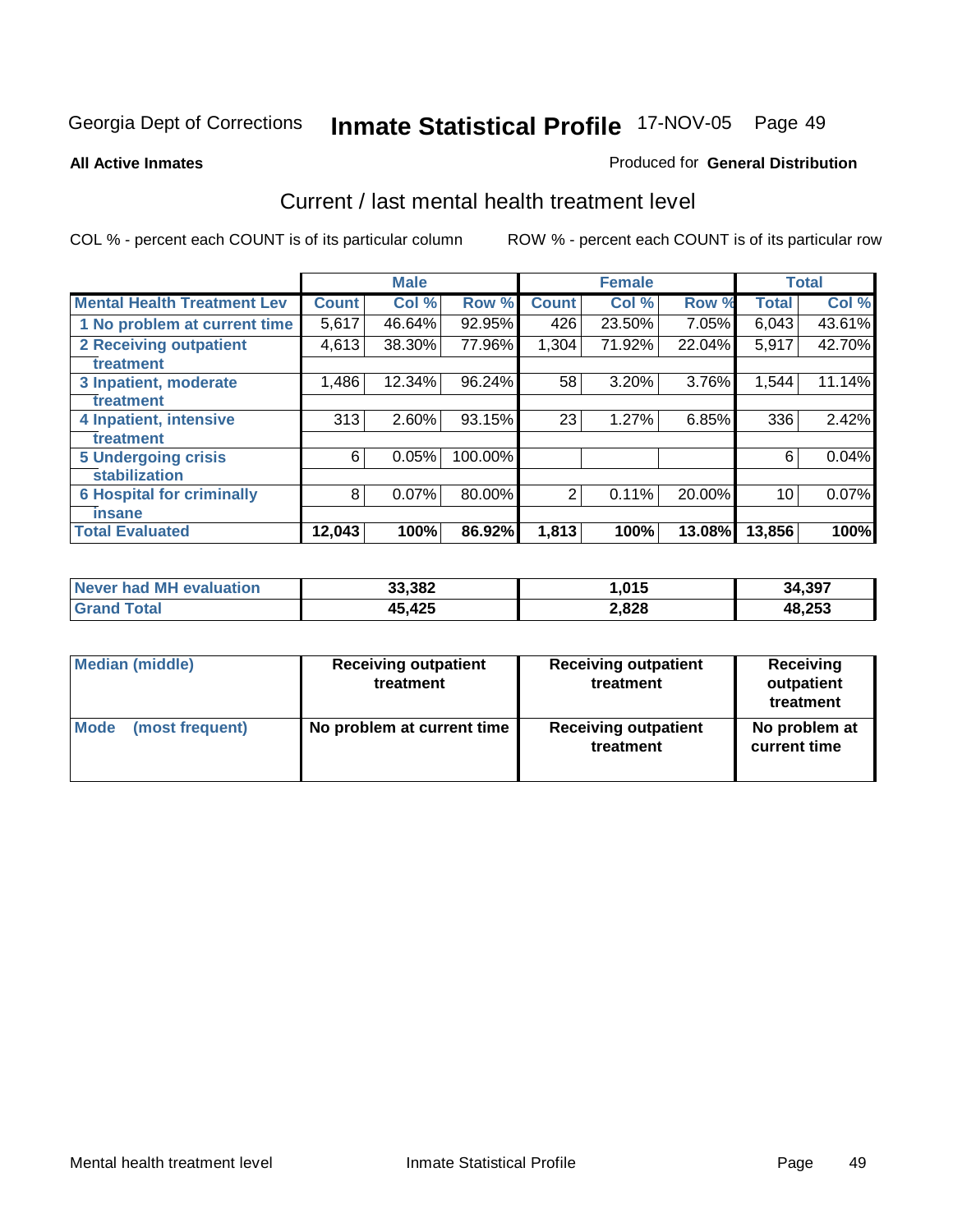Georgia Dept of Corrections **Inmate Statistical Profile** 17-NOV-05

**All Active Inmates**

Produced for **General Distribution**

## Current / last mental health treatment level

COL % - percent each COUNT is of its particular column ROW % - percent each COUNT is of its particular row

| | Male | | | Female | | | Total | |
|---|---|---|---|---|---|---|---|---|
| **Mental Health Treatment Lev** | **Count** | **Col %** | **Row %** | **Count** | **Col %** | **Row %** | **Total** | **Col %** |
| 1 No problem at current time | 5,617 | 46.64% | 92.95% | 426 | 23.50% | 7.05% | 6,043 | 43.61% |
| 2 Receiving outpatient treatment | 4,613 | 38.30% | 77.96% | 1,304 | 71.92% | 22.04% | 5,917 | 42.70% |
| 3 Inpatient, moderate treatment | 1,486 | 12.34% | 96.24% | 58 | 3.20% | 3.76% | 1,544 | 11.14% |
| 4 Inpatient, intensive treatment | 313 | 2.60% | 93.15% | 23 | 1.27% | 6.85% | 336 | 2.42% |
| 5 Undergoing crisis stabilization | 6 | 0.05% | 100.00% | | | | 6 | 0.04% |
| 6 Hospital for criminally insane | 8 | 0.07% | 80.00% | 2 | 0.11% | 20.00% | 10 | 0.07% |
| **Total Evaluated** | **12,043** | **100%** | **86.92%** | **1,813** | **100%** | **13.08%** | **13,856** | **100%** |

| | Male | Female | Total |
|---|---|---|---|
| Never had MH evaluation | 33,382 | 1,015 | 34,397 |
| Grand Total | 45,425 | 2,828 | 48,253 |

| | Male | Female | Total |
|---|---|---|---|
| Median (middle) | Receiving outpatient treatment | Receiving outpatient treatment | Receiving outpatient treatment |
| Mode (most frequent) | No problem at current time | Receiving outpatient treatment | No problem at current time |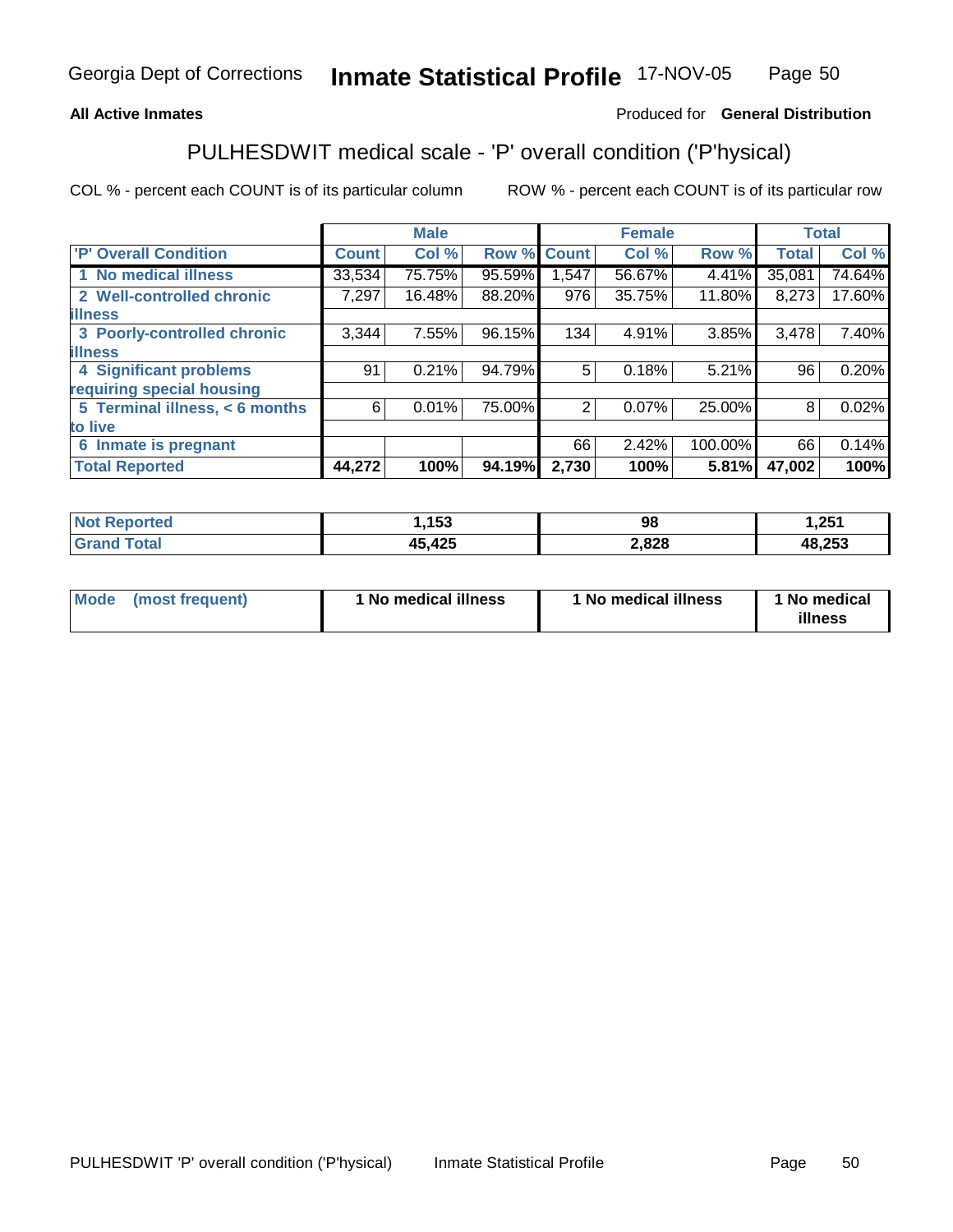**All Active Inmates**

Produced for **General Distribution**

## PULHESDWIT medical scale - 'P' overall condition ('P'hysical)

COL % - percent each COUNT is of its particular column

ROW % - percent each COUNT is of its particular row

| | Male | | | Female | | | Total | |
|---|---|---|---|---|---|---|---|---|
| **'P' Overall Condition** | **Count** | **Col %** | **Row %** | **Count** | **Col %** | **Row %** | **Total** | **Col %** |
| 1 No medical illness | 33,534 | 75.75% | 95.59% | 1,547 | 56.67% | 4.41% | 35,081 | 74.64% |
| 2 Well-controlled chronic illness | 7,297 | 16.48% | 88.20% | 976 | 35.75% | 11.80% | 8,273 | 17.60% |
| 3 Poorly-controlled chronic illness | 3,344 | 7.55% | 96.15% | 134 | 4.91% | 3.85% | 3,478 | 7.40% |
| 4 Significant problems requiring special housing | 91 | 0.21% | 94.79% | 5 | 0.18% | 5.21% | 96 | 0.20% |
| 5 Terminal illness, < 6 months to live | 6 | 0.01% | 75.00% | 2 | 0.07% | 25.00% | 8 | 0.02% |
| 6 Inmate is pregnant | | | | 66 | 2.42% | 100.00% | 66 | 0.14% |
| **Total Reported** | **44,272** | **100%** | **94.19%** | **2,730** | **100%** | **5.81%** | **47,002** | **100%** |

| | Male | Female | Total |
|---|---|---|---|
| **Not Reported** | **1,153** | **98** | **1,251** |
| **Grand Total** | **45,425** | **2,828** | **48,253** |

| | Male | Female | Total |
|---|---|---|---|
| **Mode (most frequent)** | **1 No medical illness** | **1 No medical illness** | **1 No medical illness** |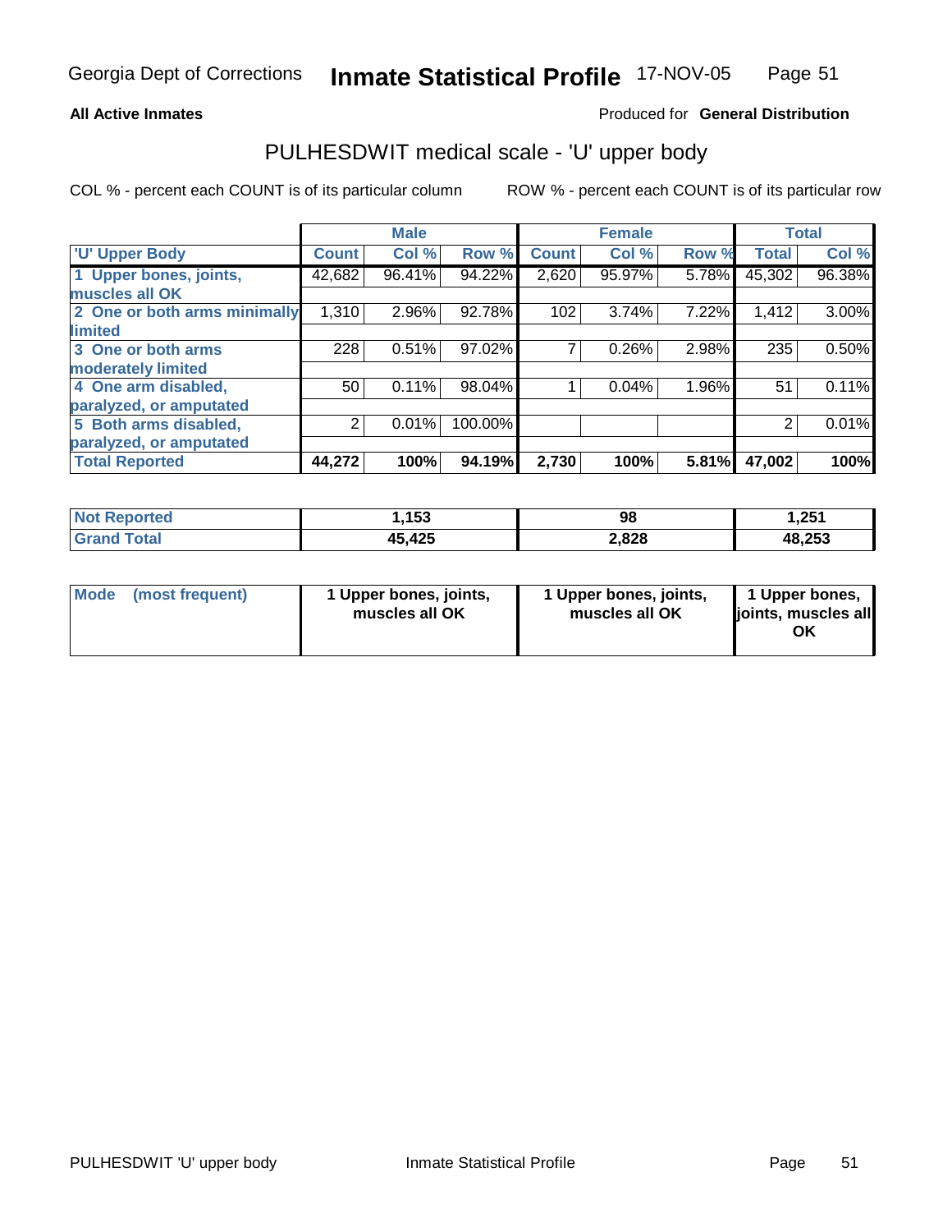**All Active Inmates**

Produced for **General Distribution**

## PULHESDWIT medical scale - 'U' upper body

COL % - percent each COUNT is of its particular column

ROW % - percent each COUNT is of its particular row

| | Male | | | Female | | | Total | |
|---|---|---|---|---|---|---|---|---|
| 'U' Upper Body | Count | Col % | Row % | Count | Col % | Row % | Total | Col % |
| 1 Upper bones, joints, muscles all OK | 42,682 | 96.41% | 94.22% | 2,620 | 95.97% | 5.78% | 45,302 | 96.38% |
| 2 One or both arms minimally limited | 1,310 | 2.96% | 92.78% | 102 | 3.74% | 7.22% | 1,412 | 3.00% |
| 3 One or both arms moderately limited | 228 | 0.51% | 97.02% | 7 | 0.26% | 2.98% | 235 | 0.50% |
| 4 One arm disabled, paralyzed, or amputated | 50 | 0.11% | 98.04% | 1 | 0.04% | 1.96% | 51 | 0.11% |
| 5 Both arms disabled, paralyzed, or amputated | 2 | 0.01% | 100.00% | | | | 2 | 0.01% |
| **Total Reported** | **44,272** | **100%** | **94.19%** | **2,730** | **100%** | **5.81%** | **47,002** | **100%** |

| | Male | Female | Total |
|---|---|---|---|
| Not Reported | 1,153 | 98 | 1,251 |
| Grand Total | 45,425 | 2,828 | 48,253 |

| | Male | Female | Total |
|---|---|---|---|
| Mode (most frequent) | 1 Upper bones, joints, muscles all OK | 1 Upper bones, joints, muscles all OK | 1 Upper bones, joints, muscles all OK |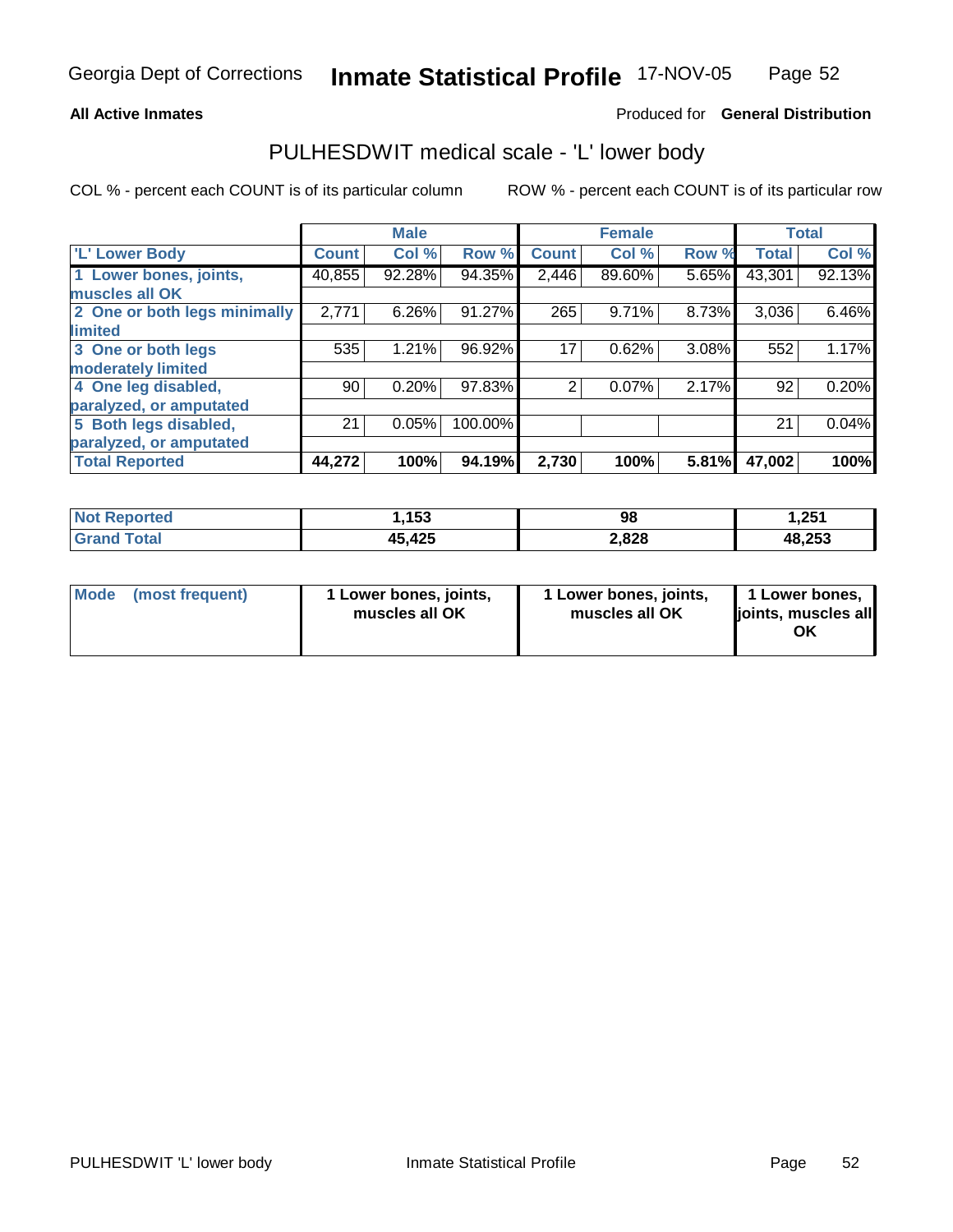Georgia Dept of Corrections **Inmate Statistical Profile** 17-NOV-05

**All Active Inmates**

Produced for **General Distribution**

## PULHESDWIT medical scale - 'L' lower body

COL % - percent each COUNT is of its particular column

ROW % - percent each COUNT is of its particular row

| | Male | | | Female | | | Total | |
|---|---|---|---|---|---|---|---|---|
| 'L' Lower Body | Count | Col % | Row % | Count | Col % | Row % | Total | Col % |
| 1 Lower bones, joints, muscles all OK | 40,855 | 92.28% | 94.35% | 2,446 | 89.60% | 5.65% | 43,301 | 92.13% |
| 2 One or both legs minimally limited | 2,771 | 6.26% | 91.27% | 265 | 9.71% | 8.73% | 3,036 | 6.46% |
| 3 One or both legs moderately limited | 535 | 1.21% | 96.92% | 17 | 0.62% | 3.08% | 552 | 1.17% |
| 4 One leg disabled, paralyzed, or amputated | 90 | 0.20% | 97.83% | 2 | 0.07% | 2.17% | 92 | 0.20% |
| 5 Both legs disabled, paralyzed, or amputated | 21 | 0.05% | 100.00% | | | | 21 | 0.04% |
| **Total Reported** | **44,272** | **100%** | **94.19%** | **2,730** | **100%** | **5.81%** | **47,002** | **100%** |

| | Male | Female | Total |
|---|---|---|---|
| Not Reported | 1,153 | 98 | 1,251 |
| Grand Total | 45,425 | 2,828 | 48,253 |

| | Male | Female | Total |
|---|---|---|---|
| Mode (most frequent) | 1 Lower bones, joints, muscles all OK | 1 Lower bones, joints, muscles all OK | 1 Lower bones, joints, muscles all OK |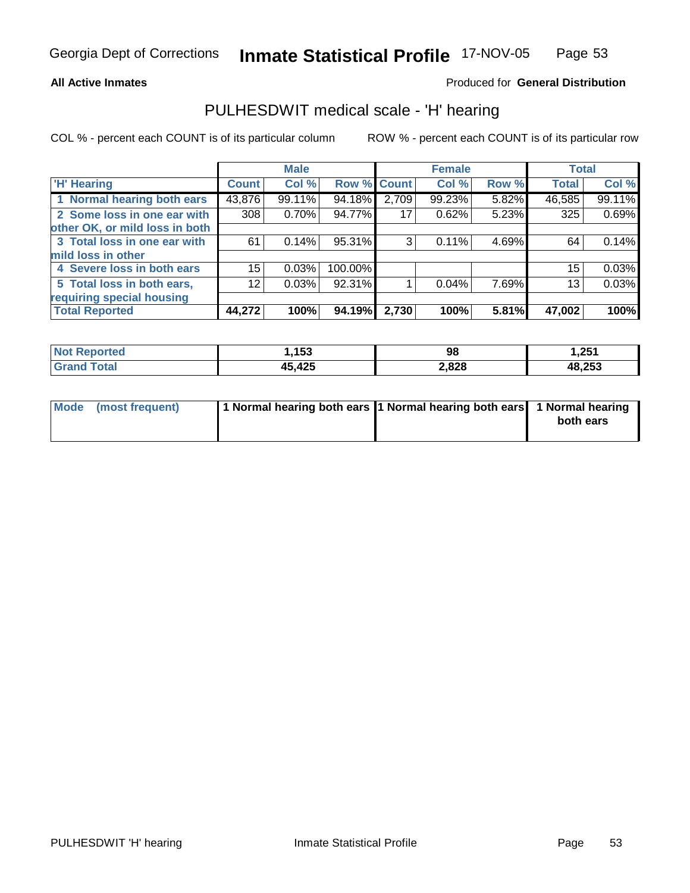Georgia Dept of Corrections **Inmate Statistical Profile** 17-NOV-05

**All Active Inmates**

Produced for **General Distribution**

## PULHESDWIT medical scale - 'H' hearing

COL % - percent each COUNT is of its particular column ROW % - percent each COUNT is of its particular row

| | Male | | | Female | | | Total | |
|---|---|---|---|---|---|---|---|---|
| 'H' Hearing | Count | Col % | Row % | Count | Col % | Row % | Total | Col % |
| 1 Normal hearing both ears | 43,876 | 99.11% | 94.18% | 2,709 | 99.23% | 5.82% | 46,585 | 99.11% |
| 2 Some loss in one ear with other OK, or mild loss in both | 308 | 0.70% | 94.77% | 17 | 0.62% | 5.23% | 325 | 0.69% |
| 3 Total loss in one ear with mild loss in other | 61 | 0.14% | 95.31% | 3 | 0.11% | 4.69% | 64 | 0.14% |
| 4 Severe loss in both ears | 15 | 0.03% | 100.00% | | | | 15 | 0.03% |
| 5 Total loss in both ears, requiring special housing | 12 | 0.03% | 92.31% | 1 | 0.04% | 7.69% | 13 | 0.03% |
| **Total Reported** | **44,272** | **100%** | **94.19%** | **2,730** | **100%** | **5.81%** | **47,002** | **100%** |

| | Male | Female | Total |
|---|---|---|---|
| Not Reported | **1,153** | **98** | **1,251** |
| Grand Total | **45,425** | **2,828** | **48,253** |

| | Male | Female | Total |
|---|---|---|---|
| Mode (most frequent) | **1 Normal hearing both ears** | **1 Normal hearing both ears** | **1 Normal hearing both ears** |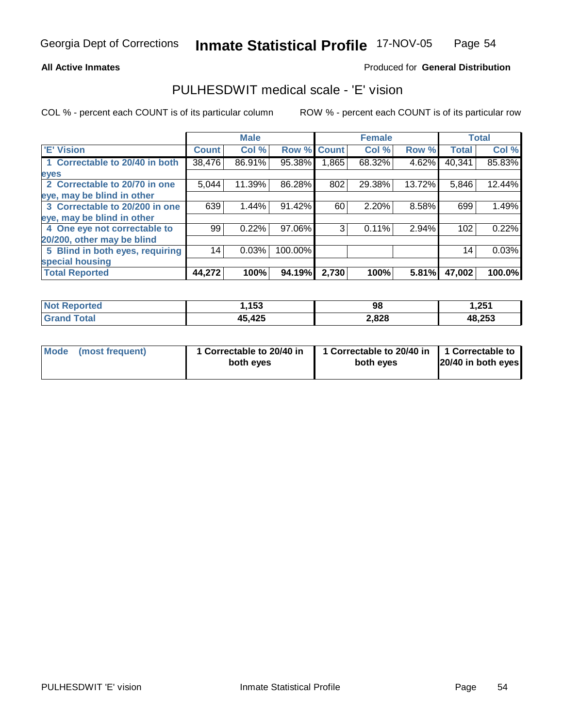**All Active Inmates**

Produced for **General Distribution**

## PULHESDWIT medical scale - 'E' vision

COL % - percent each COUNT is of its particular column

ROW % - percent each COUNT is of its particular row

| | Male | | | Female | | | Total | |
|---|---|---|---|---|---|---|---|---|
| 'E' Vision | Count | Col % | Row % | Count | Col % | Row % | Total | Col % |
| 1 Correctable to 20/40 in both eyes | 38,476 | 86.91% | 95.38% | 1,865 | 68.32% | 4.62% | 40,341 | 85.83% |
| 2 Correctable to 20/70 in one eye, may be blind in other | 5,044 | 11.39% | 86.28% | 802 | 29.38% | 13.72% | 5,846 | 12.44% |
| 3 Correctable to 20/200 in one eye, may be blind in other | 639 | 1.44% | 91.42% | 60 | 2.20% | 8.58% | 699 | 1.49% |
| 4 One eye not correctable to 20/200, other may be blind | 99 | 0.22% | 97.06% | 3 | 0.11% | 2.94% | 102 | 0.22% |
| 5 Blind in both eyes, requiring special housing | 14 | 0.03% | 100.00% | | | | 14 | 0.03% |
| **Total Reported** | **44,272** | **100%** | **94.19%** | **2,730** | **100%** | **5.81%** | **47,002** | **100.0%** |

| | Male | Female | Total |
|---|---|---|---|
| Not Reported | 1,153 | 98 | 1,251 |
| Grand Total | 45,425 | 2,828 | 48,253 |

| | Male | Female | Total |
|---|---|---|---|
| Mode (most frequent) | 1 Correctable to 20/40 in both eyes | 1 Correctable to 20/40 in both eyes | 1 Correctable to 20/40 in both eyes |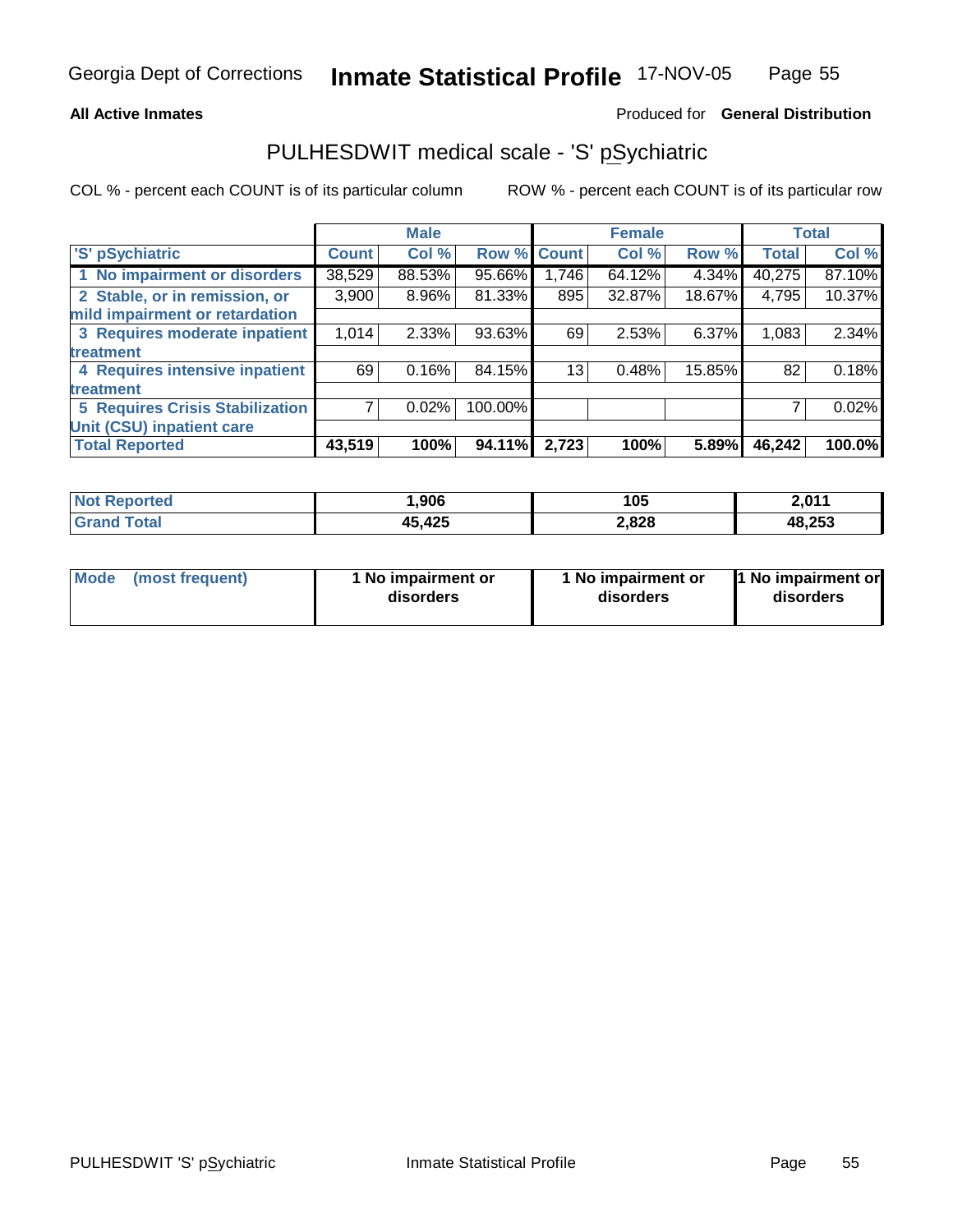Georgia Dept of Corrections **Inmate Statistical Profile** 17-NOV-05

**All Active Inmates** Produced for **General Distribution**

## PULHESDWIT medical scale - 'S' pSychiatric

COL % - percent each COUNT is of its particular column ROW % - percent each COUNT is of its particular row

| | Male | | | Female | | | Total | |
|---|---|---|---|---|---|---|---|---|
| 'S' pSychiatric | Count | Col % | Row % | Count | Col % | Row % | Total | Col % |
| 1 No impairment or disorders | 38,529 | 88.53% | 95.66% | 1,746 | 64.12% | 4.34% | 40,275 | 87.10% |
| 2 Stable, or in remission, or mild impairment or retardation | 3,900 | 8.96% | 81.33% | 895 | 32.87% | 18.67% | 4,795 | 10.37% |
| 3 Requires moderate inpatient treatment | 1,014 | 2.33% | 93.63% | 69 | 2.53% | 6.37% | 1,083 | 2.34% |
| 4 Requires intensive inpatient treatment | 69 | 0.16% | 84.15% | 13 | 0.48% | 15.85% | 82 | 0.18% |
| 5 Requires Crisis Stabilization Unit (CSU) inpatient care | 7 | 0.02% | 100.00% | | | | 7 | 0.02% |
| **Total Reported** | **43,519** | **100%** | **94.11%** | **2,723** | **100%** | **5.89%** | **46,242** | **100.0%** |

| | Male | Female | Total |
|---|---|---|---|
| **Not Reported** | **1,906** | **105** | **2,011** |
| **Grand Total** | **45,425** | **2,828** | **48,253** |

| | Male | Female | Total |
|---|---|---|---|
| **Mode (most frequent)** | **1 No impairment or disorders** | **1 No impairment or disorders** | **1 No impairment or disorders** |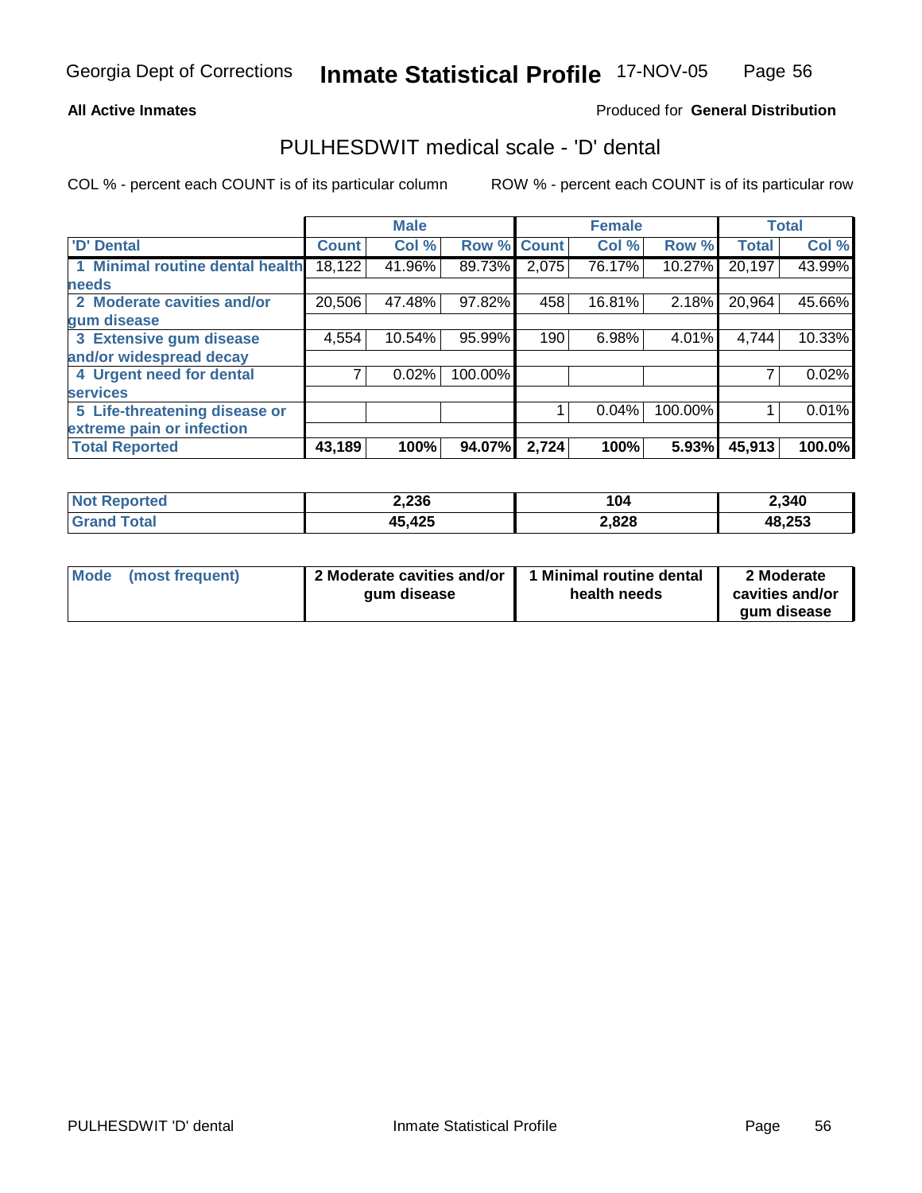**All Active Inmates**

Produced for **General Distribution**

## PULHESDWIT medical scale - 'D' dental

COL % - percent each COUNT is of its particular column

ROW % - percent each COUNT is of its particular row

| 'D' Dental | Male | | | Female | | | Total | |
|---|---|---|---|---|---|---|---|---|
| | Count | Col % | Row % | Count | Col % | Row % | Total | Col % |
| 1 Minimal routine dental health needs | 18,122 | 41.96% | 89.73% | 2,075 | 76.17% | 10.27% | 20,197 | 43.99% |
| 2 Moderate cavities and/or gum disease | 20,506 | 47.48% | 97.82% | 458 | 16.81% | 2.18% | 20,964 | 45.66% |
| 3 Extensive gum disease and/or widespread decay | 4,554 | 10.54% | 95.99% | 190 | 6.98% | 4.01% | 4,744 | 10.33% |
| 4 Urgent need for dental services | 7 | 0.02% | 100.00% | | | | 7 | 0.02% |
| 5 Life-threatening disease or extreme pain or infection | | | | 1 | 0.04% | 100.00% | 1 | 0.01% |
| **Total Reported** | **43,189** | **100%** | **94.07%** | **2,724** | **100%** | **5.93%** | **45,913** | **100.0%** |

| | Male | Female | Total |
|---|---|---|---|
| Not Reported | 2,236 | 104 | 2,340 |
| Grand Total | 45,425 | 2,828 | 48,253 |

| | Male | Female | Total |
|---|---|---|---|
| Mode (most frequent) | 2 Moderate cavities and/or gum disease | 1 Minimal routine dental health needs | 2 Moderate cavities and/or gum disease |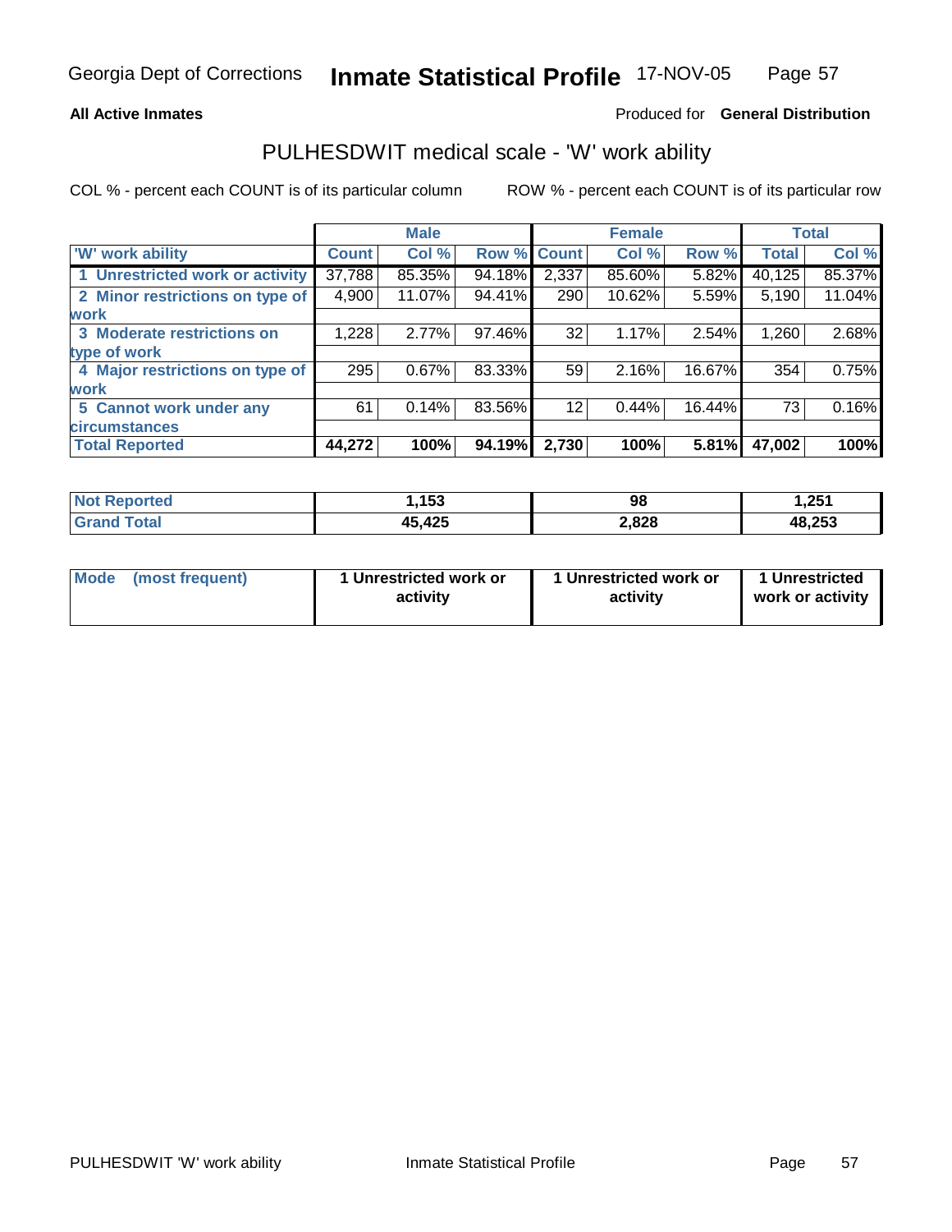Georgia Dept of Corrections **Inmate Statistical Profile** 17-NOV-05

**All Active Inmates**

Produced for **General Distribution**

## PULHESDWIT medical scale - 'W' work ability

COL % - percent each COUNT is of its particular column

ROW % - percent each COUNT is of its particular row

| | Male | | | Female | | | Total | |
|---|---|---|---|---|---|---|---|---|
| 'W' work ability | Count | Col % | Row % | Count | Col % | Row % | Total | Col % |
| 1 Unrestricted work or activity | 37,788 | 85.35% | 94.18% | 2,337 | 85.60% | 5.82% | 40,125 | 85.37% |
| 2 Minor restrictions on type of work | 4,900 | 11.07% | 94.41% | 290 | 10.62% | 5.59% | 5,190 | 11.04% |
| 3 Moderate restrictions on type of work | 1,228 | 2.77% | 97.46% | 32 | 1.17% | 2.54% | 1,260 | 2.68% |
| 4 Major restrictions on type of work | 295 | 0.67% | 83.33% | 59 | 2.16% | 16.67% | 354 | 0.75% |
| 5 Cannot work under any circumstances | 61 | 0.14% | 83.56% | 12 | 0.44% | 16.44% | 73 | 0.16% |
| **Total Reported** | **44,272** | **100%** | **94.19%** | **2,730** | **100%** | **5.81%** | **47,002** | **100%** |

| | Male | Female | Total |
|---|---|---|---|
| Not Reported | **1,153** | **98** | **1,251** |
| Grand Total | **45,425** | **2,828** | **48,253** |

| | Male | Female | Total |
|---|---|---|---|
| Mode (most frequent) | **1 Unrestricted work or activity** | **1 Unrestricted work or activity** | **1 Unrestricted work or activity** |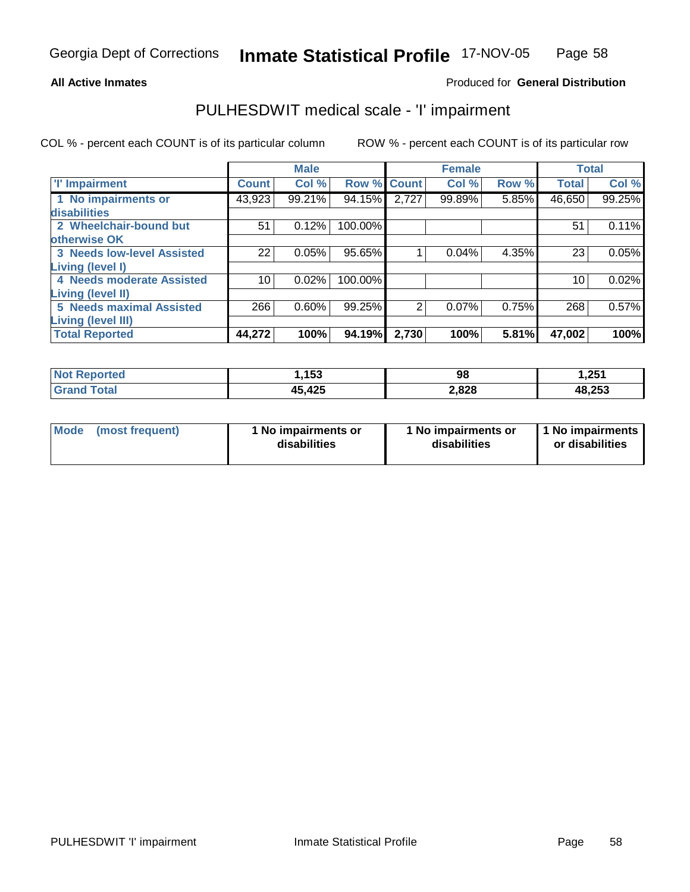Georgia Dept of Corrections **Inmate Statistical Profile** 17-NOV-05

**All Active Inmates**

Produced for **General Distribution**

## PULHESDWIT medical scale - 'I' impairment

COL % - percent each COUNT is of its particular column

ROW % - percent each COUNT is of its particular row

| | Male | | | Female | | | Total | |
|---|---|---|---|---|---|---|---|---|
| 'I' Impairment | Count | Col % | Row % | Count | Col % | Row % | Total | Col % |
| 1 No impairments or disabilities | 43,923 | 99.21% | 94.15% | 2,727 | 99.89% | 5.85% | 46,650 | 99.25% |
| 2 Wheelchair-bound but otherwise OK | 51 | 0.12% | 100.00% | | | | 51 | 0.11% |
| 3 Needs low-level Assisted Living (level I) | 22 | 0.05% | 95.65% | 1 | 0.04% | 4.35% | 23 | 0.05% |
| 4 Needs moderate Assisted Living (level II) | 10 | 0.02% | 100.00% | | | | 10 | 0.02% |
| 5 Needs maximal Assisted Living (level III) | 266 | 0.60% | 99.25% | 2 | 0.07% | 0.75% | 268 | 0.57% |
| **Total Reported** | **44,272** | **100%** | **94.19%** | **2,730** | **100%** | **5.81%** | **47,002** | **100%** |

| | Male | Female | Total |
|---|---|---|---|
| Not Reported | 1,153 | 98 | 1,251 |
| Grand Total | 45,425 | 2,828 | 48,253 |

| | Male | Female | Total |
|---|---|---|---|
| Mode (most frequent) | 1 No impairments or disabilities | 1 No impairments or disabilities | 1 No impairments or disabilities |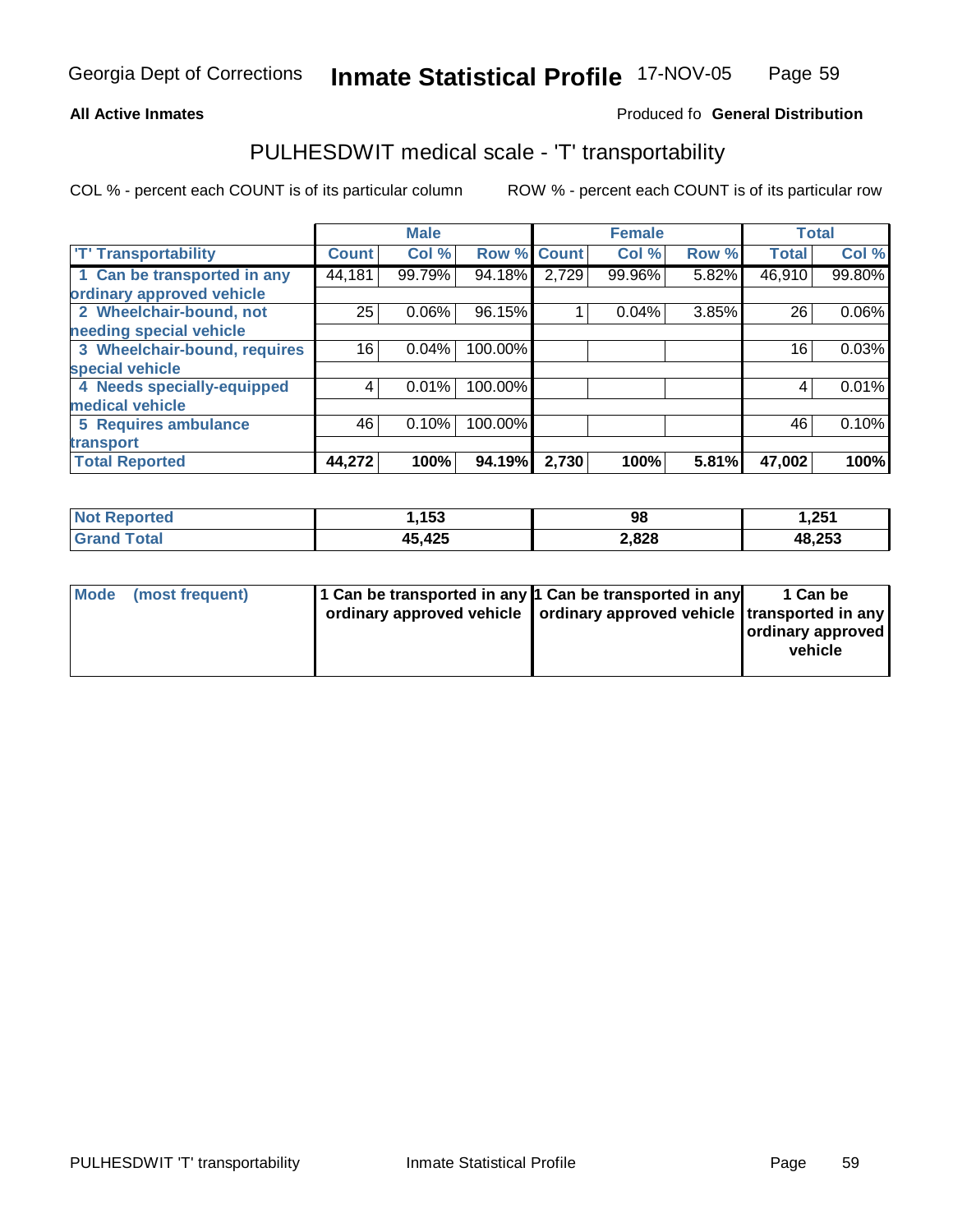**All Active Inmates**

Produced fo **General Distribution**

## PULHESDWIT medical scale - 'T' transportability

COL % - percent each COUNT is of its particular column

ROW % - percent each COUNT is of its particular row

| | Male | | | Female | | | Total | |
|---|---|---|---|---|---|---|---|---|
| 'T' Transportability | Count | Col % | Row % | Count | Col % | Row % | Total | Col % |
| 1 Can be transported in any ordinary approved vehicle | 44,181 | 99.79% | 94.18% | 2,729 | 99.96% | 5.82% | 46,910 | 99.80% |
| 2 Wheelchair-bound, not needing special vehicle | 25 | 0.06% | 96.15% | 1 | 0.04% | 3.85% | 26 | 0.06% |
| 3 Wheelchair-bound, requires special vehicle | 16 | 0.04% | 100.00% | | | | 16 | 0.03% |
| 4 Needs specially-equipped medical vehicle | 4 | 0.01% | 100.00% | | | | 4 | 0.01% |
| 5 Requires ambulance transport | 46 | 0.10% | 100.00% | | | | 46 | 0.10% |
| **Total Reported** | **44,272** | **100%** | **94.19%** | **2,730** | **100%** | **5.81%** | **47,002** | **100%** |

| | Male | Female | Total |
|---|---|---|---|
| Not Reported | 1,153 | 98 | 1,251 |
| Grand Total | 45,425 | 2,828 | 48,253 |

| | Male | Female | Total |
|---|---|---|---|
| Mode (most frequent) | 1 Can be transported in any ordinary approved vehicle | 1 Can be transported in any ordinary approved vehicle | 1 Can be transported in any ordinary approved vehicle |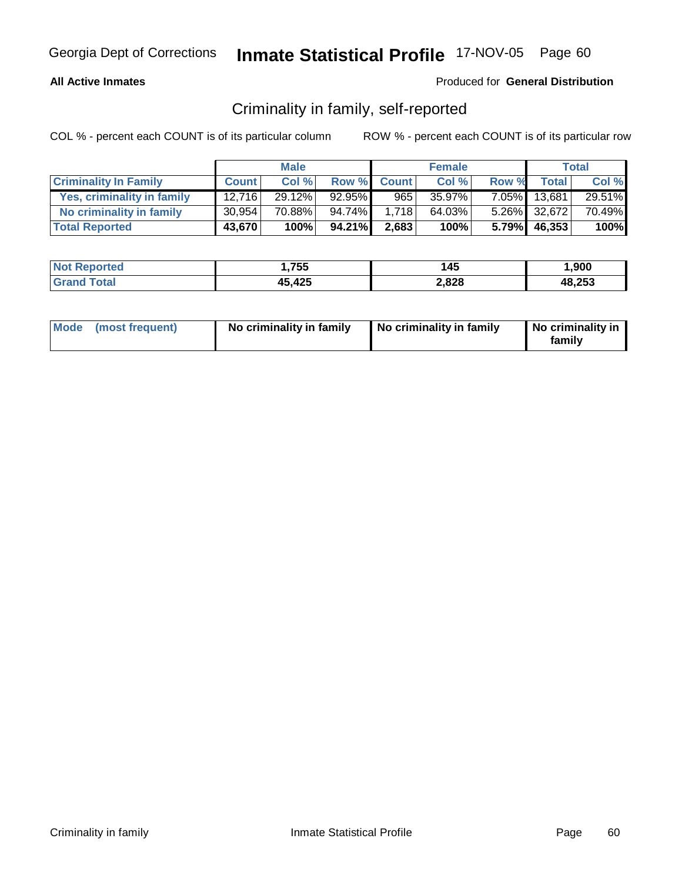**All Active Inmates** Produced for **General Distribution**

## Criminality in family, self-reported

COL % - percent each COUNT is of its particular column ROW % - percent each COUNT is of its particular row

| | Male | | | Female | | | Total | |
|---|---|---|---|---|---|---|---|---|
| **Criminality In Family** | **Count** | **Col %** | **Row %** | **Count** | **Col %** | **Row %** | **Total** | **Col %** |
| Yes, criminality in family | 12,716 | 29.12% | 92.95% | 965 | 35.97% | 7.05% | 13,681 | 29.51% |
| No criminality in family | 30,954 | 70.88% | 94.74% | 1,718 | 64.03% | 5.26% | 32,672 | 70.49% |
| **Total Reported** | **43,670** | **100%** | **94.21%** | **2,683** | **100%** | **5.79%** | **46,353** | **100%** |

| | Male | Female | Total |
|---|---|---|---|
| Not Reported | 1,755 | 145 | 1,900 |
| Grand Total | 45,425 | 2,828 | 48,253 |

| Mode (most frequent) | No criminality in family | No criminality in family | No criminality in family |
|---|---|---|---|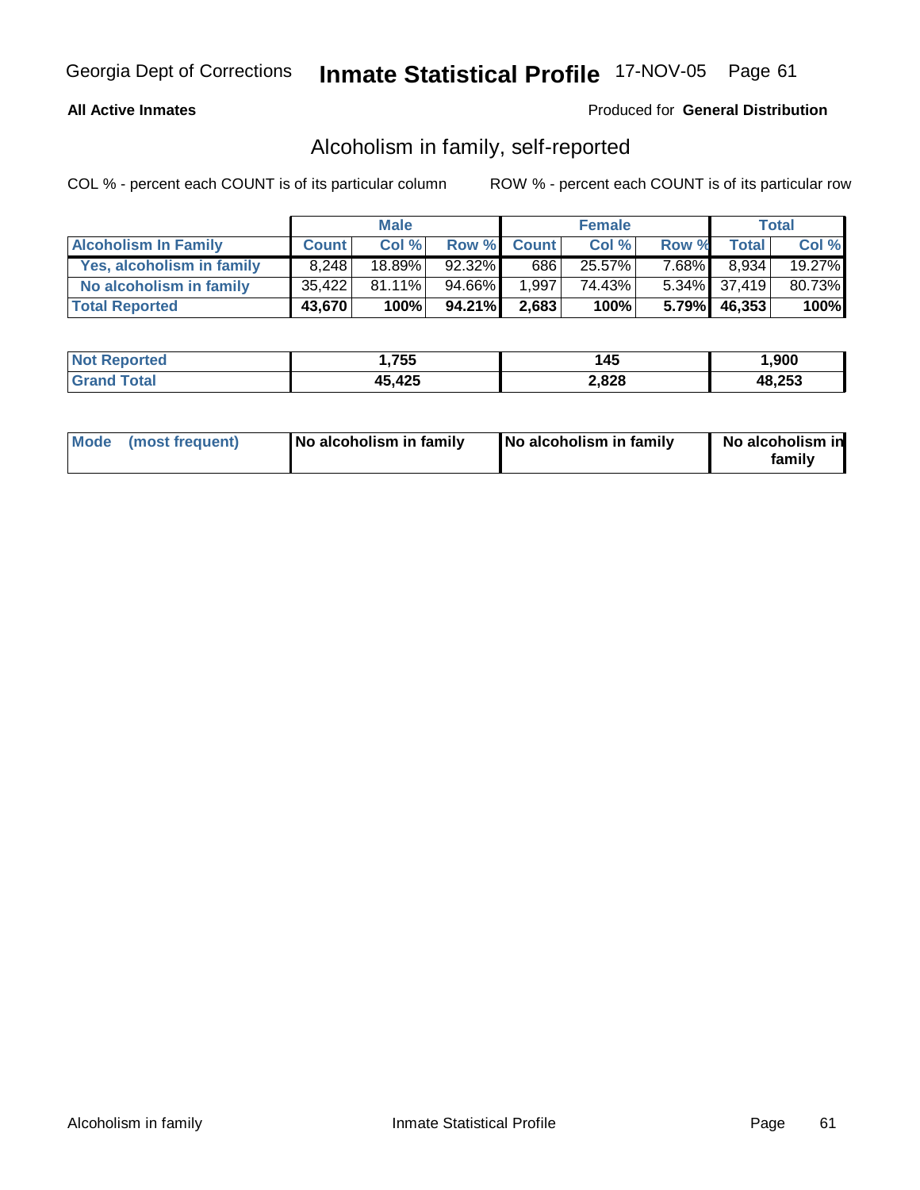Georgia Dept of Corrections **Inmate Statistical Profile** 17-NOV-05

**All Active Inmates**

Produced for **General Distribution**

## Alcoholism in family, self-reported

COL % - percent each COUNT is of its particular column    ROW % - percent each COUNT is of its particular row

| | Male | | | Female | | | Total | |
|---|---|---|---|---|---|---|---|---|
| **Alcoholism In Family** | **Count** | **Col %** | **Row %** | **Count** | **Col %** | **Row %** | **Total** | **Col %** |
| **Yes, alcoholism in family** | 8,248 | 18.89% | 92.32% | 686 | 25.57% | 7.68% | 8,934 | 19.27% |
| **No alcoholism in family** | 35,422 | 81.11% | 94.66% | 1,997 | 74.43% | 5.34% | 37,419 | 80.73% |
| **Total Reported** | **43,670** | **100%** | **94.21%** | **2,683** | **100%** | **5.79%** | **46,353** | **100%** |

| | Male | Female | Total |
|---|---|---|---|
| **Not Reported** | **1,755** | **145** | **1,900** |
| **Grand Total** | **45,425** | **2,828** | **48,253** |

| | Male | Female | Total |
|---|---|---|---|
| **Mode (most frequent)** | **No alcoholism in family** | **No alcoholism in family** | **No alcoholism in family** |

Alcoholism in family    Inmate Statistical Profile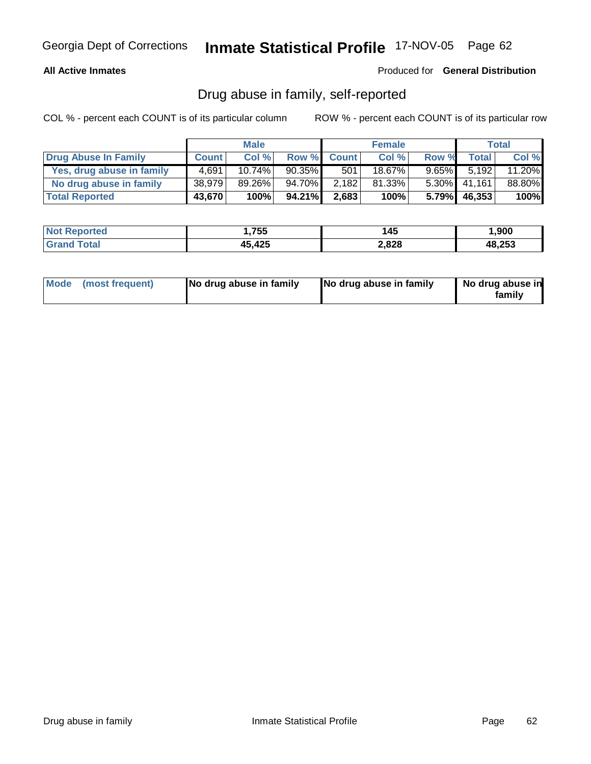Georgia Dept of Corrections **Inmate Statistical Profile** 17-NOV-05

**All Active Inmates**

Produced for **General Distribution**

## Drug abuse in family, self-reported

COL % - percent each COUNT is of its particular column

ROW % - percent each COUNT is of its particular row

| | Male | | | Female | | | Total | |
|---|---|---|---|---|---|---|---|---|
| **Drug Abuse In Family** | **Count** | **Col %** | **Row %** | **Count** | **Col %** | **Row %** | **Total** | **Col %** |
| **Yes, drug abuse in family** | 4,691 | 10.74% | 90.35% | 501 | 18.67% | 9.65% | 5,192 | 11.20% |
| **No drug abuse in family** | 38,979 | 89.26% | 94.70% | 2,182 | 81.33% | 5.30% | 41,161 | 88.80% |
| **Total Reported** | **43,670** | **100%** | **94.21%** | **2,683** | **100%** | **5.79%** | **46,353** | **100%** |

| | Male | Female | Total |
|---|---|---|---|
| **Not Reported** | **1,755** | **145** | **1,900** |
| **Grand Total** | **45,425** | **2,828** | **48,253** |

| | Male | Female | Total |
|---|---|---|---|
| **Mode (most frequent)** | **No drug abuse in family** | **No drug abuse in family** | **No drug abuse in family** |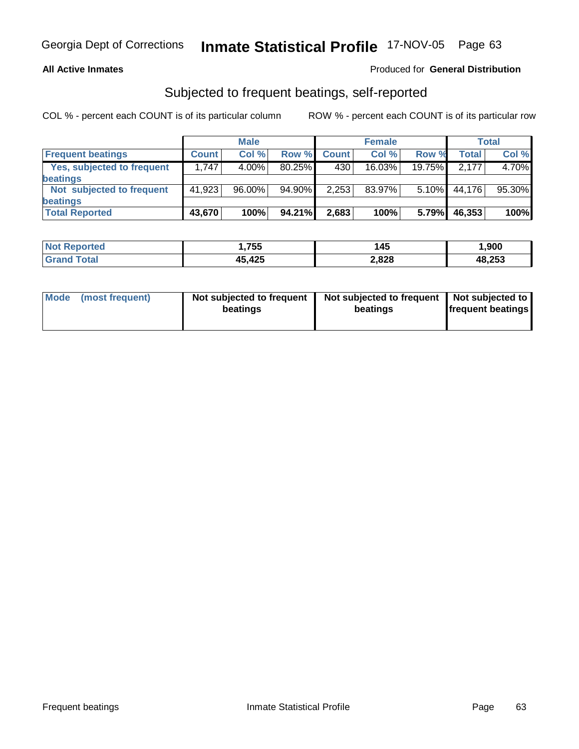**All Active Inmates**

Produced for **General Distribution**

## Subjected to frequent beatings, self-reported

COL % - percent each COUNT is of its particular column ROW % - percent each COUNT is of its particular row

| | Male | | | Female | | | Total | |
|---|---|---|---|---|---|---|---|---|
| **Frequent beatings** | **Count** | **Col %** | **Row %** | **Count** | **Col %** | **Row %** | **Total** | **Col %** |
| **Yes, subjected to frequent beatings** | 1,747 | 4.00% | 80.25% | 430 | 16.03% | 19.75% | 2,177 | 4.70% |
| **Not subjected to frequent beatings** | 41,923 | 96.00% | 94.90% | 2,253 | 83.97% | 5.10% | 44,176 | 95.30% |
| **Total Reported** | **43,670** | **100%** | **94.21%** | **2,683** | **100%** | **5.79%** | **46,353** | **100%** |

| | Male | Female | Total |
|---|---|---|---|
| **Not Reported** | **1,755** | **145** | **1,900** |
| **Grand Total** | **45,425** | **2,828** | **48,253** |

| | Male | Female | Total |
|---|---|---|---|
| **Mode (most frequent)** | **Not subjected to frequent beatings** | **Not subjected to frequent beatings** | **Not subjected to frequent beatings** |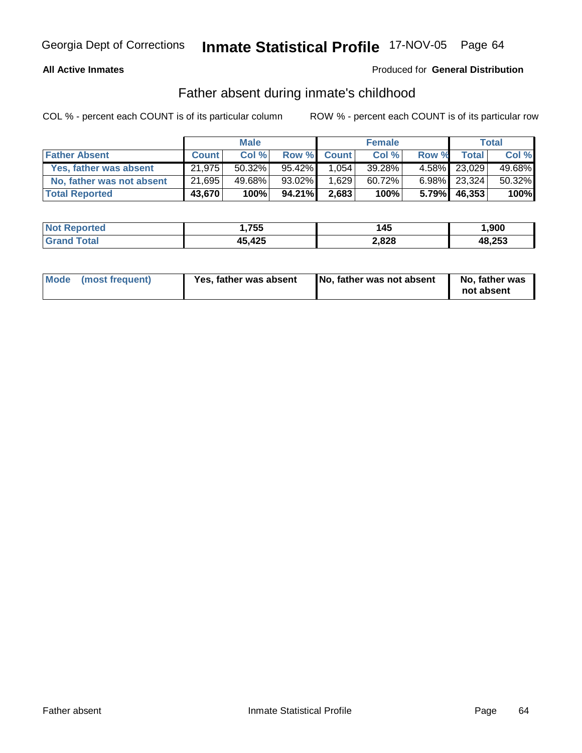Georgia Dept of Corrections **Inmate Statistical Profile** 17-NOV-05

**All Active Inmates**

Produced for **General Distribution**

## Father absent during inmate's childhood

COL % - percent each COUNT is of its particular column

ROW % - percent each COUNT is of its particular row

| | Male | | | Female | | | Total | |
|---|---|---|---|---|---|---|---|---|
| **Father Absent** | **Count** | **Col %** | **Row %** | **Count** | **Col %** | **Row %** | **Total** | **Col %** |
| **Yes, father was absent** | 21,975 | 50.32% | 95.42% | 1,054 | 39.28% | 4.58% | 23,029 | 49.68% |
| **No, father was not absent** | 21,695 | 49.68% | 93.02% | 1,629 | 60.72% | 6.98% | 23,324 | 50.32% |
| **Total Reported** | **43,670** | **100%** | **94.21%** | **2,683** | **100%** | **5.79%** | **46,353** | **100%** |

| | Male | Female | Total |
|---|---|---|---|
| **Not Reported** | **1,755** | **145** | **1,900** |
| **Grand Total** | **45,425** | **2,828** | **48,253** |

| | Male | Female | Total |
|---|---|---|---|
| **Mode (most frequent)** | **Yes, father was absent** | **No, father was not absent** | **No, father was not absent** |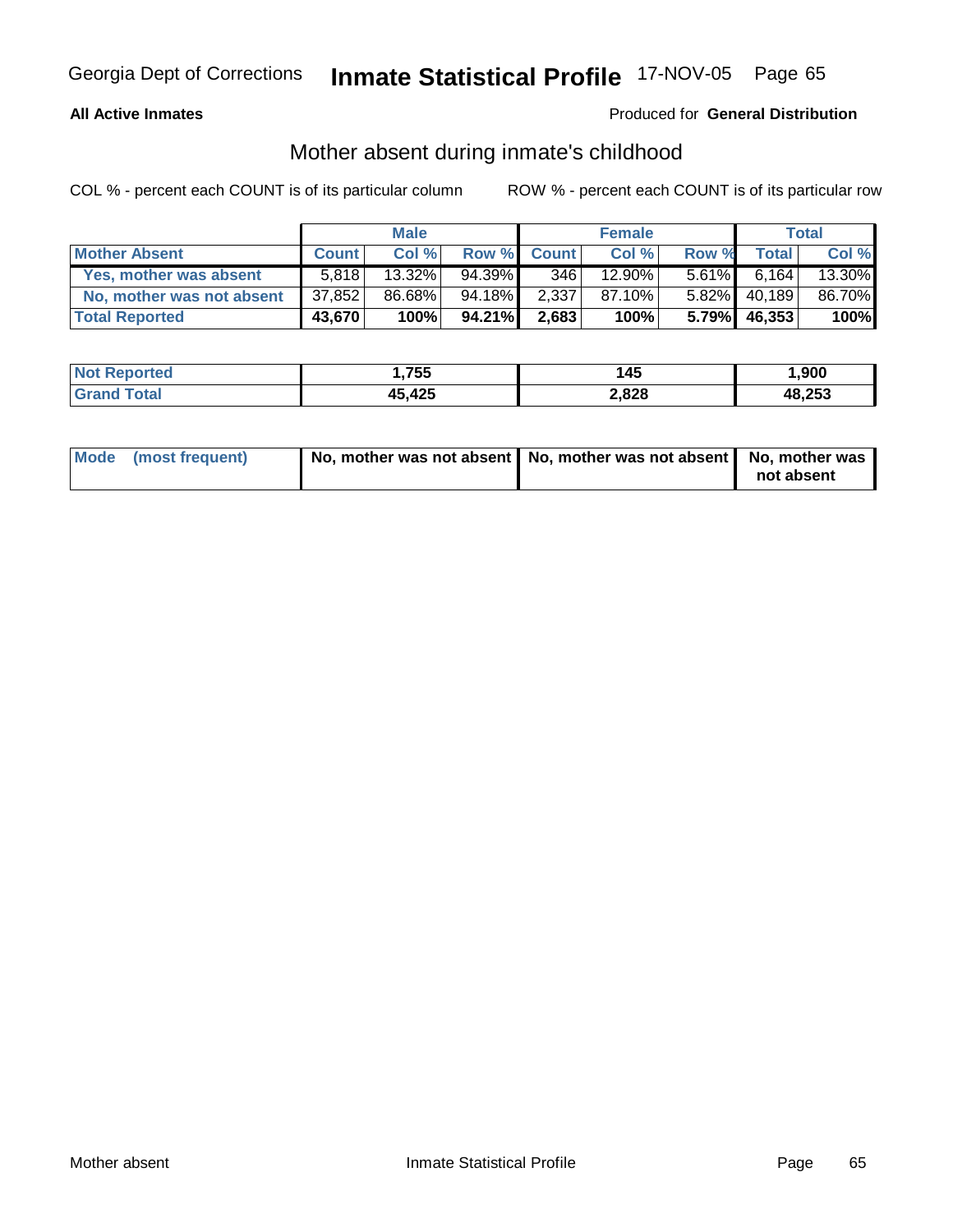**All Active Inmates**

Produced for **General Distribution**

## Mother absent during inmate's childhood

COL % - percent each COUNT is of its particular column     ROW % - percent each COUNT is of its particular row

| | Male | | | Female | | | Total | |
|---|---|---|---|---|---|---|---|---|
| **Mother Absent** | **Count** | **Col %** | **Row %** | **Count** | **Col %** | **Row %** | **Total** | **Col %** |
| **Yes, mother was absent** | 5,818 | 13.32% | 94.39% | 346 | 12.90% | 5.61% | 6,164 | 13.30% |
| **No, mother was not absent** | 37,852 | 86.68% | 94.18% | 2,337 | 87.10% | 5.82% | 40,189 | 86.70% |
| **Total Reported** | **43,670** | **100%** | **94.21%** | **2,683** | **100%** | **5.79%** | **46,353** | **100%** |

| | Male | Female | Total |
|---|---|---|---|
| **Not Reported** | **1,755** | **145** | **1,900** |
| **Grand Total** | **45,425** | **2,828** | **48,253** |

| | Male | Female | Total |
|---|---|---|---|
| **Mode (most frequent)** | **No, mother was not absent** | **No, mother was not absent** | **No, mother was not absent** |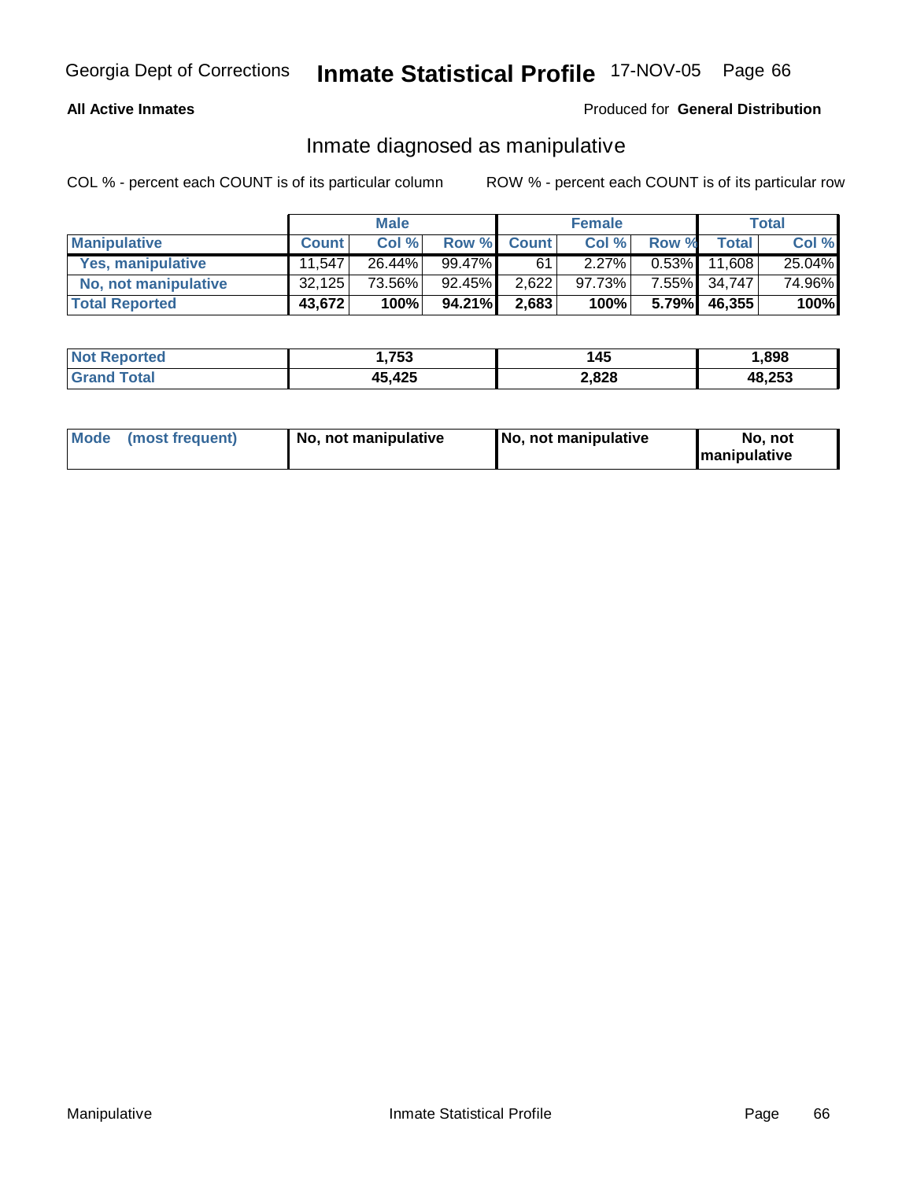Georgia Dept of Corrections **Inmate Statistical Profile** 17-NOV-05

**All Active Inmates**

Produced for **General Distribution**

## Inmate diagnosed as manipulative

COL % - percent each COUNT is of its particular column

ROW % - percent each COUNT is of its particular row

| | Male | | | Female | | | Total | |
|---|---|---|---|---|---|---|---|---|
| **Manipulative** | **Count** | **Col %** | **Row %** | **Count** | **Col %** | **Row %** | **Total** | **Col %** |
| **Yes, manipulative** | 11,547 | 26.44% | 99.47% | 61 | 2.27% | 0.53% | 11,608 | 25.04% |
| **No, not manipulative** | 32,125 | 73.56% | 92.45% | 2,622 | 97.73% | 7.55% | 34,747 | 74.96% |
| **Total Reported** | **43,672** | **100%** | **94.21%** | **2,683** | **100%** | **5.79%** | **46,355** | **100%** |

| | Male | Female | Total |
|---|---|---|---|
| **Not Reported** | **1,753** | **145** | **1,898** |
| **Grand Total** | **45,425** | **2,828** | **48,253** |

| | Male | Female | Total |
|---|---|---|---|
| **Mode (most frequent)** | **No, not manipulative** | **No, not manipulative** | **No, not manipulative** |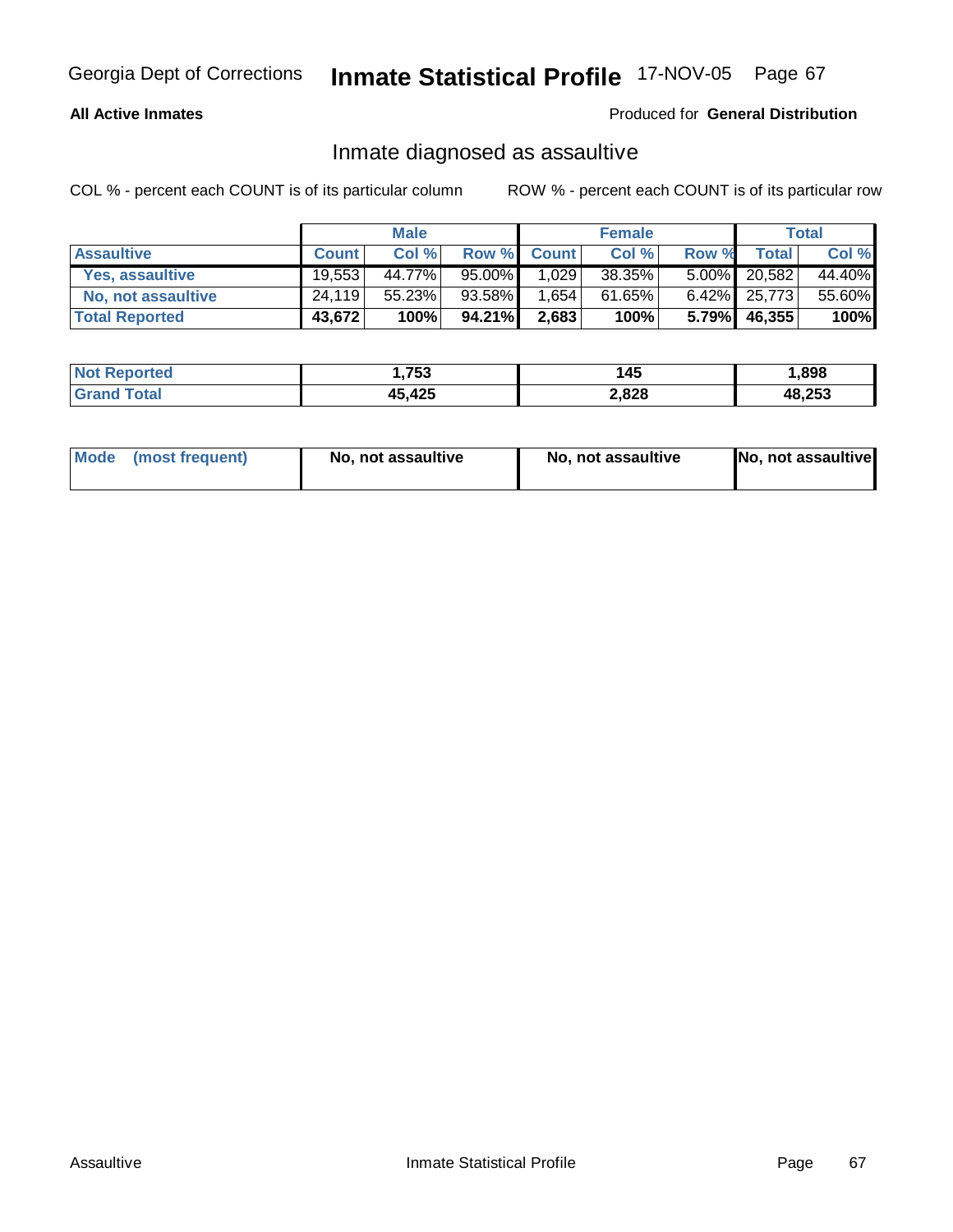Georgia Dept of Corrections **Inmate Statistical Profile** 17-NOV-05

**All Active Inmates** Produced for **General Distribution**

## Inmate diagnosed as assaultive

COL % - percent each COUNT is of its particular column ROW % - percent each COUNT is of its particular row

| | Male | | | Female | | | Total | |
|---|---|---|---|---|---|---|---|---|
| **Assaultive** | **Count** | **Col %** | **Row %** | **Count** | **Col %** | **Row %** | **Total** | **Col %** |
| **Yes, assaultive** | 19,553 | 44.77% | 95.00% | 1,029 | 38.35% | 5.00% | 20,582 | 44.40% |
| **No, not assaultive** | 24,119 | 55.23% | 93.58% | 1,654 | 61.65% | 6.42% | 25,773 | 55.60% |
| **Total Reported** | **43,672** | **100%** | **94.21%** | **2,683** | **100%** | **5.79%** | **46,355** | **100%** |

| | Male | Female | Total |
|---|---|---|---|
| **Not Reported** | **1,753** | **145** | **1,898** |
| **Grand Total** | **45,425** | **2,828** | **48,253** |

| | Male | Female | Total |
|---|---|---|---|
| **Mode (most frequent)** | **No, not assaultive** | **No, not assaultive** | **No, not assaultive** |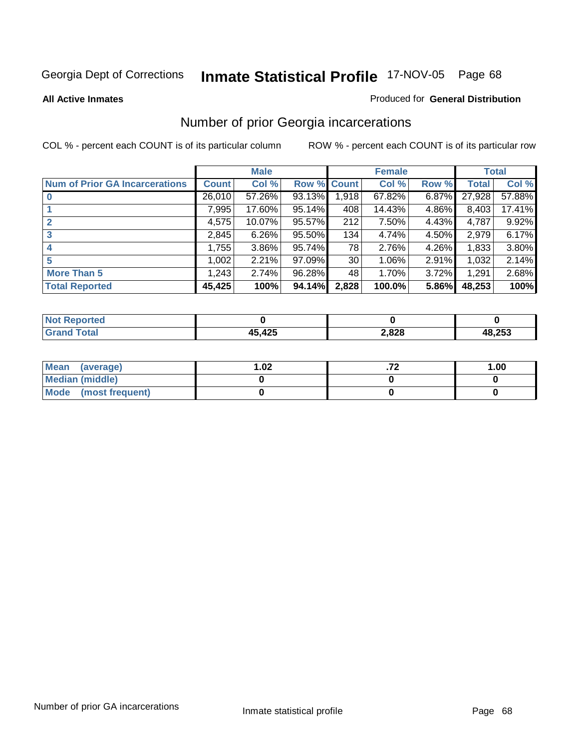# Number of prior Georgia incarcerations

**All Active Inmates** — Produced for **General Distribution**

COL % - percent each COUNT is of its particular column — ROW % - percent each COUNT is of its particular row

| Num of Prior GA Incarcerations | Male | | | Female | | | Total | |
|---|---|---|---|---|---|---|---|---|
| | Count | Col % | Row % | Count | Col % | Row % | Total | Col % |
| 0 | 26,010 | 57.26% | 93.13% | 1,918 | 67.82% | 6.87% | 27,928 | 57.88% |
| 1 | 7,995 | 17.60% | 95.14% | 408 | 14.43% | 4.86% | 8,403 | 17.41% |
| 2 | 4,575 | 10.07% | 95.57% | 212 | 7.50% | 4.43% | 4,787 | 9.92% |
| 3 | 2,845 | 6.26% | 95.50% | 134 | 4.74% | 4.50% | 2,979 | 6.17% |
| 4 | 1,755 | 3.86% | 95.74% | 78 | 2.76% | 4.26% | 1,833 | 3.80% |
| 5 | 1,002 | 2.21% | 97.09% | 30 | 1.06% | 2.91% | 1,032 | 2.14% |
| More Than 5 | 1,243 | 2.74% | 96.28% | 48 | 1.70% | 3.72% | 1,291 | 2.68% |
| **Total Reported** | **45,425** | **100%** | **94.14%** | **2,828** | **100.0%** | **5.86%** | **48,253** | **100%** |

| | Male | Female | Total |
|---|---|---|---|
| Not Reported | 0 | 0 | 0 |
| Grand Total | 45,425 | 2,828 | 48,253 |

| | Male | Female | Total |
|---|---|---|---|
| Mean (average) | 1.02 | .72 | 1.00 |
| Median (middle) | 0 | 0 | 0 |
| Mode (most frequent) | 0 | 0 | 0 |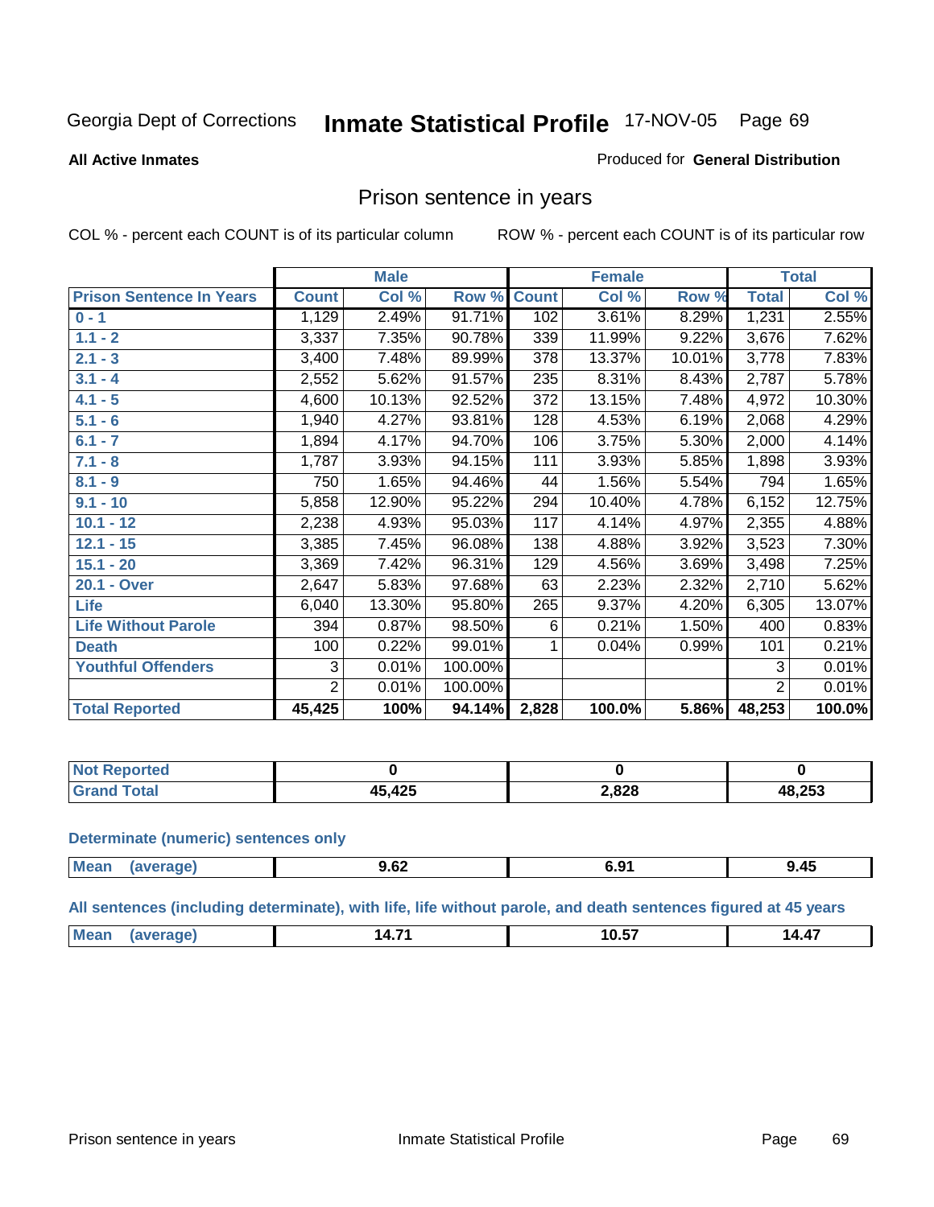Georgia Dept of Corrections **Inmate Statistical Profile** 17-NOV-05 Page 69

**All Active Inmates**

Produced for **General Distribution**

## Prison sentence in years

COL % - percent each COUNT is of its particular column    ROW % - percent each COUNT is of its particular row

| | Male | | | Female | | | Total | |
|---|---|---|---|---|---|---|---|---|
| **Prison Sentence In Years** | **Count** | **Col %** | **Row %** | **Count** | **Col %** | **Row %** | **Total** | **Col %** |
| **0 - 1** | 1,129 | 2.49% | 91.71% | 102 | 3.61% | 8.29% | 1,231 | 2.55% |
| **1.1 - 2** | 3,337 | 7.35% | 90.78% | 339 | 11.99% | 9.22% | 3,676 | 7.62% |
| **2.1 - 3** | 3,400 | 7.48% | 89.99% | 378 | 13.37% | 10.01% | 3,778 | 7.83% |
| **3.1 - 4** | 2,552 | 5.62% | 91.57% | 235 | 8.31% | 8.43% | 2,787 | 5.78% |
| **4.1 - 5** | 4,600 | 10.13% | 92.52% | 372 | 13.15% | 7.48% | 4,972 | 10.30% |
| **5.1 - 6** | 1,940 | 4.27% | 93.81% | 128 | 4.53% | 6.19% | 2,068 | 4.29% |
| **6.1 - 7** | 1,894 | 4.17% | 94.70% | 106 | 3.75% | 5.30% | 2,000 | 4.14% |
| **7.1 - 8** | 1,787 | 3.93% | 94.15% | 111 | 3.93% | 5.85% | 1,898 | 3.93% |
| **8.1 - 9** | 750 | 1.65% | 94.46% | 44 | 1.56% | 5.54% | 794 | 1.65% |
| **9.1 - 10** | 5,858 | 12.90% | 95.22% | 294 | 10.40% | 4.78% | 6,152 | 12.75% |
| **10.1 - 12** | 2,238 | 4.93% | 95.03% | 117 | 4.14% | 4.97% | 2,355 | 4.88% |
| **12.1 - 15** | 3,385 | 7.45% | 96.08% | 138 | 4.88% | 3.92% | 3,523 | 7.30% |
| **15.1 - 20** | 3,369 | 7.42% | 96.31% | 129 | 4.56% | 3.69% | 3,498 | 7.25% |
| **20.1 - Over** | 2,647 | 5.83% | 97.68% | 63 | 2.23% | 2.32% | 2,710 | 5.62% |
| **Life** | 6,040 | 13.30% | 95.80% | 265 | 9.37% | 4.20% | 6,305 | 13.07% |
| **Life Without Parole** | 394 | 0.87% | 98.50% | 6 | 0.21% | 1.50% | 400 | 0.83% |
| **Death** | 100 | 0.22% | 99.01% | 1 | 0.04% | 0.99% | 101 | 0.21% |
| **Youthful Offenders** | 3 | 0.01% | 100.00% | | | | 3 | 0.01% |
| | 2 | 0.01% | 100.00% | | | | 2 | 0.01% |
| **Total Reported** | **45,425** | **100%** | **94.14%** | **2,828** | **100.0%** | **5.86%** | **48,253** | **100.0%** |

| | Male | Female | Total |
|---|---|---|---|
| **Not Reported** | **0** | **0** | **0** |
| **Grand Total** | **45,425** | **2,828** | **48,253** |

**Determinate (numeric) sentences only**

| | Male | Female | Total |
|---|---|---|---|
| **Mean (average)** | **9.62** | **6.91** | **9.45** |

**All sentences (including determinate), with life, life without parole, and death sentences figured at 45 years**

| | Male | Female | Total |
|---|---|---|---|
| **Mean (average)** | **14.71** | **10.57** | **14.47** |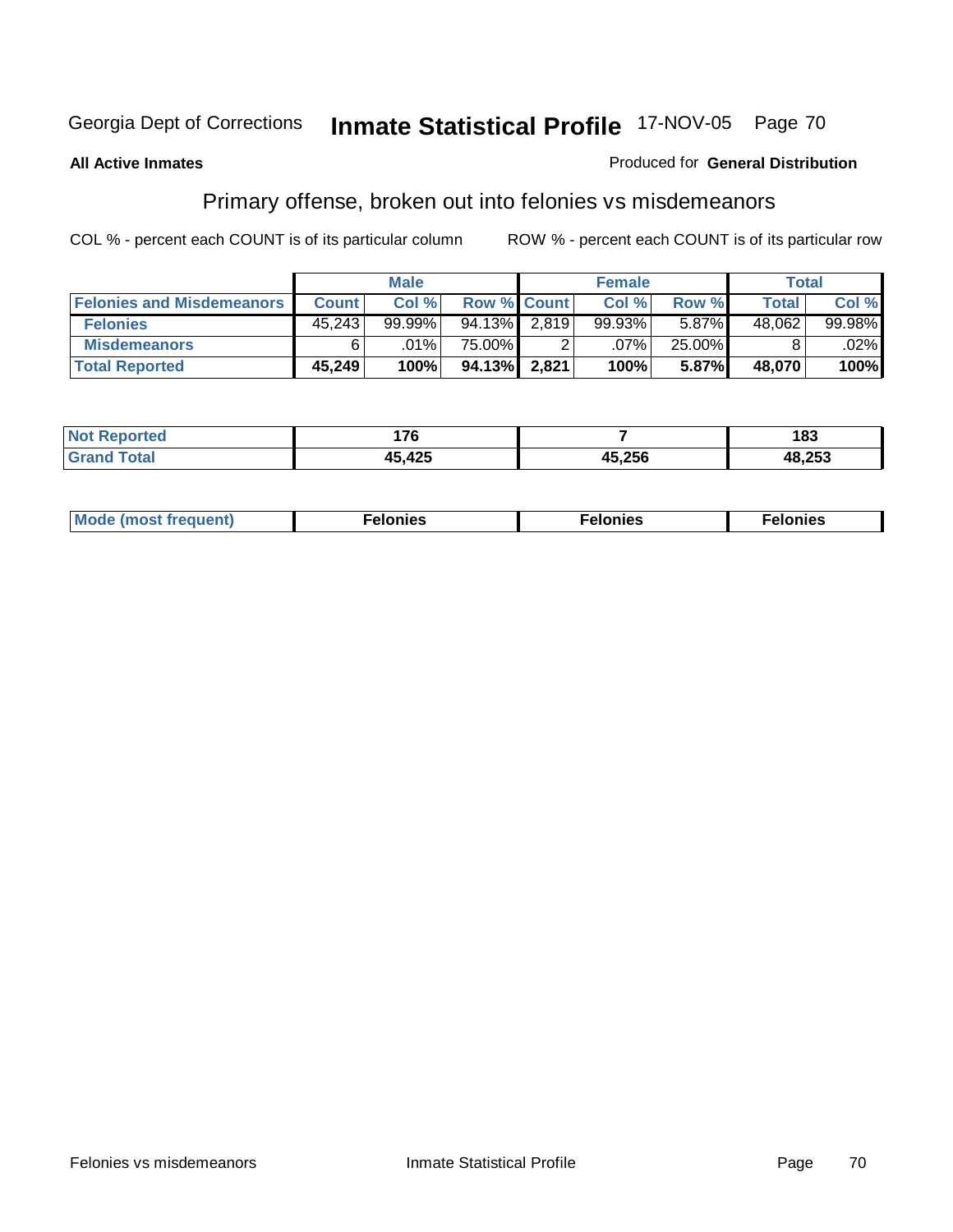Georgia Dept of Corrections **Inmate Statistical Profile** 17-NOV-05

**All Active Inmates**

Produced for **General Distribution**

## Primary offense, broken out into felonies vs misdemeanors

COL % - percent each COUNT is of its particular column

ROW % - percent each COUNT is of its particular row

| | Male | | | Female | | | Total | |
|---|---|---|---|---|---|---|---|---|
| **Felonies and Misdemeanors** | **Count** | **Col %** | **Row %** | **Count** | **Col %** | **Row %** | **Total** | **Col %** |
| **Felonies** | 45,243 | 99.99% | 94.13% | 2,819 | 99.93% | 5.87% | 48,062 | 99.98% |
| **Misdemeanors** | 6 | .01% | 75.00% | 2 | .07% | 25.00% | 8 | .02% |
| **Total Reported** | **45,249** | **100%** | **94.13%** | **2,821** | **100%** | **5.87%** | **48,070** | **100%** |

| | Male | Female | Total |
|---|---|---|---|
| **Not Reported** | **176** | **7** | **183** |
| **Grand Total** | **45,425** | **45,256** | **48,253** |

| | Male | Female | Total |
|---|---|---|---|
| **Mode (most frequent)** | **Felonies** | **Felonies** | **Felonies** |

Felonies vs misdemeanors

Inmate Statistical Profile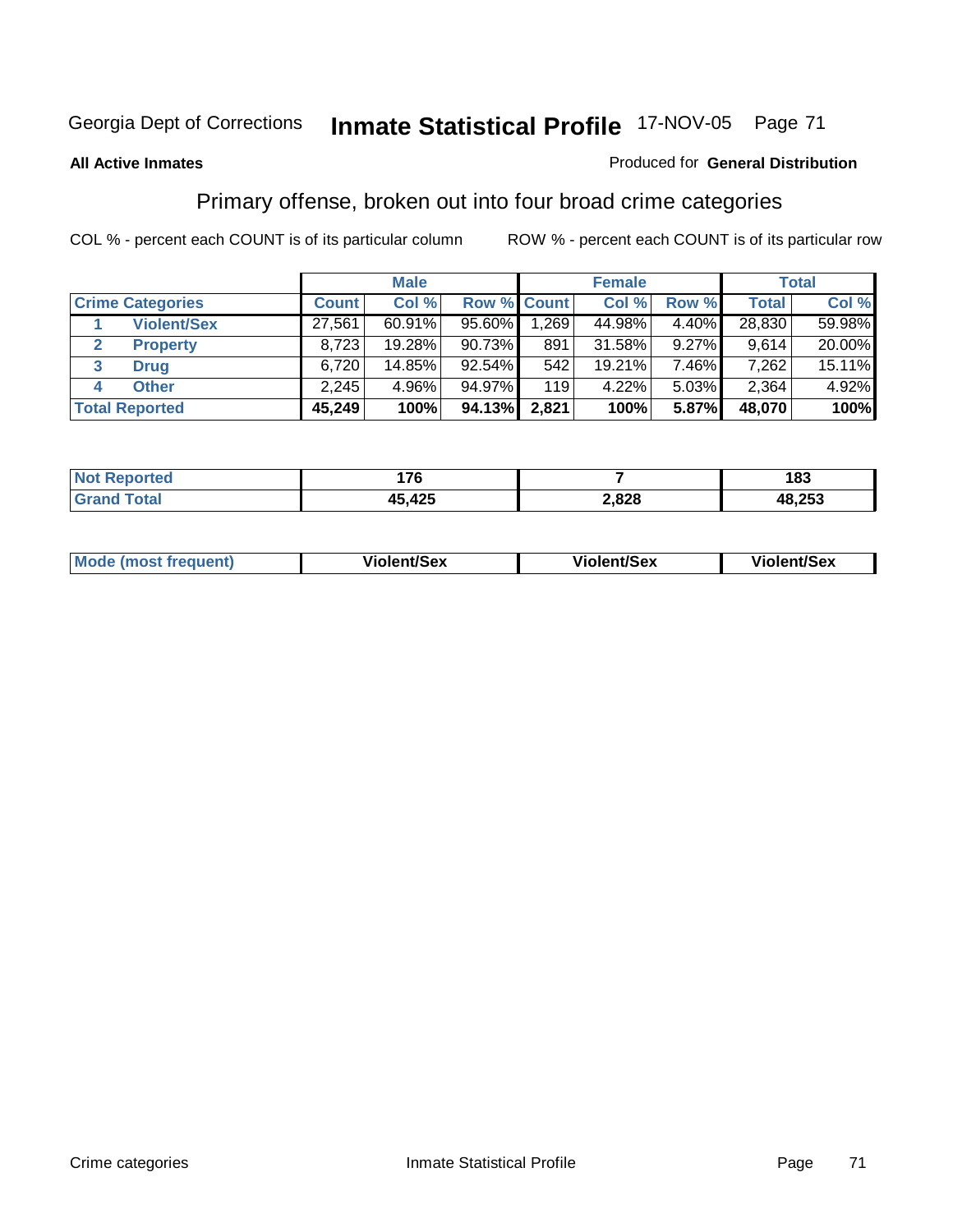Georgia Dept of Corrections **Inmate Statistical Profile** 17-NOV-05

**All Active Inmates**

Produced for **General Distribution**

## Primary offense, broken out into four broad crime categories

COL % - percent each COUNT is of its particular column    ROW % - percent each COUNT is of its particular row

| | | Male | | | Female | | | Total | |
|---|---|---|---|---|---|---|---|---|---|
| **Crime Categories** | | **Count** | **Col %** | **Row %** | **Count** | **Col %** | **Row %** | **Total** | **Col %** |
| 1 | Violent/Sex | 27,561 | 60.91% | 95.60% | 1,269 | 44.98% | 4.40% | 28,830 | 59.98% |
| 2 | Property | 8,723 | 19.28% | 90.73% | 891 | 31.58% | 9.27% | 9,614 | 20.00% |
| 3 | Drug | 6,720 | 14.85% | 92.54% | 542 | 19.21% | 7.46% | 7,262 | 15.11% |
| 4 | Other | 2,245 | 4.96% | 94.97% | 119 | 4.22% | 5.03% | 2,364 | 4.92% |
| **Total Reported** | | **45,249** | **100%** | **94.13%** | **2,821** | **100%** | **5.87%** | **48,070** | **100%** |

| | Male | Female | Total |
|---|---|---|---|
| Not Reported | 176 | 7 | 183 |
| Grand Total | 45,425 | 2,828 | 48,253 |

| | Male | Female | Total |
|---|---|---|---|
| Mode (most frequent) | Violent/Sex | Violent/Sex | Violent/Sex |

Crime categories    Inmate Statistical Profile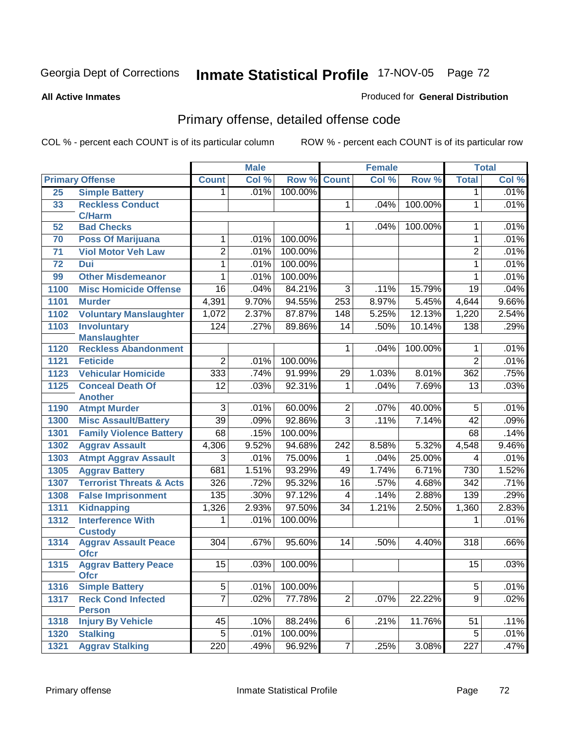Georgia Dept of Corrections **Inmate Statistical Profile** 17-NOV-05

**All Active Inmates**

Produced for **General Distribution**

## Primary offense, detailed offense code

COL % - percent each COUNT is of its particular column

ROW % - percent each COUNT is of its particular row

| Primary Offense | | Male | | | Female | | | Total | |
|---|---|---|---|---|---|---|---|---|---|
| | | Count | Col % | Row % | Count | Col % | Row % | Total | Col % |
| 25 | Simple Battery | 1 | .01% | 100.00% | | | | 1 | .01% |
| 33 | Reckless Conduct C/Harm | | | | 1 | .04% | 100.00% | 1 | .01% |
| 52 | Bad Checks | | | | 1 | .04% | 100.00% | 1 | .01% |
| 70 | Poss Of Marijuana | 1 | .01% | 100.00% | | | | 1 | .01% |
| 71 | Viol Motor Veh Law | 2 | .01% | 100.00% | | | | 2 | .01% |
| 72 | Dui | 1 | .01% | 100.00% | | | | 1 | .01% |
| 99 | Other Misdemeanor | 1 | .01% | 100.00% | | | | 1 | .01% |
| 1100 | Misc Homicide Offense | 16 | .04% | 84.21% | 3 | .11% | 15.79% | 19 | .04% |
| 1101 | Murder | 4,391 | 9.70% | 94.55% | 253 | 8.97% | 5.45% | 4,644 | 9.66% |
| 1102 | Voluntary Manslaughter | 1,072 | 2.37% | 87.87% | 148 | 5.25% | 12.13% | 1,220 | 2.54% |
| 1103 | Involuntary Manslaughter | 124 | .27% | 89.86% | 14 | .50% | 10.14% | 138 | .29% |
| 1120 | Reckless Abandonment | | | | 1 | .04% | 100.00% | 1 | .01% |
| 1121 | Feticide | 2 | .01% | 100.00% | | | | 2 | .01% |
| 1123 | Vehicular Homicide | 333 | .74% | 91.99% | 29 | 1.03% | 8.01% | 362 | .75% |
| 1125 | Conceal Death Of Another | 12 | .03% | 92.31% | 1 | .04% | 7.69% | 13 | .03% |
| 1190 | Atmpt Murder | 3 | .01% | 60.00% | 2 | .07% | 40.00% | 5 | .01% |
| 1300 | Misc Assault/Battery | 39 | .09% | 92.86% | 3 | .11% | 7.14% | 42 | .09% |
| 1301 | Family Violence Battery | 68 | .15% | 100.00% | | | | 68 | .14% |
| 1302 | Aggrav Assault | 4,306 | 9.52% | 94.68% | 242 | 8.58% | 5.32% | 4,548 | 9.46% |
| 1303 | Atmpt Aggrav Assault | 3 | .01% | 75.00% | 1 | .04% | 25.00% | 4 | .01% |
| 1305 | Aggrav Battery | 681 | 1.51% | 93.29% | 49 | 1.74% | 6.71% | 730 | 1.52% |
| 1307 | Terrorist Threats & Acts | 326 | .72% | 95.32% | 16 | .57% | 4.68% | 342 | .71% |
| 1308 | False Imprisonment | 135 | .30% | 97.12% | 4 | .14% | 2.88% | 139 | .29% |
| 1311 | Kidnapping | 1,326 | 2.93% | 97.50% | 34 | 1.21% | 2.50% | 1,360 | 2.83% |
| 1312 | Interference With Custody | 1 | .01% | 100.00% | | | | 1 | .01% |
| 1314 | Aggrav Assault Peace Ofcr | 304 | .67% | 95.60% | 14 | .50% | 4.40% | 318 | .66% |
| 1315 | Aggrav Battery Peace Ofcr | 15 | .03% | 100.00% | | | | 15 | .03% |
| 1316 | Simple Battery | 5 | .01% | 100.00% | | | | 5 | .01% |
| 1317 | Reck Cond Infected Person | 7 | .02% | 77.78% | 2 | .07% | 22.22% | 9 | .02% |
| 1318 | Injury By Vehicle | 45 | .10% | 88.24% | 6 | .21% | 11.76% | 51 | .11% |
| 1320 | Stalking | 5 | .01% | 100.00% | | | | 5 | .01% |
| 1321 | Aggrav Stalking | 220 | .49% | 96.92% | 7 | .25% | 3.08% | 227 | .47% |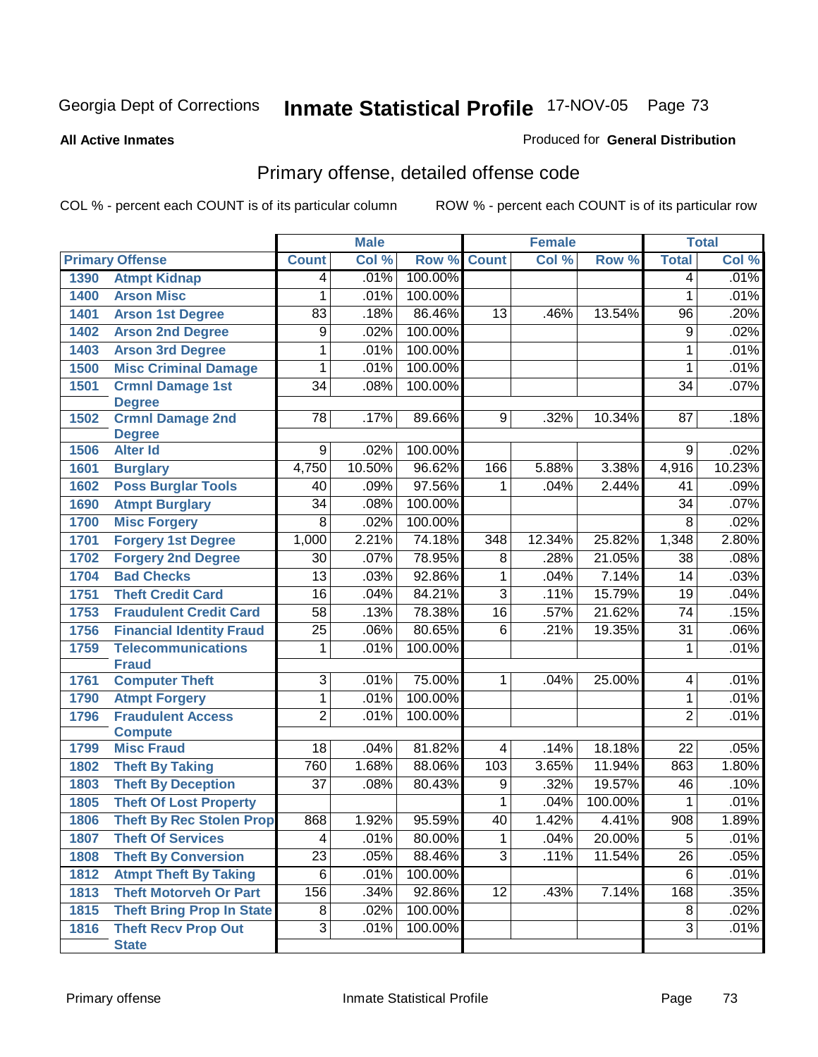Georgia Dept of Corrections **Inmate Statistical Profile** 17-NOV-05

**All Active Inmates** Produced for **General Distribution**

## Primary offense, detailed offense code

COL % - percent each COUNT is of its particular column ROW % - percent each COUNT is of its particular row

| Primary Offense | | Male | | | Female | | | Total | |
|---|---|---|---|---|---|---|---|---|---|
| | | Count | Col % | Row % | Count | Col % | Row % | Total | Col % |
| 1390 | Atmpt Kidnap | 4 | .01% | 100.00% | | | | 4 | .01% |
| 1400 | Arson Misc | 1 | .01% | 100.00% | | | | 1 | .01% |
| 1401 | Arson 1st Degree | 83 | .18% | 86.46% | 13 | .46% | 13.54% | 96 | .20% |
| 1402 | Arson 2nd Degree | 9 | .02% | 100.00% | | | | 9 | .02% |
| 1403 | Arson 3rd Degree | 1 | .01% | 100.00% | | | | 1 | .01% |
| 1500 | Misc Criminal Damage | 1 | .01% | 100.00% | | | | 1 | .01% |
| 1501 | Crmnl Damage 1st Degree | 34 | .08% | 100.00% | | | | 34 | .07% |
| 1502 | Crmnl Damage 2nd Degree | 78 | .17% | 89.66% | 9 | .32% | 10.34% | 87 | .18% |
| 1506 | Alter Id | 9 | .02% | 100.00% | | | | 9 | .02% |
| 1601 | Burglary | 4,750 | 10.50% | 96.62% | 166 | 5.88% | 3.38% | 4,916 | 10.23% |
| 1602 | Poss Burglar Tools | 40 | .09% | 97.56% | 1 | .04% | 2.44% | 41 | .09% |
| 1690 | Atmpt Burglary | 34 | .08% | 100.00% | | | | 34 | .07% |
| 1700 | Misc Forgery | 8 | .02% | 100.00% | | | | 8 | .02% |
| 1701 | Forgery 1st Degree | 1,000 | 2.21% | 74.18% | 348 | 12.34% | 25.82% | 1,348 | 2.80% |
| 1702 | Forgery 2nd Degree | 30 | .07% | 78.95% | 8 | .28% | 21.05% | 38 | .08% |
| 1704 | Bad Checks | 13 | .03% | 92.86% | 1 | .04% | 7.14% | 14 | .03% |
| 1751 | Theft Credit Card | 16 | .04% | 84.21% | 3 | .11% | 15.79% | 19 | .04% |
| 1753 | Fraudulent Credit Card | 58 | .13% | 78.38% | 16 | .57% | 21.62% | 74 | .15% |
| 1756 | Financial Identity Fraud | 25 | .06% | 80.65% | 6 | .21% | 19.35% | 31 | .06% |
| 1759 | Telecommunications Fraud | 1 | .01% | 100.00% | | | | 1 | .01% |
| 1761 | Computer Theft | 3 | .01% | 75.00% | 1 | .04% | 25.00% | 4 | .01% |
| 1790 | Atmpt Forgery | 1 | .01% | 100.00% | | | | 1 | .01% |
| 1796 | Fraudulent Access Compute | 2 | .01% | 100.00% | | | | 2 | .01% |
| 1799 | Misc Fraud | 18 | .04% | 81.82% | 4 | .14% | 18.18% | 22 | .05% |
| 1802 | Theft By Taking | 760 | 1.68% | 88.06% | 103 | 3.65% | 11.94% | 863 | 1.80% |
| 1803 | Theft By Deception | 37 | .08% | 80.43% | 9 | .32% | 19.57% | 46 | .10% |
| 1805 | Theft Of Lost Property | | | | 1 | .04% | 100.00% | 1 | .01% |
| 1806 | Theft By Rec Stolen Prop | 868 | 1.92% | 95.59% | 40 | 1.42% | 4.41% | 908 | 1.89% |
| 1807 | Theft Of Services | 4 | .01% | 80.00% | 1 | .04% | 20.00% | 5 | .01% |
| 1808 | Theft By Conversion | 23 | .05% | 88.46% | 3 | .11% | 11.54% | 26 | .05% |
| 1812 | Atmpt Theft By Taking | 6 | .01% | 100.00% | | | | 6 | .01% |
| 1813 | Theft Motorveh Or Part | 156 | .34% | 92.86% | 12 | .43% | 7.14% | 168 | .35% |
| 1815 | Theft Bring Prop In State | 8 | .02% | 100.00% | | | | 8 | .02% |
| 1816 | Theft Recv Prop Out State | 3 | .01% | 100.00% | | | | 3 | .01% |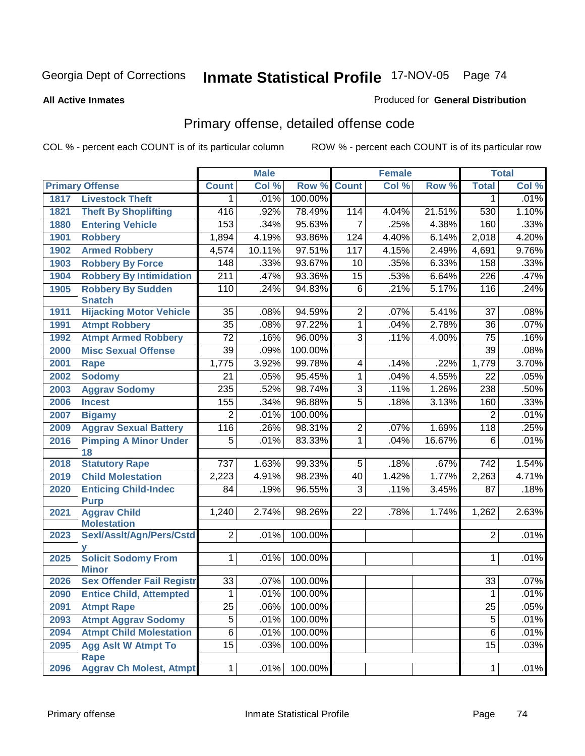Georgia Dept of Corrections **Inmate Statistical Profile** 17-NOV-05

**All Active Inmates**

Produced for **General Distribution**

## Primary offense, detailed offense code

COL % - percent each COUNT is of its particular column

ROW % - percent each COUNT is of its particular row

| Primary Offense | | Male | | | Female | | | Total | |
|---|---|---|---|---|---|---|---|---|---|
| | | Count | Col % | Row % | Count | Col % | Row % | Total | Col % |
| 1817 | Livestock Theft | 1 | .01% | 100.00% | | | | 1 | .01% |
| 1821 | Theft By Shoplifting | 416 | .92% | 78.49% | 114 | 4.04% | 21.51% | 530 | 1.10% |
| 1880 | Entering Vehicle | 153 | .34% | 95.63% | 7 | .25% | 4.38% | 160 | .33% |
| 1901 | Robbery | 1,894 | 4.19% | 93.86% | 124 | 4.40% | 6.14% | 2,018 | 4.20% |
| 1902 | Armed Robbery | 4,574 | 10.11% | 97.51% | 117 | 4.15% | 2.49% | 4,691 | 9.76% |
| 1903 | Robbery By Force | 148 | .33% | 93.67% | 10 | .35% | 6.33% | 158 | .33% |
| 1904 | Robbery By Intimidation | 211 | .47% | 93.36% | 15 | .53% | 6.64% | 226 | .47% |
| 1905 | Robbery By Sudden Snatch | 110 | .24% | 94.83% | 6 | .21% | 5.17% | 116 | .24% |
| 1911 | Hijacking Motor Vehicle | 35 | .08% | 94.59% | 2 | .07% | 5.41% | 37 | .08% |
| 1991 | Atmpt Robbery | 35 | .08% | 97.22% | 1 | .04% | 2.78% | 36 | .07% |
| 1992 | Atmpt Armed Robbery | 72 | .16% | 96.00% | 3 | .11% | 4.00% | 75 | .16% |
| 2000 | Misc Sexual Offense | 39 | .09% | 100.00% | | | | 39 | .08% |
| 2001 | Rape | 1,775 | 3.92% | 99.78% | 4 | .14% | .22% | 1,779 | 3.70% |
| 2002 | Sodomy | 21 | .05% | 95.45% | 1 | .04% | 4.55% | 22 | .05% |
| 2003 | Aggrav Sodomy | 235 | .52% | 98.74% | 3 | .11% | 1.26% | 238 | .50% |
| 2006 | Incest | 155 | .34% | 96.88% | 5 | .18% | 3.13% | 160 | .33% |
| 2007 | Bigamy | 2 | .01% | 100.00% | | | | 2 | .01% |
| 2009 | Aggrav Sexual Battery | 116 | .26% | 98.31% | 2 | .07% | 1.69% | 118 | .25% |
| 2016 | Pimping A Minor Under 18 | 5 | .01% | 83.33% | 1 | .04% | 16.67% | 6 | .01% |
| 2018 | Statutory Rape | 737 | 1.63% | 99.33% | 5 | .18% | .67% | 742 | 1.54% |
| 2019 | Child Molestation | 2,223 | 4.91% | 98.23% | 40 | 1.42% | 1.77% | 2,263 | 4.71% |
| 2020 | Enticing Child-Indec Purp | 84 | .19% | 96.55% | 3 | .11% | 3.45% | 87 | .18% |
| 2021 | Aggrav Child Molestation | 1,240 | 2.74% | 98.26% | 22 | .78% | 1.74% | 1,262 | 2.63% |
| 2023 | Sexl/Asslt/Agn/Pers/Cstdy | 2 | .01% | 100.00% | | | | 2 | .01% |
| 2025 | Solicit Sodomy From Minor | 1 | .01% | 100.00% | | | | 1 | .01% |
| 2026 | Sex Offender Fail Registr | 33 | .07% | 100.00% | | | | 33 | .07% |
| 2090 | Entice Child, Attempted | 1 | .01% | 100.00% | | | | 1 | .01% |
| 2091 | Atmpt Rape | 25 | .06% | 100.00% | | | | 25 | .05% |
| 2093 | Atmpt Aggrav Sodomy | 5 | .01% | 100.00% | | | | 5 | .01% |
| 2094 | Atmpt Child Molestation | 6 | .01% | 100.00% | | | | 6 | .01% |
| 2095 | Agg Aslt W Atmpt To Rape | 15 | .03% | 100.00% | | | | 15 | .03% |
| 2096 | Aggrav Ch Molest, Atmpt | 1 | .01% | 100.00% | | | | 1 | .01% |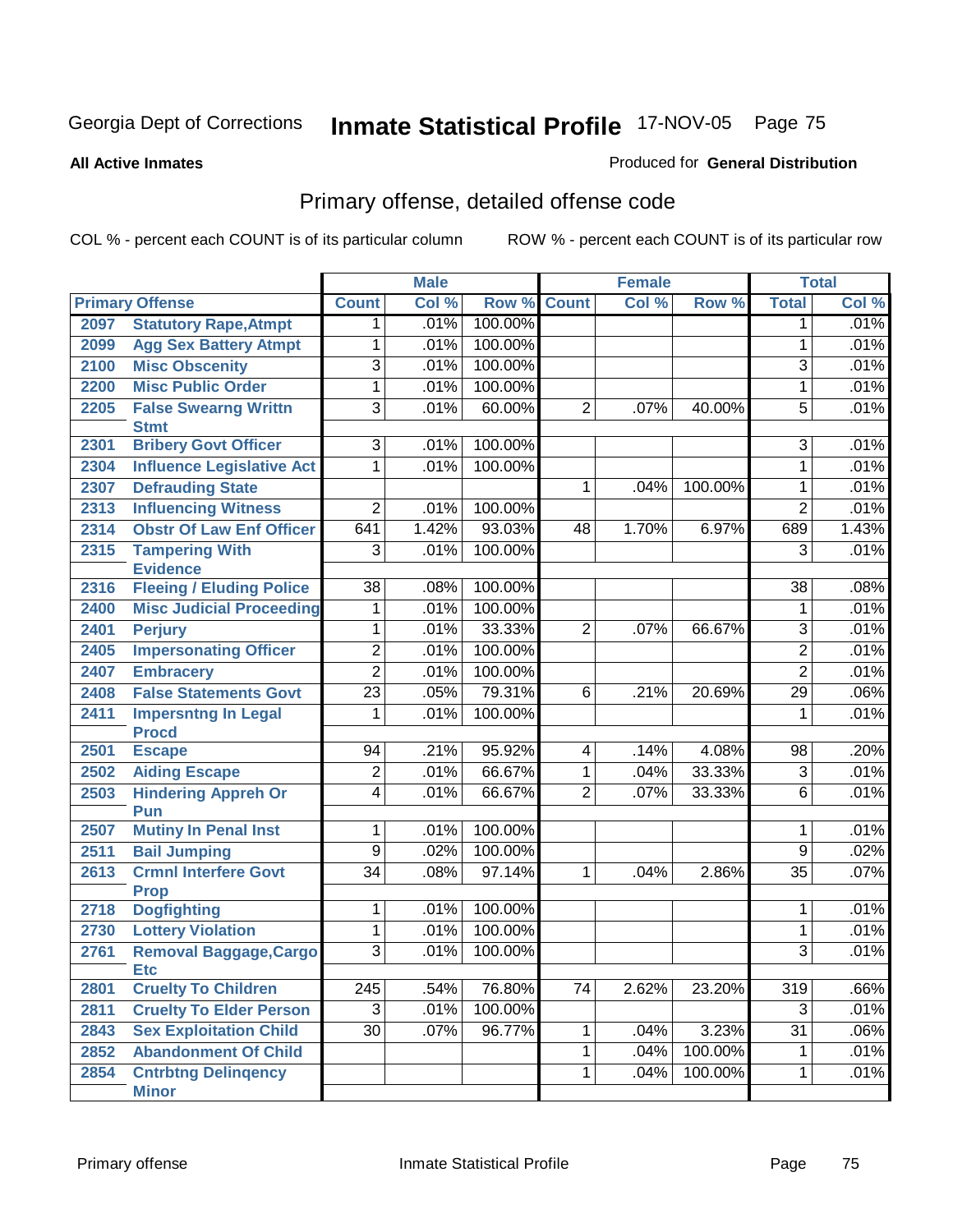Georgia Dept of Corrections **Inmate Statistical Profile** 17-NOV-05

**All Active Inmates** Produced for **General Distribution**

## Primary offense, detailed offense code

COL % - percent each COUNT is of its particular column ROW % - percent each COUNT is of its particular row

| Primary Offense | | Male | | | Female | | | Total | |
|---|---|---|---|---|---|---|---|---|---|
| | | Count | Col % | Row % | Count | Col % | Row % | Total | Col % |
| 2097 | Statutory Rape,Atmpt | 1 | .01% | 100.00% | | | | 1 | .01% |
| 2099 | Agg Sex Battery Atmpt | 1 | .01% | 100.00% | | | | 1 | .01% |
| 2100 | Misc Obscenity | 3 | .01% | 100.00% | | | | 3 | .01% |
| 2200 | Misc Public Order | 1 | .01% | 100.00% | | | | 1 | .01% |
| 2205 | False Swearng Writtn Stmt | 3 | .01% | 60.00% | 2 | .07% | 40.00% | 5 | .01% |
| 2301 | Bribery Govt Officer | 3 | .01% | 100.00% | | | | 3 | .01% |
| 2304 | Influence Legislative Act | 1 | .01% | 100.00% | | | | 1 | .01% |
| 2307 | Defrauding State | | | | 1 | .04% | 100.00% | 1 | .01% |
| 2313 | Influencing Witness | 2 | .01% | 100.00% | | | | 2 | .01% |
| 2314 | Obstr Of Law Enf Officer | 641 | 1.42% | 93.03% | 48 | 1.70% | 6.97% | 689 | 1.43% |
| 2315 | Tampering With Evidence | 3 | .01% | 100.00% | | | | 3 | .01% |
| 2316 | Fleeing / Eluding Police | 38 | .08% | 100.00% | | | | 38 | .08% |
| 2400 | Misc Judicial Proceeding | 1 | .01% | 100.00% | | | | 1 | .01% |
| 2401 | Perjury | 1 | .01% | 33.33% | 2 | .07% | 66.67% | 3 | .01% |
| 2405 | Impersonating Officer | 2 | .01% | 100.00% | | | | 2 | .01% |
| 2407 | Embracery | 2 | .01% | 100.00% | | | | 2 | .01% |
| 2408 | False Statements Govt | 23 | .05% | 79.31% | 6 | .21% | 20.69% | 29 | .06% |
| 2411 | Impersntng In Legal Procd | 1 | .01% | 100.00% | | | | 1 | .01% |
| 2501 | Escape | 94 | .21% | 95.92% | 4 | .14% | 4.08% | 98 | .20% |
| 2502 | Aiding Escape | 2 | .01% | 66.67% | 1 | .04% | 33.33% | 3 | .01% |
| 2503 | Hindering Appreh Or Pun | 4 | .01% | 66.67% | 2 | .07% | 33.33% | 6 | .01% |
| 2507 | Mutiny In Penal Inst | 1 | .01% | 100.00% | | | | 1 | .01% |
| 2511 | Bail Jumping | 9 | .02% | 100.00% | | | | 9 | .02% |
| 2613 | Crmnl Interfere Govt Prop | 34 | .08% | 97.14% | 1 | .04% | 2.86% | 35 | .07% |
| 2718 | Dogfighting | 1 | .01% | 100.00% | | | | 1 | .01% |
| 2730 | Lottery Violation | 1 | .01% | 100.00% | | | | 1 | .01% |
| 2761 | Removal Baggage,Cargo Etc | 3 | .01% | 100.00% | | | | 3 | .01% |
| 2801 | Cruelty To Children | 245 | .54% | 76.80% | 74 | 2.62% | 23.20% | 319 | .66% |
| 2811 | Cruelty To Elder Person | 3 | .01% | 100.00% | | | | 3 | .01% |
| 2843 | Sex Exploitation Child | 30 | .07% | 96.77% | 1 | .04% | 3.23% | 31 | .06% |
| 2852 | Abandonment Of Child | | | | 1 | .04% | 100.00% | 1 | .01% |
| 2854 | Cntrbtng Delinqency Minor | | | | 1 | .04% | 100.00% | 1 | .01% |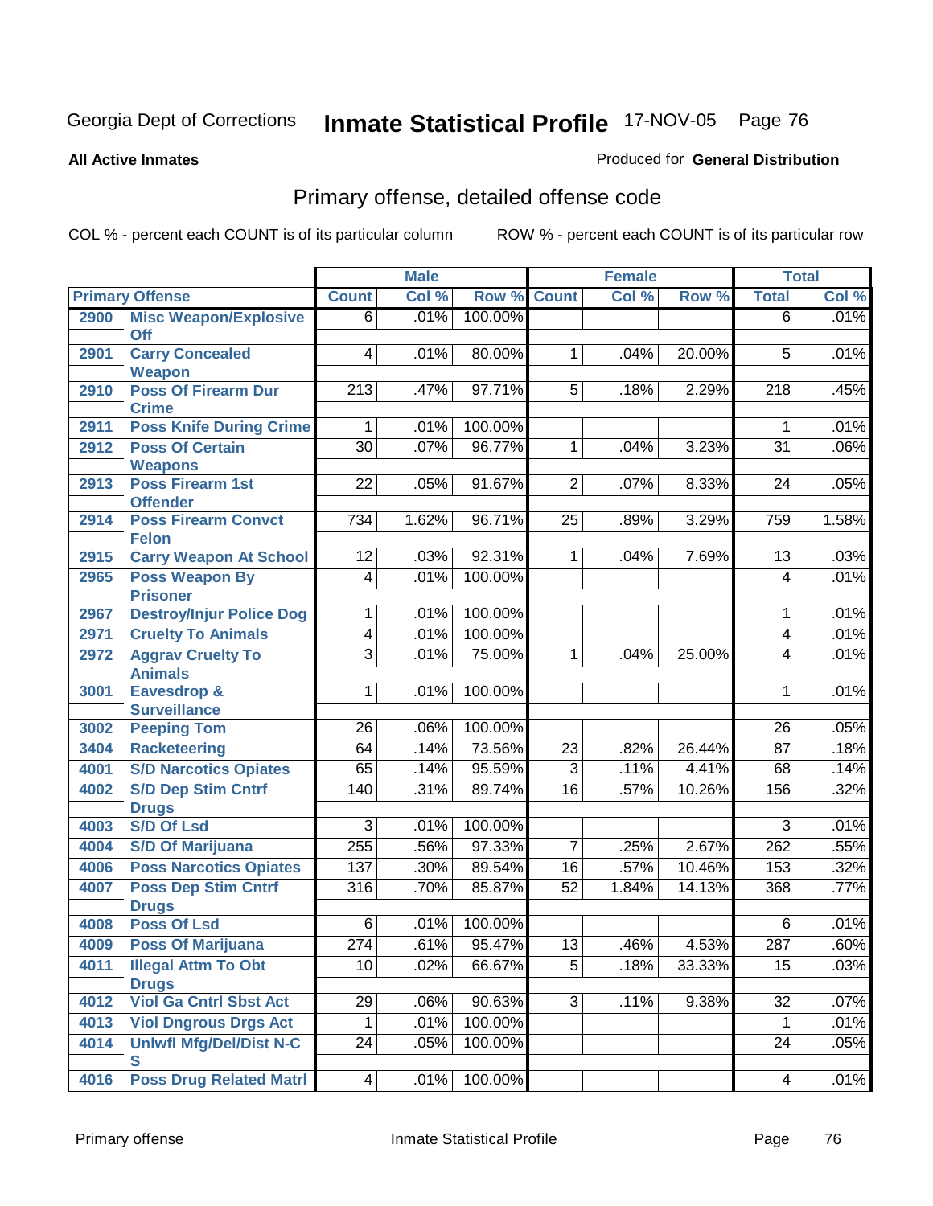Georgia Dept of Corrections **Inmate Statistical Profile** 17-NOV-05

**All Active Inmates**

Produced for **General Distribution**

## Primary offense, detailed offense code

COL % - percent each COUNT is of its particular column

ROW % - percent each COUNT is of its particular row

| Primary Offense | | Male | | | Female | | | Total | |
|---|---|---|---|---|---|---|---|---|---|
| | | Count | Col % | Row % | Count | Col % | Row % | Total | Col % |
| 2900 | Misc Weapon/Explosive Off | 6 | .01% | 100.00% | | | | 6 | .01% |
| 2901 | Carry Concealed Weapon | 4 | .01% | 80.00% | 1 | .04% | 20.00% | 5 | .01% |
| 2910 | Poss Of Firearm Dur Crime | 213 | .47% | 97.71% | 5 | .18% | 2.29% | 218 | .45% |
| 2911 | Poss Knife During Crime | 1 | .01% | 100.00% | | | | 1 | .01% |
| 2912 | Poss Of Certain Weapons | 30 | .07% | 96.77% | 1 | .04% | 3.23% | 31 | .06% |
| 2913 | Poss Firearm 1st Offender | 22 | .05% | 91.67% | 2 | .07% | 8.33% | 24 | .05% |
| 2914 | Poss Firearm Convct Felon | 734 | 1.62% | 96.71% | 25 | .89% | 3.29% | 759 | 1.58% |
| 2915 | Carry Weapon At School | 12 | .03% | 92.31% | 1 | .04% | 7.69% | 13 | .03% |
| 2965 | Poss Weapon By Prisoner | 4 | .01% | 100.00% | | | | 4 | .01% |
| 2967 | Destroy/Injur Police Dog | 1 | .01% | 100.00% | | | | 1 | .01% |
| 2971 | Cruelty To Animals | 4 | .01% | 100.00% | | | | 4 | .01% |
| 2972 | Aggrav Cruelty To Animals | 3 | .01% | 75.00% | 1 | .04% | 25.00% | 4 | .01% |
| 3001 | Eavesdrop & Surveillance | 1 | .01% | 100.00% | | | | 1 | .01% |
| 3002 | Peeping Tom | 26 | .06% | 100.00% | | | | 26 | .05% |
| 3404 | Racketeering | 64 | .14% | 73.56% | 23 | .82% | 26.44% | 87 | .18% |
| 4001 | S/D Narcotics Opiates | 65 | .14% | 95.59% | 3 | .11% | 4.41% | 68 | .14% |
| 4002 | S/D Dep Stim Cntrf Drugs | 140 | .31% | 89.74% | 16 | .57% | 10.26% | 156 | .32% |
| 4003 | S/D Of Lsd | 3 | .01% | 100.00% | | | | 3 | .01% |
| 4004 | S/D Of Marijuana | 255 | .56% | 97.33% | 7 | .25% | 2.67% | 262 | .55% |
| 4006 | Poss Narcotics Opiates | 137 | .30% | 89.54% | 16 | .57% | 10.46% | 153 | .32% |
| 4007 | Poss Dep Stim Cntrf Drugs | 316 | .70% | 85.87% | 52 | 1.84% | 14.13% | 368 | .77% |
| 4008 | Poss Of Lsd | 6 | .01% | 100.00% | | | | 6 | .01% |
| 4009 | Poss Of Marijuana | 274 | .61% | 95.47% | 13 | .46% | 4.53% | 287 | .60% |
| 4011 | Illegal Attm To Obt Drugs | 10 | .02% | 66.67% | 5 | .18% | 33.33% | 15 | .03% |
| 4012 | Viol Ga Cntrl Sbst Act | 29 | .06% | 90.63% | 3 | .11% | 9.38% | 32 | .07% |
| 4013 | Viol Dngrous Drgs Act | 1 | .01% | 100.00% | | | | 1 | .01% |
| 4014 | Unlwfl Mfg/Del/Dist N-C S | 24 | .05% | 100.00% | | | | 24 | .05% |
| 4016 | Poss Drug Related Matrl | 4 | .01% | 100.00% | | | | 4 | .01% |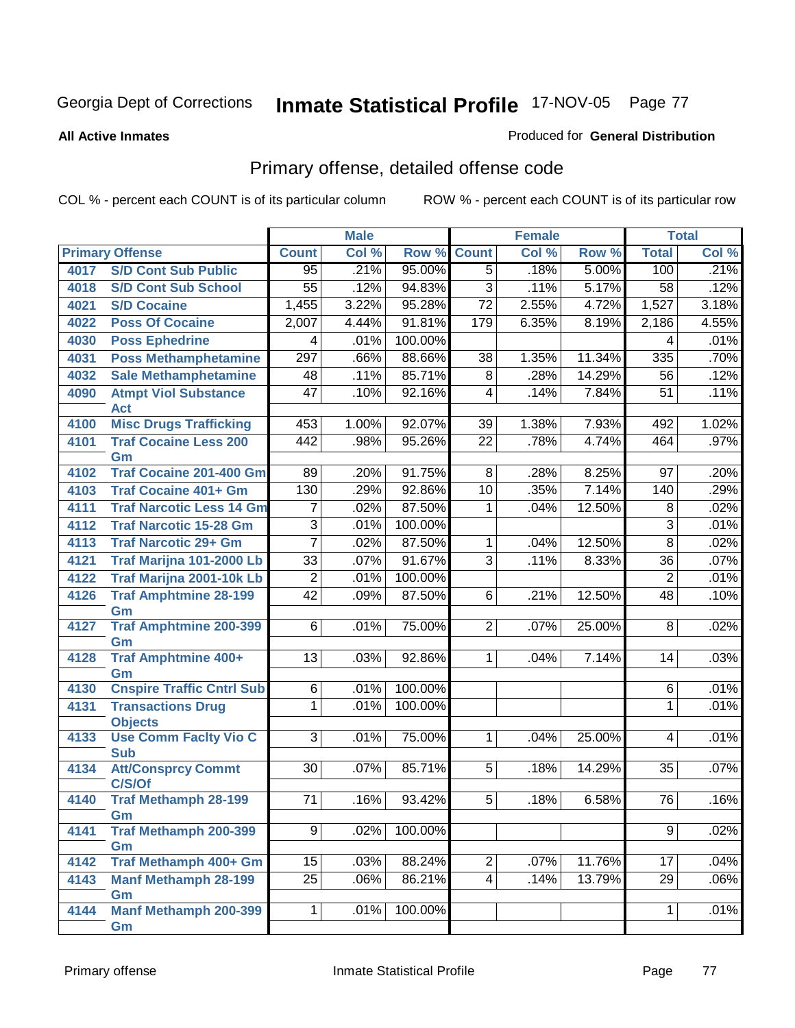Georgia Dept of Corrections **Inmate Statistical Profile** 17-NOV-05

**All Active Inmates** Produced for **General Distribution**

## Primary offense, detailed offense code

COL % - percent each COUNT is of its particular column ROW % - percent each COUNT is of its particular row

| Primary Offense | | Male | | | Female | | | Total | |
|---|---|---|---|---|---|---|---|---|---|
| | | Count | Col % | Row % | Count | Col % | Row % | Total | Col % |
| 4017 | S/D Cont Sub Public | 95 | .21% | 95.00% | 5 | .18% | 5.00% | 100 | .21% |
| 4018 | S/D Cont Sub School | 55 | .12% | 94.83% | 3 | .11% | 5.17% | 58 | .12% |
| 4021 | S/D Cocaine | 1,455 | 3.22% | 95.28% | 72 | 2.55% | 4.72% | 1,527 | 3.18% |
| 4022 | Poss Of Cocaine | 2,007 | 4.44% | 91.81% | 179 | 6.35% | 8.19% | 2,186 | 4.55% |
| 4030 | Poss Ephedrine | 4 | .01% | 100.00% | | | | 4 | .01% |
| 4031 | Poss Methamphetamine | 297 | .66% | 88.66% | 38 | 1.35% | 11.34% | 335 | .70% |
| 4032 | Sale Methamphetamine | 48 | .11% | 85.71% | 8 | .28% | 14.29% | 56 | .12% |
| 4090 | Atmpt Viol Substance Act | 47 | .10% | 92.16% | 4 | .14% | 7.84% | 51 | .11% |
| 4100 | Misc Drugs Trafficking | 453 | 1.00% | 92.07% | 39 | 1.38% | 7.93% | 492 | 1.02% |
| 4101 | Traf Cocaine Less 200 Gm | 442 | .98% | 95.26% | 22 | .78% | 4.74% | 464 | .97% |
| 4102 | Traf Cocaine 201-400 Gm | 89 | .20% | 91.75% | 8 | .28% | 8.25% | 97 | .20% |
| 4103 | Traf Cocaine 401+ Gm | 130 | .29% | 92.86% | 10 | .35% | 7.14% | 140 | .29% |
| 4111 | Traf Narcotic Less 14 Gm | 7 | .02% | 87.50% | 1 | .04% | 12.50% | 8 | .02% |
| 4112 | Traf Narcotic 15-28 Gm | 3 | .01% | 100.00% | | | | 3 | .01% |
| 4113 | Traf Narcotic 29+ Gm | 7 | .02% | 87.50% | 1 | .04% | 12.50% | 8 | .02% |
| 4121 | Traf Marijna 101-2000 Lb | 33 | .07% | 91.67% | 3 | .11% | 8.33% | 36 | .07% |
| 4122 | Traf Marijna 2001-10k Lb | 2 | .01% | 100.00% | | | | 2 | .01% |
| 4126 | Traf Amphtmine 28-199 Gm | 42 | .09% | 87.50% | 6 | .21% | 12.50% | 48 | .10% |
| 4127 | Traf Amphtmine 200-399 Gm | 6 | .01% | 75.00% | 2 | .07% | 25.00% | 8 | .02% |
| 4128 | Traf Amphtmine 400+ Gm | 13 | .03% | 92.86% | 1 | .04% | 7.14% | 14 | .03% |
| 4130 | Cnspire Traffic Cntrl Sub | 6 | .01% | 100.00% | | | | 6 | .01% |
| 4131 | Transactions Drug Objects | 1 | .01% | 100.00% | | | | 1 | .01% |
| 4133 | Use Comm Faclty Vio C Sub | 3 | .01% | 75.00% | 1 | .04% | 25.00% | 4 | .01% |
| 4134 | Att/Consprcy Commt C/S/Of | 30 | .07% | 85.71% | 5 | .18% | 14.29% | 35 | .07% |
| 4140 | Traf Methamph 28-199 Gm | 71 | .16% | 93.42% | 5 | .18% | 6.58% | 76 | .16% |
| 4141 | Traf Methamph 200-399 Gm | 9 | .02% | 100.00% | | | | 9 | .02% |
| 4142 | Traf Methamph 400+ Gm | 15 | .03% | 88.24% | 2 | .07% | 11.76% | 17 | .04% |
| 4143 | Manf Methamph 28-199 Gm | 25 | .06% | 86.21% | 4 | .14% | 13.79% | 29 | .06% |
| 4144 | Manf Methamph 200-399 Gm | 1 | .01% | 100.00% | | | | 1 | .01% |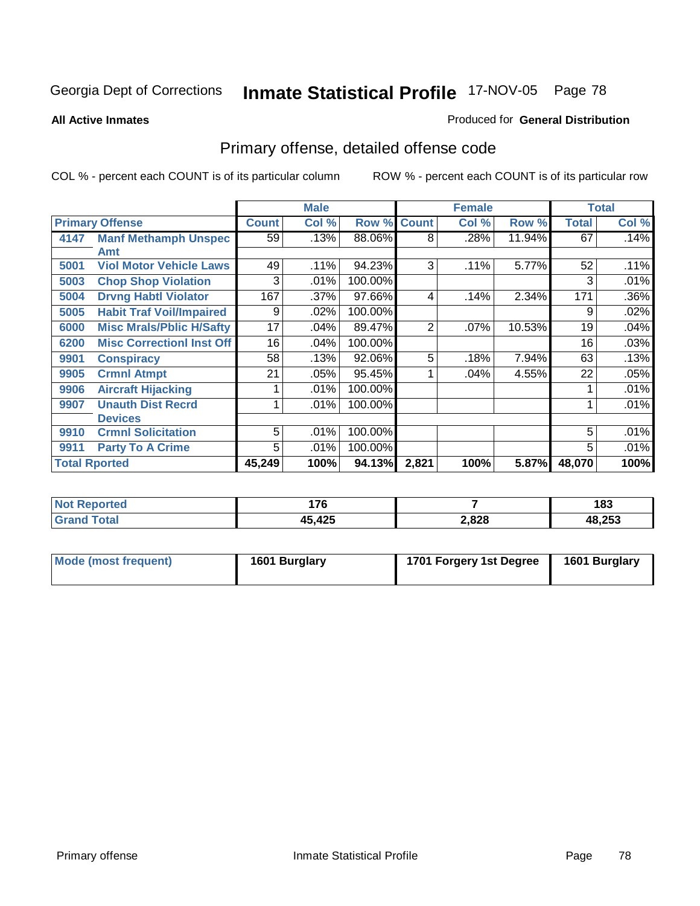Georgia Dept of Corrections **Inmate Statistical Profile** 17-NOV-05

**All Active Inmates**

Produced for **General Distribution**

## Primary offense, detailed offense code

COL % - percent each COUNT is of its particular column

ROW % - percent each COUNT is of its particular row

| Primary Offense | | Male | | | Female | | | Total | |
|---|---|---|---|---|---|---|---|---|---|
| | | Count | Col % | Row % | Count | Col % | Row % | Total | Col % |
| 4147 | Manf Methamph Unspec Amt | 59 | .13% | 88.06% | 8 | .28% | 11.94% | 67 | .14% |
| 5001 | Viol Motor Vehicle Laws | 49 | .11% | 94.23% | 3 | .11% | 5.77% | 52 | .11% |
| 5003 | Chop Shop Violation | 3 | .01% | 100.00% | | | | 3 | .01% |
| 5004 | Drvng Habtl Violator | 167 | .37% | 97.66% | 4 | .14% | 2.34% | 171 | .36% |
| 5005 | Habit Traf Voil/Impaired | 9 | .02% | 100.00% | | | | 9 | .02% |
| 6000 | Misc Mrals/Pblic H/Safty | 17 | .04% | 89.47% | 2 | .07% | 10.53% | 19 | .04% |
| 6200 | Misc Correctionl Inst Off | 16 | .04% | 100.00% | | | | 16 | .03% |
| 9901 | Conspiracy | 58 | .13% | 92.06% | 5 | .18% | 7.94% | 63 | .13% |
| 9905 | Crmnl Atmpt | 21 | .05% | 95.45% | 1 | .04% | 4.55% | 22 | .05% |
| 9906 | Aircraft Hijacking | 1 | .01% | 100.00% | | | | 1 | .01% |
| 9907 | Unauth Dist Recrd Devices | 1 | .01% | 100.00% | | | | 1 | .01% |
| 9910 | Crmnl Solicitation | 5 | .01% | 100.00% | | | | 5 | .01% |
| 9911 | Party To A Crime | 5 | .01% | 100.00% | | | | 5 | .01% |
| **Total Rported** | | **45,249** | **100%** | **94.13%** | **2,821** | **100%** | **5.87%** | **48,070** | **100%** |

| | Male | Female | Total |
|---|---|---|---|
| Not Reported | 176 | 7 | 183 |
| Grand Total | 45,425 | 2,828 | 48,253 |

| | Male | Female | Total |
|---|---|---|---|
| Mode (most frequent) | 1601 Burglary | 1701 Forgery 1st Degree | 1601 Burglary |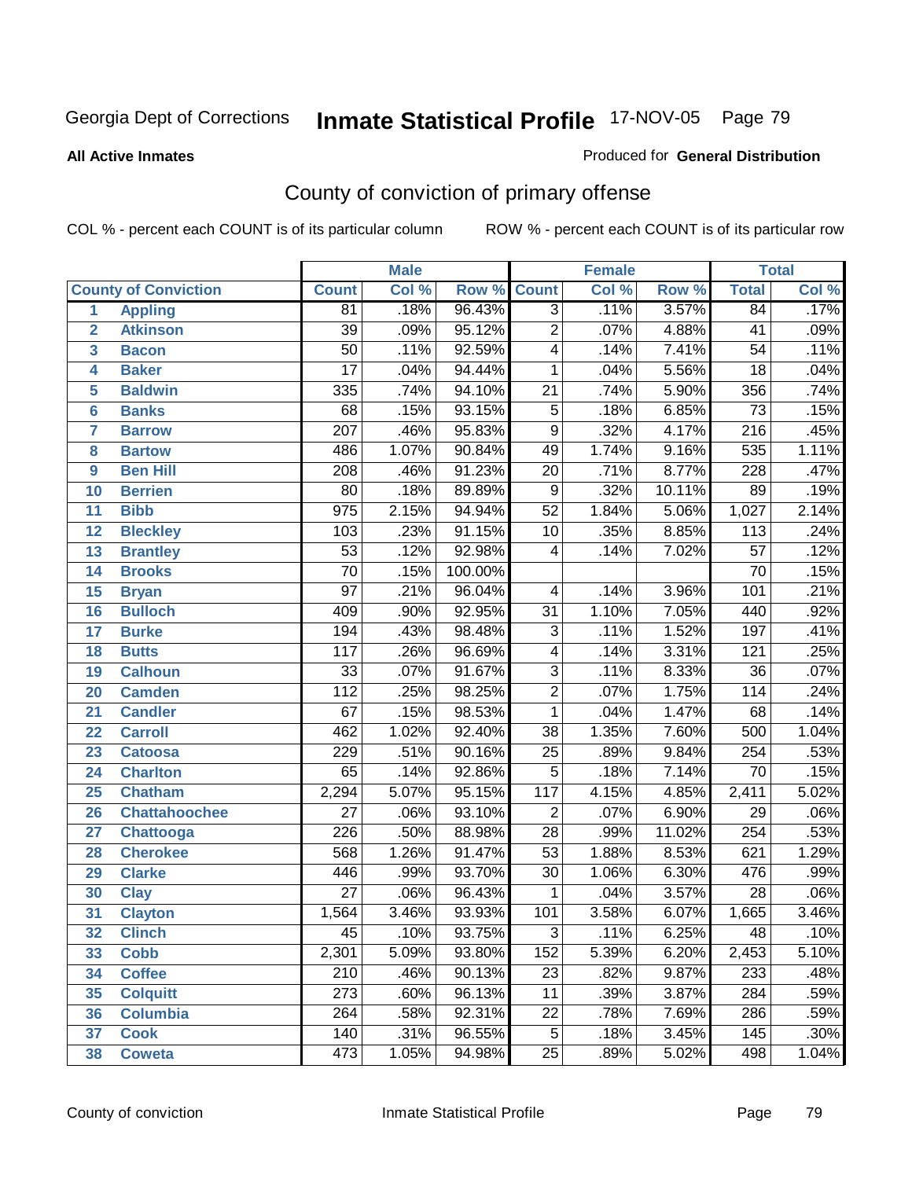Georgia Dept of Corrections **Inmate Statistical Profile** 17-NOV-05 Page 79

**All Active Inmates**

Produced for **General Distribution**

## County of conviction of primary offense

COL % - percent each COUNT is of its particular column    ROW % - percent each COUNT is of its particular row

| | | Male | | | Female | | | Total | |
|---|---|---|---|---|---|---|---|---|---|
| | County of Conviction | Count | Col % | Row % | Count | Col % | Row % | Total | Col % |
| 1 | Appling | 81 | .18% | 96.43% | 3 | .11% | 3.57% | 84 | .17% |
| 2 | Atkinson | 39 | .09% | 95.12% | 2 | .07% | 4.88% | 41 | .09% |
| 3 | Bacon | 50 | .11% | 92.59% | 4 | .14% | 7.41% | 54 | .11% |
| 4 | Baker | 17 | .04% | 94.44% | 1 | .04% | 5.56% | 18 | .04% |
| 5 | Baldwin | 335 | .74% | 94.10% | 21 | .74% | 5.90% | 356 | .74% |
| 6 | Banks | 68 | .15% | 93.15% | 5 | .18% | 6.85% | 73 | .15% |
| 7 | Barrow | 207 | .46% | 95.83% | 9 | .32% | 4.17% | 216 | .45% |
| 8 | Bartow | 486 | 1.07% | 90.84% | 49 | 1.74% | 9.16% | 535 | 1.11% |
| 9 | Ben Hill | 208 | .46% | 91.23% | 20 | .71% | 8.77% | 228 | .47% |
| 10 | Berrien | 80 | .18% | 89.89% | 9 | .32% | 10.11% | 89 | .19% |
| 11 | Bibb | 975 | 2.15% | 94.94% | 52 | 1.84% | 5.06% | 1,027 | 2.14% |
| 12 | Bleckley | 103 | .23% | 91.15% | 10 | .35% | 8.85% | 113 | .24% |
| 13 | Brantley | 53 | .12% | 92.98% | 4 | .14% | 7.02% | 57 | .12% |
| 14 | Brooks | 70 | .15% | 100.00% | | | | 70 | .15% |
| 15 | Bryan | 97 | .21% | 96.04% | 4 | .14% | 3.96% | 101 | .21% |
| 16 | Bulloch | 409 | .90% | 92.95% | 31 | 1.10% | 7.05% | 440 | .92% |
| 17 | Burke | 194 | .43% | 98.48% | 3 | .11% | 1.52% | 197 | .41% |
| 18 | Butts | 117 | .26% | 96.69% | 4 | .14% | 3.31% | 121 | .25% |
| 19 | Calhoun | 33 | .07% | 91.67% | 3 | .11% | 8.33% | 36 | .07% |
| 20 | Camden | 112 | .25% | 98.25% | 2 | .07% | 1.75% | 114 | .24% |
| 21 | Candler | 67 | .15% | 98.53% | 1 | .04% | 1.47% | 68 | .14% |
| 22 | Carroll | 462 | 1.02% | 92.40% | 38 | 1.35% | 7.60% | 500 | 1.04% |
| 23 | Catoosa | 229 | .51% | 90.16% | 25 | .89% | 9.84% | 254 | .53% |
| 24 | Charlton | 65 | .14% | 92.86% | 5 | .18% | 7.14% | 70 | .15% |
| 25 | Chatham | 2,294 | 5.07% | 95.15% | 117 | 4.15% | 4.85% | 2,411 | 5.02% |
| 26 | Chattahoochee | 27 | .06% | 93.10% | 2 | .07% | 6.90% | 29 | .06% |
| 27 | Chattooga | 226 | .50% | 88.98% | 28 | .99% | 11.02% | 254 | .53% |
| 28 | Cherokee | 568 | 1.26% | 91.47% | 53 | 1.88% | 8.53% | 621 | 1.29% |
| 29 | Clarke | 446 | .99% | 93.70% | 30 | 1.06% | 6.30% | 476 | .99% |
| 30 | Clay | 27 | .06% | 96.43% | 1 | .04% | 3.57% | 28 | .06% |
| 31 | Clayton | 1,564 | 3.46% | 93.93% | 101 | 3.58% | 6.07% | 1,665 | 3.46% |
| 32 | Clinch | 45 | .10% | 93.75% | 3 | .11% | 6.25% | 48 | .10% |
| 33 | Cobb | 2,301 | 5.09% | 93.80% | 152 | 5.39% | 6.20% | 2,453 | 5.10% |
| 34 | Coffee | 210 | .46% | 90.13% | 23 | .82% | 9.87% | 233 | .48% |
| 35 | Colquitt | 273 | .60% | 96.13% | 11 | .39% | 3.87% | 284 | .59% |
| 36 | Columbia | 264 | .58% | 92.31% | 22 | .78% | 7.69% | 286 | .59% |
| 37 | Cook | 140 | .31% | 96.55% | 5 | .18% | 3.45% | 145 | .30% |
| 38 | Coweta | 473 | 1.05% | 94.98% | 25 | .89% | 5.02% | 498 | 1.04% |

County of conviction    Inmate Statistical Profile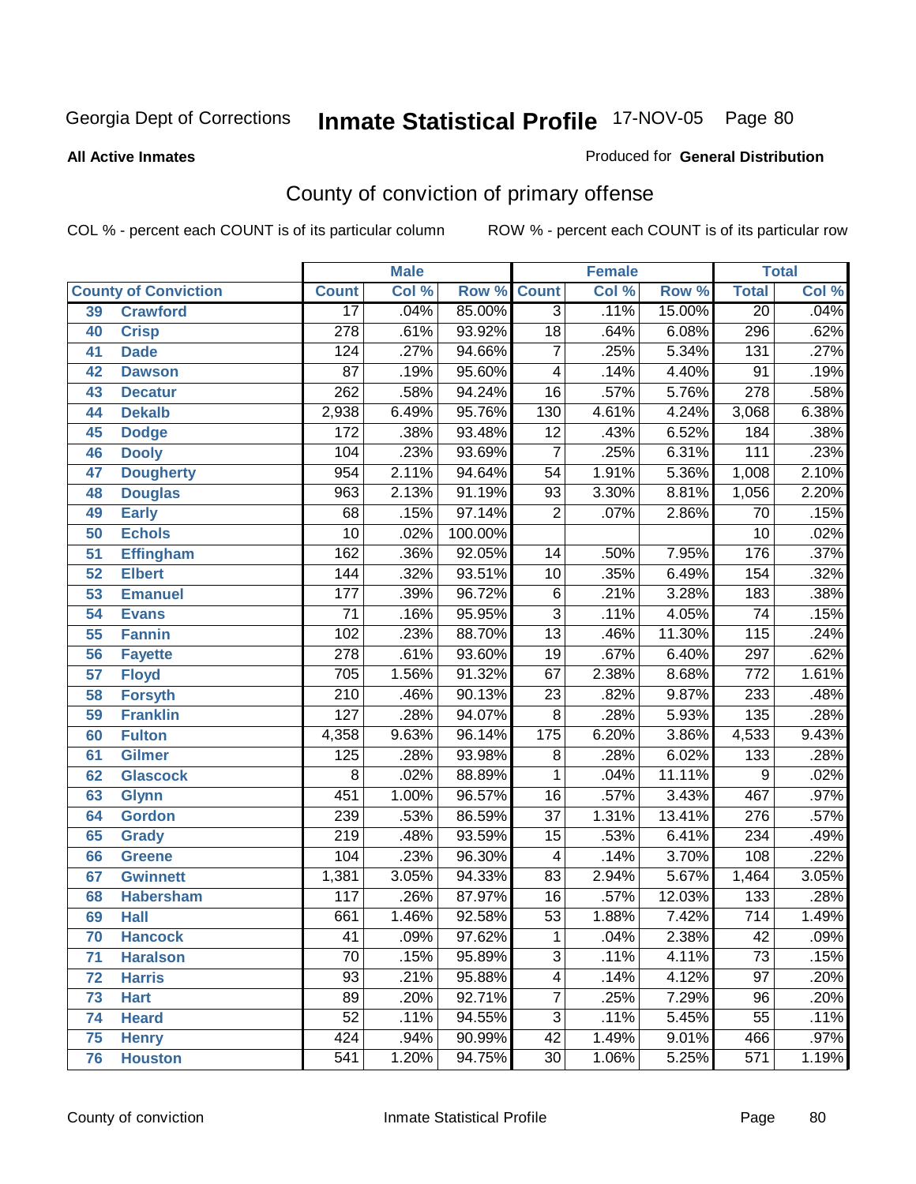Georgia Dept of Corrections **Inmate Statistical Profile** 17-NOV-05

**All Active Inmates**

Produced for **General Distribution**

## County of conviction of primary offense

COL % - percent each COUNT is of its particular column    ROW % - percent each COUNT is of its particular row

| County of Conviction | | Male | | | Female | | | Total | |
|---|---|---|---|---|---|---|---|---|---|
| | | Count | Col % | Row % | Count | Col % | Row % | Total | Col % |
| 39 | Crawford | 17 | .04% | 85.00% | 3 | .11% | 15.00% | 20 | .04% |
| 40 | Crisp | 278 | .61% | 93.92% | 18 | .64% | 6.08% | 296 | .62% |
| 41 | Dade | 124 | .27% | 94.66% | 7 | .25% | 5.34% | 131 | .27% |
| 42 | Dawson | 87 | .19% | 95.60% | 4 | .14% | 4.40% | 91 | .19% |
| 43 | Decatur | 262 | .58% | 94.24% | 16 | .57% | 5.76% | 278 | .58% |
| 44 | Dekalb | 2,938 | 6.49% | 95.76% | 130 | 4.61% | 4.24% | 3,068 | 6.38% |
| 45 | Dodge | 172 | .38% | 93.48% | 12 | .43% | 6.52% | 184 | .38% |
| 46 | Dooly | 104 | .23% | 93.69% | 7 | .25% | 6.31% | 111 | .23% |
| 47 | Dougherty | 954 | 2.11% | 94.64% | 54 | 1.91% | 5.36% | 1,008 | 2.10% |
| 48 | Douglas | 963 | 2.13% | 91.19% | 93 | 3.30% | 8.81% | 1,056 | 2.20% |
| 49 | Early | 68 | .15% | 97.14% | 2 | .07% | 2.86% | 70 | .15% |
| 50 | Echols | 10 | .02% | 100.00% | | | | 10 | .02% |
| 51 | Effingham | 162 | .36% | 92.05% | 14 | .50% | 7.95% | 176 | .37% |
| 52 | Elbert | 144 | .32% | 93.51% | 10 | .35% | 6.49% | 154 | .32% |
| 53 | Emanuel | 177 | .39% | 96.72% | 6 | .21% | 3.28% | 183 | .38% |
| 54 | Evans | 71 | .16% | 95.95% | 3 | .11% | 4.05% | 74 | .15% |
| 55 | Fannin | 102 | .23% | 88.70% | 13 | .46% | 11.30% | 115 | .24% |
| 56 | Fayette | 278 | .61% | 93.60% | 19 | .67% | 6.40% | 297 | .62% |
| 57 | Floyd | 705 | 1.56% | 91.32% | 67 | 2.38% | 8.68% | 772 | 1.61% |
| 58 | Forsyth | 210 | .46% | 90.13% | 23 | .82% | 9.87% | 233 | .48% |
| 59 | Franklin | 127 | .28% | 94.07% | 8 | .28% | 5.93% | 135 | .28% |
| 60 | Fulton | 4,358 | 9.63% | 96.14% | 175 | 6.20% | 3.86% | 4,533 | 9.43% |
| 61 | Gilmer | 125 | .28% | 93.98% | 8 | .28% | 6.02% | 133 | .28% |
| 62 | Glascock | 8 | .02% | 88.89% | 1 | .04% | 11.11% | 9 | .02% |
| 63 | Glynn | 451 | 1.00% | 96.57% | 16 | .57% | 3.43% | 467 | .97% |
| 64 | Gordon | 239 | .53% | 86.59% | 37 | 1.31% | 13.41% | 276 | .57% |
| 65 | Grady | 219 | .48% | 93.59% | 15 | .53% | 6.41% | 234 | .49% |
| 66 | Greene | 104 | .23% | 96.30% | 4 | .14% | 3.70% | 108 | .22% |
| 67 | Gwinnett | 1,381 | 3.05% | 94.33% | 83 | 2.94% | 5.67% | 1,464 | 3.05% |
| 68 | Habersham | 117 | .26% | 87.97% | 16 | .57% | 12.03% | 133 | .28% |
| 69 | Hall | 661 | 1.46% | 92.58% | 53 | 1.88% | 7.42% | 714 | 1.49% |
| 70 | Hancock | 41 | .09% | 97.62% | 1 | .04% | 2.38% | 42 | .09% |
| 71 | Haralson | 70 | .15% | 95.89% | 3 | .11% | 4.11% | 73 | .15% |
| 72 | Harris | 93 | .21% | 95.88% | 4 | .14% | 4.12% | 97 | .20% |
| 73 | Hart | 89 | .20% | 92.71% | 7 | .25% | 7.29% | 96 | .20% |
| 74 | Heard | 52 | .11% | 94.55% | 3 | .11% | 5.45% | 55 | .11% |
| 75 | Henry | 424 | .94% | 90.99% | 42 | 1.49% | 9.01% | 466 | .97% |
| 76 | Houston | 541 | 1.20% | 94.75% | 30 | 1.06% | 5.25% | 571 | 1.19% |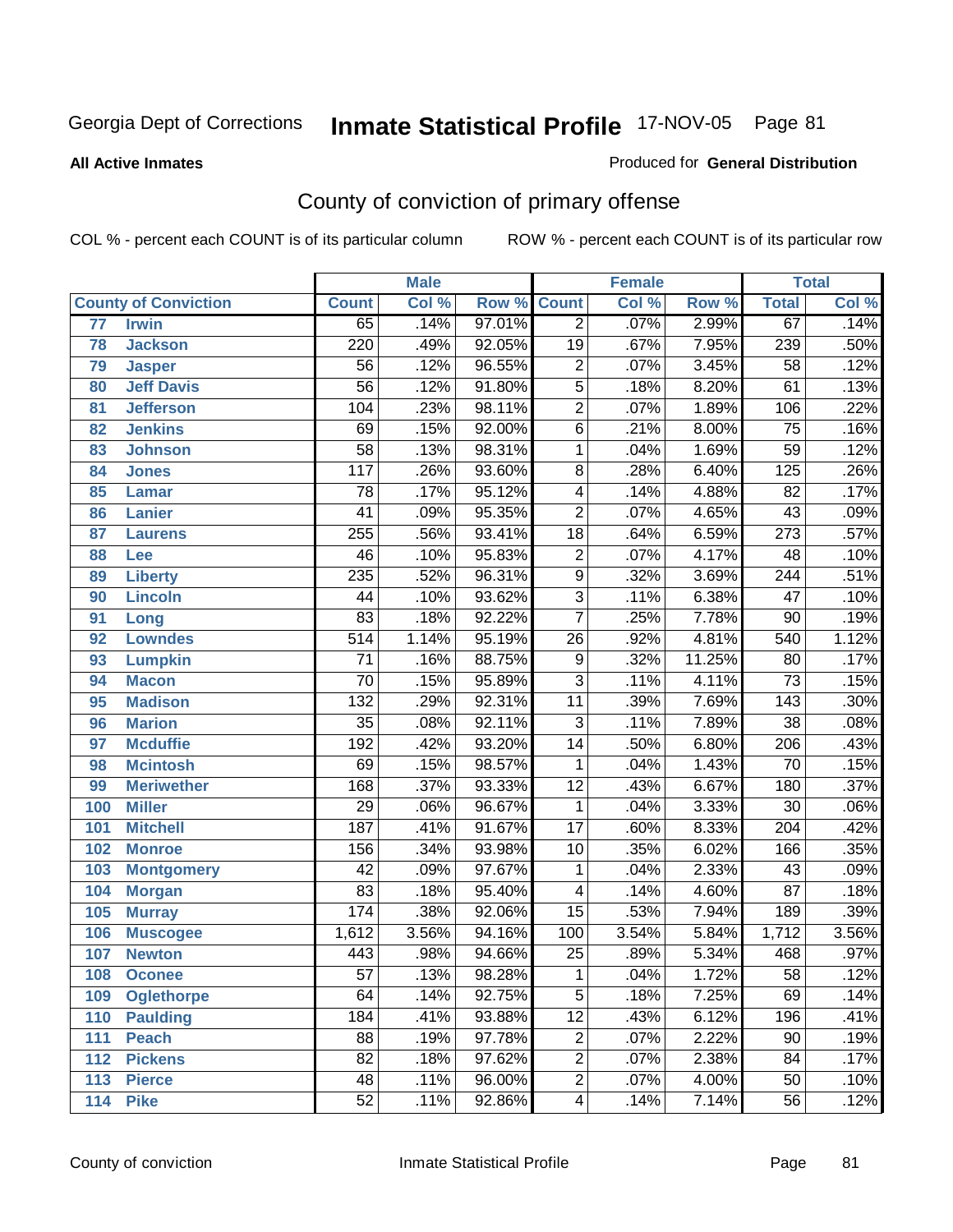Georgia Dept of Corrections **Inmate Statistical Profile** 17-NOV-05

**All Active Inmates**

Produced for **General Distribution**

## County of conviction of primary offense

COL % - percent each COUNT is of its particular column

ROW % - percent each COUNT is of its particular row

| County of Conviction | | Male | | | Female | | | Total | |
|---|---|---|---|---|---|---|---|---|---|
| | | Count | Col % | Row % | Count | Col % | Row % | Total | Col % |
| 77 | Irwin | 65 | .14% | 97.01% | 2 | .07% | 2.99% | 67 | .14% |
| 78 | Jackson | 220 | .49% | 92.05% | 19 | .67% | 7.95% | 239 | .50% |
| 79 | Jasper | 56 | .12% | 96.55% | 2 | .07% | 3.45% | 58 | .12% |
| 80 | Jeff Davis | 56 | .12% | 91.80% | 5 | .18% | 8.20% | 61 | .13% |
| 81 | Jefferson | 104 | .23% | 98.11% | 2 | .07% | 1.89% | 106 | .22% |
| 82 | Jenkins | 69 | .15% | 92.00% | 6 | .21% | 8.00% | 75 | .16% |
| 83 | Johnson | 58 | .13% | 98.31% | 1 | .04% | 1.69% | 59 | .12% |
| 84 | Jones | 117 | .26% | 93.60% | 8 | .28% | 6.40% | 125 | .26% |
| 85 | Lamar | 78 | .17% | 95.12% | 4 | .14% | 4.88% | 82 | .17% |
| 86 | Lanier | 41 | .09% | 95.35% | 2 | .07% | 4.65% | 43 | .09% |
| 87 | Laurens | 255 | .56% | 93.41% | 18 | .64% | 6.59% | 273 | .57% |
| 88 | Lee | 46 | .10% | 95.83% | 2 | .07% | 4.17% | 48 | .10% |
| 89 | Liberty | 235 | .52% | 96.31% | 9 | .32% | 3.69% | 244 | .51% |
| 90 | Lincoln | 44 | .10% | 93.62% | 3 | .11% | 6.38% | 47 | .10% |
| 91 | Long | 83 | .18% | 92.22% | 7 | .25% | 7.78% | 90 | .19% |
| 92 | Lowndes | 514 | 1.14% | 95.19% | 26 | .92% | 4.81% | 540 | 1.12% |
| 93 | Lumpkin | 71 | .16% | 88.75% | 9 | .32% | 11.25% | 80 | .17% |
| 94 | Macon | 70 | .15% | 95.89% | 3 | .11% | 4.11% | 73 | .15% |
| 95 | Madison | 132 | .29% | 92.31% | 11 | .39% | 7.69% | 143 | .30% |
| 96 | Marion | 35 | .08% | 92.11% | 3 | .11% | 7.89% | 38 | .08% |
| 97 | Mcduffie | 192 | .42% | 93.20% | 14 | .50% | 6.80% | 206 | .43% |
| 98 | Mcintosh | 69 | .15% | 98.57% | 1 | .04% | 1.43% | 70 | .15% |
| 99 | Meriwether | 168 | .37% | 93.33% | 12 | .43% | 6.67% | 180 | .37% |
| 100 | Miller | 29 | .06% | 96.67% | 1 | .04% | 3.33% | 30 | .06% |
| 101 | Mitchell | 187 | .41% | 91.67% | 17 | .60% | 8.33% | 204 | .42% |
| 102 | Monroe | 156 | .34% | 93.98% | 10 | .35% | 6.02% | 166 | .35% |
| 103 | Montgomery | 42 | .09% | 97.67% | 1 | .04% | 2.33% | 43 | .09% |
| 104 | Morgan | 83 | .18% | 95.40% | 4 | .14% | 4.60% | 87 | .18% |
| 105 | Murray | 174 | .38% | 92.06% | 15 | .53% | 7.94% | 189 | .39% |
| 106 | Muscogee | 1,612 | 3.56% | 94.16% | 100 | 3.54% | 5.84% | 1,712 | 3.56% |
| 107 | Newton | 443 | .98% | 94.66% | 25 | .89% | 5.34% | 468 | .97% |
| 108 | Oconee | 57 | .13% | 98.28% | 1 | .04% | 1.72% | 58 | .12% |
| 109 | Oglethorpe | 64 | .14% | 92.75% | 5 | .18% | 7.25% | 69 | .14% |
| 110 | Paulding | 184 | .41% | 93.88% | 12 | .43% | 6.12% | 196 | .41% |
| 111 | Peach | 88 | .19% | 97.78% | 2 | .07% | 2.22% | 90 | .19% |
| 112 | Pickens | 82 | .18% | 97.62% | 2 | .07% | 2.38% | 84 | .17% |
| 113 | Pierce | 48 | .11% | 96.00% | 2 | .07% | 4.00% | 50 | .10% |
| 114 | Pike | 52 | .11% | 92.86% | 4 | .14% | 7.14% | 56 | .12% |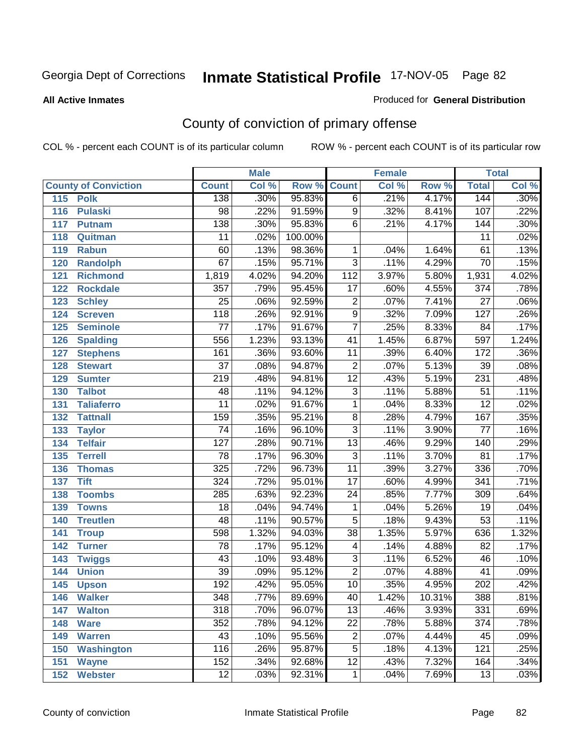Georgia Dept of Corrections **Inmate Statistical Profile** 17-NOV-05 Page 82

**All Active Inmates**

Produced for **General Distribution**

## County of conviction of primary offense

COL % - percent each COUNT is of its particular column ROW % - percent each COUNT is of its particular row

| | | Male | | | Female | | | Total | |
|---|---|---|---|---|---|---|---|---|---|
| **County of Conviction** | | **Count** | **Col %** | **Row %** | **Count** | **Col %** | **Row %** | **Total** | **Col %** |
| 115 | Polk | 138 | .30% | 95.83% | 6 | .21% | 4.17% | 144 | .30% |
| 116 | Pulaski | 98 | .22% | 91.59% | 9 | .32% | 8.41% | 107 | .22% |
| 117 | Putnam | 138 | .30% | 95.83% | 6 | .21% | 4.17% | 144 | .30% |
| 118 | Quitman | 11 | .02% | 100.00% | | | | 11 | .02% |
| 119 | Rabun | 60 | .13% | 98.36% | 1 | .04% | 1.64% | 61 | .13% |
| 120 | Randolph | 67 | .15% | 95.71% | 3 | .11% | 4.29% | 70 | .15% |
| 121 | Richmond | 1,819 | 4.02% | 94.20% | 112 | 3.97% | 5.80% | 1,931 | 4.02% |
| 122 | Rockdale | 357 | .79% | 95.45% | 17 | .60% | 4.55% | 374 | .78% |
| 123 | Schley | 25 | .06% | 92.59% | 2 | .07% | 7.41% | 27 | .06% |
| 124 | Screven | 118 | .26% | 92.91% | 9 | .32% | 7.09% | 127 | .26% |
| 125 | Seminole | 77 | .17% | 91.67% | 7 | .25% | 8.33% | 84 | .17% |
| 126 | Spalding | 556 | 1.23% | 93.13% | 41 | 1.45% | 6.87% | 597 | 1.24% |
| 127 | Stephens | 161 | .36% | 93.60% | 11 | .39% | 6.40% | 172 | .36% |
| 128 | Stewart | 37 | .08% | 94.87% | 2 | .07% | 5.13% | 39 | .08% |
| 129 | Sumter | 219 | .48% | 94.81% | 12 | .43% | 5.19% | 231 | .48% |
| 130 | Talbot | 48 | .11% | 94.12% | 3 | .11% | 5.88% | 51 | .11% |
| 131 | Taliaferro | 11 | .02% | 91.67% | 1 | .04% | 8.33% | 12 | .02% |
| 132 | Tattnall | 159 | .35% | 95.21% | 8 | .28% | 4.79% | 167 | .35% |
| 133 | Taylor | 74 | .16% | 96.10% | 3 | .11% | 3.90% | 77 | .16% |
| 134 | Telfair | 127 | .28% | 90.71% | 13 | .46% | 9.29% | 140 | .29% |
| 135 | Terrell | 78 | .17% | 96.30% | 3 | .11% | 3.70% | 81 | .17% |
| 136 | Thomas | 325 | .72% | 96.73% | 11 | .39% | 3.27% | 336 | .70% |
| 137 | Tift | 324 | .72% | 95.01% | 17 | .60% | 4.99% | 341 | .71% |
| 138 | Toombs | 285 | .63% | 92.23% | 24 | .85% | 7.77% | 309 | .64% |
| 139 | Towns | 18 | .04% | 94.74% | 1 | .04% | 5.26% | 19 | .04% |
| 140 | Treutlen | 48 | .11% | 90.57% | 5 | .18% | 9.43% | 53 | .11% |
| 141 | Troup | 598 | 1.32% | 94.03% | 38 | 1.35% | 5.97% | 636 | 1.32% |
| 142 | Turner | 78 | .17% | 95.12% | 4 | .14% | 4.88% | 82 | .17% |
| 143 | Twiggs | 43 | .10% | 93.48% | 3 | .11% | 6.52% | 46 | .10% |
| 144 | Union | 39 | .09% | 95.12% | 2 | .07% | 4.88% | 41 | .09% |
| 145 | Upson | 192 | .42% | 95.05% | 10 | .35% | 4.95% | 202 | .42% |
| 146 | Walker | 348 | .77% | 89.69% | 40 | 1.42% | 10.31% | 388 | .81% |
| 147 | Walton | 318 | .70% | 96.07% | 13 | .46% | 3.93% | 331 | .69% |
| 148 | Ware | 352 | .78% | 94.12% | 22 | .78% | 5.88% | 374 | .78% |
| 149 | Warren | 43 | .10% | 95.56% | 2 | .07% | 4.44% | 45 | .09% |
| 150 | Washington | 116 | .26% | 95.87% | 5 | .18% | 4.13% | 121 | .25% |
| 151 | Wayne | 152 | .34% | 92.68% | 12 | .43% | 7.32% | 164 | .34% |
| 152 | Webster | 12 | .03% | 92.31% | 1 | .04% | 7.69% | 13 | .03% |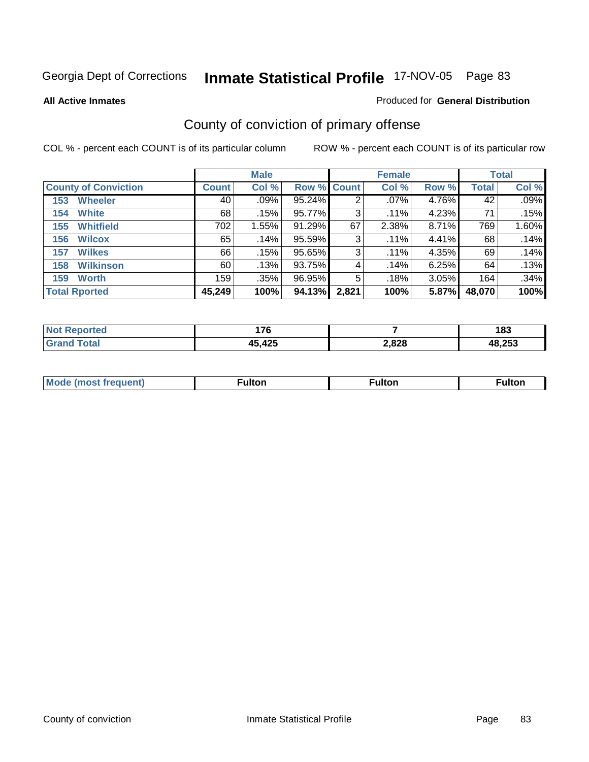Georgia Dept of Corrections **Inmate Statistical Profile** 17-NOV-05

**All Active Inmates**

Produced for **General Distribution**

## County of conviction of primary offense

COL % - percent each COUNT is of its particular column

ROW % - percent each COUNT is of its particular row

| | Male | | | Female | | | Total | |
|---|---|---|---|---|---|---|---|---|
| **County of Conviction** | **Count** | **Col %** | **Row %** | **Count** | **Col %** | **Row %** | **Total** | **Col %** |
| **153 Wheeler** | 40 | .09% | 95.24% | 2 | .07% | 4.76% | 42 | .09% |
| **154 White** | 68 | .15% | 95.77% | 3 | .11% | 4.23% | 71 | .15% |
| **155 Whitfield** | 702 | 1.55% | 91.29% | 67 | 2.38% | 8.71% | 769 | 1.60% |
| **156 Wilcox** | 65 | .14% | 95.59% | 3 | .11% | 4.41% | 68 | .14% |
| **157 Wilkes** | 66 | .15% | 95.65% | 3 | .11% | 4.35% | 69 | .14% |
| **158 Wilkinson** | 60 | .13% | 93.75% | 4 | .14% | 6.25% | 64 | .13% |
| **159 Worth** | 159 | .35% | 96.95% | 5 | .18% | 3.05% | 164 | .34% |
| **Total Rported** | **45,249** | **100%** | **94.13%** | **2,821** | **100%** | **5.87%** | **48,070** | **100%** |

| | Male | Female | Total |
|---|---|---|---|
| **Not Reported** | **176** | **7** | **183** |
| **Grand Total** | **45,425** | **2,828** | **48,253** |

| | Male | Female | Total |
|---|---|---|---|
| **Mode (most frequent)** | **Fulton** | **Fulton** | **Fulton** |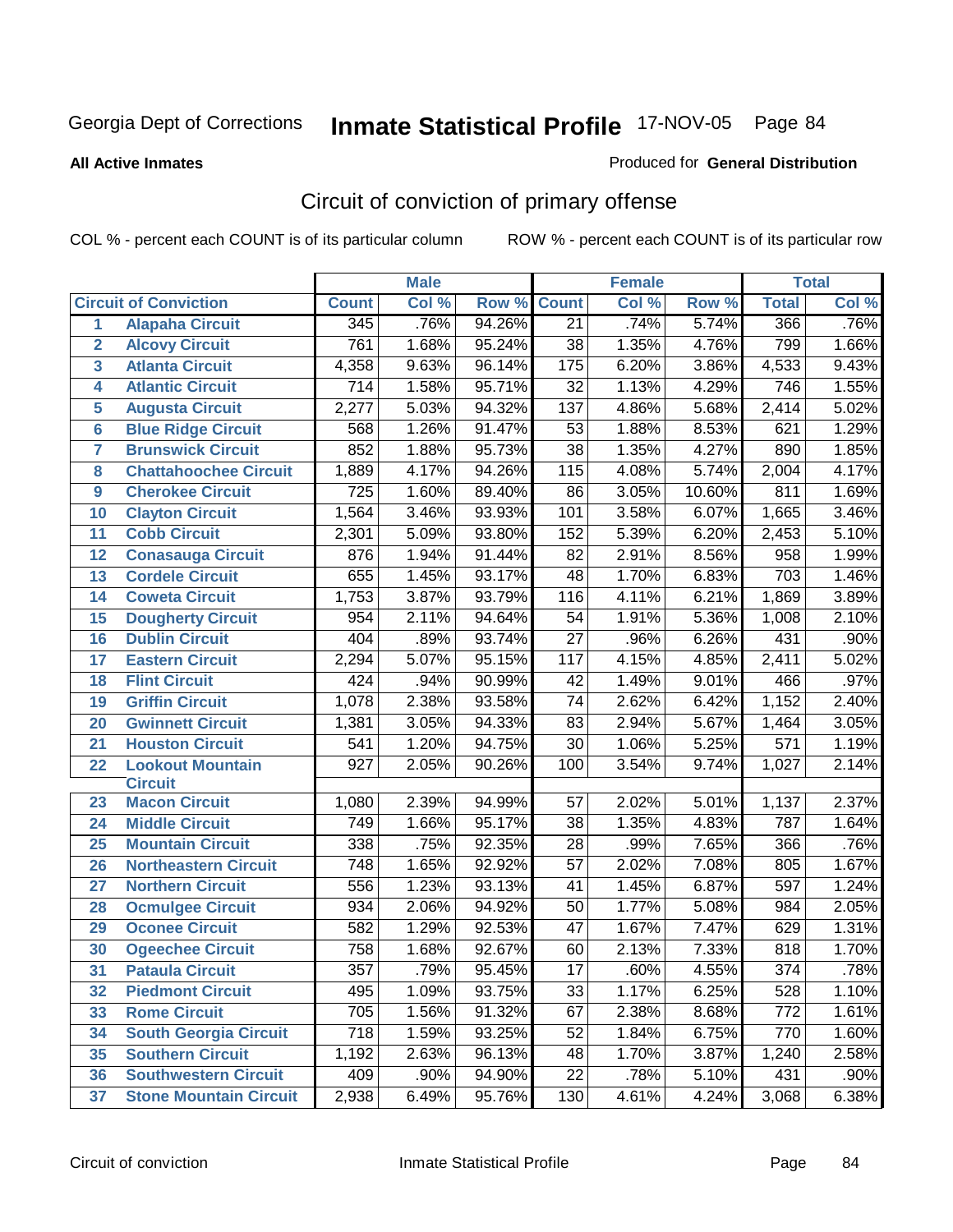Georgia Dept of Corrections **Inmate Statistical Profile** 17-NOV-05

**All Active Inmates**

Produced for **General Distribution**

## Circuit of conviction of primary offense

COL % - percent each COUNT is of its particular column ROW % - percent each COUNT is of its particular row

| | | Male | | | Female | | | Total | |
|---|---|---|---|---|---|---|---|---|---|
| Circuit of Conviction | | Count | Col % | Row % | Count | Col % | Row % | Total | Col % |
| 1 | Alapaha Circuit | 345 | .76% | 94.26% | 21 | .74% | 5.74% | 366 | .76% |
| 2 | Alcovy Circuit | 761 | 1.68% | 95.24% | 38 | 1.35% | 4.76% | 799 | 1.66% |
| 3 | Atlanta Circuit | 4,358 | 9.63% | 96.14% | 175 | 6.20% | 3.86% | 4,533 | 9.43% |
| 4 | Atlantic Circuit | 714 | 1.58% | 95.71% | 32 | 1.13% | 4.29% | 746 | 1.55% |
| 5 | Augusta Circuit | 2,277 | 5.03% | 94.32% | 137 | 4.86% | 5.68% | 2,414 | 5.02% |
| 6 | Blue Ridge Circuit | 568 | 1.26% | 91.47% | 53 | 1.88% | 8.53% | 621 | 1.29% |
| 7 | Brunswick Circuit | 852 | 1.88% | 95.73% | 38 | 1.35% | 4.27% | 890 | 1.85% |
| 8 | Chattahoochee Circuit | 1,889 | 4.17% | 94.26% | 115 | 4.08% | 5.74% | 2,004 | 4.17% |
| 9 | Cherokee Circuit | 725 | 1.60% | 89.40% | 86 | 3.05% | 10.60% | 811 | 1.69% |
| 10 | Clayton Circuit | 1,564 | 3.46% | 93.93% | 101 | 3.58% | 6.07% | 1,665 | 3.46% |
| 11 | Cobb Circuit | 2,301 | 5.09% | 93.80% | 152 | 5.39% | 6.20% | 2,453 | 5.10% |
| 12 | Conasauga Circuit | 876 | 1.94% | 91.44% | 82 | 2.91% | 8.56% | 958 | 1.99% |
| 13 | Cordele Circuit | 655 | 1.45% | 93.17% | 48 | 1.70% | 6.83% | 703 | 1.46% |
| 14 | Coweta Circuit | 1,753 | 3.87% | 93.79% | 116 | 4.11% | 6.21% | 1,869 | 3.89% |
| 15 | Dougherty Circuit | 954 | 2.11% | 94.64% | 54 | 1.91% | 5.36% | 1,008 | 2.10% |
| 16 | Dublin Circuit | 404 | .89% | 93.74% | 27 | .96% | 6.26% | 431 | .90% |
| 17 | Eastern Circuit | 2,294 | 5.07% | 95.15% | 117 | 4.15% | 4.85% | 2,411 | 5.02% |
| 18 | Flint Circuit | 424 | .94% | 90.99% | 42 | 1.49% | 9.01% | 466 | .97% |
| 19 | Griffin Circuit | 1,078 | 2.38% | 93.58% | 74 | 2.62% | 6.42% | 1,152 | 2.40% |
| 20 | Gwinnett Circuit | 1,381 | 3.05% | 94.33% | 83 | 2.94% | 5.67% | 1,464 | 3.05% |
| 21 | Houston Circuit | 541 | 1.20% | 94.75% | 30 | 1.06% | 5.25% | 571 | 1.19% |
| 22 | Lookout Mountain Circuit | 927 | 2.05% | 90.26% | 100 | 3.54% | 9.74% | 1,027 | 2.14% |
| 23 | Macon Circuit | 1,080 | 2.39% | 94.99% | 57 | 2.02% | 5.01% | 1,137 | 2.37% |
| 24 | Middle Circuit | 749 | 1.66% | 95.17% | 38 | 1.35% | 4.83% | 787 | 1.64% |
| 25 | Mountain Circuit | 338 | .75% | 92.35% | 28 | .99% | 7.65% | 366 | .76% |
| 26 | Northeastern Circuit | 748 | 1.65% | 92.92% | 57 | 2.02% | 7.08% | 805 | 1.67% |
| 27 | Northern Circuit | 556 | 1.23% | 93.13% | 41 | 1.45% | 6.87% | 597 | 1.24% |
| 28 | Ocmulgee Circuit | 934 | 2.06% | 94.92% | 50 | 1.77% | 5.08% | 984 | 2.05% |
| 29 | Oconee Circuit | 582 | 1.29% | 92.53% | 47 | 1.67% | 7.47% | 629 | 1.31% |
| 30 | Ogeechee Circuit | 758 | 1.68% | 92.67% | 60 | 2.13% | 7.33% | 818 | 1.70% |
| 31 | Pataula Circuit | 357 | .79% | 95.45% | 17 | .60% | 4.55% | 374 | .78% |
| 32 | Piedmont Circuit | 495 | 1.09% | 93.75% | 33 | 1.17% | 6.25% | 528 | 1.10% |
| 33 | Rome Circuit | 705 | 1.56% | 91.32% | 67 | 2.38% | 8.68% | 772 | 1.61% |
| 34 | South Georgia Circuit | 718 | 1.59% | 93.25% | 52 | 1.84% | 6.75% | 770 | 1.60% |
| 35 | Southern Circuit | 1,192 | 2.63% | 96.13% | 48 | 1.70% | 3.87% | 1,240 | 2.58% |
| 36 | Southwestern Circuit | 409 | .90% | 94.90% | 22 | .78% | 5.10% | 431 | .90% |
| 37 | Stone Mountain Circuit | 2,938 | 6.49% | 95.76% | 130 | 4.61% | 4.24% | 3,068 | 6.38% |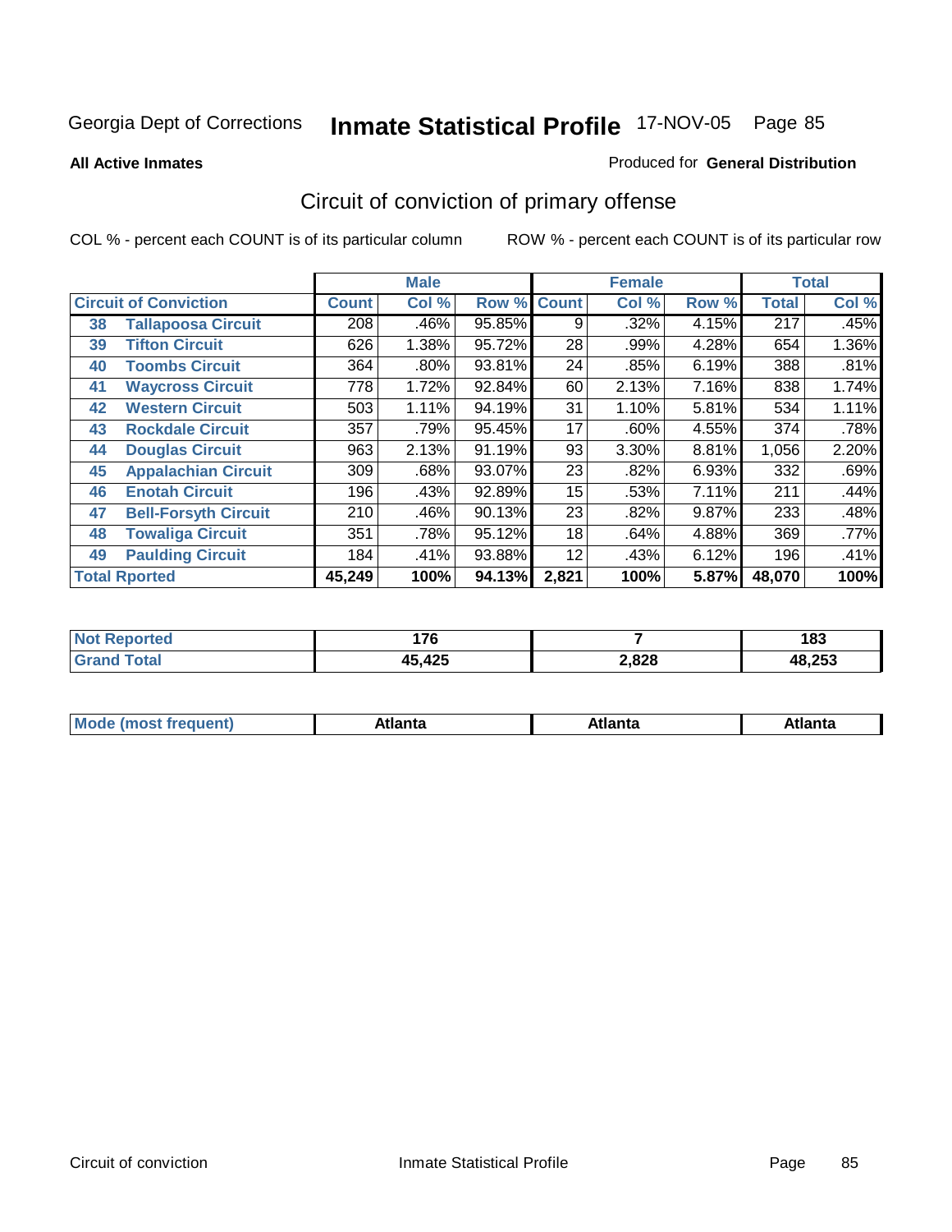# Inmate Statistical Profile

Georgia Dept of Corrections — 17-NOV-05

**All Active Inmates** — Produced for **General Distribution**

## Circuit of conviction of primary offense

COL % - percent each COUNT is of its particular column    ROW % - percent each COUNT is of its particular row

| Circuit of Conviction | | Male | | | Female | | | Total | |
|---|---|---|---|---|---|---|---|---|---|
| | | Count | Col % | Row % | Count | Col % | Row % | Total | Col % |
| 38 | Tallapoosa Circuit | 208 | .46% | 95.85% | 9 | .32% | 4.15% | 217 | .45% |
| 39 | Tifton Circuit | 626 | 1.38% | 95.72% | 28 | .99% | 4.28% | 654 | 1.36% |
| 40 | Toombs Circuit | 364 | .80% | 93.81% | 24 | .85% | 6.19% | 388 | .81% |
| 41 | Waycross Circuit | 778 | 1.72% | 92.84% | 60 | 2.13% | 7.16% | 838 | 1.74% |
| 42 | Western Circuit | 503 | 1.11% | 94.19% | 31 | 1.10% | 5.81% | 534 | 1.11% |
| 43 | Rockdale Circuit | 357 | .79% | 95.45% | 17 | .60% | 4.55% | 374 | .78% |
| 44 | Douglas Circuit | 963 | 2.13% | 91.19% | 93 | 3.30% | 8.81% | 1,056 | 2.20% |
| 45 | Appalachian Circuit | 309 | .68% | 93.07% | 23 | .82% | 6.93% | 332 | .69% |
| 46 | Enotah Circuit | 196 | .43% | 92.89% | 15 | .53% | 7.11% | 211 | .44% |
| 47 | Bell-Forsyth Circuit | 210 | .46% | 90.13% | 23 | .82% | 9.87% | 233 | .48% |
| 48 | Towaliga Circuit | 351 | .78% | 95.12% | 18 | .64% | 4.88% | 369 | .77% |
| 49 | Paulding Circuit | 184 | .41% | 93.88% | 12 | .43% | 6.12% | 196 | .41% |
| **Total Rported** | | **45,249** | **100%** | **94.13%** | **2,821** | **100%** | **5.87%** | **48,070** | **100%** |

| | Male | Female | Total |
|---|---|---|---|
| Not Reported | 176 | 7 | 183 |
| Grand Total | 45,425 | 2,828 | 48,253 |

| | Male | Female | Total |
|---|---|---|---|
| Mode (most frequent) | Atlanta | Atlanta | Atlanta |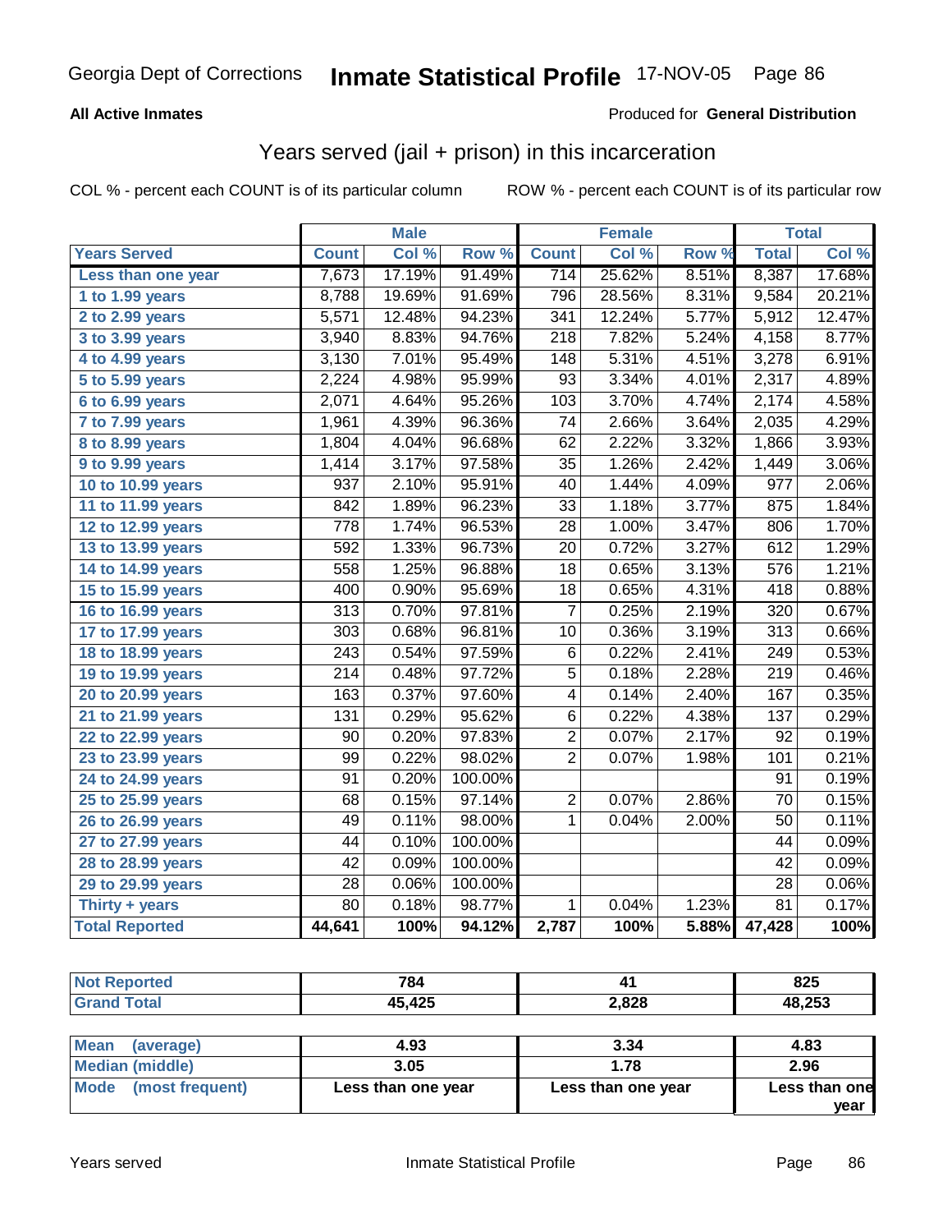Georgia Dept of Corrections **Inmate Statistical Profile** 17-NOV-05

**All Active Inmates**

Produced for **General Distribution**

## Years served (jail + prison) in this incarceration

COL % - percent each COUNT is of its particular column ROW % - percent each COUNT is of its particular row

| | Male | | | Female | | | Total | |
|---|---|---|---|---|---|---|---|---|
| **Years Served** | **Count** | **Col %** | **Row %** | **Count** | **Col %** | **Row %** | **Total** | **Col %** |
| Less than one year | 7,673 | 17.19% | 91.49% | 714 | 25.62% | 8.51% | 8,387 | 17.68% |
| 1 to 1.99 years | 8,788 | 19.69% | 91.69% | 796 | 28.56% | 8.31% | 9,584 | 20.21% |
| 2 to 2.99 years | 5,571 | 12.48% | 94.23% | 341 | 12.24% | 5.77% | 5,912 | 12.47% |
| 3 to 3.99 years | 3,940 | 8.83% | 94.76% | 218 | 7.82% | 5.24% | 4,158 | 8.77% |
| 4 to 4.99 years | 3,130 | 7.01% | 95.49% | 148 | 5.31% | 4.51% | 3,278 | 6.91% |
| 5 to 5.99 years | 2,224 | 4.98% | 95.99% | 93 | 3.34% | 4.01% | 2,317 | 4.89% |
| 6 to 6.99 years | 2,071 | 4.64% | 95.26% | 103 | 3.70% | 4.74% | 2,174 | 4.58% |
| 7 to 7.99 years | 1,961 | 4.39% | 96.36% | 74 | 2.66% | 3.64% | 2,035 | 4.29% |
| 8 to 8.99 years | 1,804 | 4.04% | 96.68% | 62 | 2.22% | 3.32% | 1,866 | 3.93% |
| 9 to 9.99 years | 1,414 | 3.17% | 97.58% | 35 | 1.26% | 2.42% | 1,449 | 3.06% |
| 10 to 10.99 years | 937 | 2.10% | 95.91% | 40 | 1.44% | 4.09% | 977 | 2.06% |
| 11 to 11.99 years | 842 | 1.89% | 96.23% | 33 | 1.18% | 3.77% | 875 | 1.84% |
| 12 to 12.99 years | 778 | 1.74% | 96.53% | 28 | 1.00% | 3.47% | 806 | 1.70% |
| 13 to 13.99 years | 592 | 1.33% | 96.73% | 20 | 0.72% | 3.27% | 612 | 1.29% |
| 14 to 14.99 years | 558 | 1.25% | 96.88% | 18 | 0.65% | 3.13% | 576 | 1.21% |
| 15 to 15.99 years | 400 | 0.90% | 95.69% | 18 | 0.65% | 4.31% | 418 | 0.88% |
| 16 to 16.99 years | 313 | 0.70% | 97.81% | 7 | 0.25% | 2.19% | 320 | 0.67% |
| 17 to 17.99 years | 303 | 0.68% | 96.81% | 10 | 0.36% | 3.19% | 313 | 0.66% |
| 18 to 18.99 years | 243 | 0.54% | 97.59% | 6 | 0.22% | 2.41% | 249 | 0.53% |
| 19 to 19.99 years | 214 | 0.48% | 97.72% | 5 | 0.18% | 2.28% | 219 | 0.46% |
| 20 to 20.99 years | 163 | 0.37% | 97.60% | 4 | 0.14% | 2.40% | 167 | 0.35% |
| 21 to 21.99 years | 131 | 0.29% | 95.62% | 6 | 0.22% | 4.38% | 137 | 0.29% |
| 22 to 22.99 years | 90 | 0.20% | 97.83% | 2 | 0.07% | 2.17% | 92 | 0.19% |
| 23 to 23.99 years | 99 | 0.22% | 98.02% | 2 | 0.07% | 1.98% | 101 | 0.21% |
| 24 to 24.99 years | 91 | 0.20% | 100.00% | | | | 91 | 0.19% |
| 25 to 25.99 years | 68 | 0.15% | 97.14% | 2 | 0.07% | 2.86% | 70 | 0.15% |
| 26 to 26.99 years | 49 | 0.11% | 98.00% | 1 | 0.04% | 2.00% | 50 | 0.11% |
| 27 to 27.99 years | 44 | 0.10% | 100.00% | | | | 44 | 0.09% |
| 28 to 28.99 years | 42 | 0.09% | 100.00% | | | | 42 | 0.09% |
| 29 to 29.99 years | 28 | 0.06% | 100.00% | | | | 28 | 0.06% |
| Thirty + years | 80 | 0.18% | 98.77% | 1 | 0.04% | 1.23% | 81 | 0.17% |
| **Total Reported** | **44,641** | **100%** | **94.12%** | **2,787** | **100%** | **5.88%** | **47,428** | **100%** |

| | Male | Female | Total |
|---|---|---|---|
| Not Reported | 784 | 41 | 825 |
| Grand Total | 45,425 | 2,828 | 48,253 |

| | Male | Female | Total |
|---|---|---|---|
| Mean (average) | 4.93 | 3.34 | 4.83 |
| Median (middle) | 3.05 | 1.78 | 2.96 |
| Mode (most frequent) | Less than one year | Less than one year | Less than one year |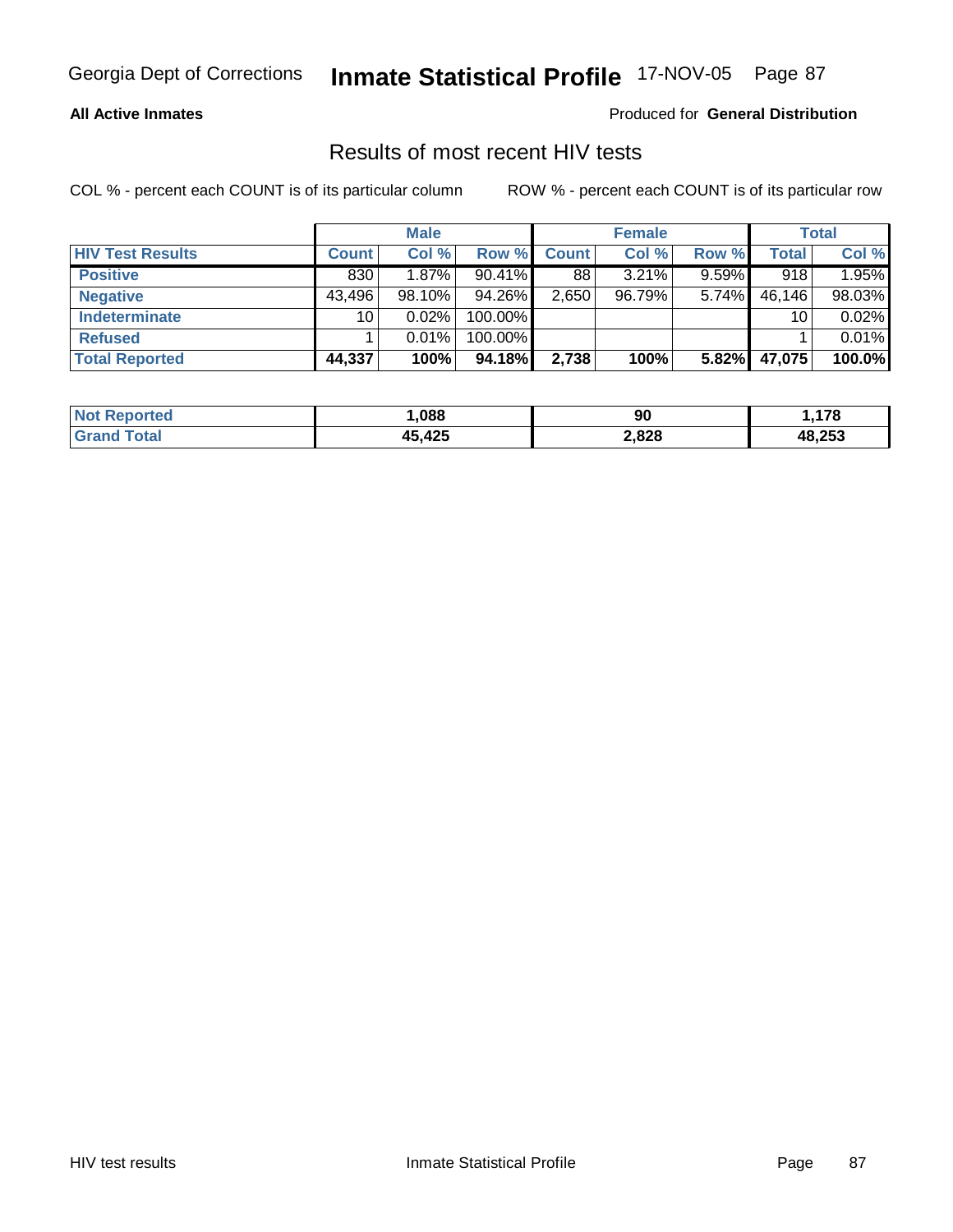**All Active Inmates** Produced for **General Distribution**

## Results of most recent HIV tests

COL % - percent each COUNT is of its particular column ROW % - percent each COUNT is of its particular row

| | Male | | | Female | | | Total | |
|---|---|---|---|---|---|---|---|---|
| **HIV Test Results** | **Count** | **Col %** | **Row %** | **Count** | **Col %** | **Row %** | **Total** | **Col %** |
| **Positive** | 830 | 1.87% | 90.41% | 88 | 3.21% | 9.59% | 918 | 1.95% |
| **Negative** | 43,496 | 98.10% | 94.26% | 2,650 | 96.79% | 5.74% | 46,146 | 98.03% |
| **Indeterminate** | 10 | 0.02% | 100.00% | | | | 10 | 0.02% |
| **Refused** | 1 | 0.01% | 100.00% | | | | 1 | 0.01% |
| **Total Reported** | **44,337** | **100%** | **94.18%** | **2,738** | **100%** | **5.82%** | **47,075** | **100.0%** |

| | Male | Female | Total |
|---|---|---|---|
| **Not Reported** | **1,088** | **90** | **1,178** |
| **Grand Total** | **45,425** | **2,828** | **48,253** |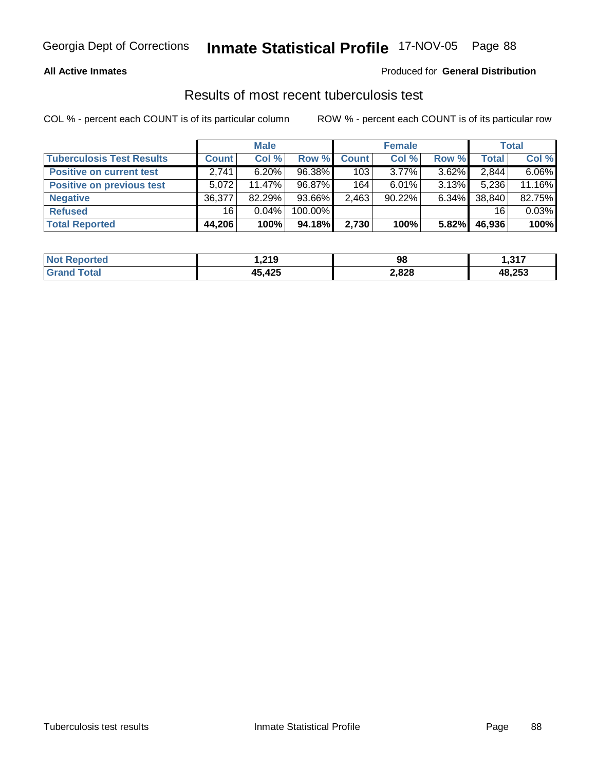**All Active Inmates**

Produced for **General Distribution**

## Results of most recent tuberculosis test

COL % - percent each COUNT is of its particular column

ROW % - percent each COUNT is of its particular row

| | Male | | | Female | | | Total | |
|---|---|---|---|---|---|---|---|---|
| **Tuberculosis Test Results** | **Count** | **Col %** | **Row %** | **Count** | **Col %** | **Row %** | **Total** | **Col %** |
| **Positive on current test** | 2,741 | 6.20% | 96.38% | 103 | 3.77% | 3.62% | 2,844 | 6.06% |
| **Positive on previous test** | 5,072 | 11.47% | 96.87% | 164 | 6.01% | 3.13% | 5,236 | 11.16% |
| **Negative** | 36,377 | 82.29% | 93.66% | 2,463 | 90.22% | 6.34% | 38,840 | 82.75% |
| **Refused** | 16 | 0.04% | 100.00% | | | | 16 | 0.03% |
| **Total Reported** | **44,206** | **100%** | **94.18%** | **2,730** | **100%** | **5.82%** | **46,936** | **100%** |

| | Male | Female | Total |
|---|---|---|---|
| **Not Reported** | **1,219** | **98** | **1,317** |
| **Grand Total** | **45,425** | **2,828** | **48,253** |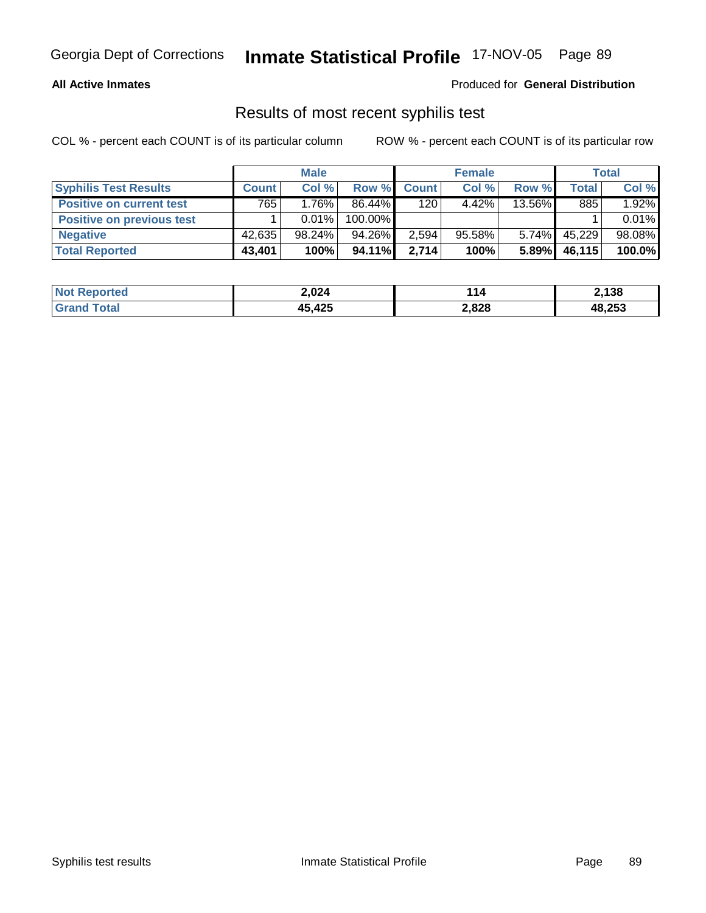Georgia Dept of Corrections **Inmate Statistical Profile** 17-NOV-05

**All Active Inmates**

Produced for **General Distribution**

## Results of most recent syphilis test

COL % - percent each COUNT is of its particular column     ROW % - percent each COUNT is of its particular row

| | Male | | | Female | | | Total | |
|---|---|---|---|---|---|---|---|---|
| **Syphilis Test Results** | **Count** | **Col %** | **Row %** | **Count** | **Col %** | **Row %** | **Total** | **Col %** |
| **Positive on current test** | 765 | 1.76% | 86.44% | 120 | 4.42% | 13.56% | 885 | 1.92% |
| **Positive on previous test** | 1 | 0.01% | 100.00% | | | | 1 | 0.01% |
| **Negative** | 42,635 | 98.24% | 94.26% | 2,594 | 95.58% | 5.74% | 45,229 | 98.08% |
| **Total Reported** | **43,401** | **100%** | **94.11%** | **2,714** | **100%** | **5.89%** | **46,115** | **100.0%** |

| | Male | Female | Total |
|---|---|---|---|
| **Not Reported** | **2,024** | **114** | **2,138** |
| **Grand Total** | **45,425** | **2,828** | **48,253** |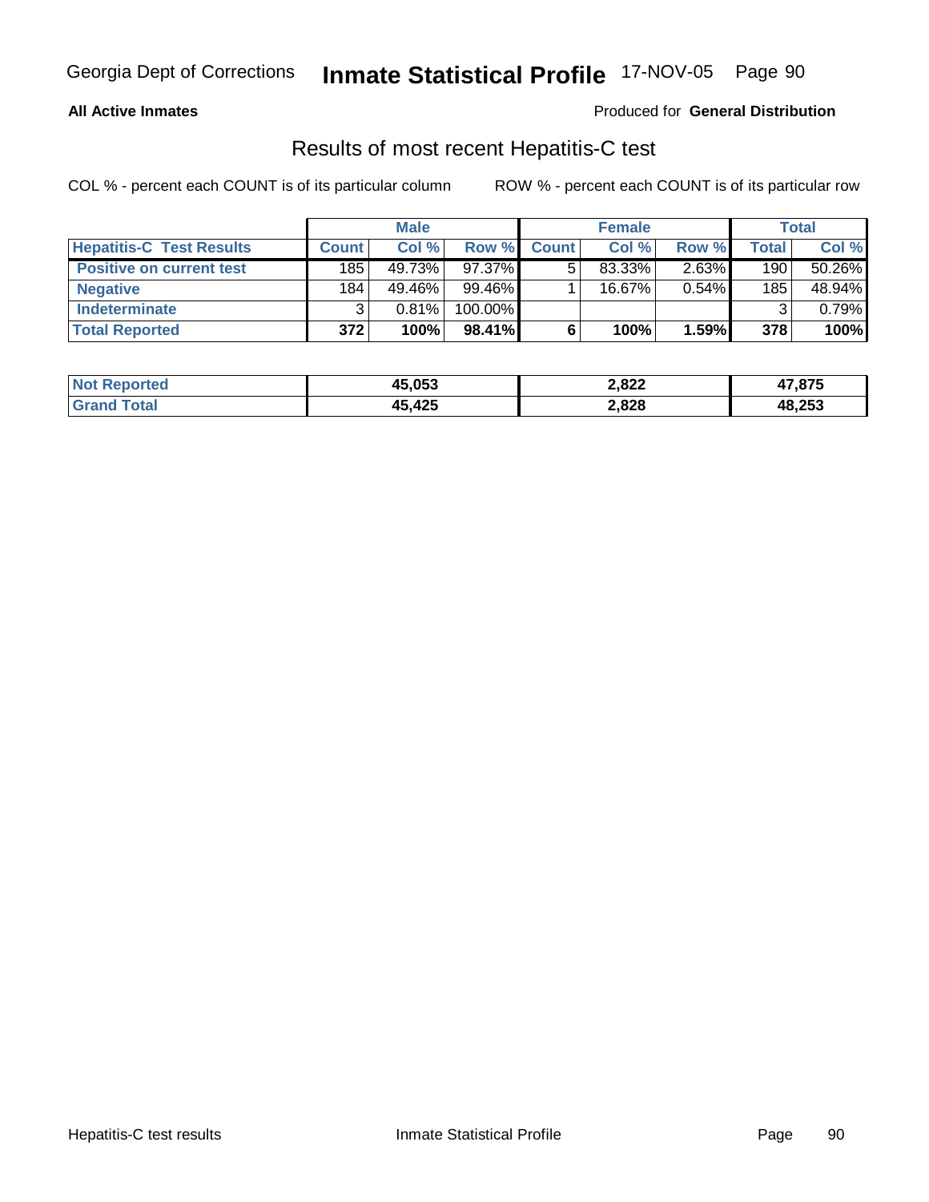**All Active Inmates**

Produced for **General Distribution**

## Results of most recent Hepatitis-C test

COL % - percent each COUNT is of its particular column

ROW % - percent each COUNT is of its particular row

| | Male | | | Female | | | Total | |
|---|---|---|---|---|---|---|---|---|
| **Hepatitis-C Test Results** | **Count** | **Col %** | **Row %** | **Count** | **Col %** | **Row %** | **Total** | **Col %** |
| **Positive on current test** | 185 | 49.73% | 97.37% | 5 | 83.33% | 2.63% | 190 | 50.26% |
| **Negative** | 184 | 49.46% | 99.46% | 1 | 16.67% | 0.54% | 185 | 48.94% |
| **Indeterminate** | 3 | 0.81% | 100.00% | | | | 3 | 0.79% |
| **Total Reported** | **372** | **100%** | **98.41%** | **6** | **100%** | **1.59%** | **378** | **100%** |

| | Male | Female | Total |
|---|---|---|---|
| **Not Reported** | **45,053** | **2,822** | **47,875** |
| **Grand Total** | **45,425** | **2,828** | **48,253** |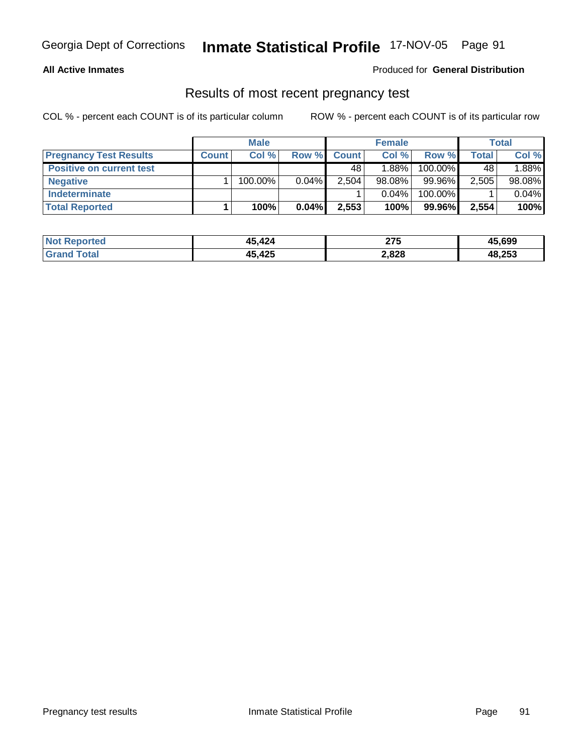**All Active Inmates** | Produced for **General Distribution**

## Results of most recent pregnancy test

COL % - percent each COUNT is of its particular column    ROW % - percent each COUNT is of its particular row

| | Male | | | Female | | | Total | |
|---|---|---|---|---|---|---|---|---|
| **Pregnancy Test Results** | **Count** | **Col %** | **Row %** | **Count** | **Col %** | **Row %** | **Total** | **Col %** |
| **Positive on current test** | | | | 48 | 1.88% | 100.00% | 48 | 1.88% |
| **Negative** | 1 | 100.00% | 0.04% | 2,504 | 98.08% | 99.96% | 2,505 | 98.08% |
| **Indeterminate** | | | | 1 | 0.04% | 100.00% | 1 | 0.04% |
| **Total Reported** | **1** | **100%** | **0.04%** | **2,553** | **100%** | **99.96%** | **2,554** | **100%** |

| | Male | Female | Total |
|---|---|---|---|
| **Not Reported** | **45,424** | **275** | **45,699** |
| **Grand Total** | **45,425** | **2,828** | **48,253** |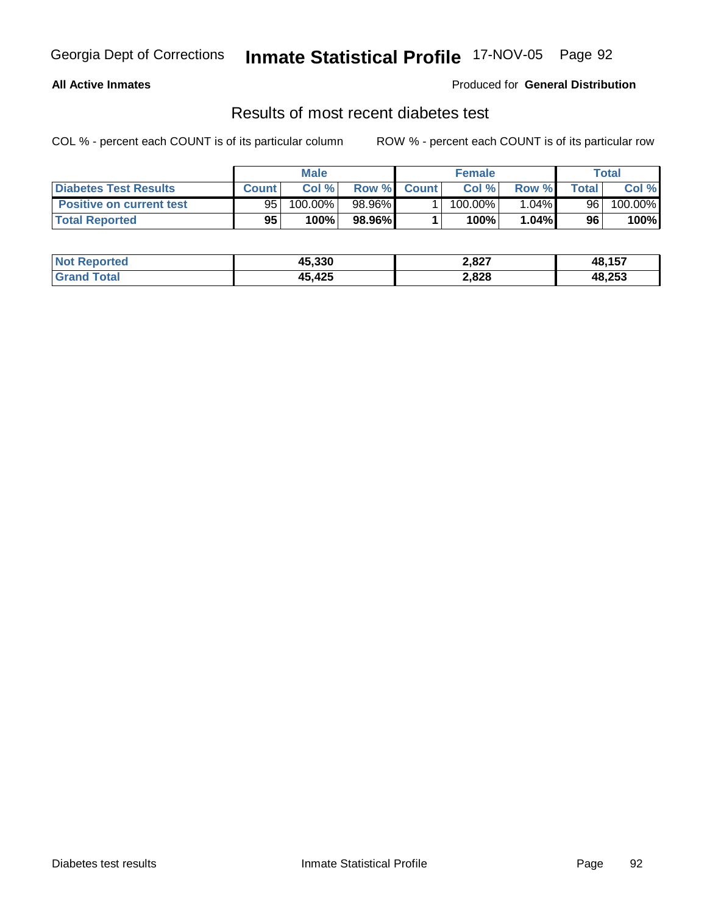**All Active Inmates**

Produced for **General Distribution**

## Results of most recent diabetes test

COL % - percent each COUNT is of its particular column

ROW % - percent each COUNT is of its particular row

| | Male | | | Female | | | Total | |
|---|---|---|---|---|---|---|---|---|
| **Diabetes Test Results** | **Count** | **Col %** | **Row %** | **Count** | **Col %** | **Row %** | **Total** | **Col %** |
| **Positive on current test** | 95 | 100.00% | 98.96% | 1 | 100.00% | 1.04% | 96 | 100.00% |
| **Total Reported** | **95** | **100%** | **98.96%** | **1** | **100%** | **1.04%** | **96** | **100%** |

| | Male | Female | Total |
|---|---|---|---|
| **Not Reported** | **45,330** | **2,827** | **48,157** |
| **Grand Total** | **45,425** | **2,828** | **48,253** |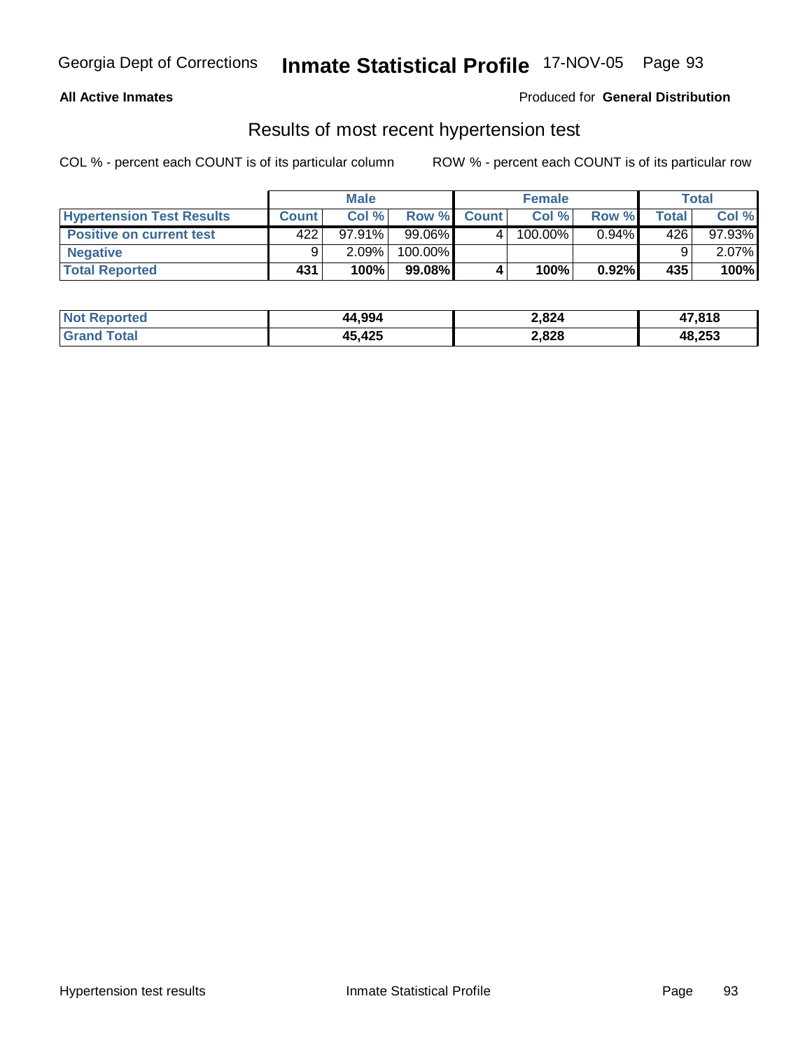Georgia Dept of Corrections **Inmate Statistical Profile** 17-NOV-05

**All Active Inmates**

Produced for **General Distribution**

## Results of most recent hypertension test

COL % - percent each COUNT is of its particular column

ROW % - percent each COUNT is of its particular row

| | Male | | | Female | | | Total | |
|---|---|---|---|---|---|---|---|---|
| **Hypertension Test Results** | **Count** | **Col %** | **Row %** | **Count** | **Col %** | **Row %** | **Total** | **Col %** |
| **Positive on current test** | 422 | 97.91% | 99.06% | 4 | 100.00% | 0.94% | 426 | 97.93% |
| **Negative** | 9 | 2.09% | 100.00% | | | | 9 | 2.07% |
| **Total Reported** | **431** | **100%** | **99.08%** | **4** | **100%** | **0.92%** | **435** | **100%** |

| | Male | Female | Total |
|---|---|---|---|
| **Not Reported** | **44,994** | **2,824** | **47,818** |
| **Grand Total** | **45,425** | **2,828** | **48,253** |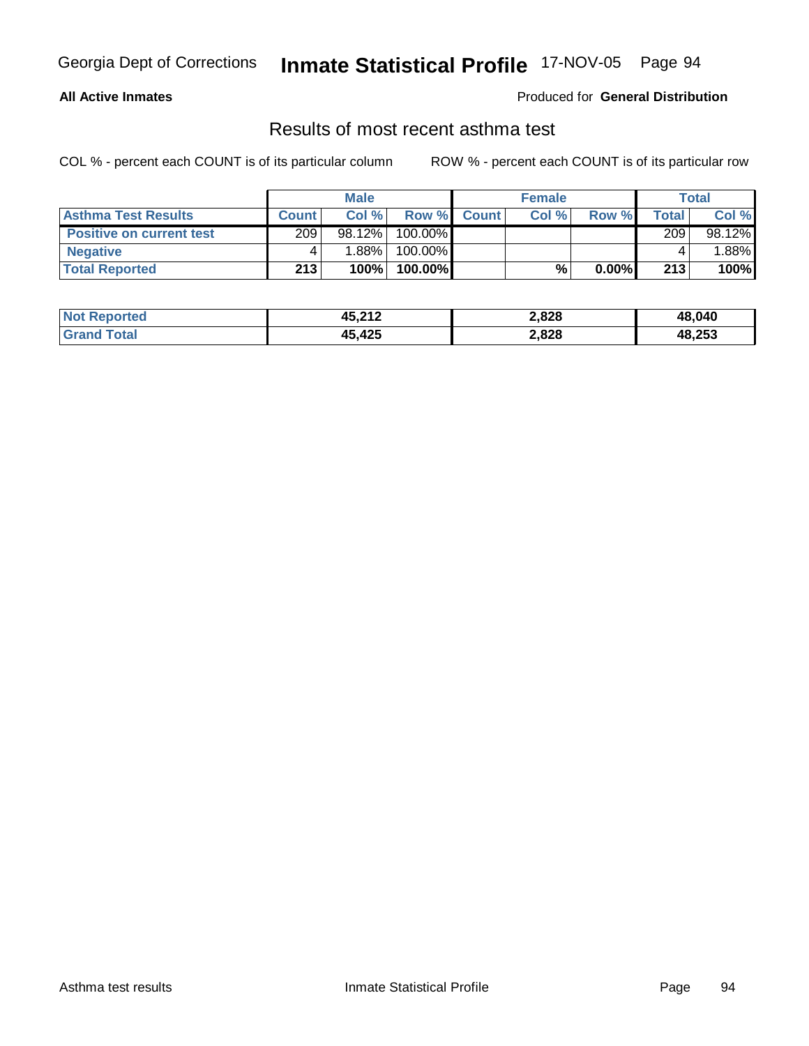**All Active Inmates**

Produced for **General Distribution**

## Results of most recent asthma test

COL % - percent each COUNT is of its particular column

ROW % - percent each COUNT is of its particular row

| | Male | | | Female | | | Total | |
|---|---|---|---|---|---|---|---|---|
| **Asthma Test Results** | **Count** | **Col %** | **Row %** | **Count** | **Col %** | **Row %** | **Total** | **Col %** |
| **Positive on current test** | 209 | 98.12% | 100.00% | | | | 209 | 98.12% |
| **Negative** | 4 | 1.88% | 100.00% | | | | 4 | 1.88% |
| **Total Reported** | **213** | **100%** | **100.00%** | | **%** | **0.00%** | **213** | **100%** |

| | Male | Female | Total |
|---|---|---|---|
| **Not Reported** | **45,212** | **2,828** | **48,040** |
| **Grand Total** | **45,425** | **2,828** | **48,253** |